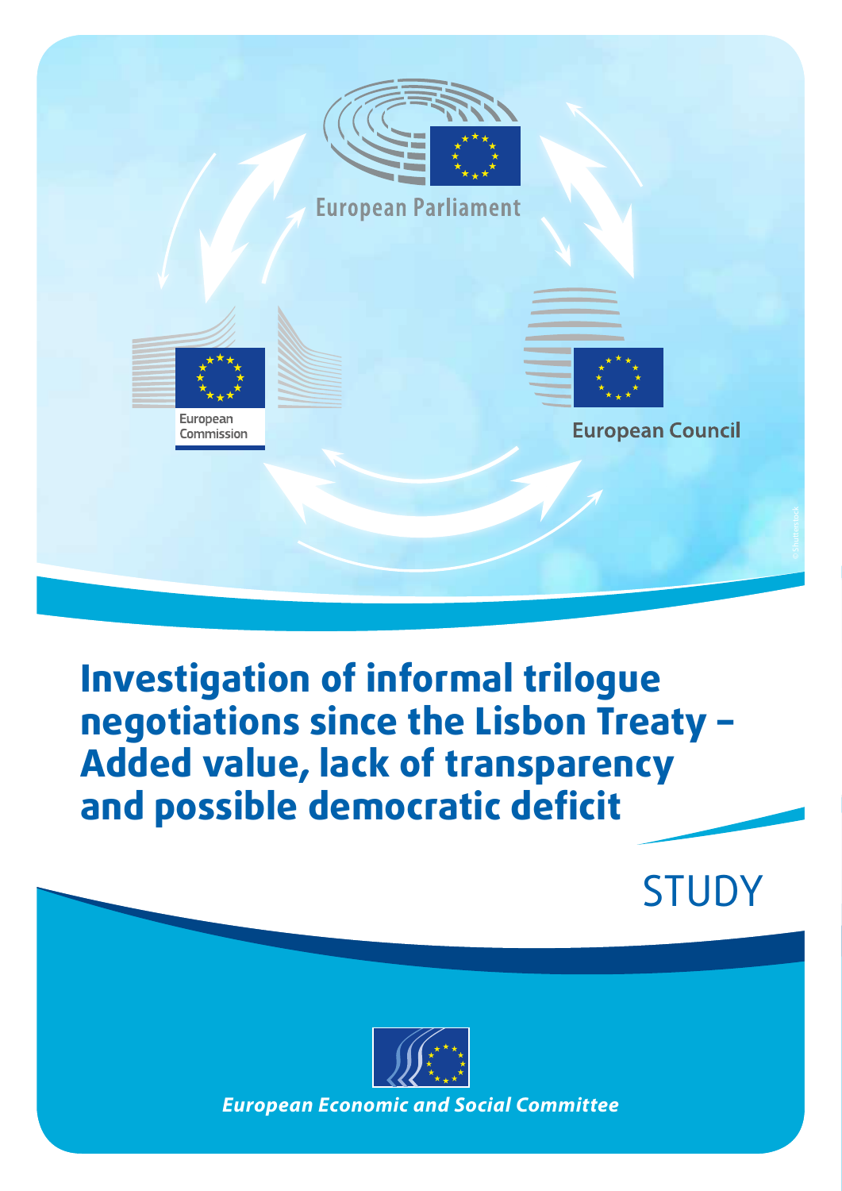European Parliament

European Commission

European Council

# Investigation of informal trilogue negotiations since the Lisbon Treaty – Added value, lack of transparency and possible democratic deficit

STUDY

*European Economic and Social Committee*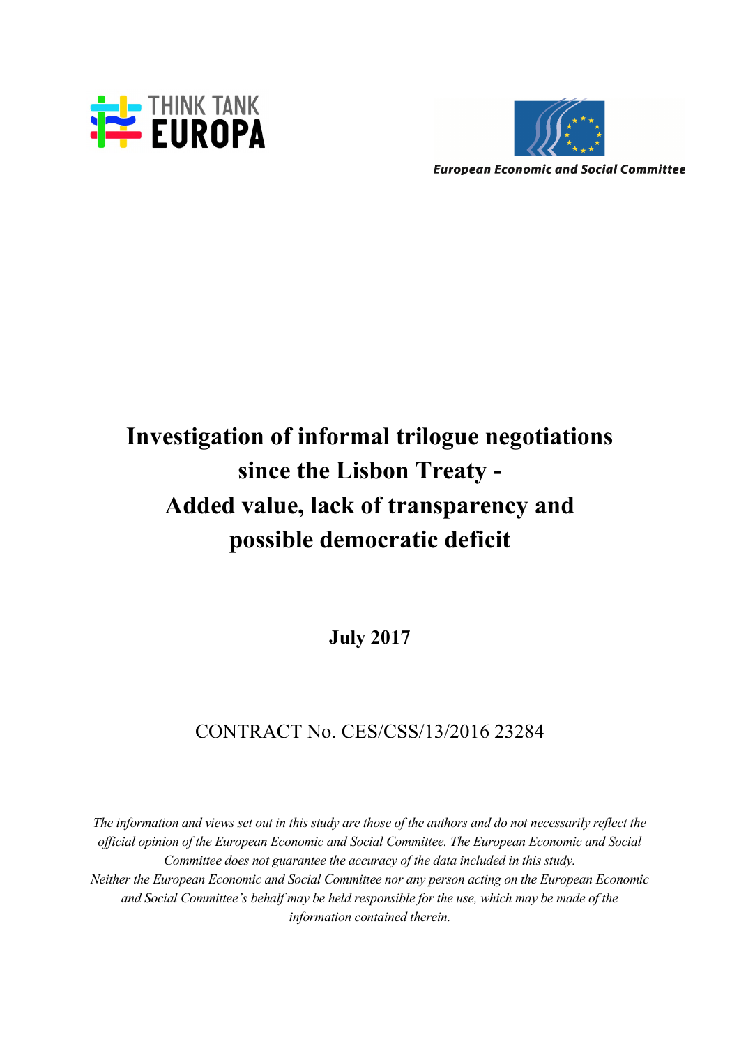THINK TANK EUROPA

European Economic and Social Committee

# Investigation of informal trilogue negotiations since the Lisbon Treaty - Added value, lack of transparency and possible democratic deficit

**July 2017**

CONTRACT No. CES/CSS/13/2016 23284

*The information and views set out in this study are those of the authors and do not necessarily reflect the official opinion of the European Economic and Social Committee. The European Economic and Social Committee does not guarantee the accuracy of the data included in this study. Neither the European Economic and Social Committee nor any person acting on the European Economic and Social Committee's behalf may be held responsible for the use, which may be made of the information contained therein.*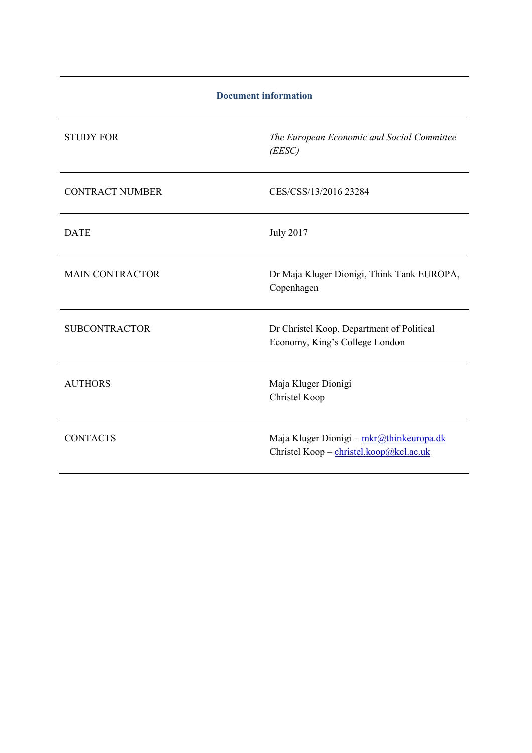## Document information

| | |
|---|---|
| STUDY FOR | *The European Economic and Social Committee (EESC)* |
| CONTRACT NUMBER | CES/CSS/13/2016 23284 |
| DATE | July 2017 |
| MAIN CONTRACTOR | Dr Maja Kluger Dionigi, Think Tank EUROPA, Copenhagen |
| SUBCONTRACTOR | Dr Christel Koop, Department of Political Economy, King's College London |
| AUTHORS | Maja Kluger Dionigi<br>Christel Koop |
| CONTACTS | Maja Kluger Dionigi – mkr@thinkeuropa.dk<br>Christel Koop – christel.koop@kcl.ac.uk |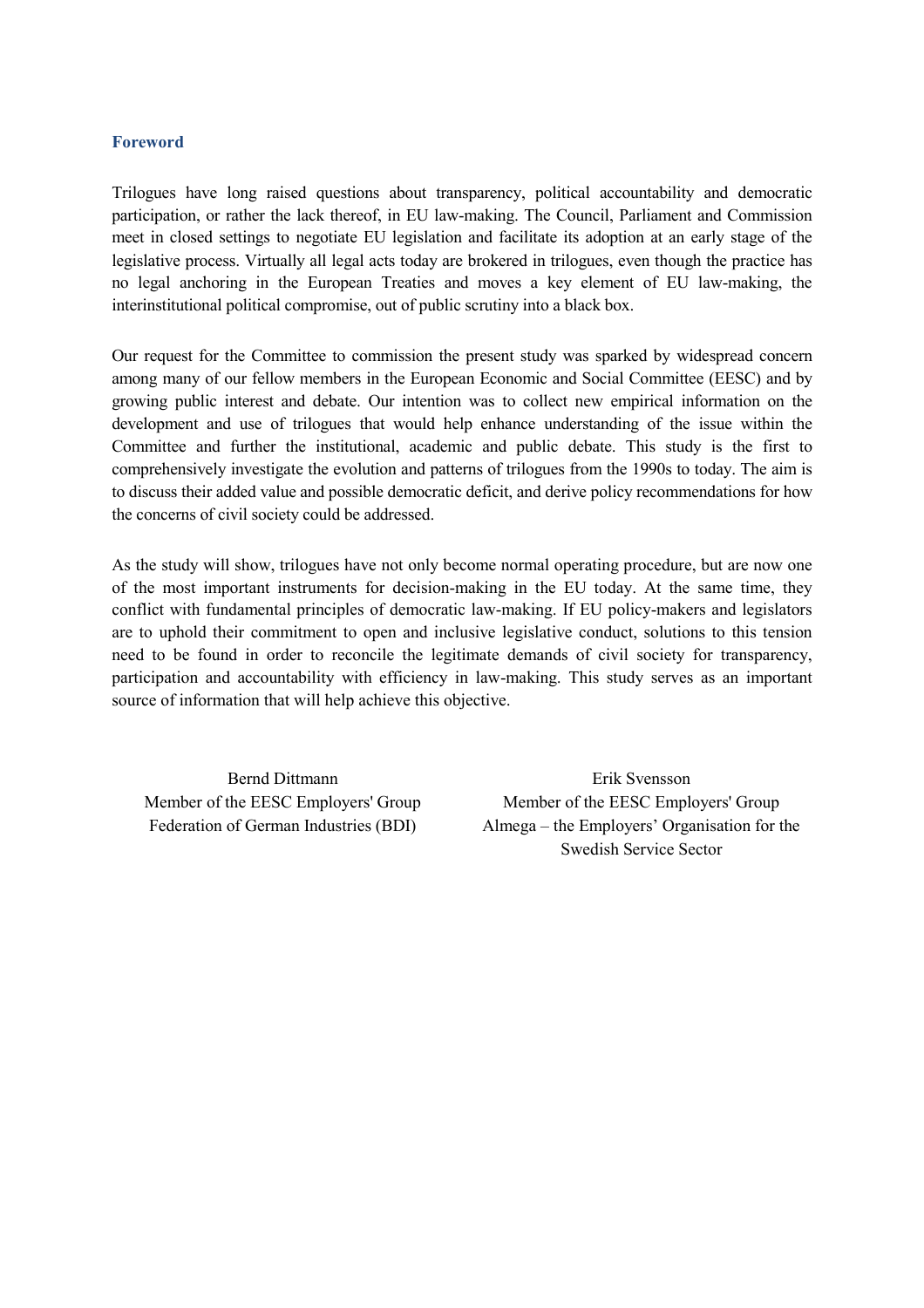## Foreword

Trilogues have long raised questions about transparency, political accountability and democratic participation, or rather the lack thereof, in EU law-making. The Council, Parliament and Commission meet in closed settings to negotiate EU legislation and facilitate its adoption at an early stage of the legislative process. Virtually all legal acts today are brokered in trilogues, even though the practice has no legal anchoring in the European Treaties and moves a key element of EU law-making, the interinstitutional political compromise, out of public scrutiny into a black box.

Our request for the Committee to commission the present study was sparked by widespread concern among many of our fellow members in the European Economic and Social Committee (EESC) and by growing public interest and debate. Our intention was to collect new empirical information on the development and use of trilogues that would help enhance understanding of the issue within the Committee and further the institutional, academic and public debate. This study is the first to comprehensively investigate the evolution and patterns of trilogues from the 1990s to today. The aim is to discuss their added value and possible democratic deficit, and derive policy recommendations for how the concerns of civil society could be addressed.

As the study will show, trilogues have not only become normal operating procedure, but are now one of the most important instruments for decision-making in the EU today. At the same time, they conflict with fundamental principles of democratic law-making. If EU policy-makers and legislators are to uphold their commitment to open and inclusive legislative conduct, solutions to this tension need to be found in order to reconcile the legitimate demands of civil society for transparency, participation and accountability with efficiency in law-making. This study serves as an important source of information that will help achieve this objective.

Bernd Dittmann
Member of the EESC Employers' Group
Federation of German Industries (BDI)

Erik Svensson
Member of the EESC Employers' Group
Almega – the Employers' Organisation for the Swedish Service Sector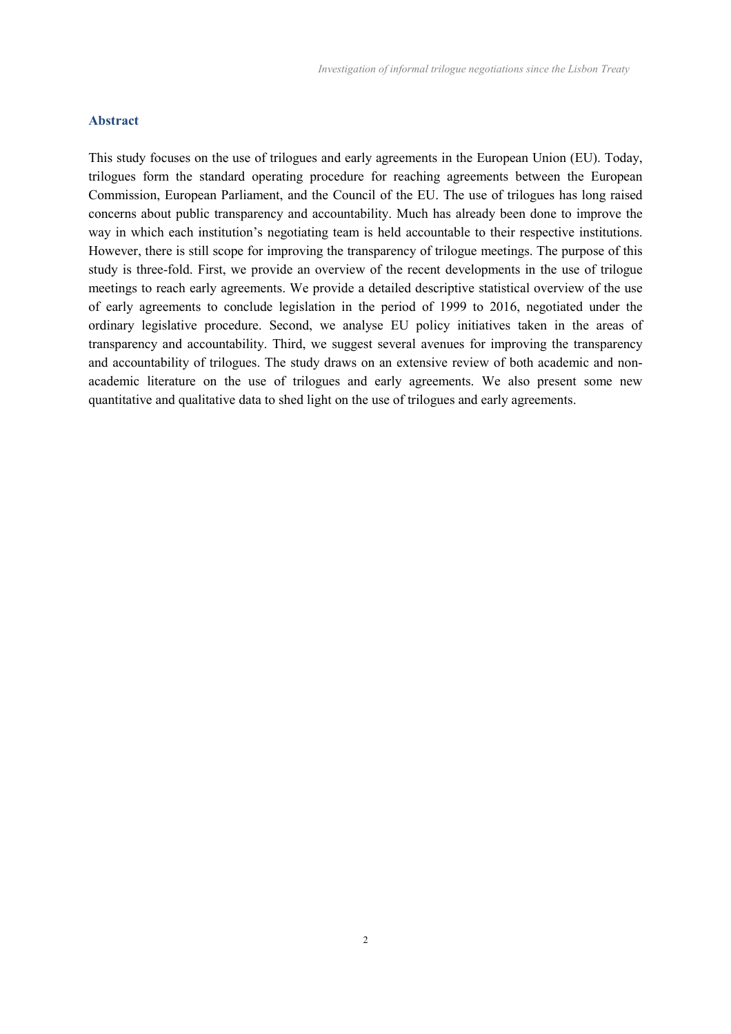## Abstract

This study focuses on the use of trilogues and early agreements in the European Union (EU). Today, trilogues form the standard operating procedure for reaching agreements between the European Commission, European Parliament, and the Council of the EU. The use of trilogues has long raised concerns about public transparency and accountability. Much has already been done to improve the way in which each institution's negotiating team is held accountable to their respective institutions. However, there is still scope for improving the transparency of trilogue meetings. The purpose of this study is three-fold. First, we provide an overview of the recent developments in the use of trilogue meetings to reach early agreements. We provide a detailed descriptive statistical overview of the use of early agreements to conclude legislation in the period of 1999 to 2016, negotiated under the ordinary legislative procedure. Second, we analyse EU policy initiatives taken in the areas of transparency and accountability. Third, we suggest several avenues for improving the transparency and accountability of trilogues. The study draws on an extensive review of both academic and non-academic literature on the use of trilogues and early agreements. We also present some new quantitative and qualitative data to shed light on the use of trilogues and early agreements.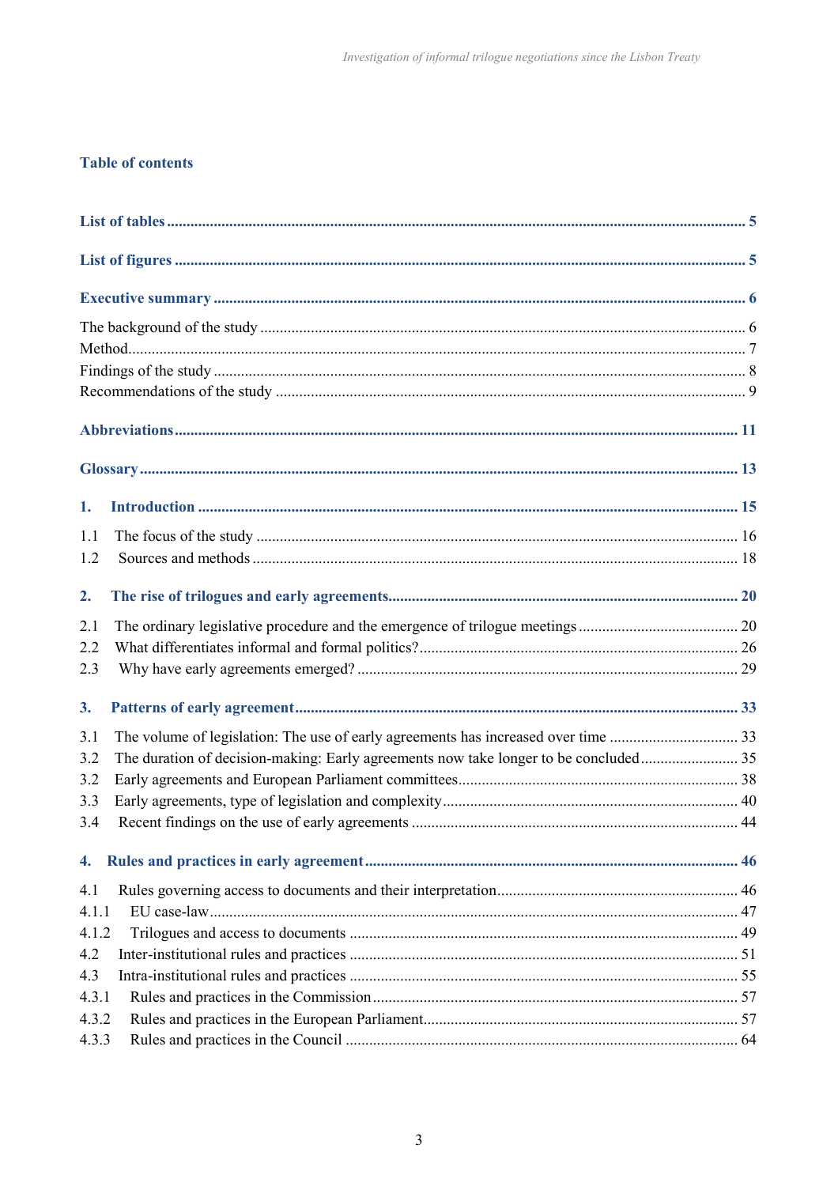## Table of contents

**List of tables** ........................................................................................................................................ **5**

**List of figures** ...................................................................................................................................... **5**

**Executive summary** ............................................................................................................................. **6**

The background of the study ........................................................................................................ 6
Method.......................................................................................................................................... 7
Findings of the study .................................................................................................................... 8
Recommendations of the study .................................................................................................... 9

**Abbreviations** ...................................................................................................................................... **11**

**Glossary** ............................................................................................................................................... **13**

**1. Introduction** ..................................................................................................................................... **15**

1.1 The focus of the study ............................................................................................................... 16
1.2 Sources and methods ................................................................................................................ 18

**2. The rise of trilogues and early agreements** ....................................................................................... **20**

2.1 The ordinary legislative procedure and the emergence of trilogue meetings ............................ 20
2.2 What differentiates informal and formal politics? ...................................................................... 26
2.3 Why have early agreements emerged? ...................................................................................... 29

**3. Patterns of early agreement** .............................................................................................................. **33**

3.1 The volume of legislation: The use of early agreements has increased over time ..................... 33
3.2 The duration of decision-making: Early agreements now take longer to be concluded ............. 35
3.2 Early agreements and European Parliament committees .......................................................... 38
3.3 Early agreements, type of legislation and complexity ................................................................ 40
3.4 Recent findings on the use of early agreements ........................................................................ 44

**4. Rules and practices in early agreement** ............................................................................................ **46**

4.1 Rules governing access to documents and their interpretation .................................................. 46
4.1.1 EU case-law ........................................................................................................................... 47
4.1.2 Trilogues and access to documents ....................................................................................... 49
4.2 Inter-institutional rules and practices ......................................................................................... 51
4.3 Intra-institutional rules and practices ......................................................................................... 55
4.3.1 Rules and practices in the Commission ................................................................................. 57
4.3.2 Rules and practices in the European Parliament .................................................................... 57
4.3.3 Rules and practices in the Council ......................................................................................... 64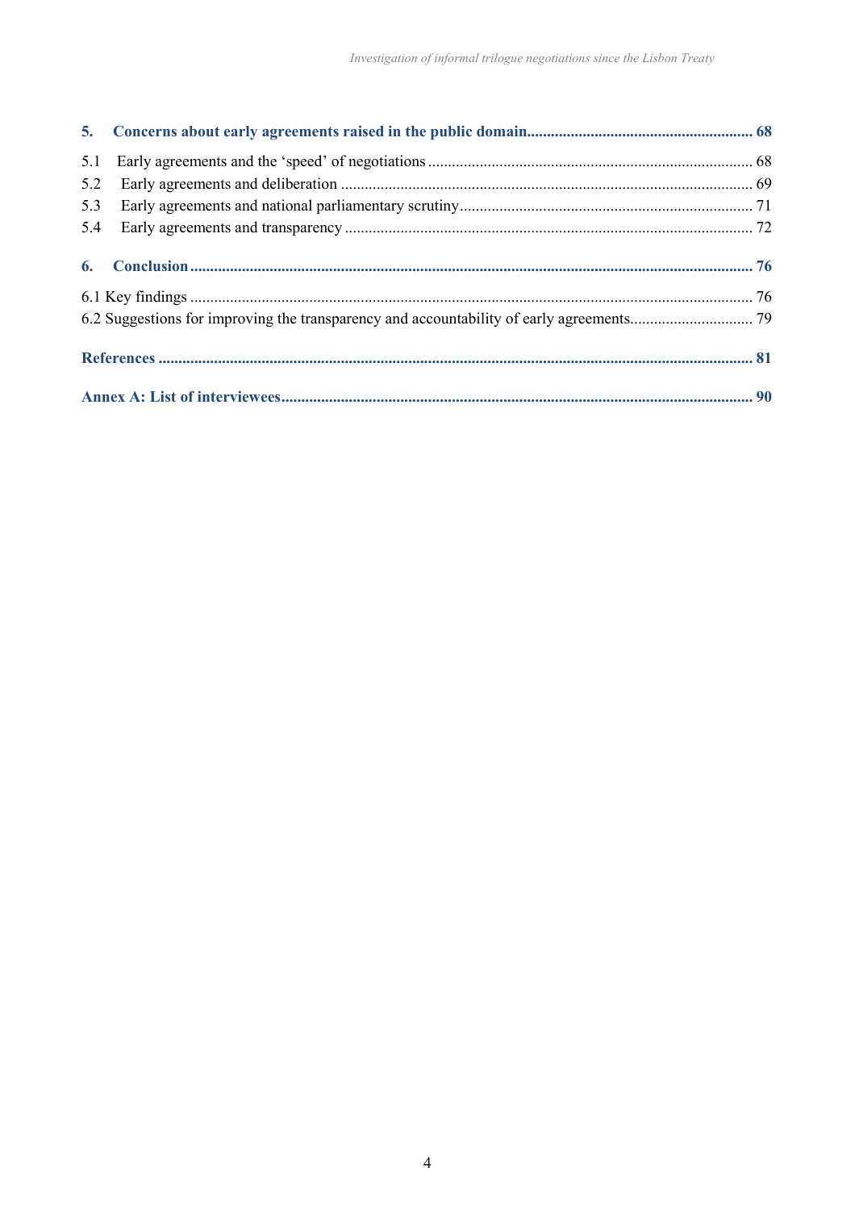**5. Concerns about early agreements raised in the public domain........................................................ 68**

5.1 Early agreements and the 'speed' of negotiations ................................................................................. 68
5.2 Early agreements and deliberation ....................................................................................................... 69
5.3 Early agreements and national parliamentary scrutiny ......................................................................... 71
5.4 Early agreements and transparency ..................................................................................................... 72

**6. Conclusion ............................................................................................................................................ 76**

6.1 Key findings ............................................................................................................................................ 76
6.2 Suggestions for improving the transparency and accountability of early agreements.............................. 79

**References .................................................................................................................................................. 81**

**Annex A: List of interviewees.................................................................................................................... 90**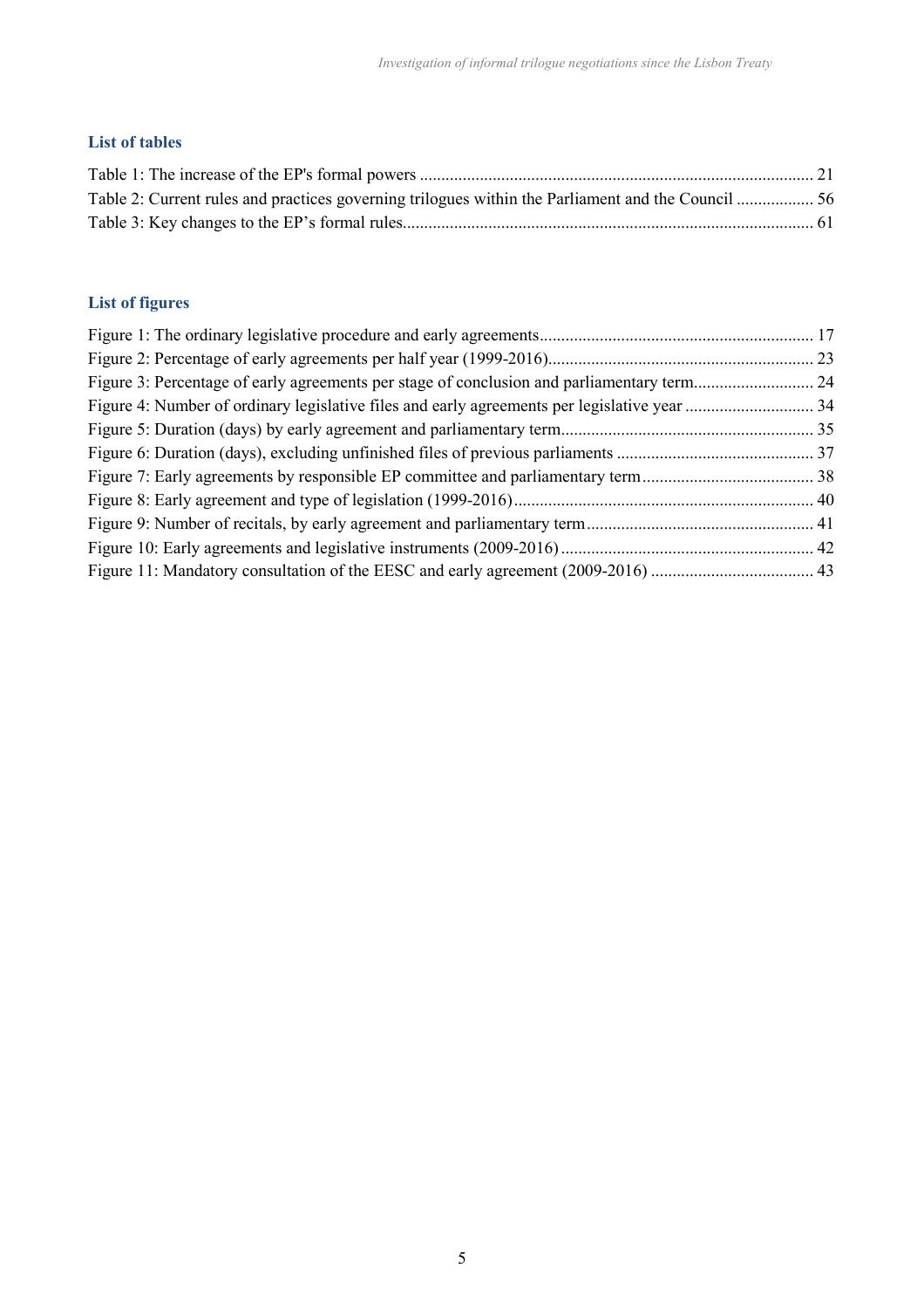## List of tables

Table 1: The increase of the EP's formal powers ............................................................................................ 21
Table 2: Current rules and practices governing trilogues within the Parliament and the Council .................. 56
Table 3: Key changes to the EP's formal rules................................................................................................ 61

## List of figures

Figure 1: The ordinary legislative procedure and early agreements................................................................ 17
Figure 2: Percentage of early agreements per half year (1999-2016).............................................................. 23
Figure 3: Percentage of early agreements per stage of conclusion and parliamentary term............................ 24
Figure 4: Number of ordinary legislative files and early agreements per legislative year .............................. 34
Figure 5: Duration (days) by early agreement and parliamentary term........................................................... 35
Figure 6: Duration (days), excluding unfinished files of previous parliaments .............................................. 37
Figure 7: Early agreements by responsible EP committee and parliamentary term........................................ 38
Figure 8: Early agreement and type of legislation (1999-2016)...................................................................... 40
Figure 9: Number of recitals, by early agreement and parliamentary term..................................................... 41
Figure 10: Early agreements and legislative instruments (2009-2016)........................................................... 42
Figure 11: Mandatory consultation of the EESC and early agreement (2009-2016) ...................................... 43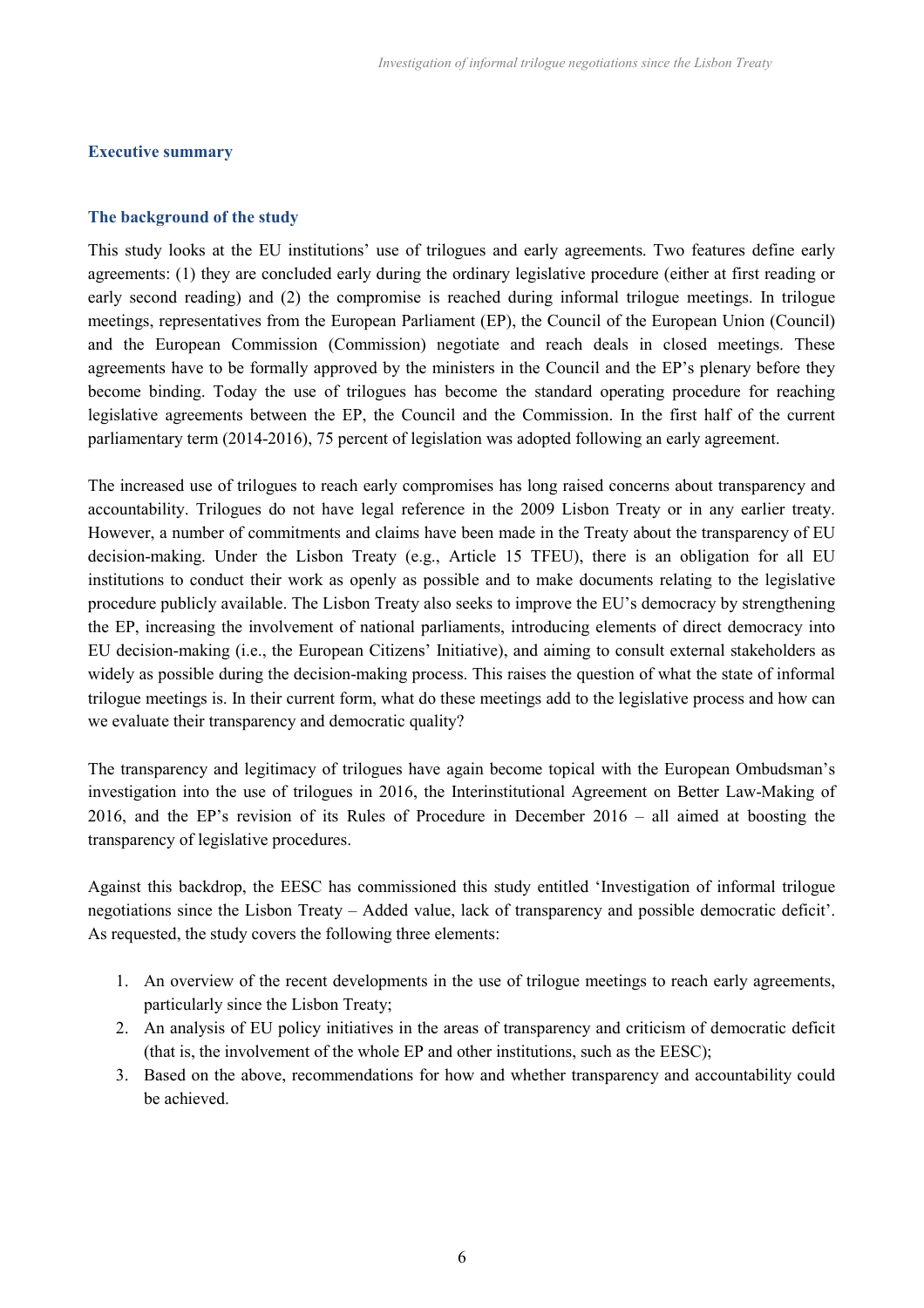## Executive summary

### The background of the study

This study looks at the EU institutions' use of trilogues and early agreements. Two features define early agreements: (1) they are concluded early during the ordinary legislative procedure (either at first reading or early second reading) and (2) the compromise is reached during informal trilogue meetings. In trilogue meetings, representatives from the European Parliament (EP), the Council of the European Union (Council) and the European Commission (Commission) negotiate and reach deals in closed meetings. These agreements have to be formally approved by the ministers in the Council and the EP's plenary before they become binding. Today the use of trilogues has become the standard operating procedure for reaching legislative agreements between the EP, the Council and the Commission. In the first half of the current parliamentary term (2014-2016), 75 percent of legislation was adopted following an early agreement.

The increased use of trilogues to reach early compromises has long raised concerns about transparency and accountability. Trilogues do not have legal reference in the 2009 Lisbon Treaty or in any earlier treaty. However, a number of commitments and claims have been made in the Treaty about the transparency of EU decision-making. Under the Lisbon Treaty (e.g., Article 15 TFEU), there is an obligation for all EU institutions to conduct their work as openly as possible and to make documents relating to the legislative procedure publicly available. The Lisbon Treaty also seeks to improve the EU's democracy by strengthening the EP, increasing the involvement of national parliaments, introducing elements of direct democracy into EU decision-making (i.e., the European Citizens' Initiative), and aiming to consult external stakeholders as widely as possible during the decision-making process. This raises the question of what the state of informal trilogue meetings is. In their current form, what do these meetings add to the legislative process and how can we evaluate their transparency and democratic quality?

The transparency and legitimacy of trilogues have again become topical with the European Ombudsman's investigation into the use of trilogues in 2016, the Interinstitutional Agreement on Better Law-Making of 2016, and the EP's revision of its Rules of Procedure in December 2016 – all aimed at boosting the transparency of legislative procedures.

Against this backdrop, the EESC has commissioned this study entitled 'Investigation of informal trilogue negotiations since the Lisbon Treaty – Added value, lack of transparency and possible democratic deficit'. As requested, the study covers the following three elements:

1. An overview of the recent developments in the use of trilogue meetings to reach early agreements, particularly since the Lisbon Treaty;
2. An analysis of EU policy initiatives in the areas of transparency and criticism of democratic deficit (that is, the involvement of the whole EP and other institutions, such as the EESC);
3. Based on the above, recommendations for how and whether transparency and accountability could be achieved.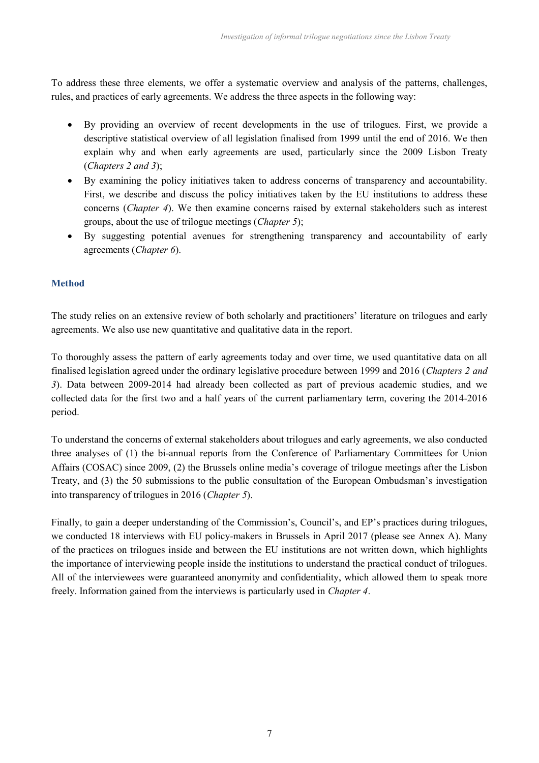To address these three elements, we offer a systematic overview and analysis of the patterns, challenges, rules, and practices of early agreements. We address the three aspects in the following way:

- By providing an overview of recent developments in the use of trilogues. First, we provide a descriptive statistical overview of all legislation finalised from 1999 until the end of 2016. We then explain why and when early agreements are used, particularly since the 2009 Lisbon Treaty (*Chapters 2 and 3*);
- By examining the policy initiatives taken to address concerns of transparency and accountability. First, we describe and discuss the policy initiatives taken by the EU institutions to address these concerns (*Chapter 4*). We then examine concerns raised by external stakeholders such as interest groups, about the use of trilogue meetings (*Chapter 5*);
- By suggesting potential avenues for strengthening transparency and accountability of early agreements (*Chapter 6*).

### Method

The study relies on an extensive review of both scholarly and practitioners' literature on trilogues and early agreements. We also use new quantitative and qualitative data in the report.

To thoroughly assess the pattern of early agreements today and over time, we used quantitative data on all finalised legislation agreed under the ordinary legislative procedure between 1999 and 2016 (*Chapters 2 and 3*). Data between 2009-2014 had already been collected as part of previous academic studies, and we collected data for the first two and a half years of the current parliamentary term, covering the 2014-2016 period.

To understand the concerns of external stakeholders about trilogues and early agreements, we also conducted three analyses of (1) the bi-annual reports from the Conference of Parliamentary Committees for Union Affairs (COSAC) since 2009, (2) the Brussels online media's coverage of trilogue meetings after the Lisbon Treaty, and (3) the 50 submissions to the public consultation of the European Ombudsman's investigation into transparency of trilogues in 2016 (*Chapter 5*).

Finally, to gain a deeper understanding of the Commission's, Council's, and EP's practices during trilogues, we conducted 18 interviews with EU policy-makers in Brussels in April 2017 (please see Annex A). Many of the practices on trilogues inside and between the EU institutions are not written down, which highlights the importance of interviewing people inside the institutions to understand the practical conduct of trilogues. All of the interviewees were guaranteed anonymity and confidentiality, which allowed them to speak more freely. Information gained from the interviews is particularly used in *Chapter 4*.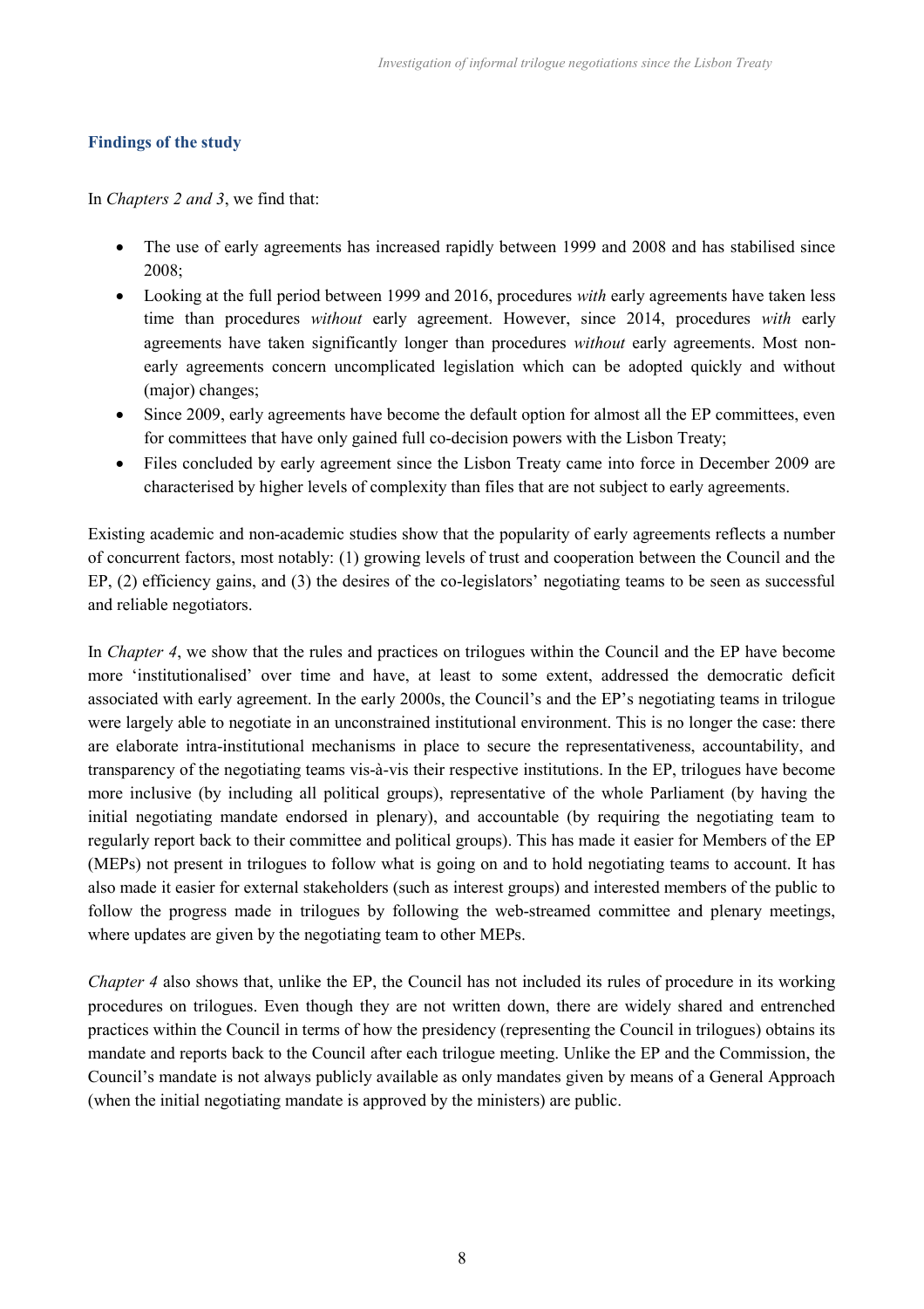### Findings of the study

In *Chapters 2 and 3*, we find that:

- The use of early agreements has increased rapidly between 1999 and 2008 and has stabilised since 2008;
- Looking at the full period between 1999 and 2016, procedures *with* early agreements have taken less time than procedures *without* early agreement. However, since 2014, procedures *with* early agreements have taken significantly longer than procedures *without* early agreements. Most non-early agreements concern uncomplicated legislation which can be adopted quickly and without (major) changes;
- Since 2009, early agreements have become the default option for almost all the EP committees, even for committees that have only gained full co-decision powers with the Lisbon Treaty;
- Files concluded by early agreement since the Lisbon Treaty came into force in December 2009 are characterised by higher levels of complexity than files that are not subject to early agreements.

Existing academic and non-academic studies show that the popularity of early agreements reflects a number of concurrent factors, most notably: (1) growing levels of trust and cooperation between the Council and the EP, (2) efficiency gains, and (3) the desires of the co-legislators' negotiating teams to be seen as successful and reliable negotiators.

In *Chapter 4*, we show that the rules and practices on trilogues within the Council and the EP have become more 'institutionalised' over time and have, at least to some extent, addressed the democratic deficit associated with early agreement. In the early 2000s, the Council's and the EP's negotiating teams in trilogue were largely able to negotiate in an unconstrained institutional environment. This is no longer the case: there are elaborate intra-institutional mechanisms in place to secure the representativeness, accountability, and transparency of the negotiating teams vis-à-vis their respective institutions. In the EP, trilogues have become more inclusive (by including all political groups), representative of the whole Parliament (by having the initial negotiating mandate endorsed in plenary), and accountable (by requiring the negotiating team to regularly report back to their committee and political groups). This has made it easier for Members of the EP (MEPs) not present in trilogues to follow what is going on and to hold negotiating teams to account. It has also made it easier for external stakeholders (such as interest groups) and interested members of the public to follow the progress made in trilogues by following the web-streamed committee and plenary meetings, where updates are given by the negotiating team to other MEPs.

*Chapter 4* also shows that, unlike the EP, the Council has not included its rules of procedure in its working procedures on trilogues. Even though they are not written down, there are widely shared and entrenched practices within the Council in terms of how the presidency (representing the Council in trilogues) obtains its mandate and reports back to the Council after each trilogue meeting. Unlike the EP and the Commission, the Council's mandate is not always publicly available as only mandates given by means of a General Approach (when the initial negotiating mandate is approved by the ministers) are public.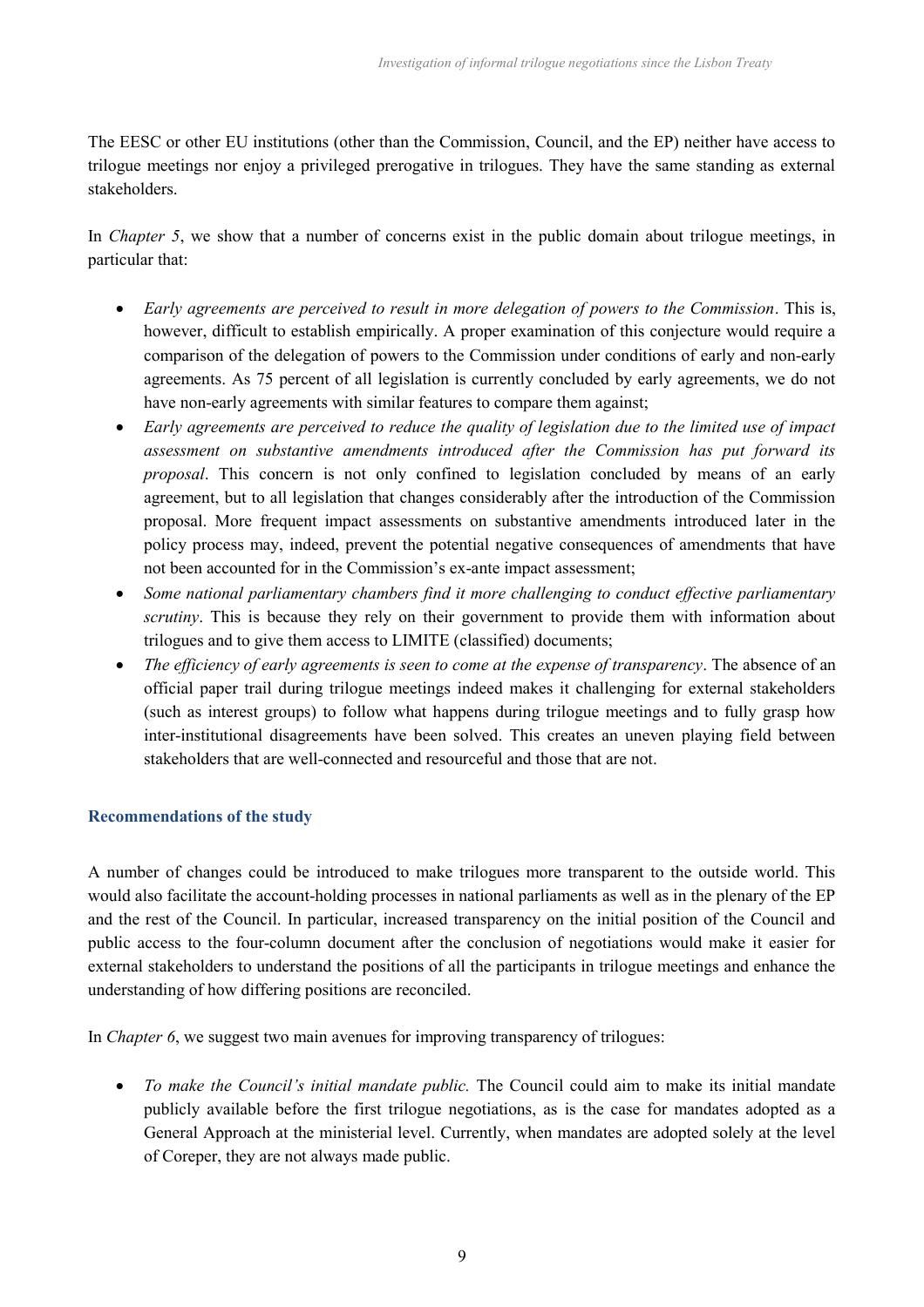The EESC or other EU institutions (other than the Commission, Council, and the EP) neither have access to trilogue meetings nor enjoy a privileged prerogative in trilogues. They have the same standing as external stakeholders.

In *Chapter 5*, we show that a number of concerns exist in the public domain about trilogue meetings, in particular that:

- *Early agreements are perceived to result in more delegation of powers to the Commission*. This is, however, difficult to establish empirically. A proper examination of this conjecture would require a comparison of the delegation of powers to the Commission under conditions of early and non-early agreements. As 75 percent of all legislation is currently concluded by early agreements, we do not have non-early agreements with similar features to compare them against;
- *Early agreements are perceived to reduce the quality of legislation due to the limited use of impact assessment on substantive amendments introduced after the Commission has put forward its proposal*. This concern is not only confined to legislation concluded by means of an early agreement, but to all legislation that changes considerably after the introduction of the Commission proposal. More frequent impact assessments on substantive amendments introduced later in the policy process may, indeed, prevent the potential negative consequences of amendments that have not been accounted for in the Commission's ex-ante impact assessment;
- *Some national parliamentary chambers find it more challenging to conduct effective parliamentary scrutiny*. This is because they rely on their government to provide them with information about trilogues and to give them access to LIMITE (classified) documents;
- *The efficiency of early agreements is seen to come at the expense of transparency*. The absence of an official paper trail during trilogue meetings indeed makes it challenging for external stakeholders (such as interest groups) to follow what happens during trilogue meetings and to fully grasp how inter-institutional disagreements have been solved. This creates an uneven playing field between stakeholders that are well-connected and resourceful and those that are not.

### Recommendations of the study

A number of changes could be introduced to make trilogues more transparent to the outside world. This would also facilitate the account-holding processes in national parliaments as well as in the plenary of the EP and the rest of the Council. In particular, increased transparency on the initial position of the Council and public access to the four-column document after the conclusion of negotiations would make it easier for external stakeholders to understand the positions of all the participants in trilogue meetings and enhance the understanding of how differing positions are reconciled.

In *Chapter 6*, we suggest two main avenues for improving transparency of trilogues:

- *To make the Council's initial mandate public.* The Council could aim to make its initial mandate publicly available before the first trilogue negotiations, as is the case for mandates adopted as a General Approach at the ministerial level. Currently, when mandates are adopted solely at the level of Coreper, they are not always made public.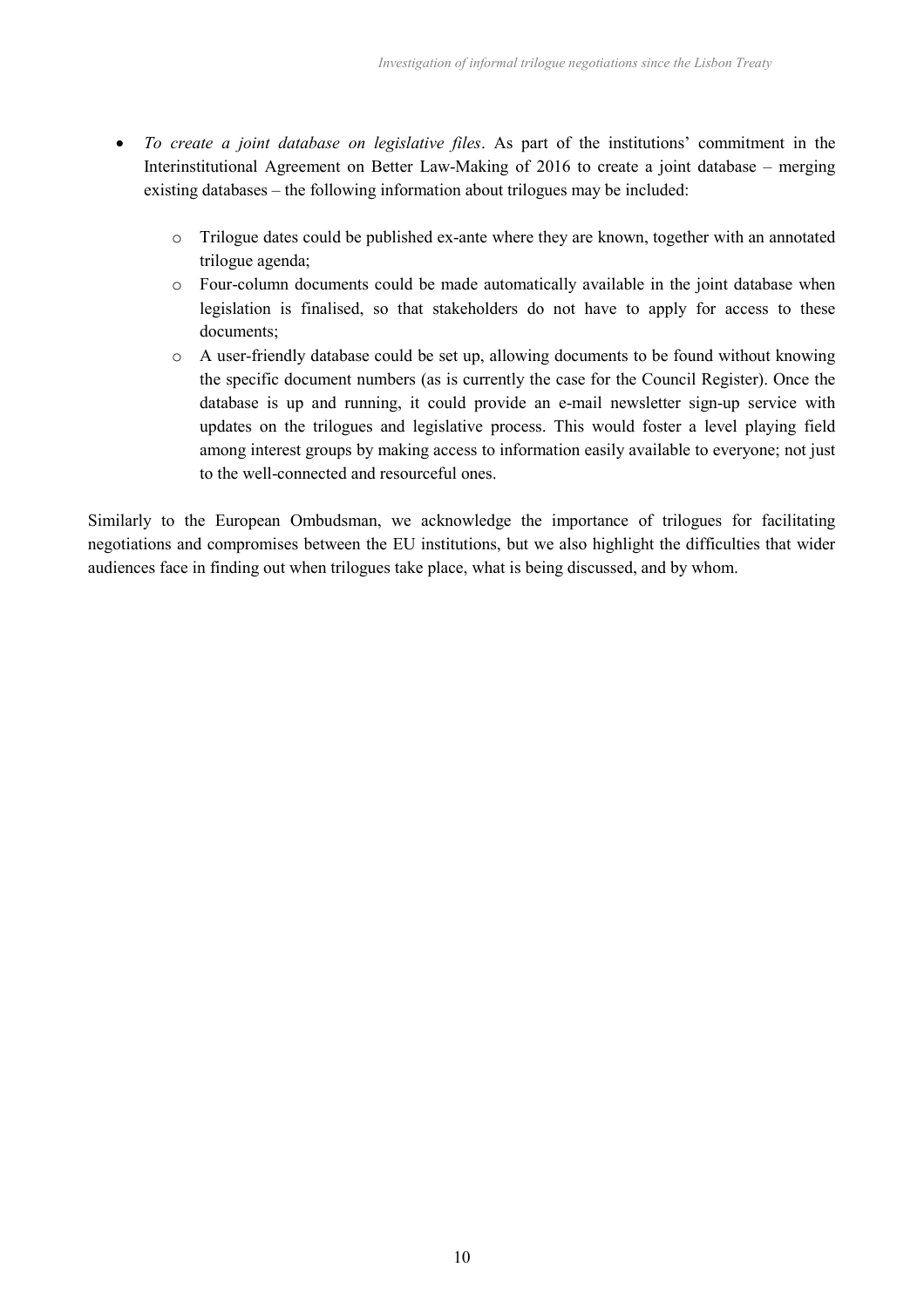- *To create a joint database on legislative files*. As part of the institutions' commitment in the Interinstitutional Agreement on Better Law-Making of 2016 to create a joint database – merging existing databases – the following information about trilogues may be included:
  - Trilogue dates could be published ex-ante where they are known, together with an annotated trilogue agenda;
  - Four-column documents could be made automatically available in the joint database when legislation is finalised, so that stakeholders do not have to apply for access to these documents;
  - A user-friendly database could be set up, allowing documents to be found without knowing the specific document numbers (as is currently the case for the Council Register). Once the database is up and running, it could provide an e-mail newsletter sign-up service with updates on the trilogues and legislative process. This would foster a level playing field among interest groups by making access to information easily available to everyone; not just to the well-connected and resourceful ones.

Similarly to the European Ombudsman, we acknowledge the importance of trilogues for facilitating negotiations and compromises between the EU institutions, but we also highlight the difficulties that wider audiences face in finding out when trilogues take place, what is being discussed, and by whom.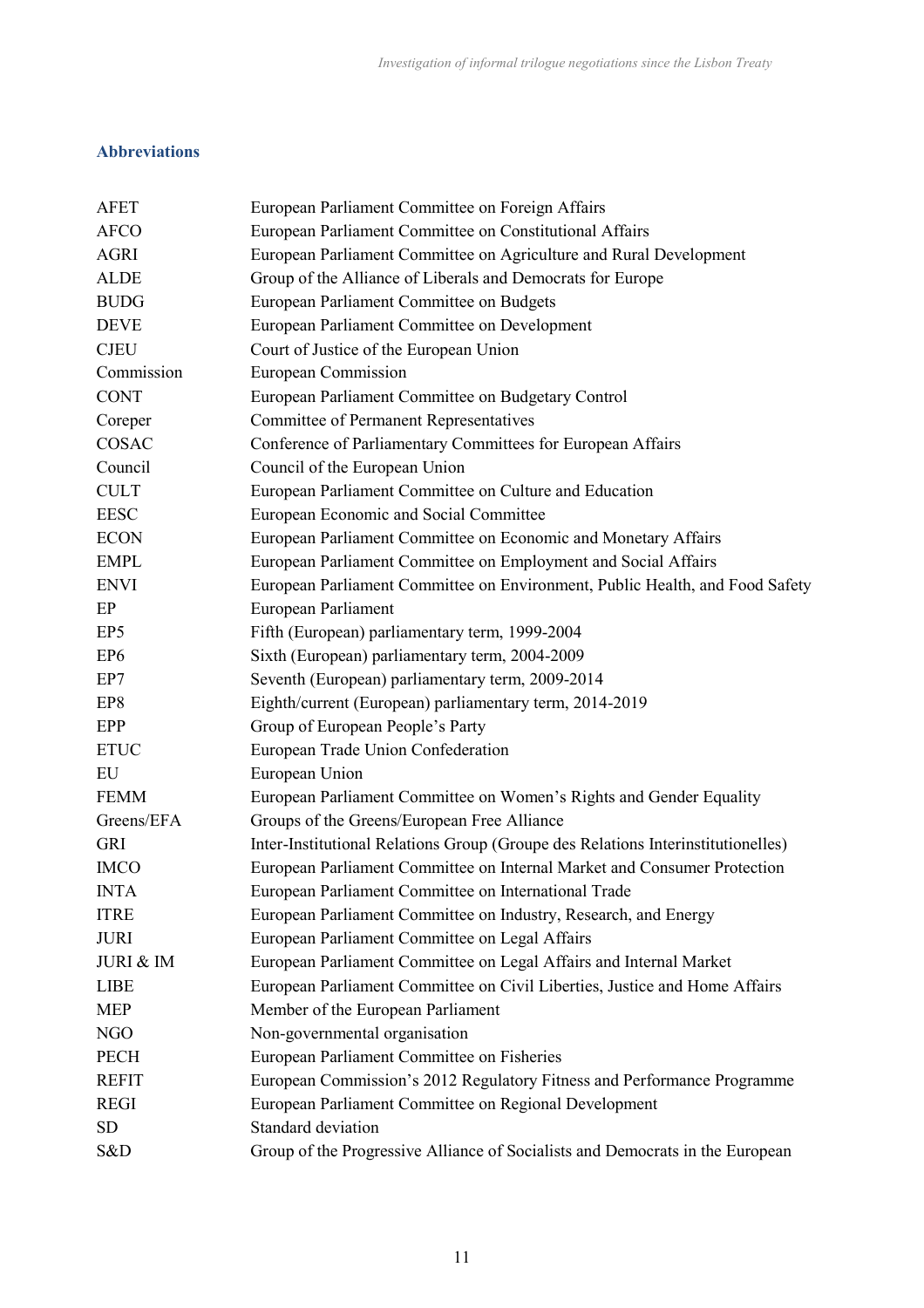## Abbreviations

| | |
|---|---|
| AFET | European Parliament Committee on Foreign Affairs |
| AFCO | European Parliament Committee on Constitutional Affairs |
| AGRI | European Parliament Committee on Agriculture and Rural Development |
| ALDE | Group of the Alliance of Liberals and Democrats for Europe |
| BUDG | European Parliament Committee on Budgets |
| DEVE | European Parliament Committee on Development |
| CJEU | Court of Justice of the European Union |
| Commission | European Commission |
| CONT | European Parliament Committee on Budgetary Control |
| Coreper | Committee of Permanent Representatives |
| COSAC | Conference of Parliamentary Committees for European Affairs |
| Council | Council of the European Union |
| CULT | European Parliament Committee on Culture and Education |
| EESC | European Economic and Social Committee |
| ECON | European Parliament Committee on Economic and Monetary Affairs |
| EMPL | European Parliament Committee on Employment and Social Affairs |
| ENVI | European Parliament Committee on Environment, Public Health, and Food Safety |
| EP | European Parliament |
| EP5 | Fifth (European) parliamentary term, 1999-2004 |
| EP6 | Sixth (European) parliamentary term, 2004-2009 |
| EP7 | Seventh (European) parliamentary term, 2009-2014 |
| EP8 | Eighth/current (European) parliamentary term, 2014-2019 |
| EPP | Group of European People's Party |
| ETUC | European Trade Union Confederation |
| EU | European Union |
| FEMM | European Parliament Committee on Women's Rights and Gender Equality |
| Greens/EFA | Groups of the Greens/European Free Alliance |
| GRI | Inter-Institutional Relations Group (Groupe des Relations Interinstitutionelles) |
| IMCO | European Parliament Committee on Internal Market and Consumer Protection |
| INTA | European Parliament Committee on International Trade |
| ITRE | European Parliament Committee on Industry, Research, and Energy |
| JURI | European Parliament Committee on Legal Affairs |
| JURI & IM | European Parliament Committee on Legal Affairs and Internal Market |
| LIBE | European Parliament Committee on Civil Liberties, Justice and Home Affairs |
| MEP | Member of the European Parliament |
| NGO | Non-governmental organisation |
| PECH | European Parliament Committee on Fisheries |
| REFIT | European Commission's 2012 Regulatory Fitness and Performance Programme |
| REGI | European Parliament Committee on Regional Development |
| SD | Standard deviation |
| S&D | Group of the Progressive Alliance of Socialists and Democrats in the European |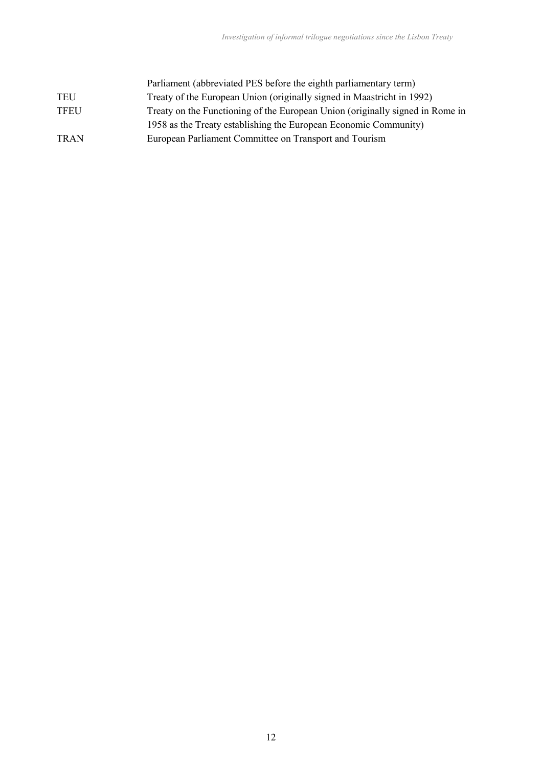| | |
|---|---|
| | Parliament (abbreviated PES before the eighth parliamentary term) |
| TEU | Treaty of the European Union (originally signed in Maastricht in 1992) |
| TFEU | Treaty on the Functioning of the European Union (originally signed in Rome in 1958 as the Treaty establishing the European Economic Community) |
| TRAN | European Parliament Committee on Transport and Tourism |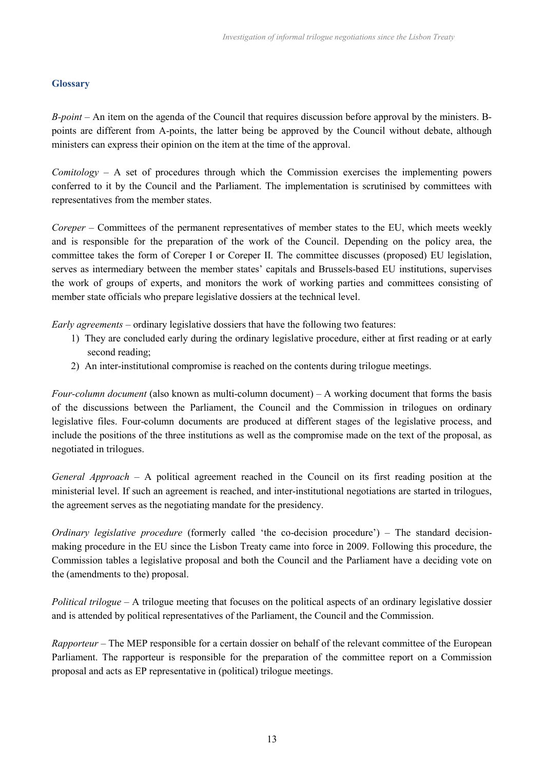## Glossary

*B-point* – An item on the agenda of the Council that requires discussion before approval by the ministers. B-points are different from A-points, the latter being be approved by the Council without debate, although ministers can express their opinion on the item at the time of the approval.

*Comitology* – A set of procedures through which the Commission exercises the implementing powers conferred to it by the Council and the Parliament. The implementation is scrutinised by committees with representatives from the member states.

*Coreper* – Committees of the permanent representatives of member states to the EU, which meets weekly and is responsible for the preparation of the work of the Council. Depending on the policy area, the committee takes the form of Coreper I or Coreper II. The committee discusses (proposed) EU legislation, serves as intermediary between the member states' capitals and Brussels-based EU institutions, supervises the work of groups of experts, and monitors the work of working parties and committees consisting of member state officials who prepare legislative dossiers at the technical level.

*Early agreements* – ordinary legislative dossiers that have the following two features:

1) They are concluded early during the ordinary legislative procedure, either at first reading or at early second reading;
2) An inter-institutional compromise is reached on the contents during trilogue meetings.

*Four-column document* (also known as multi-column document) – A working document that forms the basis of the discussions between the Parliament, the Council and the Commission in trilogues on ordinary legislative files. Four-column documents are produced at different stages of the legislative process, and include the positions of the three institutions as well as the compromise made on the text of the proposal, as negotiated in trilogues.

*General Approach* – A political agreement reached in the Council on its first reading position at the ministerial level. If such an agreement is reached, and inter-institutional negotiations are started in trilogues, the agreement serves as the negotiating mandate for the presidency.

*Ordinary legislative procedure* (formerly called 'the co-decision procedure') – The standard decision-making procedure in the EU since the Lisbon Treaty came into force in 2009. Following this procedure, the Commission tables a legislative proposal and both the Council and the Parliament have a deciding vote on the (amendments to the) proposal.

*Political trilogue* – A trilogue meeting that focuses on the political aspects of an ordinary legislative dossier and is attended by political representatives of the Parliament, the Council and the Commission.

*Rapporteur* – The MEP responsible for a certain dossier on behalf of the relevant committee of the European Parliament. The rapporteur is responsible for the preparation of the committee report on a Commission proposal and acts as EP representative in (political) trilogue meetings.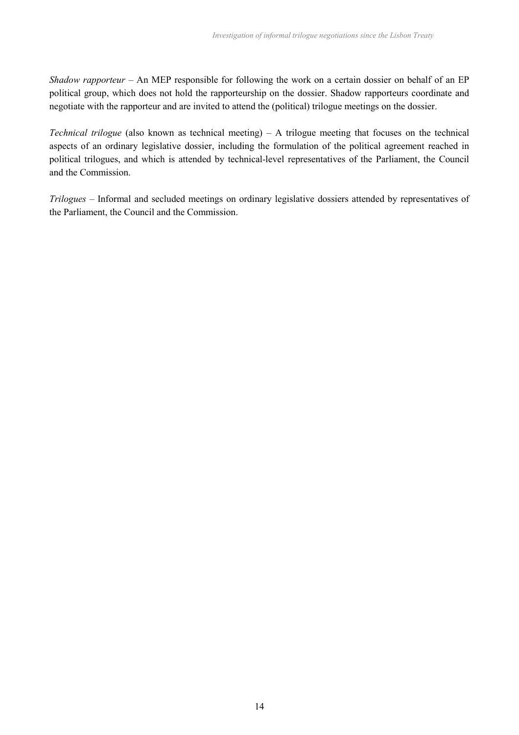*Shadow rapporteur* – An MEP responsible for following the work on a certain dossier on behalf of an EP political group, which does not hold the rapporteurship on the dossier. Shadow rapporteurs coordinate and negotiate with the rapporteur and are invited to attend the (political) trilogue meetings on the dossier.

*Technical trilogue* (also known as technical meeting) – A trilogue meeting that focuses on the technical aspects of an ordinary legislative dossier, including the formulation of the political agreement reached in political trilogues, and which is attended by technical-level representatives of the Parliament, the Council and the Commission.

*Trilogues* – Informal and secluded meetings on ordinary legislative dossiers attended by representatives of the Parliament, the Council and the Commission.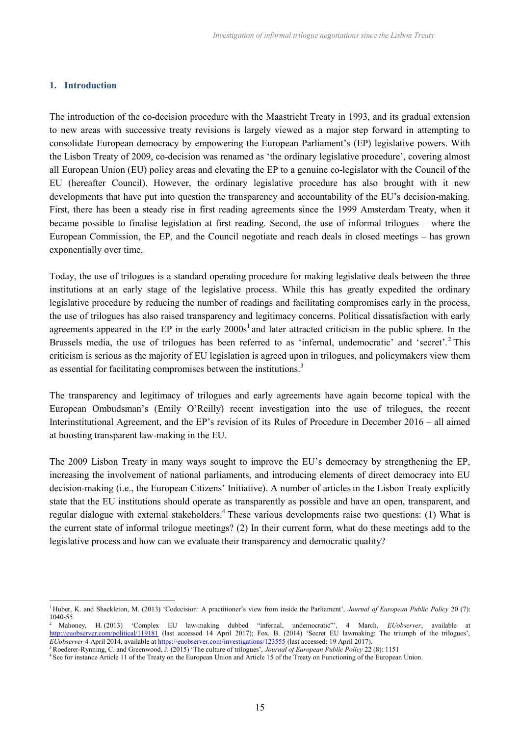## 1. Introduction

The introduction of the co-decision procedure with the Maastricht Treaty in 1993, and its gradual extension to new areas with successive treaty revisions is largely viewed as a major step forward in attempting to consolidate European democracy by empowering the European Parliament's (EP) legislative powers. With the Lisbon Treaty of 2009, co-decision was renamed as 'the ordinary legislative procedure', covering almost all European Union (EU) policy areas and elevating the EP to a genuine co-legislator with the Council of the EU (hereafter Council). However, the ordinary legislative procedure has also brought with it new developments that have put into question the transparency and accountability of the EU's decision-making. First, there has been a steady rise in first reading agreements since the 1999 Amsterdam Treaty, when it became possible to finalise legislation at first reading. Second, the use of informal trilogues – where the European Commission, the EP, and the Council negotiate and reach deals in closed meetings – has grown exponentially over time.

Today, the use of trilogues is a standard operating procedure for making legislative deals between the three institutions at an early stage of the legislative process. While this has greatly expedited the ordinary legislative procedure by reducing the number of readings and facilitating compromises early in the process, the use of trilogues has also raised transparency and legitimacy concerns. Political dissatisfaction with early agreements appeared in the EP in the early 2000s[1] and later attracted criticism in the public sphere. In the Brussels media, the use of trilogues has been referred to as 'infernal, undemocratic' and 'secret'.[2] This criticism is serious as the majority of EU legislation is agreed upon in trilogues, and policymakers view them as essential for facilitating compromises between the institutions.[3]

The transparency and legitimacy of trilogues and early agreements have again become topical with the European Ombudsman's (Emily O'Reilly) recent investigation into the use of trilogues, the recent Interinstitutional Agreement, and the EP's revision of its Rules of Procedure in December 2016 – all aimed at boosting transparent law-making in the EU.

The 2009 Lisbon Treaty in many ways sought to improve the EU's democracy by strengthening the EP, increasing the involvement of national parliaments, and introducing elements of direct democracy into EU decision-making (i.e., the European Citizens' Initiative). A number of articles in the Lisbon Treaty explicitly state that the EU institutions should operate as transparently as possible and have an open, transparent, and regular dialogue with external stakeholders.[4] These various developments raise two questions: (1) What is the current state of informal trilogue meetings? (2) In their current form, what do these meetings add to the legislative process and how can we evaluate their transparency and democratic quality?

---

[1] Huber, K. and Shackleton, M. (2013) 'Codecision: A practitioner's view from inside the Parliament', *Journal of European Public Policy* 20 (7): 1040-55.

[2] Mahoney, H. (2013) 'Complex EU law-making dubbed "infernal, undemocratic"', 4 March, *EUobserver*, available at http://euobserver.com/political/119181 (last accessed 14 April 2017); Fox, B. (2014) 'Secret EU lawmaking: The triumph of the trilogues', *EUobserver* 4 April 2014, available at https://euobserver.com/investigations/123555 (last accessed: 19 April 2017).

[3] Roederer-Rynning, C. and Greenwood, J. (2015) 'The culture of trilogues', *Journal of European Public Policy* 22 (8): 1151

[4] See for instance Article 11 of the Treaty on the European Union and Article 15 of the Treaty on Functioning of the European Union.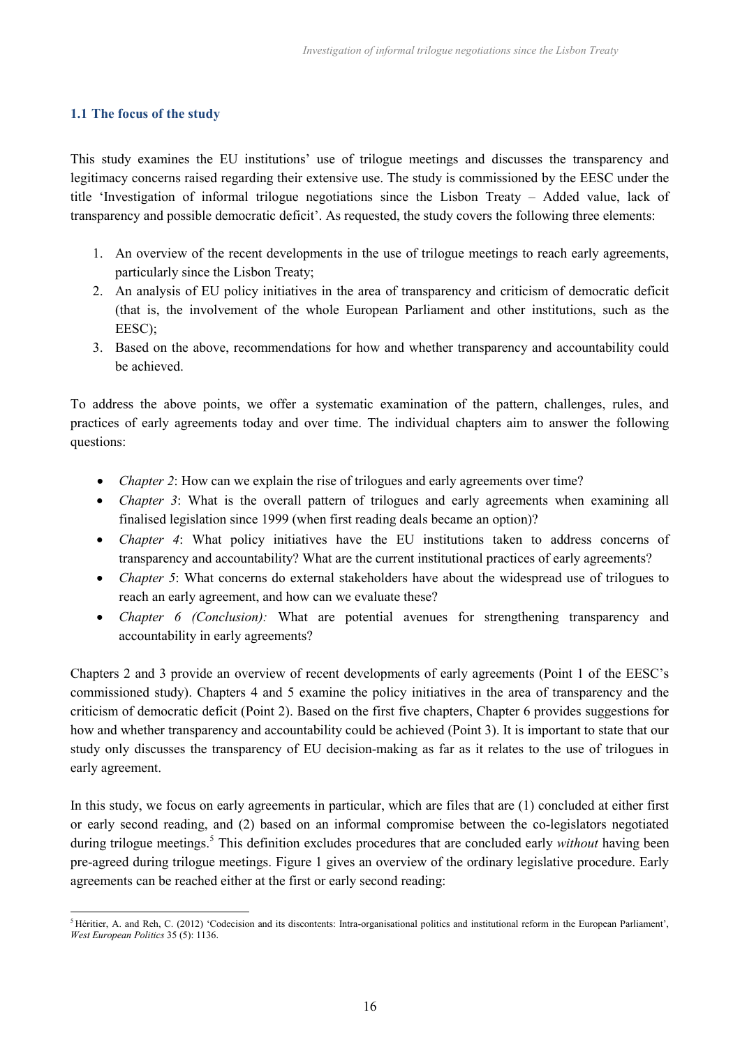### 1.1 The focus of the study

This study examines the EU institutions' use of trilogue meetings and discusses the transparency and legitimacy concerns raised regarding their extensive use. The study is commissioned by the EESC under the title 'Investigation of informal trilogue negotiations since the Lisbon Treaty – Added value, lack of transparency and possible democratic deficit'. As requested, the study covers the following three elements:

1. An overview of the recent developments in the use of trilogue meetings to reach early agreements, particularly since the Lisbon Treaty;
2. An analysis of EU policy initiatives in the area of transparency and criticism of democratic deficit (that is, the involvement of the whole European Parliament and other institutions, such as the EESC);
3. Based on the above, recommendations for how and whether transparency and accountability could be achieved.

To address the above points, we offer a systematic examination of the pattern, challenges, rules, and practices of early agreements today and over time. The individual chapters aim to answer the following questions:

- *Chapter 2*: How can we explain the rise of trilogues and early agreements over time?
- *Chapter 3*: What is the overall pattern of trilogues and early agreements when examining all finalised legislation since 1999 (when first reading deals became an option)?
- *Chapter 4*: What policy initiatives have the EU institutions taken to address concerns of transparency and accountability? What are the current institutional practices of early agreements?
- *Chapter 5*: What concerns do external stakeholders have about the widespread use of trilogues to reach an early agreement, and how can we evaluate these?
- *Chapter 6 (Conclusion):* What are potential avenues for strengthening transparency and accountability in early agreements?

Chapters 2 and 3 provide an overview of recent developments of early agreements (Point 1 of the EESC's commissioned study). Chapters 4 and 5 examine the policy initiatives in the area of transparency and the criticism of democratic deficit (Point 2). Based on the first five chapters, Chapter 6 provides suggestions for how and whether transparency and accountability could be achieved (Point 3). It is important to state that our study only discusses the transparency of EU decision-making as far as it relates to the use of trilogues in early agreement.

In this study, we focus on early agreements in particular, which are files that are (1) concluded at either first or early second reading, and (2) based on an informal compromise between the co-legislators negotiated during trilogue meetings.[5] This definition excludes procedures that are concluded early *without* having been pre-agreed during trilogue meetings. Figure 1 gives an overview of the ordinary legislative procedure. Early agreements can be reached either at the first or early second reading:

[5] Héritier, A. and Reh, C. (2012) 'Codecision and its discontents: Intra-organisational politics and institutional reform in the European Parliament', *West European Politics* 35 (5): 1136.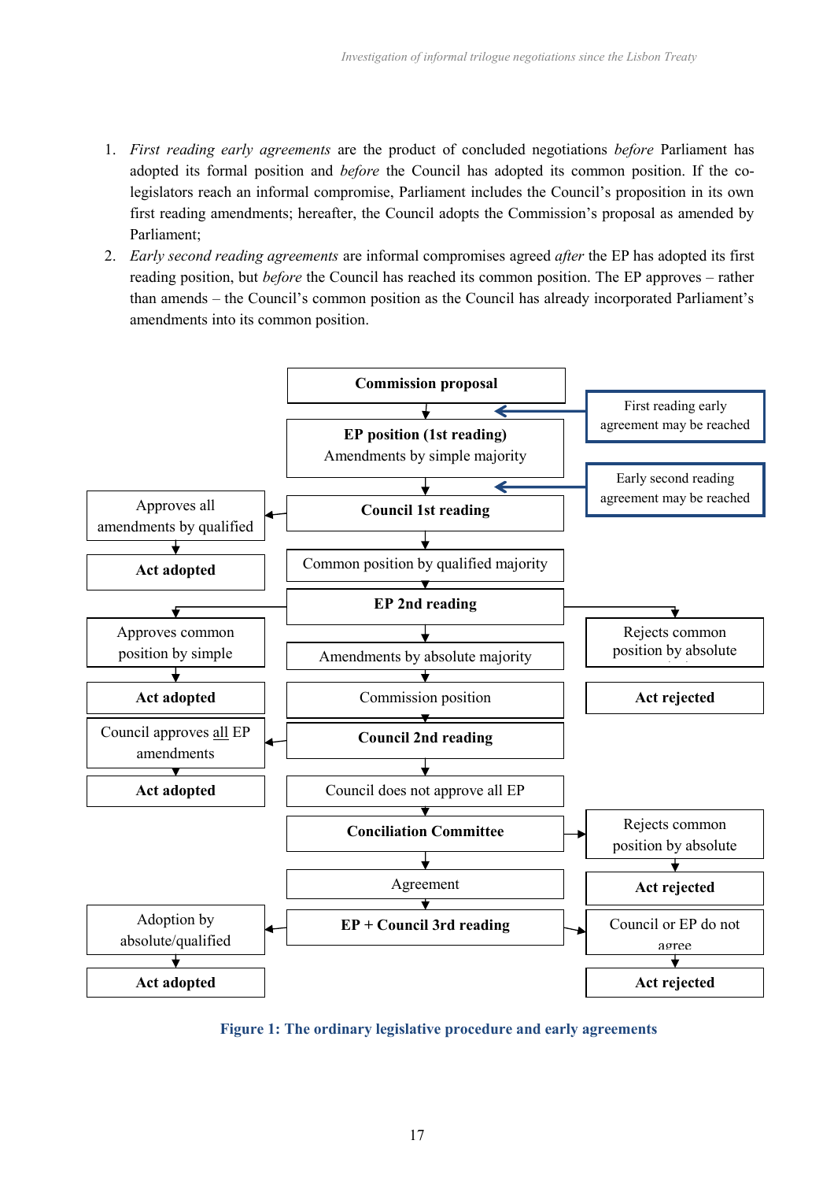1. *First reading early agreements* are the product of concluded negotiations *before* Parliament has adopted its formal position and *before* the Council has adopted its common position. If the co-legislators reach an informal compromise, Parliament includes the Council's proposition in its own first reading amendments; hereafter, the Council adopts the Commission's proposal as amended by Parliament;
2. *Early second reading agreements* are informal compromises agreed *after* the EP has adopted its first reading position, but *before* the Council has reached its common position. The EP approves – rather than amends – the Council's common position as the Council has already incorporated Parliament's amendments into its common position.

**Commission proposal**

First reading early agreement may be reached

**EP position (1st reading)**
Amendments by simple majority

Early second reading agreement may be reached

**Council 1st reading**

Approves all amendments by qualified

**Act adopted**

Common position by qualified majority

**EP 2nd reading**

Approves common position by simple

**Act adopted**

Amendments by absolute majority

Rejects common position by absolute

**Act rejected**

Commission position

**Council 2nd reading**

Council approves all EP amendments

**Act adopted**

Council does not approve all EP

**Conciliation Committee**

Rejects common position by absolute

**Act rejected**

Agreement

**EP + Council 3rd reading**

Adoption by absolute/qualified

**Act adopted**

Council or EP do not agree

**Act rejected**

**Figure 1: The ordinary legislative procedure and early agreements**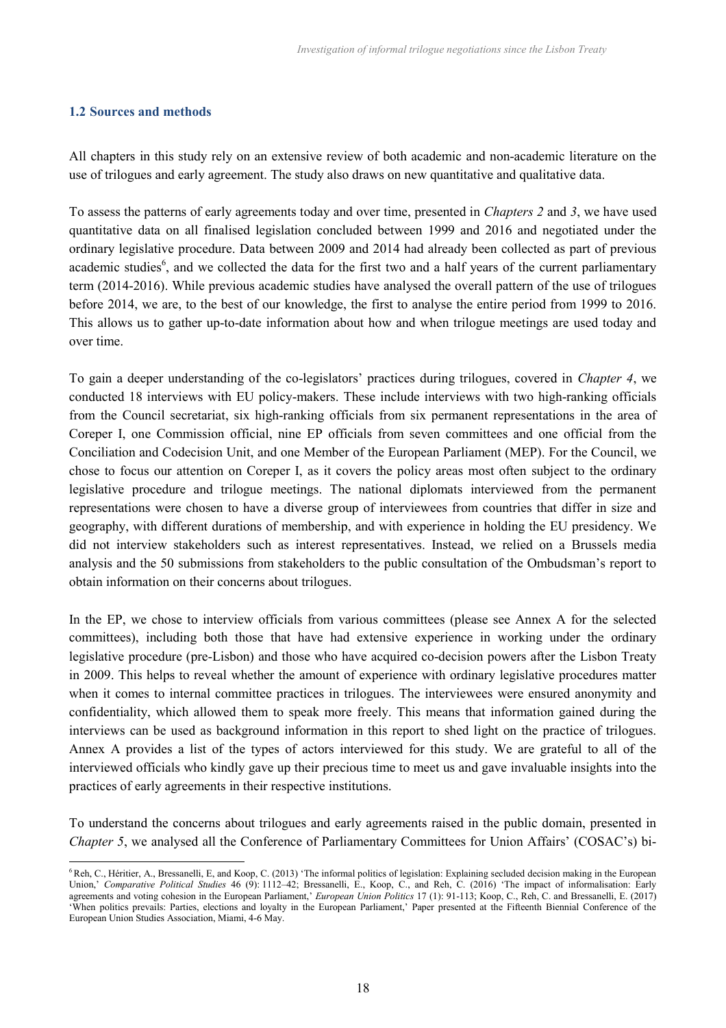### 1.2 Sources and methods

All chapters in this study rely on an extensive review of both academic and non-academic literature on the use of trilogues and early agreement. The study also draws on new quantitative and qualitative data.

To assess the patterns of early agreements today and over time, presented in *Chapters 2* and *3*, we have used quantitative data on all finalised legislation concluded between 1999 and 2016 and negotiated under the ordinary legislative procedure. Data between 2009 and 2014 had already been collected as part of previous academic studies[6], and we collected the data for the first two and a half years of the current parliamentary term (2014-2016). While previous academic studies have analysed the overall pattern of the use of trilogues before 2014, we are, to the best of our knowledge, the first to analyse the entire period from 1999 to 2016. This allows us to gather up-to-date information about how and when trilogue meetings are used today and over time.

To gain a deeper understanding of the co-legislators' practices during trilogues, covered in *Chapter 4*, we conducted 18 interviews with EU policy-makers. These include interviews with two high-ranking officials from the Council secretariat, six high-ranking officials from six permanent representations in the area of Coreper I, one Commission official, nine EP officials from seven committees and one official from the Conciliation and Codecision Unit, and one Member of the European Parliament (MEP). For the Council, we chose to focus our attention on Coreper I, as it covers the policy areas most often subject to the ordinary legislative procedure and trilogue meetings. The national diplomats interviewed from the permanent representations were chosen to have a diverse group of interviewees from countries that differ in size and geography, with different durations of membership, and with experience in holding the EU presidency. We did not interview stakeholders such as interest representatives. Instead, we relied on a Brussels media analysis and the 50 submissions from stakeholders to the public consultation of the Ombudsman's report to obtain information on their concerns about trilogues.

In the EP, we chose to interview officials from various committees (please see Annex A for the selected committees), including both those that have had extensive experience in working under the ordinary legislative procedure (pre-Lisbon) and those who have acquired co-decision powers after the Lisbon Treaty in 2009. This helps to reveal whether the amount of experience with ordinary legislative procedures matter when it comes to internal committee practices in trilogues. The interviewees were ensured anonymity and confidentiality, which allowed them to speak more freely. This means that information gained during the interviews can be used as background information in this report to shed light on the practice of trilogues. Annex A provides a list of the types of actors interviewed for this study. We are grateful to all of the interviewed officials who kindly gave up their precious time to meet us and gave invaluable insights into the practices of early agreements in their respective institutions.

To understand the concerns about trilogues and early agreements raised in the public domain, presented in *Chapter 5*, we analysed all the Conference of Parliamentary Committees for Union Affairs' (COSAC's) bi-

---

[6] Reh, C., Héritier, A., Bressanelli, E, and Koop, C. (2013) 'The informal politics of legislation: Explaining secluded decision making in the European Union,' *Comparative Political Studies* 46 (9): 1112–42; Bressanelli, E., Koop, C., and Reh, C. (2016) 'The impact of informalisation: Early agreements and voting cohesion in the European Parliament,' *European Union Politics* 17 (1): 91-113; Koop, C., Reh, C. and Bressanelli, E. (2017) 'When politics prevails: Parties, elections and loyalty in the European Parliament,' Paper presented at the Fifteenth Biennial Conference of the European Union Studies Association, Miami, 4-6 May.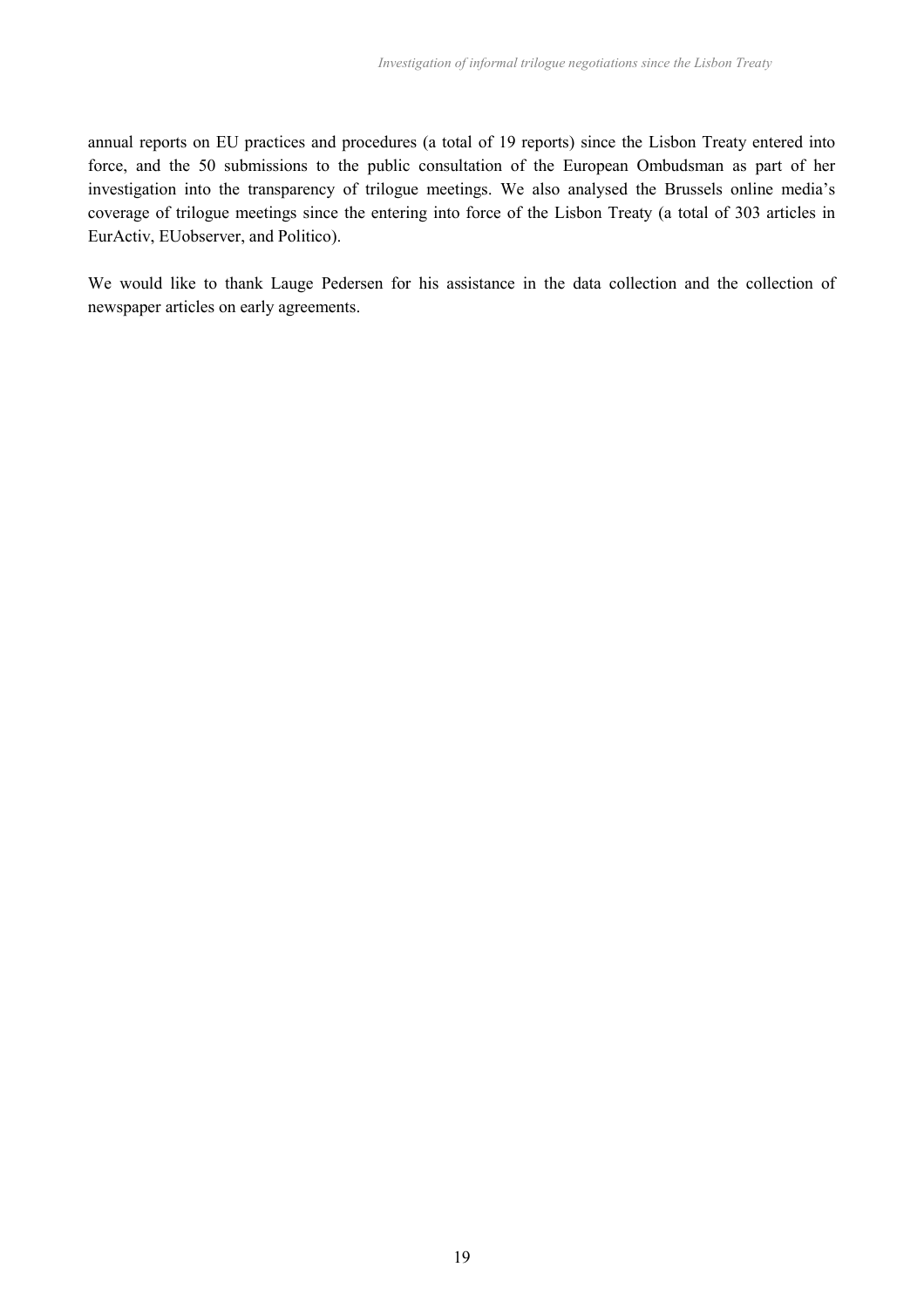annual reports on EU practices and procedures (a total of 19 reports) since the Lisbon Treaty entered into force, and the 50 submissions to the public consultation of the European Ombudsman as part of her investigation into the transparency of trilogue meetings. We also analysed the Brussels online media's coverage of trilogue meetings since the entering into force of the Lisbon Treaty (a total of 303 articles in EurActiv, EUobserver, and Politico).

We would like to thank Lauge Pedersen for his assistance in the data collection and the collection of newspaper articles on early agreements.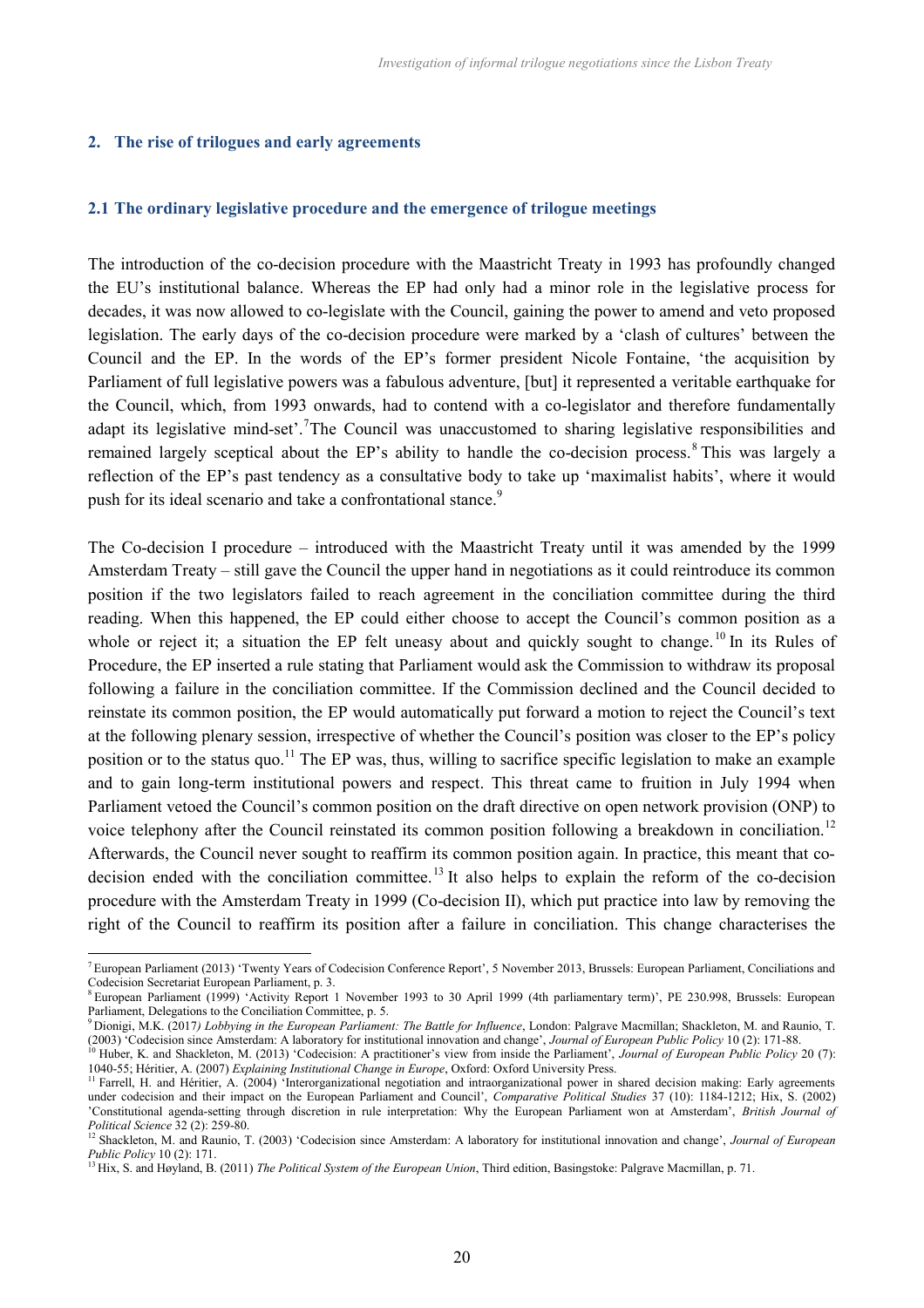## 2. The rise of trilogues and early agreements

### 2.1 The ordinary legislative procedure and the emergence of trilogue meetings

The introduction of the co-decision procedure with the Maastricht Treaty in 1993 has profoundly changed the EU's institutional balance. Whereas the EP had only had a minor role in the legislative process for decades, it was now allowed to co-legislate with the Council, gaining the power to amend and veto proposed legislation. The early days of the co-decision procedure were marked by a 'clash of cultures' between the Council and the EP. In the words of the EP's former president Nicole Fontaine, 'the acquisition by Parliament of full legislative powers was a fabulous adventure, [but] it represented a veritable earthquake for the Council, which, from 1993 onwards, had to contend with a co-legislator and therefore fundamentally adapt its legislative mind-set'.[7] The Council was unaccustomed to sharing legislative responsibilities and remained largely sceptical about the EP's ability to handle the co-decision process.[8] This was largely a reflection of the EP's past tendency as a consultative body to take up 'maximalist habits', where it would push for its ideal scenario and take a confrontational stance.[9]

The Co-decision I procedure – introduced with the Maastricht Treaty until it was amended by the 1999 Amsterdam Treaty – still gave the Council the upper hand in negotiations as it could reintroduce its common position if the two legislators failed to reach agreement in the conciliation committee during the third reading. When this happened, the EP could either choose to accept the Council's common position as a whole or reject it; a situation the EP felt uneasy about and quickly sought to change.[10] In its Rules of Procedure, the EP inserted a rule stating that Parliament would ask the Commission to withdraw its proposal following a failure in the conciliation committee. If the Commission declined and the Council decided to reinstate its common position, the EP would automatically put forward a motion to reject the Council's text at the following plenary session, irrespective of whether the Council's position was closer to the EP's policy position or to the status quo.[11] The EP was, thus, willing to sacrifice specific legislation to make an example and to gain long-term institutional powers and respect. This threat came to fruition in July 1994 when Parliament vetoed the Council's common position on the draft directive on open network provision (ONP) to voice telephony after the Council reinstated its common position following a breakdown in conciliation.[12] Afterwards, the Council never sought to reaffirm its common position again. In practice, this meant that co-decision ended with the conciliation committee.[13] It also helps to explain the reform of the co-decision procedure with the Amsterdam Treaty in 1999 (Co-decision II), which put practice into law by removing the right of the Council to reaffirm its position after a failure in conciliation. This change characterises the

---

[7] European Parliament (2013) 'Twenty Years of Codecision Conference Report', 5 November 2013, Brussels: European Parliament, Conciliations and Codecision Secretariat European Parliament, p. 3.

[8] European Parliament (1999) 'Activity Report 1 November 1993 to 30 April 1999 (4th parliamentary term)', PE 230.998, Brussels: European Parliament, Delegations to the Conciliation Committee, p. 5.

[9] Dionigi, M.K. (2017) *Lobbying in the European Parliament: The Battle for Influence*, London: Palgrave Macmillan; Shackleton, M. and Raunio, T. (2003) 'Codecision since Amsterdam: A laboratory for institutional innovation and change', *Journal of European Public Policy* 10 (2): 171-88.

[10] Huber, K. and Shackleton, M. (2013) 'Codecision: A practitioner's view from inside the Parliament', *Journal of European Public Policy* 20 (7): 1040-55; Héritier, A. (2007) *Explaining Institutional Change in Europe*, Oxford: Oxford University Press.

[11] Farrell, H. and Héritier, A. (2004) 'Interorganizational negotiation and intraorganizational power in shared decision making: Early agreements under codecision and their impact on the European Parliament and Council', *Comparative Political Studies* 37 (10): 1184-1212; Hix, S. (2002) 'Constitutional agenda-setting through discretion in rule interpretation: Why the European Parliament won at Amsterdam', *British Journal of Political Science* 32 (2): 259-80.

[12] Shackleton, M. and Raunio, T. (2003) 'Codecision since Amsterdam: A laboratory for institutional innovation and change', *Journal of European Public Policy* 10 (2): 171.

[13] Hix, S. and Høyland, B. (2011) *The Political System of the European Union*, Third edition, Basingstoke: Palgrave Macmillan, p. 71.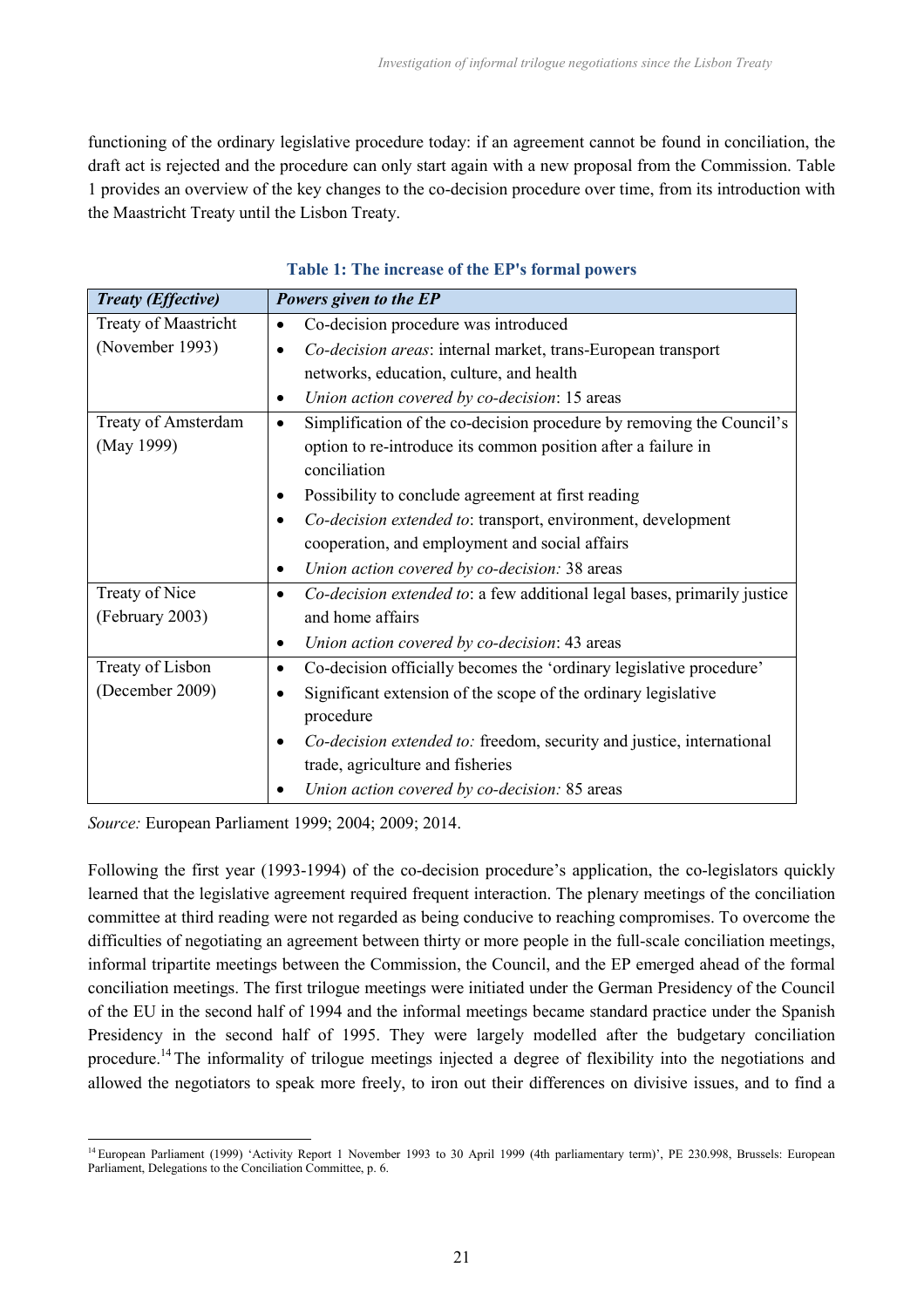functioning of the ordinary legislative procedure today: if an agreement cannot be found in conciliation, the draft act is rejected and the procedure can only start again with a new proposal from the Commission. Table 1 provides an overview of the key changes to the co-decision procedure over time, from its introduction with the Maastricht Treaty until the Lisbon Treaty.

**Table 1: The increase of the EP's formal powers**

| ***Treaty (Effective)*** | ***Powers given to the EP*** |
|---|---|
| Treaty of Maastricht (November 1993) | • Co-decision procedure was introduced<br>• *Co-decision areas*: internal market, trans-European transport networks, education, culture, and health<br>• *Union action covered by co-decision*: 15 areas |
| Treaty of Amsterdam (May 1999) | • Simplification of the co-decision procedure by removing the Council's option to re-introduce its common position after a failure in conciliation<br>• Possibility to conclude agreement at first reading<br>• *Co-decision extended to*: transport, environment, development cooperation, and employment and social affairs<br>• *Union action covered by co-decision:* 38 areas |
| Treaty of Nice (February 2003) | • *Co-decision extended to*: a few additional legal bases, primarily justice and home affairs<br>• *Union action covered by co-decision*: 43 areas |
| Treaty of Lisbon (December 2009) | • Co-decision officially becomes the 'ordinary legislative procedure'<br>• Significant extension of the scope of the ordinary legislative procedure<br>• *Co-decision extended to:* freedom, security and justice, international trade, agriculture and fisheries<br>• *Union action covered by co-decision:* 85 areas |

*Source:* European Parliament 1999; 2004; 2009; 2014.

Following the first year (1993-1994) of the co-decision procedure's application, the co-legislators quickly learned that the legislative agreement required frequent interaction. The plenary meetings of the conciliation committee at third reading were not regarded as being conducive to reaching compromises. To overcome the difficulties of negotiating an agreement between thirty or more people in the full-scale conciliation meetings, informal tripartite meetings between the Commission, the Council, and the EP emerged ahead of the formal conciliation meetings. The first trilogue meetings were initiated under the German Presidency of the Council of the EU in the second half of 1994 and the informal meetings became standard practice under the Spanish Presidency in the second half of 1995. They were largely modelled after the budgetary conciliation procedure.[14] The informality of trilogue meetings injected a degree of flexibility into the negotiations and allowed the negotiators to speak more freely, to iron out their differences on divisive issues, and to find a

[14] European Parliament (1999) 'Activity Report 1 November 1993 to 30 April 1999 (4th parliamentary term)', PE 230.998, Brussels: European Parliament, Delegations to the Conciliation Committee, p. 6.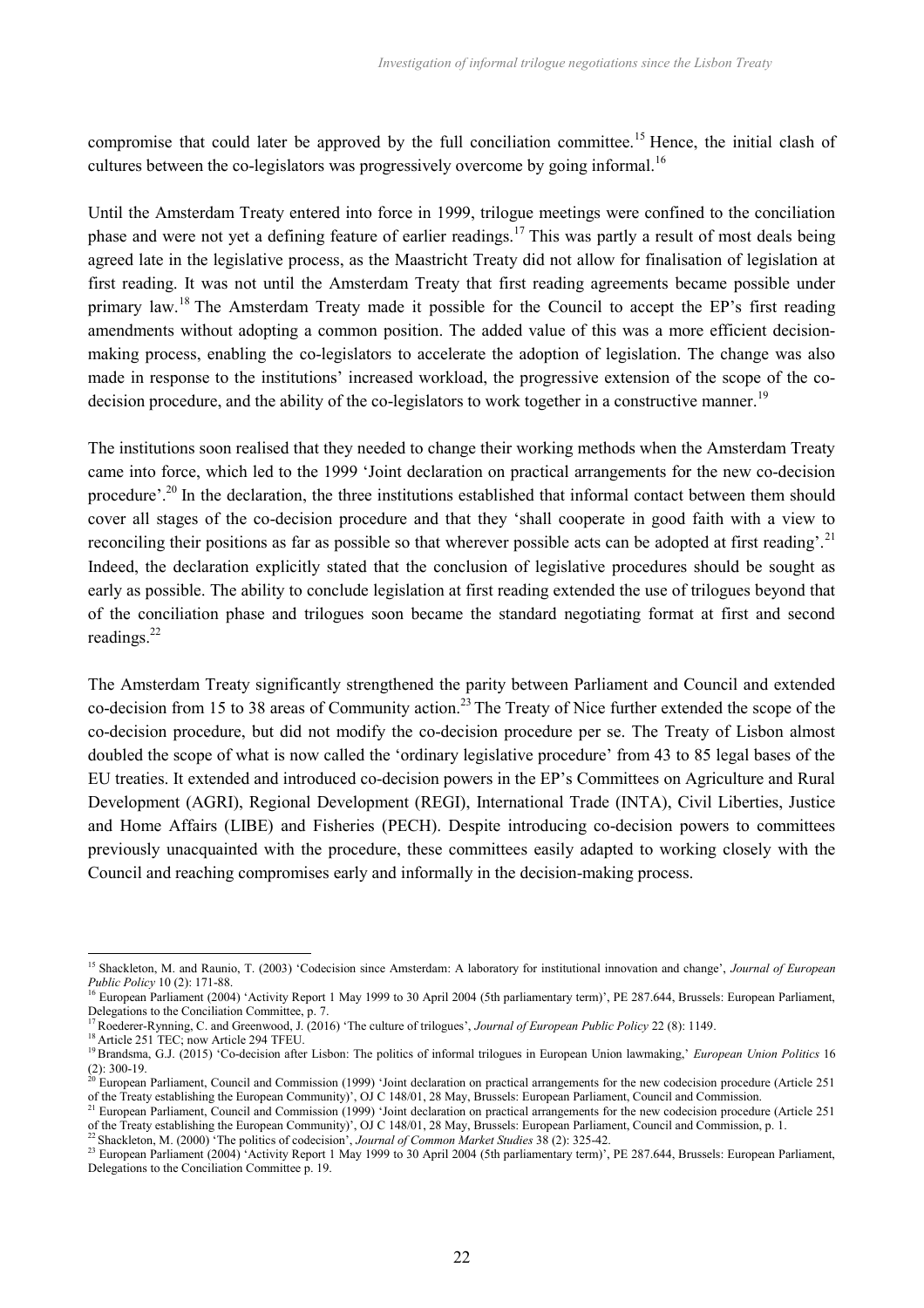compromise that could later be approved by the full conciliation committee.[15] Hence, the initial clash of cultures between the co-legislators was progressively overcome by going informal.[16]

Until the Amsterdam Treaty entered into force in 1999, trilogue meetings were confined to the conciliation phase and were not yet a defining feature of earlier readings.[17] This was partly a result of most deals being agreed late in the legislative process, as the Maastricht Treaty did not allow for finalisation of legislation at first reading. It was not until the Amsterdam Treaty that first reading agreements became possible under primary law.[18] The Amsterdam Treaty made it possible for the Council to accept the EP's first reading amendments without adopting a common position. The added value of this was a more efficient decision-making process, enabling the co-legislators to accelerate the adoption of legislation. The change was also made in response to the institutions' increased workload, the progressive extension of the scope of the co-decision procedure, and the ability of the co-legislators to work together in a constructive manner.[19]

The institutions soon realised that they needed to change their working methods when the Amsterdam Treaty came into force, which led to the 1999 'Joint declaration on practical arrangements for the new co-decision procedure'.[20] In the declaration, the three institutions established that informal contact between them should cover all stages of the co-decision procedure and that they 'shall cooperate in good faith with a view to reconciling their positions as far as possible so that wherever possible acts can be adopted at first reading'.[21] Indeed, the declaration explicitly stated that the conclusion of legislative procedures should be sought as early as possible. The ability to conclude legislation at first reading extended the use of trilogues beyond that of the conciliation phase and trilogues soon became the standard negotiating format at first and second readings.[22]

The Amsterdam Treaty significantly strengthened the parity between Parliament and Council and extended co-decision from 15 to 38 areas of Community action.[23] The Treaty of Nice further extended the scope of the co-decision procedure, but did not modify the co-decision procedure per se. The Treaty of Lisbon almost doubled the scope of what is now called the 'ordinary legislative procedure' from 43 to 85 legal bases of the EU treaties. It extended and introduced co-decision powers in the EP's Committees on Agriculture and Rural Development (AGRI), Regional Development (REGI), International Trade (INTA), Civil Liberties, Justice and Home Affairs (LIBE) and Fisheries (PECH). Despite introducing co-decision powers to committees previously unacquainted with the procedure, these committees easily adapted to working closely with the Council and reaching compromises early and informally in the decision-making process.

---

[15] Shackleton, M. and Raunio, T. (2003) 'Codecision since Amsterdam: A laboratory for institutional innovation and change', *Journal of European Public Policy* 10 (2): 171-88.

[16] European Parliament (2004) 'Activity Report 1 May 1999 to 30 April 2004 (5th parliamentary term)', PE 287.644, Brussels: European Parliament, Delegations to the Conciliation Committee, p. 7.

[17] Roederer-Rynning, C. and Greenwood, J. (2016) 'The culture of trilogues', *Journal of European Public Policy* 22 (8): 1149.

[18] Article 251 TEC; now Article 294 TFEU.

[19] Brandsma, G.J. (2015) 'Co-decision after Lisbon: The politics of informal trilogues in European Union lawmaking,' *European Union Politics* 16 (2): 300-19.

[20] European Parliament, Council and Commission (1999) 'Joint declaration on practical arrangements for the new codecision procedure (Article 251 of the Treaty establishing the European Community)', OJ C 148/01, 28 May, Brussels: European Parliament, Council and Commission.

[21] European Parliament, Council and Commission (1999) 'Joint declaration on practical arrangements for the new codecision procedure (Article 251 of the Treaty establishing the European Community)', OJ C 148/01, 28 May, Brussels: European Parliament, Council and Commission, p. 1.

[22] Shackleton, M. (2000) 'The politics of codecision', *Journal of Common Market Studies* 38 (2): 325-42.

[23] European Parliament (2004) 'Activity Report 1 May 1999 to 30 April 2004 (5th parliamentary term)', PE 287.644, Brussels: European Parliament, Delegations to the Conciliation Committee p. 19.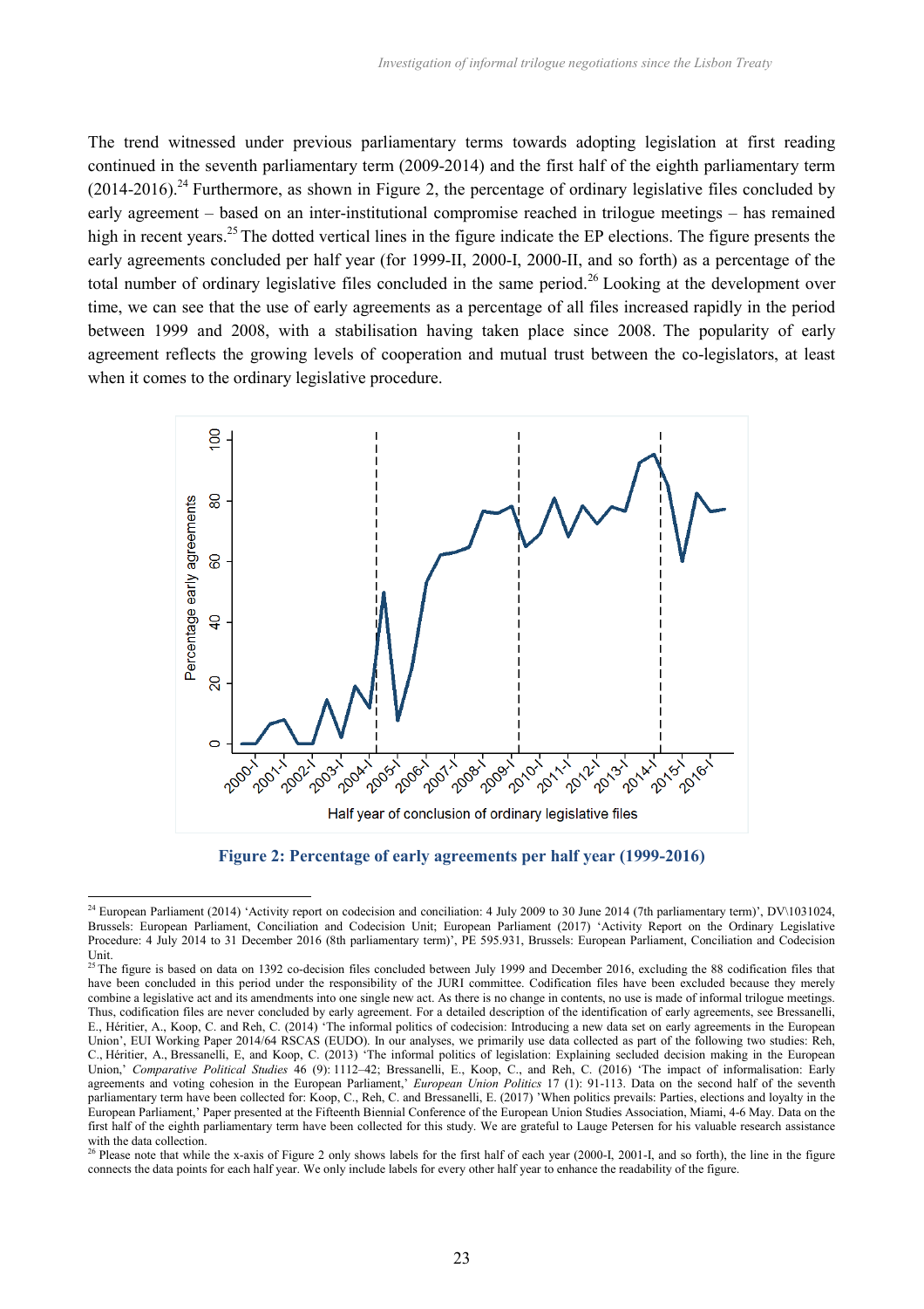The trend witnessed under previous parliamentary terms towards adopting legislation at first reading continued in the seventh parliamentary term (2009-2014) and the first half of the eighth parliamentary term (2014-2016).[24] Furthermore, as shown in Figure 2, the percentage of ordinary legislative files concluded by early agreement – based on an inter-institutional compromise reached in trilogue meetings – has remained high in recent years.[25] The dotted vertical lines in the figure indicate the EP elections. The figure presents the early agreements concluded per half year (for 1999-II, 2000-I, 2000-II, and so forth) as a percentage of the total number of ordinary legislative files concluded in the same period.[26] Looking at the development over time, we can see that the use of early agreements as a percentage of all files increased rapidly in the period between 1999 and 2008, with a stabilisation having taken place since 2008. The popularity of early agreement reflects the growing levels of cooperation and mutual trust between the co-legislators, at least when it comes to the ordinary legislative procedure.

**Figure 2: Percentage of early agreements per half year (1999-2016)**

[24] European Parliament (2014) 'Activity report on codecision and conciliation: 4 July 2009 to 30 June 2014 (7th parliamentary term)', DV\1031024, Brussels: European Parliament, Conciliation and Codecision Unit; European Parliament (2017) 'Activity Report on the Ordinary Legislative Procedure: 4 July 2014 to 31 December 2016 (8th parliamentary term)', PE 595.931, Brussels: European Parliament, Conciliation and Codecision Unit.

[25] The figure is based on data on 1392 co-decision files concluded between July 1999 and December 2016, excluding the 88 codification files that have been concluded in this period under the responsibility of the JURI committee. Codification files have been excluded because they merely combine a legislative act and its amendments into one single new act. As there is no change in contents, no use is made of informal trilogue meetings. Thus, codification files are never concluded by early agreement. For a detailed description of the identification of early agreements, see Bressanelli, E., Héritier, A., Koop, C. and Reh, C. (2014) 'The informal politics of codecision: Introducing a new data set on early agreements in the European Union', EUI Working Paper 2014/64 RSCAS (EUDO). In our analyses, we primarily use data collected as part of the following two studies: Reh, C., Héritier, A., Bressanelli, E, and Koop, C. (2013) 'The informal politics of legislation: Explaining secluded decision making in the European Union,' *Comparative Political Studies* 46 (9): 1112–42; Bressanelli, E., Koop, C., and Reh, C. (2016) 'The impact of informalisation: Early agreements and voting cohesion in the European Parliament,' *European Union Politics* 17 (1): 91-113. Data on the second half of the seventh parliamentary term have been collected for: Koop, C., Reh, C. and Bressanelli, E. (2017) 'When politics prevails: Parties, elections and loyalty in the European Parliament,' Paper presented at the Fifteenth Biennial Conference of the European Union Studies Association, Miami, 4-6 May. Data on the first half of the eighth parliamentary term have been collected for this study. We are grateful to Lauge Petersen for his valuable research assistance with the data collection.

[26] Please note that while the x-axis of Figure 2 only shows labels for the first half of each year (2000-I, 2001-I, and so forth), the line in the figure connects the data points for each half year. We only include labels for every other half year to enhance the readability of the figure.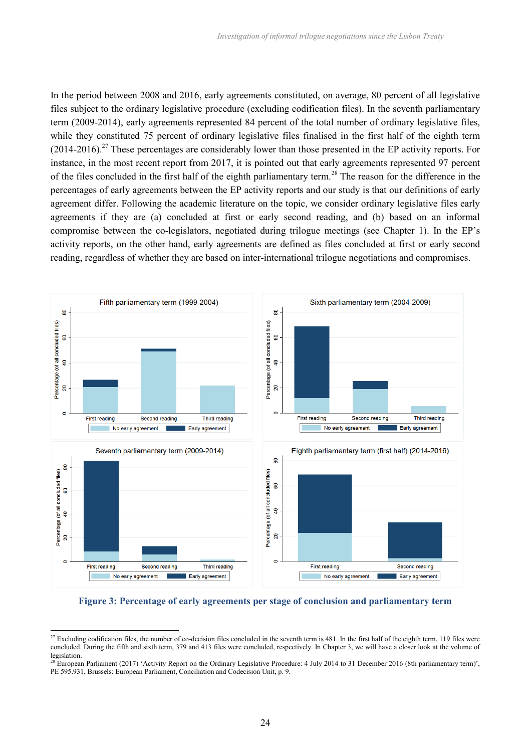In the period between 2008 and 2016, early agreements constituted, on average, 80 percent of all legislative files subject to the ordinary legislative procedure (excluding codification files). In the seventh parliamentary term (2009-2014), early agreements represented 84 percent of the total number of ordinary legislative files, while they constituted 75 percent of ordinary legislative files finalised in the first half of the eighth term (2014-2016).[27] These percentages are considerably lower than those presented in the EP activity reports. For instance, in the most recent report from 2017, it is pointed out that early agreements represented 97 percent of the files concluded in the first half of the eighth parliamentary term.[28] The reason for the difference in the percentages of early agreements between the EP activity reports and our study is that our definitions of early agreement differ. Following the academic literature on the topic, we consider ordinary legislative files early agreements if they are (a) concluded at first or early second reading, and (b) based on an informal compromise between the co-legislators, negotiated during trilogue meetings (see Chapter 1). In the EP's activity reports, on the other hand, early agreements are defined as files concluded at first or early second reading, regardless of whether they are based on inter-international trilogue negotiations and compromises.

**Figure 3: Percentage of early agreements per stage of conclusion and parliamentary term**

[27] Excluding codification files, the number of co-decision files concluded in the seventh term is 481. In the first half of the eighth term, 119 files were concluded. During the fifth and sixth term, 379 and 413 files were concluded, respectively. In Chapter 3, we will have a closer look at the volume of legislation.

[28] European Parliament (2017) 'Activity Report on the Ordinary Legislative Procedure: 4 July 2014 to 31 December 2016 (8th parliamentary term)', PE 595.931, Brussels: European Parliament, Conciliation and Codecision Unit, p. 9.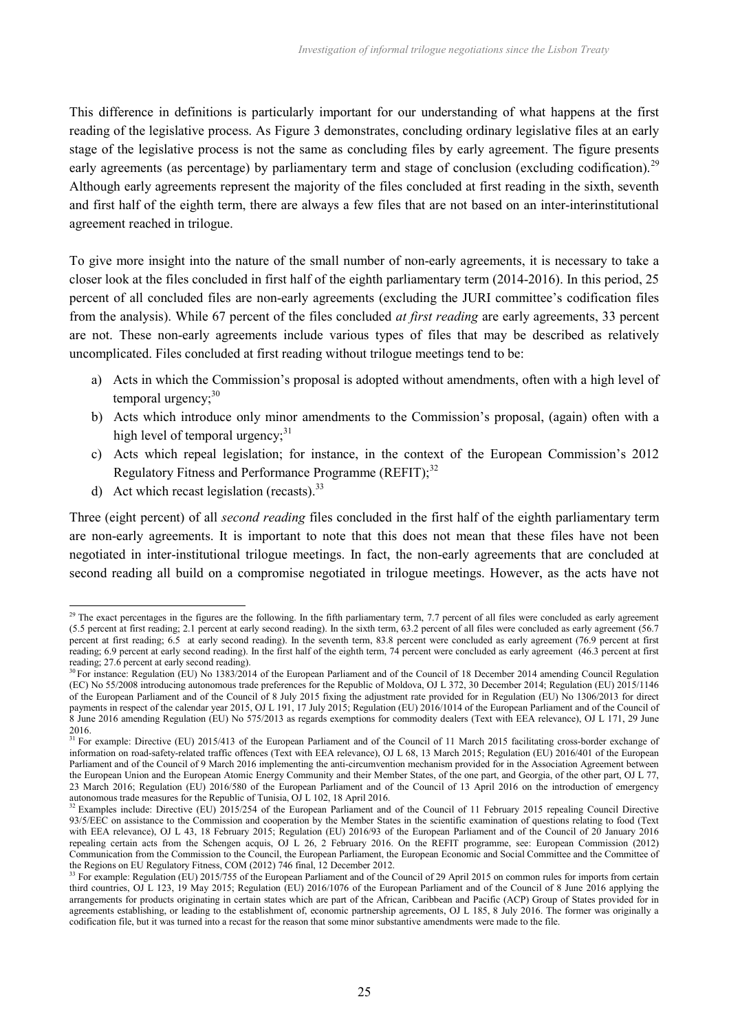This difference in definitions is particularly important for our understanding of what happens at the first reading of the legislative process. As Figure 3 demonstrates, concluding ordinary legislative files at an early stage of the legislative process is not the same as concluding files by early agreement. The figure presents early agreements (as percentage) by parliamentary term and stage of conclusion (excluding codification).[29] Although early agreements represent the majority of the files concluded at first reading in the sixth, seventh and first half of the eighth term, there are always a few files that are not based on an inter-interinstitutional agreement reached in trilogue.

To give more insight into the nature of the small number of non-early agreements, it is necessary to take a closer look at the files concluded in first half of the eighth parliamentary term (2014-2016). In this period, 25 percent of all concluded files are non-early agreements (excluding the JURI committee's codification files from the analysis). While 67 percent of the files concluded *at first reading* are early agreements, 33 percent are not. These non-early agreements include various types of files that may be described as relatively uncomplicated. Files concluded at first reading without trilogue meetings tend to be:

a) Acts in which the Commission's proposal is adopted without amendments, often with a high level of temporal urgency;[30]
b) Acts which introduce only minor amendments to the Commission's proposal, (again) often with a high level of temporal urgency;[31]
c) Acts which repeal legislation; for instance, in the context of the European Commission's 2012 Regulatory Fitness and Performance Programme (REFIT);[32]
d) Act which recast legislation (recasts).[33]

Three (eight percent) of all *second reading* files concluded in the first half of the eighth parliamentary term are non-early agreements. It is important to note that this does not mean that these files have not been negotiated in inter-institutional trilogue meetings. In fact, the non-early agreements that are concluded at second reading all build on a compromise negotiated in trilogue meetings. However, as the acts have not

[29] The exact percentages in the figures are the following. In the fifth parliamentary term, 7.7 percent of all files were concluded as early agreement (5.5 percent at first reading; 2.1 percent at early second reading). In the sixth term, 63.2 percent of all files were concluded as early agreement (56.7 percent at first reading; 6.5 at early second reading). In the seventh term, 83.8 percent were concluded as early agreement (76.9 percent at first reading; 6.9 percent at early second reading). In the first half of the eighth term, 74 percent were concluded as early agreement (46.3 percent at first reading; 27.6 percent at early second reading).

[30] For instance: Regulation (EU) No 1383/2014 of the European Parliament and of the Council of 18 December 2014 amending Council Regulation (EC) No 55/2008 introducing autonomous trade preferences for the Republic of Moldova, OJ L 372, 30 December 2014; Regulation (EU) 2015/1146 of the European Parliament and of the Council of 8 July 2015 fixing the adjustment rate provided for in Regulation (EU) No 1306/2013 for direct payments in respect of the calendar year 2015, OJ L 191, 17 July 2015; Regulation (EU) 2016/1014 of the European Parliament and of the Council of 8 June 2016 amending Regulation (EU) No 575/2013 as regards exemptions for commodity dealers (Text with EEA relevance), OJ L 171, 29 June 2016.

[31] For example: Directive (EU) 2015/413 of the European Parliament and of the Council of 11 March 2015 facilitating cross-border exchange of information on road-safety-related traffic offences (Text with EEA relevance), OJ L 68, 13 March 2015; Regulation (EU) 2016/401 of the European Parliament and of the Council of 9 March 2016 implementing the anti-circumvention mechanism provided for in the Association Agreement between the European Union and the European Atomic Energy Community and their Member States, of the one part, and Georgia, of the other part, OJ L 77, 23 March 2016; Regulation (EU) 2016/580 of the European Parliament and of the Council of 13 April 2016 on the introduction of emergency autonomous trade measures for the Republic of Tunisia, OJ L 102, 18 April 2016.

[32] Examples include: Directive (EU) 2015/254 of the European Parliament and of the Council of 11 February 2015 repealing Council Directive 93/5/EEC on assistance to the Commission and cooperation by the Member States in the scientific examination of questions relating to food (Text with EEA relevance), OJ L 43, 18 February 2015; Regulation (EU) 2016/93 of the European Parliament and of the Council of 20 January 2016 repealing certain acts from the Schengen acquis, OJ L 26, 2 February 2016. On the REFIT programme, see: European Commission (2012) Communication from the Commission to the Council, the European Parliament, the European Economic and Social Committee and the Committee of the Regions on EU Regulatory Fitness, COM (2012) 746 final, 12 December 2012.

[33] For example: Regulation (EU) 2015/755 of the European Parliament and of the Council of 29 April 2015 on common rules for imports from certain third countries, OJ L 123, 19 May 2015; Regulation (EU) 2016/1076 of the European Parliament and of the Council of 8 June 2016 applying the arrangements for products originating in certain states which are part of the African, Caribbean and Pacific (ACP) Group of States provided for in agreements establishing, or leading to the establishment of, economic partnership agreements, OJ L 185, 8 July 2016. The former was originally a codification file, but it was turned into a recast for the reason that some minor substantive amendments were made to the file.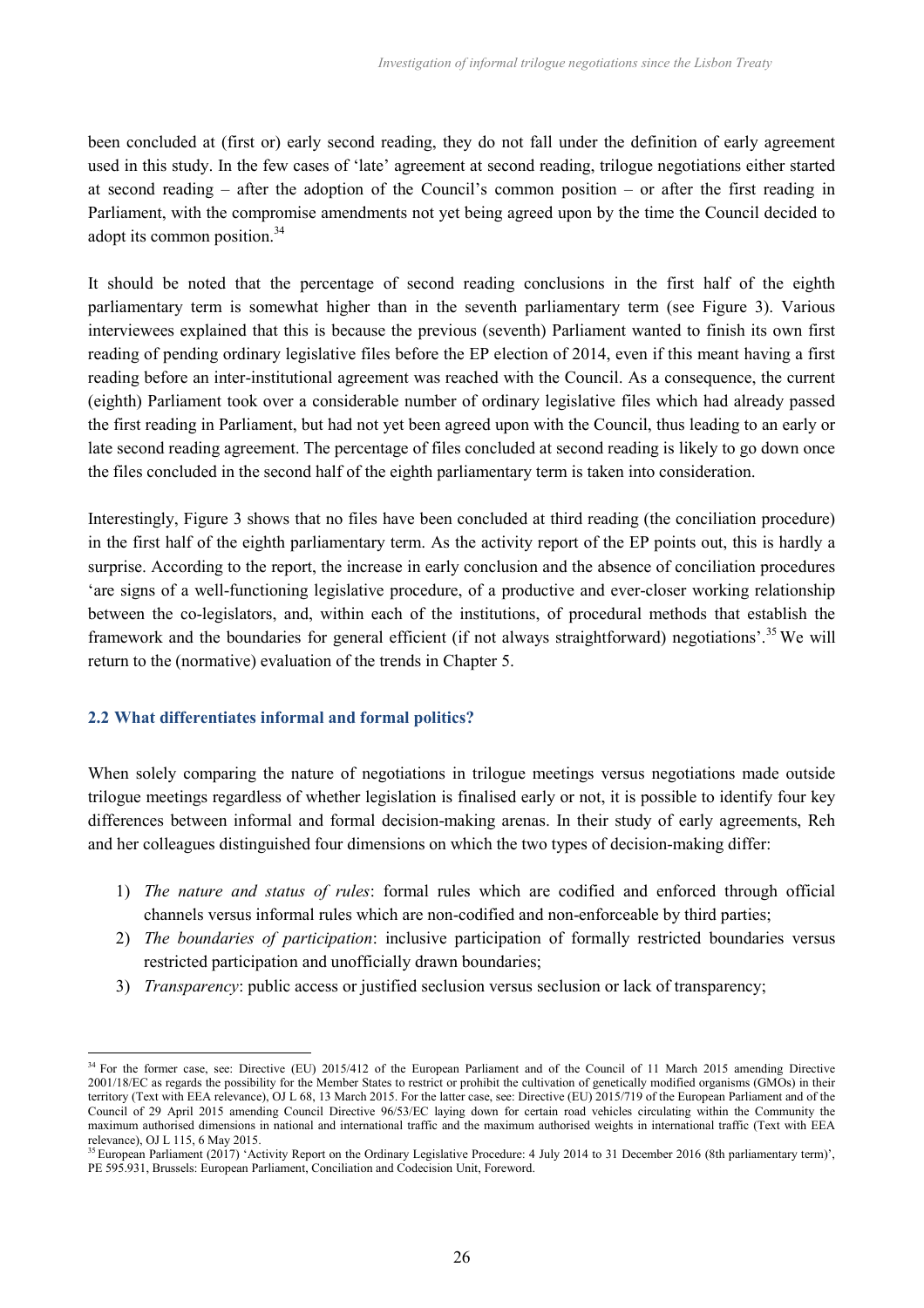been concluded at (first or) early second reading, they do not fall under the definition of early agreement used in this study. In the few cases of 'late' agreement at second reading, trilogue negotiations either started at second reading – after the adoption of the Council's common position – or after the first reading in Parliament, with the compromise amendments not yet being agreed upon by the time the Council decided to adopt its common position.[34]

It should be noted that the percentage of second reading conclusions in the first half of the eighth parliamentary term is somewhat higher than in the seventh parliamentary term (see Figure 3). Various interviewees explained that this is because the previous (seventh) Parliament wanted to finish its own first reading of pending ordinary legislative files before the EP election of 2014, even if this meant having a first reading before an inter-institutional agreement was reached with the Council. As a consequence, the current (eighth) Parliament took over a considerable number of ordinary legislative files which had already passed the first reading in Parliament, but had not yet been agreed upon with the Council, thus leading to an early or late second reading agreement. The percentage of files concluded at second reading is likely to go down once the files concluded in the second half of the eighth parliamentary term is taken into consideration.

Interestingly, Figure 3 shows that no files have been concluded at third reading (the conciliation procedure) in the first half of the eighth parliamentary term. As the activity report of the EP points out, this is hardly a surprise. According to the report, the increase in early conclusion and the absence of conciliation procedures 'are signs of a well-functioning legislative procedure, of a productive and ever-closer working relationship between the co-legislators, and, within each of the institutions, of procedural methods that establish the framework and the boundaries for general efficient (if not always straightforward) negotiations'.[35] We will return to the (normative) evaluation of the trends in Chapter 5.

## 2.2 What differentiates informal and formal politics?

When solely comparing the nature of negotiations in trilogue meetings versus negotiations made outside trilogue meetings regardless of whether legislation is finalised early or not, it is possible to identify four key differences between informal and formal decision-making arenas. In their study of early agreements, Reh and her colleagues distinguished four dimensions on which the two types of decision-making differ:

1) *The nature and status of rules*: formal rules which are codified and enforced through official channels versus informal rules which are non-codified and non-enforceable by third parties;
2) *The boundaries of participation*: inclusive participation of formally restricted boundaries versus restricted participation and unofficially drawn boundaries;
3) *Transparency*: public access or justified seclusion versus seclusion or lack of transparency;

---

[34] For the former case, see: Directive (EU) 2015/412 of the European Parliament and of the Council of 11 March 2015 amending Directive 2001/18/EC as regards the possibility for the Member States to restrict or prohibit the cultivation of genetically modified organisms (GMOs) in their territory (Text with EEA relevance), OJ L 68, 13 March 2015. For the latter case, see: Directive (EU) 2015/719 of the European Parliament and of the Council of 29 April 2015 amending Council Directive 96/53/EC laying down for certain road vehicles circulating within the Community the maximum authorised dimensions in national and international traffic and the maximum authorised weights in international traffic (Text with EEA relevance), OJ L 115, 6 May 2015.

[35] European Parliament (2017) 'Activity Report on the Ordinary Legislative Procedure: 4 July 2014 to 31 December 2016 (8th parliamentary term)', PE 595.931, Brussels: European Parliament, Conciliation and Codecision Unit, Foreword.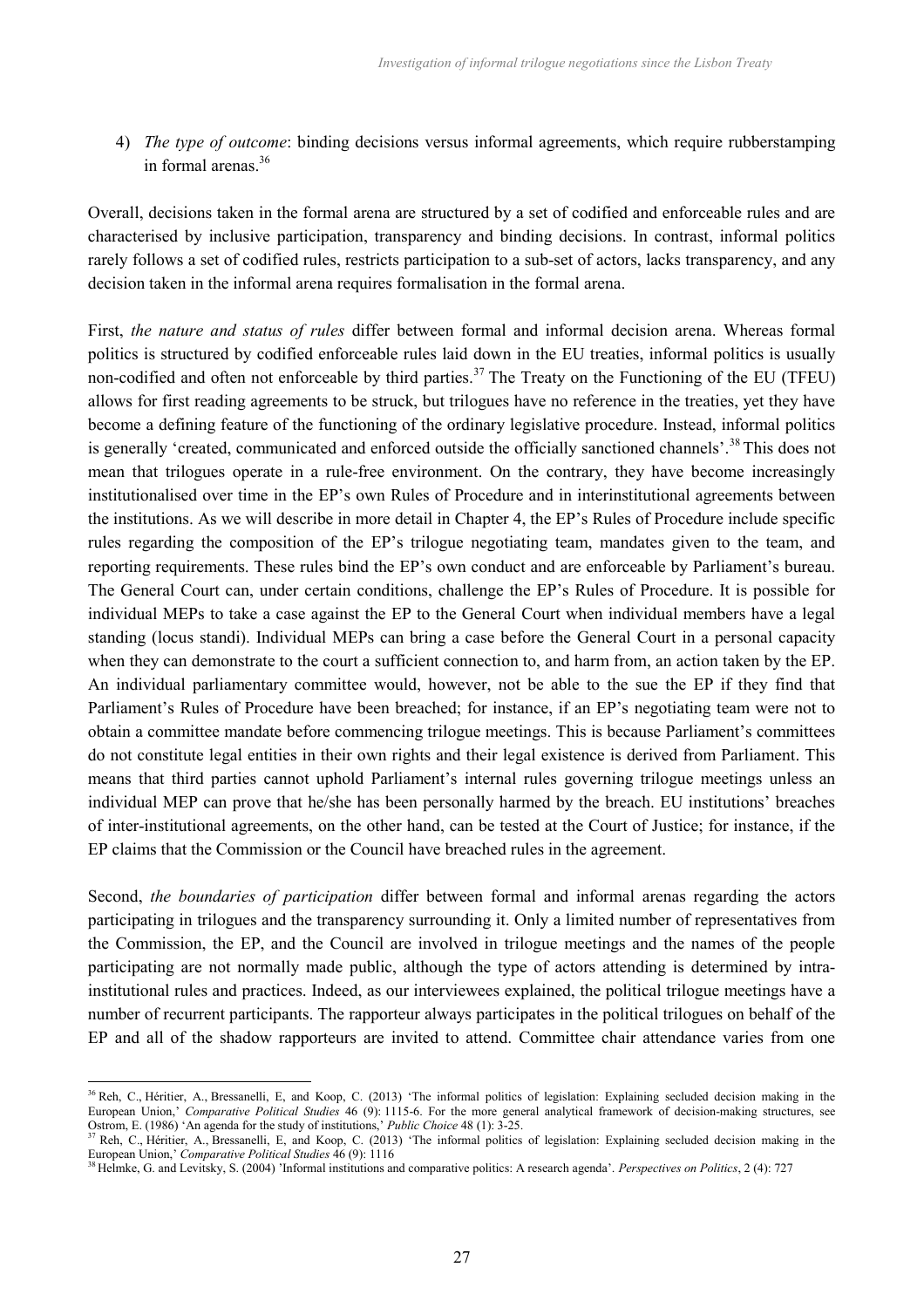4) *The type of outcome*: binding decisions versus informal agreements, which require rubberstamping in formal arenas.[36]

Overall, decisions taken in the formal arena are structured by a set of codified and enforceable rules and are characterised by inclusive participation, transparency and binding decisions. In contrast, informal politics rarely follows a set of codified rules, restricts participation to a sub-set of actors, lacks transparency, and any decision taken in the informal arena requires formalisation in the formal arena.

First, *the nature and status of rules* differ between formal and informal decision arena. Whereas formal politics is structured by codified enforceable rules laid down in the EU treaties, informal politics is usually non-codified and often not enforceable by third parties.[37] The Treaty on the Functioning of the EU (TFEU) allows for first reading agreements to be struck, but trilogues have no reference in the treaties, yet they have become a defining feature of the functioning of the ordinary legislative procedure. Instead, informal politics is generally 'created, communicated and enforced outside the officially sanctioned channels'.[38] This does not mean that trilogues operate in a rule-free environment. On the contrary, they have become increasingly institutionalised over time in the EP's own Rules of Procedure and in interinstitutional agreements between the institutions. As we will describe in more detail in Chapter 4, the EP's Rules of Procedure include specific rules regarding the composition of the EP's trilogue negotiating team, mandates given to the team, and reporting requirements. These rules bind the EP's own conduct and are enforceable by Parliament's bureau. The General Court can, under certain conditions, challenge the EP's Rules of Procedure. It is possible for individual MEPs to take a case against the EP to the General Court when individual members have a legal standing (locus standi). Individual MEPs can bring a case before the General Court in a personal capacity when they can demonstrate to the court a sufficient connection to, and harm from, an action taken by the EP. An individual parliamentary committee would, however, not be able to the sue the EP if they find that Parliament's Rules of Procedure have been breached; for instance, if an EP's negotiating team were not to obtain a committee mandate before commencing trilogue meetings. This is because Parliament's committees do not constitute legal entities in their own rights and their legal existence is derived from Parliament. This means that third parties cannot uphold Parliament's internal rules governing trilogue meetings unless an individual MEP can prove that he/she has been personally harmed by the breach. EU institutions' breaches of inter-institutional agreements, on the other hand, can be tested at the Court of Justice; for instance, if the EP claims that the Commission or the Council have breached rules in the agreement.

Second, *the boundaries of participation* differ between formal and informal arenas regarding the actors participating in trilogues and the transparency surrounding it. Only a limited number of representatives from the Commission, the EP, and the Council are involved in trilogue meetings and the names of the people participating are not normally made public, although the type of actors attending is determined by intra-institutional rules and practices. Indeed, as our interviewees explained, the political trilogue meetings have a number of recurrent participants. The rapporteur always participates in the political trilogues on behalf of the EP and all of the shadow rapporteurs are invited to attend. Committee chair attendance varies from one

---

[36] Reh, C., Héritier, A., Bressanelli, E, and Koop, C. (2013) 'The informal politics of legislation: Explaining secluded decision making in the European Union,' *Comparative Political Studies* 46 (9): 1115-6. For the more general analytical framework of decision-making structures, see Ostrom, E. (1986) 'An agenda for the study of institutions,' *Public Choice* 48 (1): 3-25.

[37] Reh, C., Héritier, A., Bressanelli, E, and Koop, C. (2013) 'The informal politics of legislation: Explaining secluded decision making in the European Union,' *Comparative Political Studies* 46 (9): 1116

[38] Helmke, G. and Levitsky, S. (2004) 'Informal institutions and comparative politics: A research agenda'. *Perspectives on Politics*, 2 (4): 727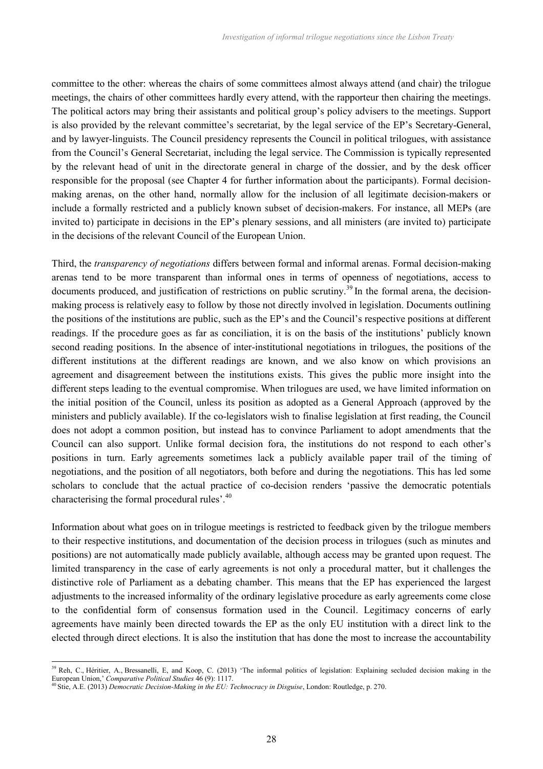committee to the other: whereas the chairs of some committees almost always attend (and chair) the trilogue meetings, the chairs of other committees hardly every attend, with the rapporteur then chairing the meetings. The political actors may bring their assistants and political group's policy advisers to the meetings. Support is also provided by the relevant committee's secretariat, by the legal service of the EP's Secretary-General, and by lawyer-linguists. The Council presidency represents the Council in political trilogues, with assistance from the Council's General Secretariat, including the legal service. The Commission is typically represented by the relevant head of unit in the directorate general in charge of the dossier, and by the desk officer responsible for the proposal (see Chapter 4 for further information about the participants). Formal decision-making arenas, on the other hand, normally allow for the inclusion of all legitimate decision-makers or include a formally restricted and a publicly known subset of decision-makers. For instance, all MEPs (are invited to) participate in decisions in the EP's plenary sessions, and all ministers (are invited to) participate in the decisions of the relevant Council of the European Union.

Third, the *transparency of negotiations* differs between formal and informal arenas. Formal decision-making arenas tend to be more transparent than informal ones in terms of openness of negotiations, access to documents produced, and justification of restrictions on public scrutiny.[39] In the formal arena, the decision-making process is relatively easy to follow by those not directly involved in legislation. Documents outlining the positions of the institutions are public, such as the EP's and the Council's respective positions at different readings. If the procedure goes as far as conciliation, it is on the basis of the institutions' publicly known second reading positions. In the absence of inter-institutional negotiations in trilogues, the positions of the different institutions at the different readings are known, and we also know on which provisions an agreement and disagreement between the institutions exists. This gives the public more insight into the different steps leading to the eventual compromise. When trilogues are used, we have limited information on the initial position of the Council, unless its position as adopted as a General Approach (approved by the ministers and publicly available). If the co-legislators wish to finalise legislation at first reading, the Council does not adopt a common position, but instead has to convince Parliament to adopt amendments that the Council can also support. Unlike formal decision fora, the institutions do not respond to each other's positions in turn. Early agreements sometimes lack a publicly available paper trail of the timing of negotiations, and the position of all negotiators, both before and during the negotiations. This has led some scholars to conclude that the actual practice of co-decision renders 'passive the democratic potentials characterising the formal procedural rules'.[40]

Information about what goes on in trilogue meetings is restricted to feedback given by the trilogue members to their respective institutions, and documentation of the decision process in trilogues (such as minutes and positions) are not automatically made publicly available, although access may be granted upon request. The limited transparency in the case of early agreements is not only a procedural matter, but it challenges the distinctive role of Parliament as a debating chamber. This means that the EP has experienced the largest adjustments to the increased informality of the ordinary legislative procedure as early agreements come close to the confidential form of consensus formation used in the Council. Legitimacy concerns of early agreements have mainly been directed towards the EP as the only EU institution with a direct link to the elected through direct elections. It is also the institution that has done the most to increase the accountability

---

[39] Reh, C., Héritier, A., Bressanelli, E, and Koop, C. (2013) 'The informal politics of legislation: Explaining secluded decision making in the European Union,' *Comparative Political Studies* 46 (9): 1117.

[40] Stie, A.E. (2013) *Democratic Decision-Making in the EU: Technocracy in Disguise*, London: Routledge, p. 270.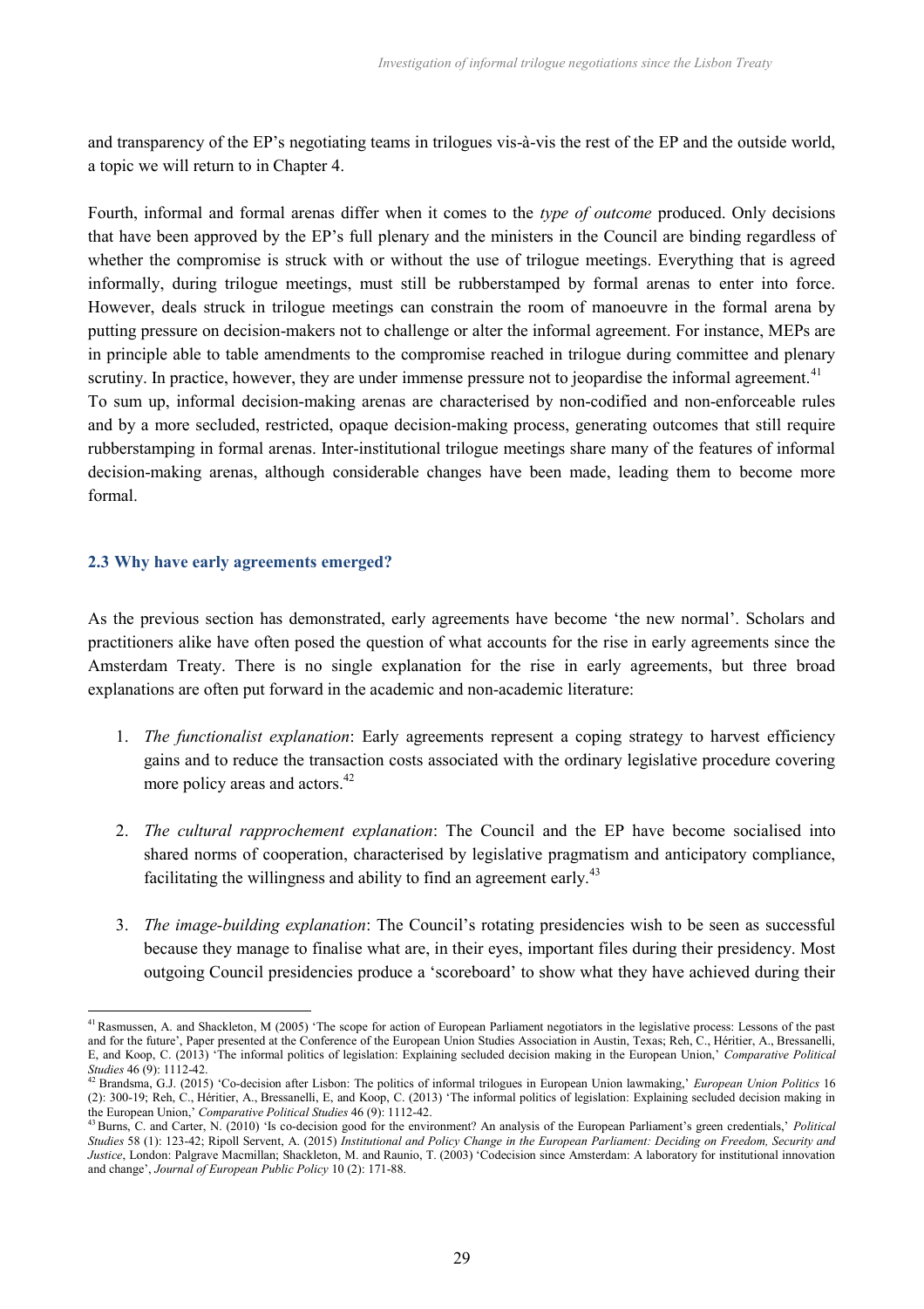and transparency of the EP's negotiating teams in trilogues vis-à-vis the rest of the EP and the outside world, a topic we will return to in Chapter 4.

Fourth, informal and formal arenas differ when it comes to the *type of outcome* produced. Only decisions that have been approved by the EP's full plenary and the ministers in the Council are binding regardless of whether the compromise is struck with or without the use of trilogue meetings. Everything that is agreed informally, during trilogue meetings, must still be rubberstamped by formal arenas to enter into force. However, deals struck in trilogue meetings can constrain the room of manoeuvre in the formal arena by putting pressure on decision-makers not to challenge or alter the informal agreement. For instance, MEPs are in principle able to table amendments to the compromise reached in trilogue during committee and plenary scrutiny. In practice, however, they are under immense pressure not to jeopardise the informal agreement.[41]

To sum up, informal decision-making arenas are characterised by non-codified and non-enforceable rules and by a more secluded, restricted, opaque decision-making process, generating outcomes that still require rubberstamping in formal arenas. Inter-institutional trilogue meetings share many of the features of informal decision-making arenas, although considerable changes have been made, leading them to become more formal.

### 2.3 Why have early agreements emerged?

As the previous section has demonstrated, early agreements have become 'the new normal'. Scholars and practitioners alike have often posed the question of what accounts for the rise in early agreements since the Amsterdam Treaty. There is no single explanation for the rise in early agreements, but three broad explanations are often put forward in the academic and non-academic literature:

1. *The functionalist explanation*: Early agreements represent a coping strategy to harvest efficiency gains and to reduce the transaction costs associated with the ordinary legislative procedure covering more policy areas and actors.[42]

2. *The cultural rapprochement explanation*: The Council and the EP have become socialised into shared norms of cooperation, characterised by legislative pragmatism and anticipatory compliance, facilitating the willingness and ability to find an agreement early.[43]

3. *The image-building explanation*: The Council's rotating presidencies wish to be seen as successful because they manage to finalise what are, in their eyes, important files during their presidency. Most outgoing Council presidencies produce a 'scoreboard' to show what they have achieved during their

---

[41] Rasmussen, A. and Shackleton, M (2005) 'The scope for action of European Parliament negotiators in the legislative process: Lessons of the past and for the future', Paper presented at the Conference of the European Union Studies Association in Austin, Texas; Reh, C., Héritier, A., Bressanelli, E, and Koop, C. (2013) 'The informal politics of legislation: Explaining secluded decision making in the European Union,' *Comparative Political Studies* 46 (9): 1112-42.

[42] Brandsma, G.J. (2015) 'Co-decision after Lisbon: The politics of informal trilogues in European Union lawmaking,' *European Union Politics* 16 (2): 300-19; Reh, C., Héritier, A., Bressanelli, E, and Koop, C. (2013) 'The informal politics of legislation: Explaining secluded decision making in the European Union,' *Comparative Political Studies* 46 (9): 1112-42.

[43] Burns, C. and Carter, N. (2010) 'Is co-decision good for the environment? An analysis of the European Parliament's green credentials,' *Political Studies* 58 (1): 123-42; Ripoll Servent, A. (2015) *Institutional and Policy Change in the European Parliament: Deciding on Freedom, Security and Justice*, London: Palgrave Macmillan; Shackleton, M. and Raunio, T. (2003) 'Codecision since Amsterdam: A laboratory for institutional innovation and change', *Journal of European Public Policy* 10 (2): 171-88.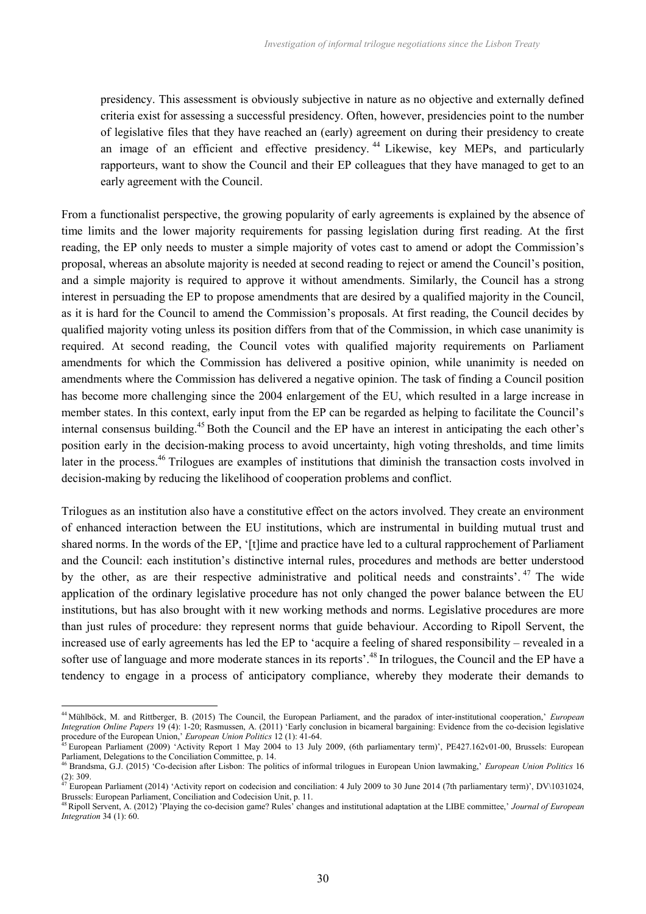presidency. This assessment is obviously subjective in nature as no objective and externally defined criteria exist for assessing a successful presidency. Often, however, presidencies point to the number of legislative files that they have reached an (early) agreement on during their presidency to create an image of an efficient and effective presidency.[44] Likewise, key MEPs, and particularly rapporteurs, want to show the Council and their EP colleagues that they have managed to get to an early agreement with the Council.

From a functionalist perspective, the growing popularity of early agreements is explained by the absence of time limits and the lower majority requirements for passing legislation during first reading. At the first reading, the EP only needs to muster a simple majority of votes cast to amend or adopt the Commission's proposal, whereas an absolute majority is needed at second reading to reject or amend the Council's position, and a simple majority is required to approve it without amendments. Similarly, the Council has a strong interest in persuading the EP to propose amendments that are desired by a qualified majority in the Council, as it is hard for the Council to amend the Commission's proposals. At first reading, the Council decides by qualified majority voting unless its position differs from that of the Commission, in which case unanimity is required. At second reading, the Council votes with qualified majority requirements on Parliament amendments for which the Commission has delivered a positive opinion, while unanimity is needed on amendments where the Commission has delivered a negative opinion. The task of finding a Council position has become more challenging since the 2004 enlargement of the EU, which resulted in a large increase in member states. In this context, early input from the EP can be regarded as helping to facilitate the Council's internal consensus building.[45] Both the Council and the EP have an interest in anticipating the each other's position early in the decision-making process to avoid uncertainty, high voting thresholds, and time limits later in the process.[46] Trilogues are examples of institutions that diminish the transaction costs involved in decision-making by reducing the likelihood of cooperation problems and conflict.

Trilogues as an institution also have a constitutive effect on the actors involved. They create an environment of enhanced interaction between the EU institutions, which are instrumental in building mutual trust and shared norms. In the words of the EP, '[t]ime and practice have led to a cultural rapprochement of Parliament and the Council: each institution's distinctive internal rules, procedures and methods are better understood by the other, as are their respective administrative and political needs and constraints'.[47] The wide application of the ordinary legislative procedure has not only changed the power balance between the EU institutions, but has also brought with it new working methods and norms. Legislative procedures are more than just rules of procedure: they represent norms that guide behaviour. According to Ripoll Servent, the increased use of early agreements has led the EP to 'acquire a feeling of shared responsibility – revealed in a softer use of language and more moderate stances in its reports'.[48] In trilogues, the Council and the EP have a tendency to engage in a process of anticipatory compliance, whereby they moderate their demands to

---

[44] Mühlböck, M. and Rittberger, B. (2015) The Council, the European Parliament, and the paradox of inter-institutional cooperation,' *European Integration Online Papers* 19 (4): 1-20; Rasmussen, A. (2011) 'Early conclusion in bicameral bargaining: Evidence from the co-decision legislative procedure of the European Union,' *European Union Politics* 12 (1): 41-64.

[45] European Parliament (2009) 'Activity Report 1 May 2004 to 13 July 2009, (6th parliamentary term)', PE427.162v01-00, Brussels: European Parliament, Delegations to the Conciliation Committee, p. 14.

[46] Brandsma, G.J. (2015) 'Co-decision after Lisbon: The politics of informal trilogues in European Union lawmaking,' *European Union Politics* 16 (2): 309.

[47] European Parliament (2014) 'Activity report on codecision and conciliation: 4 July 2009 to 30 June 2014 (7th parliamentary term)', DV\1031024, Brussels: European Parliament, Conciliation and Codecision Unit, p. 11.

[48] Ripoll Servent, A. (2012) 'Playing the co-decision game? Rules' changes and institutional adaptation at the LIBE committee,' *Journal of European Integration* 34 (1): 60.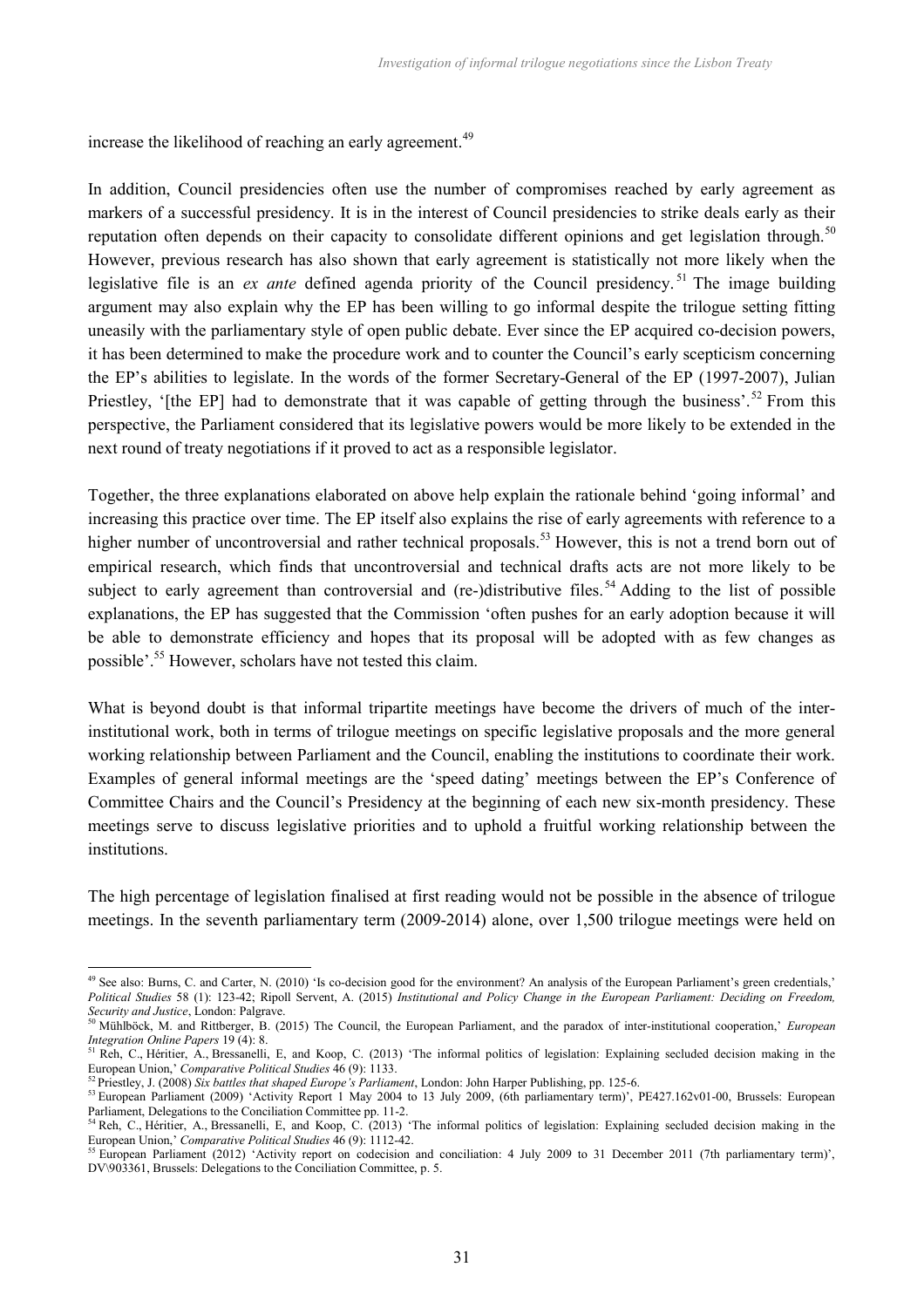increase the likelihood of reaching an early agreement.[49]

In addition, Council presidencies often use the number of compromises reached by early agreement as markers of a successful presidency. It is in the interest of Council presidencies to strike deals early as their reputation often depends on their capacity to consolidate different opinions and get legislation through.[50] However, previous research has also shown that early agreement is statistically not more likely when the legislative file is an *ex ante* defined agenda priority of the Council presidency.[51] The image building argument may also explain why the EP has been willing to go informal despite the trilogue setting fitting uneasily with the parliamentary style of open public debate. Ever since the EP acquired co-decision powers, it has been determined to make the procedure work and to counter the Council's early scepticism concerning the EP's abilities to legislate. In the words of the former Secretary-General of the EP (1997-2007), Julian Priestley, '[the EP] had to demonstrate that it was capable of getting through the business'.[52] From this perspective, the Parliament considered that its legislative powers would be more likely to be extended in the next round of treaty negotiations if it proved to act as a responsible legislator.

Together, the three explanations elaborated on above help explain the rationale behind 'going informal' and increasing this practice over time. The EP itself also explains the rise of early agreements with reference to a higher number of uncontroversial and rather technical proposals.[53] However, this is not a trend born out of empirical research, which finds that uncontroversial and technical drafts acts are not more likely to be subject to early agreement than controversial and (re-)distributive files.[54] Adding to the list of possible explanations, the EP has suggested that the Commission 'often pushes for an early adoption because it will be able to demonstrate efficiency and hopes that its proposal will be adopted with as few changes as possible'.[55] However, scholars have not tested this claim.

What is beyond doubt is that informal tripartite meetings have become the drivers of much of the inter-institutional work, both in terms of trilogue meetings on specific legislative proposals and the more general working relationship between Parliament and the Council, enabling the institutions to coordinate their work. Examples of general informal meetings are the 'speed dating' meetings between the EP's Conference of Committee Chairs and the Council's Presidency at the beginning of each new six-month presidency. These meetings serve to discuss legislative priorities and to uphold a fruitful working relationship between the institutions.

The high percentage of legislation finalised at first reading would not be possible in the absence of trilogue meetings. In the seventh parliamentary term (2009-2014) alone, over 1,500 trilogue meetings were held on

---

[49] See also: Burns, C. and Carter, N. (2010) 'Is co-decision good for the environment? An analysis of the European Parliament's green credentials,' *Political Studies* 58 (1): 123-42; Ripoll Servent, A. (2015) *Institutional and Policy Change in the European Parliament: Deciding on Freedom, Security and Justice*, London: Palgrave.

[50] Mühlböck, M. and Rittberger, B. (2015) The Council, the European Parliament, and the paradox of inter-institutional cooperation,' *European Integration Online Papers* 19 (4): 8.

[51] Reh, C., Héritier, A., Bressanelli, E, and Koop, C. (2013) 'The informal politics of legislation: Explaining secluded decision making in the European Union,' *Comparative Political Studies* 46 (9): 1133.

[52] Priestley, J. (2008) *Six battles that shaped Europe's Parliament*, London: John Harper Publishing, pp. 125-6.

[53] European Parliament (2009) 'Activity Report 1 May 2004 to 13 July 2009, (6th parliamentary term)', PE427.162v01-00, Brussels: European Parliament, Delegations to the Conciliation Committee pp. 11-2.

[54] Reh, C., Héritier, A., Bressanelli, E, and Koop, C. (2013) 'The informal politics of legislation: Explaining secluded decision making in the European Union,' *Comparative Political Studies* 46 (9): 1112-42.

[55] European Parliament (2012) 'Activity report on codecision and conciliation: 4 July 2009 to 31 December 2011 (7th parliamentary term)', DV\903361, Brussels: Delegations to the Conciliation Committee, p. 5.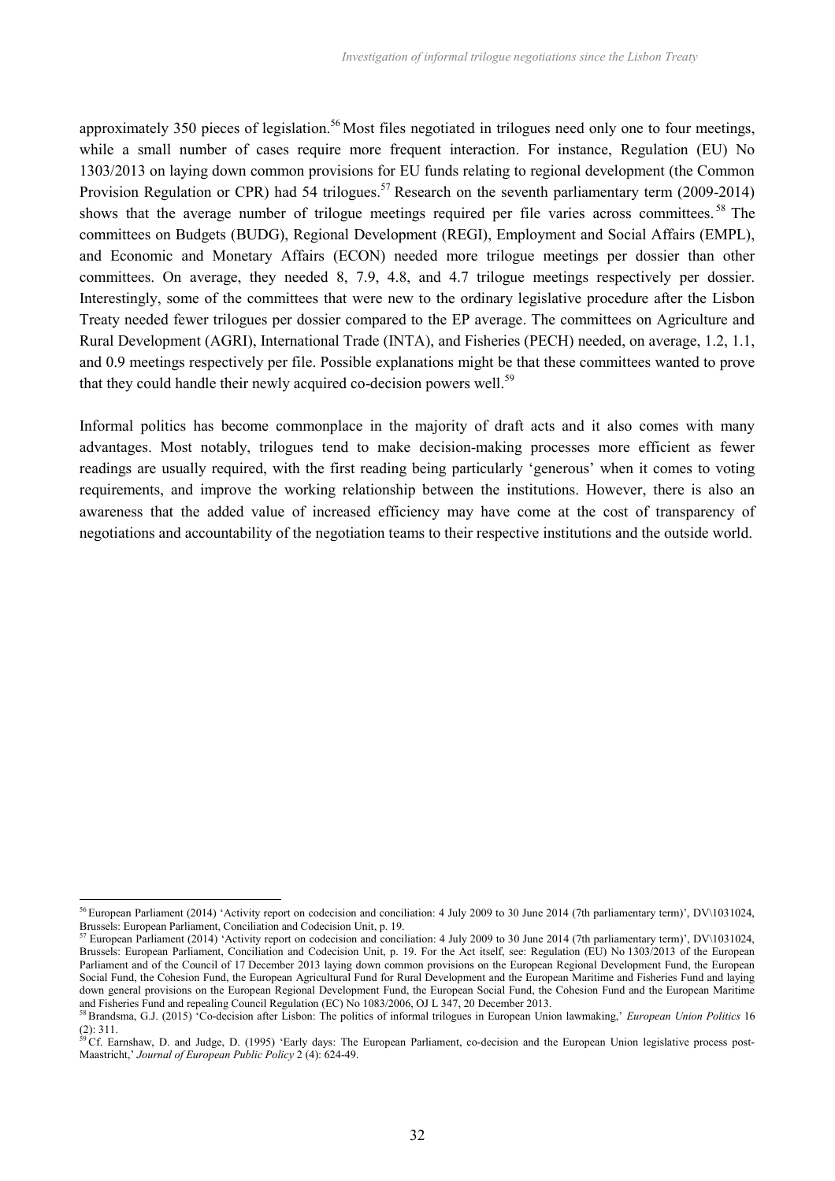approximately 350 pieces of legislation.[56] Most files negotiated in trilogues need only one to four meetings, while a small number of cases require more frequent interaction. For instance, Regulation (EU) No 1303/2013 on laying down common provisions for EU funds relating to regional development (the Common Provision Regulation or CPR) had 54 trilogues.[57] Research on the seventh parliamentary term (2009-2014) shows that the average number of trilogue meetings required per file varies across committees.[58] The committees on Budgets (BUDG), Regional Development (REGI), Employment and Social Affairs (EMPL), and Economic and Monetary Affairs (ECON) needed more trilogue meetings per dossier than other committees. On average, they needed 8, 7.9, 4.8, and 4.7 trilogue meetings respectively per dossier. Interestingly, some of the committees that were new to the ordinary legislative procedure after the Lisbon Treaty needed fewer trilogues per dossier compared to the EP average. The committees on Agriculture and Rural Development (AGRI), International Trade (INTA), and Fisheries (PECH) needed, on average, 1.2, 1.1, and 0.9 meetings respectively per file. Possible explanations might be that these committees wanted to prove that they could handle their newly acquired co-decision powers well.[59]

Informal politics has become commonplace in the majority of draft acts and it also comes with many advantages. Most notably, trilogues tend to make decision-making processes more efficient as fewer readings are usually required, with the first reading being particularly 'generous' when it comes to voting requirements, and improve the working relationship between the institutions. However, there is also an awareness that the added value of increased efficiency may have come at the cost of transparency of negotiations and accountability of the negotiation teams to their respective institutions and the outside world.

---

[56] European Parliament (2014) 'Activity report on codecision and conciliation: 4 July 2009 to 30 June 2014 (7th parliamentary term)', DV\1031024, Brussels: European Parliament, Conciliation and Codecision Unit, p. 19.

[57] European Parliament (2014) 'Activity report on codecision and conciliation: 4 July 2009 to 30 June 2014 (7th parliamentary term)', DV\1031024, Brussels: European Parliament, Conciliation and Codecision Unit, p. 19. For the Act itself, see: Regulation (EU) No 1303/2013 of the European Parliament and of the Council of 17 December 2013 laying down common provisions on the European Regional Development Fund, the European Social Fund, the Cohesion Fund, the European Agricultural Fund for Rural Development and the European Maritime and Fisheries Fund and laying down general provisions on the European Regional Development Fund, the European Social Fund, the Cohesion Fund and the European Maritime and Fisheries Fund and repealing Council Regulation (EC) No 1083/2006, OJ L 347, 20 December 2013.

[58] Brandsma, G.J. (2015) 'Co-decision after Lisbon: The politics of informal trilogues in European Union lawmaking,' *European Union Politics* 16 (2): 311.

[59] Cf. Earnshaw, D. and Judge, D. (1995) 'Early days: The European Parliament, co-decision and the European Union legislative process post-Maastricht,' *Journal of European Public Policy* 2 (4): 624-49.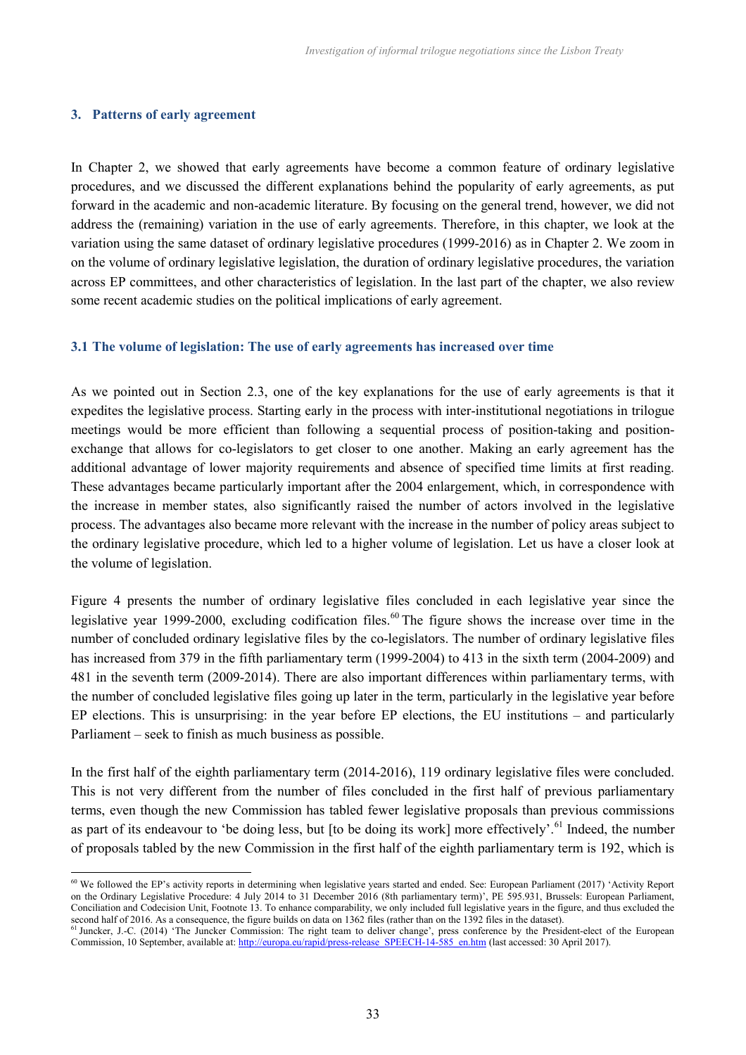## 3. Patterns of early agreement

In Chapter 2, we showed that early agreements have become a common feature of ordinary legislative procedures, and we discussed the different explanations behind the popularity of early agreements, as put forward in the academic and non-academic literature. By focusing on the general trend, however, we did not address the (remaining) variation in the use of early agreements. Therefore, in this chapter, we look at the variation using the same dataset of ordinary legislative procedures (1999-2016) as in Chapter 2. We zoom in on the volume of ordinary legislative legislation, the duration of ordinary legislative procedures, the variation across EP committees, and other characteristics of legislation. In the last part of the chapter, we also review some recent academic studies on the political implications of early agreement.

### 3.1 The volume of legislation: The use of early agreements has increased over time

As we pointed out in Section 2.3, one of the key explanations for the use of early agreements is that it expedites the legislative process. Starting early in the process with inter-institutional negotiations in trilogue meetings would be more efficient than following a sequential process of position-taking and position-exchange that allows for co-legislators to get closer to one another. Making an early agreement has the additional advantage of lower majority requirements and absence of specified time limits at first reading. These advantages became particularly important after the 2004 enlargement, which, in correspondence with the increase in member states, also significantly raised the number of actors involved in the legislative process. The advantages also became more relevant with the increase in the number of policy areas subject to the ordinary legislative procedure, which led to a higher volume of legislation. Let us have a closer look at the volume of legislation.

Figure 4 presents the number of ordinary legislative files concluded in each legislative year since the legislative year 1999-2000, excluding codification files.[60] The figure shows the increase over time in the number of concluded ordinary legislative files by the co-legislators. The number of ordinary legislative files has increased from 379 in the fifth parliamentary term (1999-2004) to 413 in the sixth term (2004-2009) and 481 in the seventh term (2009-2014). There are also important differences within parliamentary terms, with the number of concluded legislative files going up later in the term, particularly in the legislative year before EP elections. This is unsurprising: in the year before EP elections, the EU institutions – and particularly Parliament – seek to finish as much business as possible.

In the first half of the eighth parliamentary term (2014-2016), 119 ordinary legislative files were concluded. This is not very different from the number of files concluded in the first half of previous parliamentary terms, even though the new Commission has tabled fewer legislative proposals than previous commissions as part of its endeavour to 'be doing less, but [to be doing its work] more effectively'.[61] Indeed, the number of proposals tabled by the new Commission in the first half of the eighth parliamentary term is 192, which is

---

[60] We followed the EP's activity reports in determining when legislative years started and ended. See: European Parliament (2017) 'Activity Report on the Ordinary Legislative Procedure: 4 July 2014 to 31 December 2016 (8th parliamentary term)', PE 595.931, Brussels: European Parliament, Conciliation and Codecision Unit, Footnote 13. To enhance comparability, we only included full legislative years in the figure, and thus excluded the second half of 2016. As a consequence, the figure builds on data on 1362 files (rather than on the 1392 files in the dataset).

[61] Juncker, J.-C. (2014) 'The Juncker Commission: The right team to deliver change', press conference by the President-elect of the European Commission, 10 September, available at: http://europa.eu/rapid/press-release_SPEECH-14-585_en.htm (last accessed: 30 April 2017).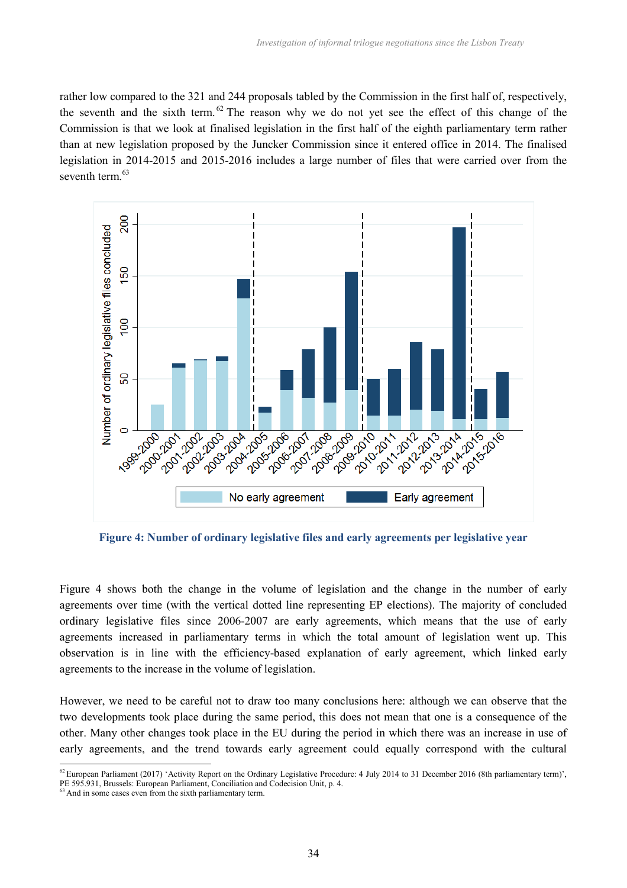rather low compared to the 321 and 244 proposals tabled by the Commission in the first half of, respectively, the seventh and the sixth term.[62] The reason why we do not yet see the effect of this change of the Commission is that we look at finalised legislation in the first half of the eighth parliamentary term rather than at new legislation proposed by the Juncker Commission since it entered office in 2014. The finalised legislation in 2014-2015 and 2015-2016 includes a large number of files that were carried over from the seventh term.[63]

**Figure 4: Number of ordinary legislative files and early agreements per legislative year**

Figure 4 shows both the change in the volume of legislation and the change in the number of early agreements over time (with the vertical dotted line representing EP elections). The majority of concluded ordinary legislative files since 2006-2007 are early agreements, which means that the use of early agreements increased in parliamentary terms in which the total amount of legislation went up. This observation is in line with the efficiency-based explanation of early agreement, which linked early agreements to the increase in the volume of legislation.

However, we need to be careful not to draw too many conclusions here: although we can observe that the two developments took place during the same period, this does not mean that one is a consequence of the other. Many other changes took place in the EU during the period in which there was an increase in use of early agreements, and the trend towards early agreement could equally correspond with the cultural

---

[62] European Parliament (2017) 'Activity Report on the Ordinary Legislative Procedure: 4 July 2014 to 31 December 2016 (8th parliamentary term)', PE 595.931, Brussels: European Parliament, Conciliation and Codecision Unit, p. 4.

[63] And in some cases even from the sixth parliamentary term.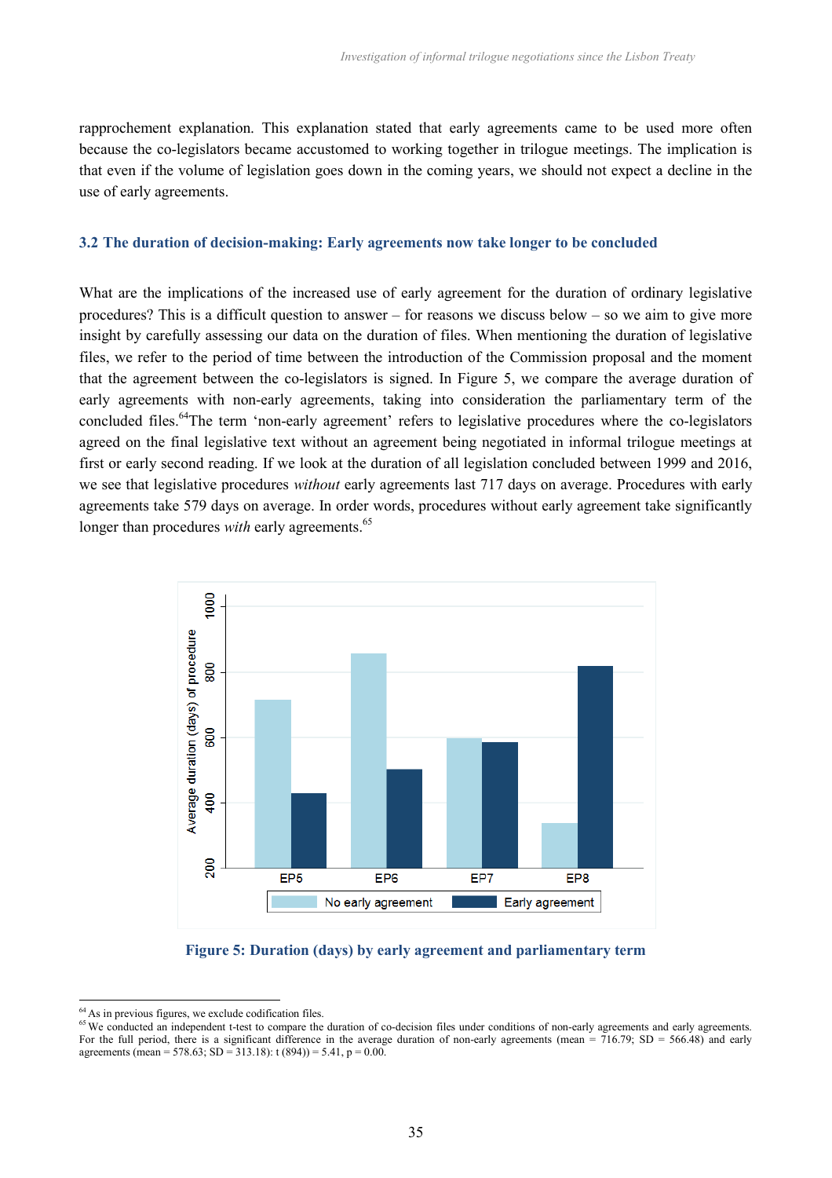rapprochement explanation. This explanation stated that early agreements came to be used more often because the co-legislators became accustomed to working together in trilogue meetings. The implication is that even if the volume of legislation goes down in the coming years, we should not expect a decline in the use of early agreements.

### 3.2 The duration of decision-making: Early agreements now take longer to be concluded

What are the implications of the increased use of early agreement for the duration of ordinary legislative procedures? This is a difficult question to answer – for reasons we discuss below – so we aim to give more insight by carefully assessing our data on the duration of files. When mentioning the duration of legislative files, we refer to the period of time between the introduction of the Commission proposal and the moment that the agreement between the co-legislators is signed. In Figure 5, we compare the average duration of early agreements with non-early agreements, taking into consideration the parliamentary term of the concluded files.[64]The term 'non-early agreement' refers to legislative procedures where the co-legislators agreed on the final legislative text without an agreement being negotiated in informal trilogue meetings at first or early second reading. If we look at the duration of all legislation concluded between 1999 and 2016, we see that legislative procedures *without* early agreements last 717 days on average. Procedures with early agreements take 579 days on average. In order words, procedures without early agreement take significantly longer than procedures *with* early agreements.[65]

**Figure 5: Duration (days) by early agreement and parliamentary term**

[64] As in previous figures, we exclude codification files.

[65] We conducted an independent t-test to compare the duration of co-decision files under conditions of non-early agreements and early agreements. For the full period, there is a significant difference in the average duration of non-early agreements (mean = 716.79; SD = 566.48) and early agreements (mean = 578.63; SD = 313.18): t (894)) = 5.41, p = 0.00.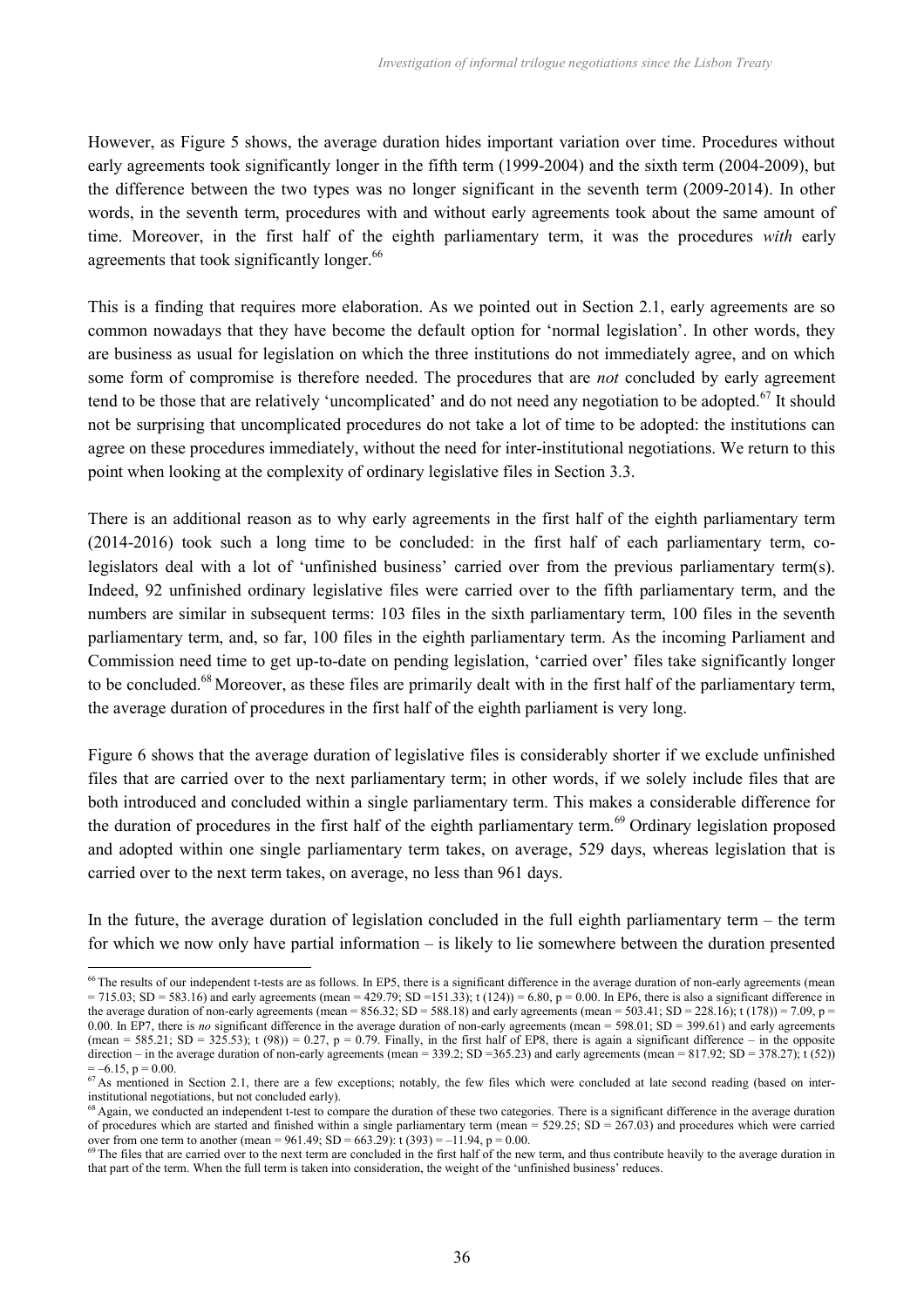However, as Figure 5 shows, the average duration hides important variation over time. Procedures without early agreements took significantly longer in the fifth term (1999-2004) and the sixth term (2004-2009), but the difference between the two types was no longer significant in the seventh term (2009-2014). In other words, in the seventh term, procedures with and without early agreements took about the same amount of time. Moreover, in the first half of the eighth parliamentary term, it was the procedures *with* early agreements that took significantly longer.[66]

This is a finding that requires more elaboration. As we pointed out in Section 2.1, early agreements are so common nowadays that they have become the default option for 'normal legislation'. In other words, they are business as usual for legislation on which the three institutions do not immediately agree, and on which some form of compromise is therefore needed. The procedures that are *not* concluded by early agreement tend to be those that are relatively 'uncomplicated' and do not need any negotiation to be adopted.[67] It should not be surprising that uncomplicated procedures do not take a lot of time to be adopted: the institutions can agree on these procedures immediately, without the need for inter-institutional negotiations. We return to this point when looking at the complexity of ordinary legislative files in Section 3.3.

There is an additional reason as to why early agreements in the first half of the eighth parliamentary term (2014-2016) took such a long time to be concluded: in the first half of each parliamentary term, co-legislators deal with a lot of 'unfinished business' carried over from the previous parliamentary term(s). Indeed, 92 unfinished ordinary legislative files were carried over to the fifth parliamentary term, and the numbers are similar in subsequent terms: 103 files in the sixth parliamentary term, 100 files in the seventh parliamentary term, and, so far, 100 files in the eighth parliamentary term. As the incoming Parliament and Commission need time to get up-to-date on pending legislation, 'carried over' files take significantly longer to be concluded.[68] Moreover, as these files are primarily dealt with in the first half of the parliamentary term, the average duration of procedures in the first half of the eighth parliament is very long.

Figure 6 shows that the average duration of legislative files is considerably shorter if we exclude unfinished files that are carried over to the next parliamentary term; in other words, if we solely include files that are both introduced and concluded within a single parliamentary term. This makes a considerable difference for the duration of procedures in the first half of the eighth parliamentary term.[69] Ordinary legislation proposed and adopted within one single parliamentary term takes, on average, 529 days, whereas legislation that is carried over to the next term takes, on average, no less than 961 days.

In the future, the average duration of legislation concluded in the full eighth parliamentary term – the term for which we now only have partial information – is likely to lie somewhere between the duration presented

---

[66] The results of our independent t-tests are as follows. In EP5, there is a significant difference in the average duration of non-early agreements (mean = 715.03; SD = 583.16) and early agreements (mean = 429.79; SD =151.33); t (124)) = 6.80, p = 0.00. In EP6, there is also a significant difference in the average duration of non-early agreements (mean = 856.32; SD = 588.18) and early agreements (mean = 503.41; SD = 228.16); t (178)) = 7.09, p = 0.00. In EP7, there is *no* significant difference in the average duration of non-early agreements (mean = 598.01; SD = 399.61) and early agreements (mean = 585.21; SD = 325.53); t (98)) = 0.27, p = 0.79. Finally, in the first half of EP8, there is again a significant difference – in the opposite direction – in the average duration of non-early agreements (mean = 339.2; SD =365.23) and early agreements (mean = 817.92; SD = 378.27); t (52)) = –6.15, p = 0.00.

[67] As mentioned in Section 2.1, there are a few exceptions; notably, the few files which were concluded at late second reading (based on inter-institutional negotiations, but not concluded early).

[68] Again, we conducted an independent t-test to compare the duration of these two categories. There is a significant difference in the average duration of procedures which are started and finished within a single parliamentary term (mean = 529.25; SD = 267.03) and procedures which were carried over from one term to another (mean = 961.49; SD = 663.29): t (393) = –11.94, p = 0.00.

[69] The files that are carried over to the next term are concluded in the first half of the new term, and thus contribute heavily to the average duration in that part of the term. When the full term is taken into consideration, the weight of the 'unfinished business' reduces.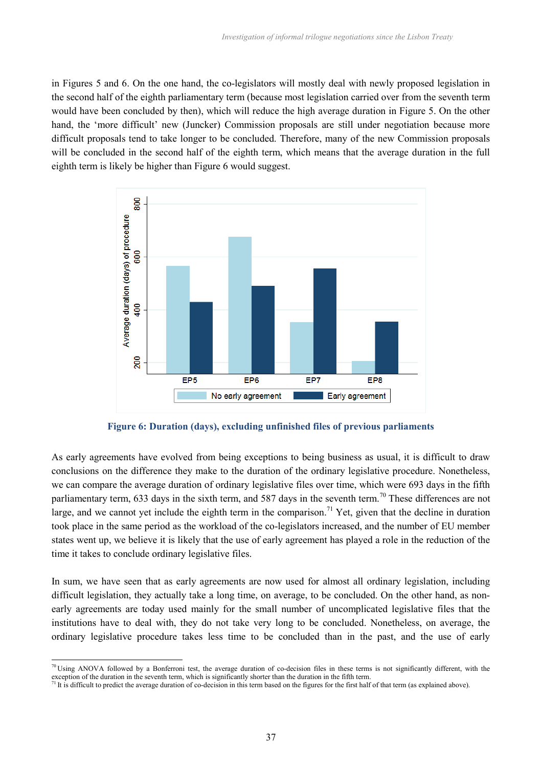in Figures 5 and 6. On the one hand, the co-legislators will mostly deal with newly proposed legislation in the second half of the eighth parliamentary term (because most legislation carried over from the seventh term would have been concluded by then), which will reduce the high average duration in Figure 5. On the other hand, the 'more difficult' new (Juncker) Commission proposals are still under negotiation because more difficult proposals tend to take longer to be concluded. Therefore, many of the new Commission proposals will be concluded in the second half of the eighth term, which means that the average duration in the full eighth term is likely be higher than Figure 6 would suggest.

**Figure 6: Duration (days), excluding unfinished files of previous parliaments**

As early agreements have evolved from being exceptions to being business as usual, it is difficult to draw conclusions on the difference they make to the duration of the ordinary legislative procedure. Nonetheless, we can compare the average duration of ordinary legislative files over time, which were 693 days in the fifth parliamentary term, 633 days in the sixth term, and 587 days in the seventh term.[70] These differences are not large, and we cannot yet include the eighth term in the comparison.[71] Yet, given that the decline in duration took place in the same period as the workload of the co-legislators increased, and the number of EU member states went up, we believe it is likely that the use of early agreement has played a role in the reduction of the time it takes to conclude ordinary legislative files.

In sum, we have seen that as early agreements are now used for almost all ordinary legislation, including difficult legislation, they actually take a long time, on average, to be concluded. On the other hand, as non-early agreements are today used mainly for the small number of uncomplicated legislative files that the institutions have to deal with, they do not take very long to be concluded. Nonetheless, on average, the ordinary legislative procedure takes less time to be concluded than in the past, and the use of early

---

[70] Using ANOVA followed by a Bonferroni test, the average duration of co-decision files in these terms is not significantly different, with the exception of the duration in the seventh term, which is significantly shorter than the duration in the fifth term.

[71] It is difficult to predict the average duration of co-decision in this term based on the figures for the first half of that term (as explained above).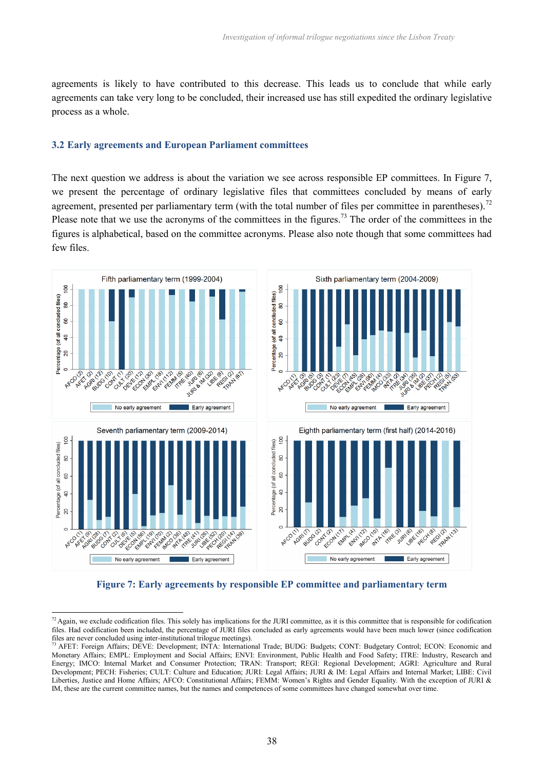agreements is likely to have contributed to this decrease. This leads us to conclude that while early agreements can take very long to be concluded, their increased use has still expedited the ordinary legislative process as a whole.

## 3.2 Early agreements and European Parliament committees

The next question we address is about the variation we see across responsible EP committees. In Figure 7, we present the percentage of ordinary legislative files that committees concluded by means of early agreement, presented per parliamentary term (with the total number of files per committee in parentheses).[72] Please note that we use the acronyms of the committees in the figures.[73] The order of the committees in the figures is alphabetical, based on the committee acronyms. Please also note though that some committees had few files.

**Figure 7: Early agreements by responsible EP committee and parliamentary term**

[72] Again, we exclude codification files. This solely has implications for the JURI committee, as it is this committee that is responsible for codification files. Had codification been included, the percentage of JURI files concluded as early agreements would have been much lower (since codification files are never concluded using inter-institutional trilogue meetings).

[73] AFET: Foreign Affairs; DEVE: Development; INTA: International Trade; BUDG: Budgets; CONT: Budgetary Control; ECON: Economic and Monetary Affairs; EMPL: Employment and Social Affairs; ENVI: Environment, Public Health and Food Safety; ITRE: Industry, Research and Energy; IMCO: Internal Market and Consumer Protection; TRAN: Transport; REGI: Regional Development; AGRI: Agriculture and Rural Development; PECH: Fisheries; CULT: Culture and Education; JURI: Legal Affairs; JURI & IM: Legal Affairs and Internal Market; LIBE: Civil Liberties, Justice and Home Affairs; AFCO: Constitutional Affairs; FEMM: Women's Rights and Gender Equality. With the exception of JURI & IM, these are the current committee names, but the names and competences of some committees have changed somewhat over time.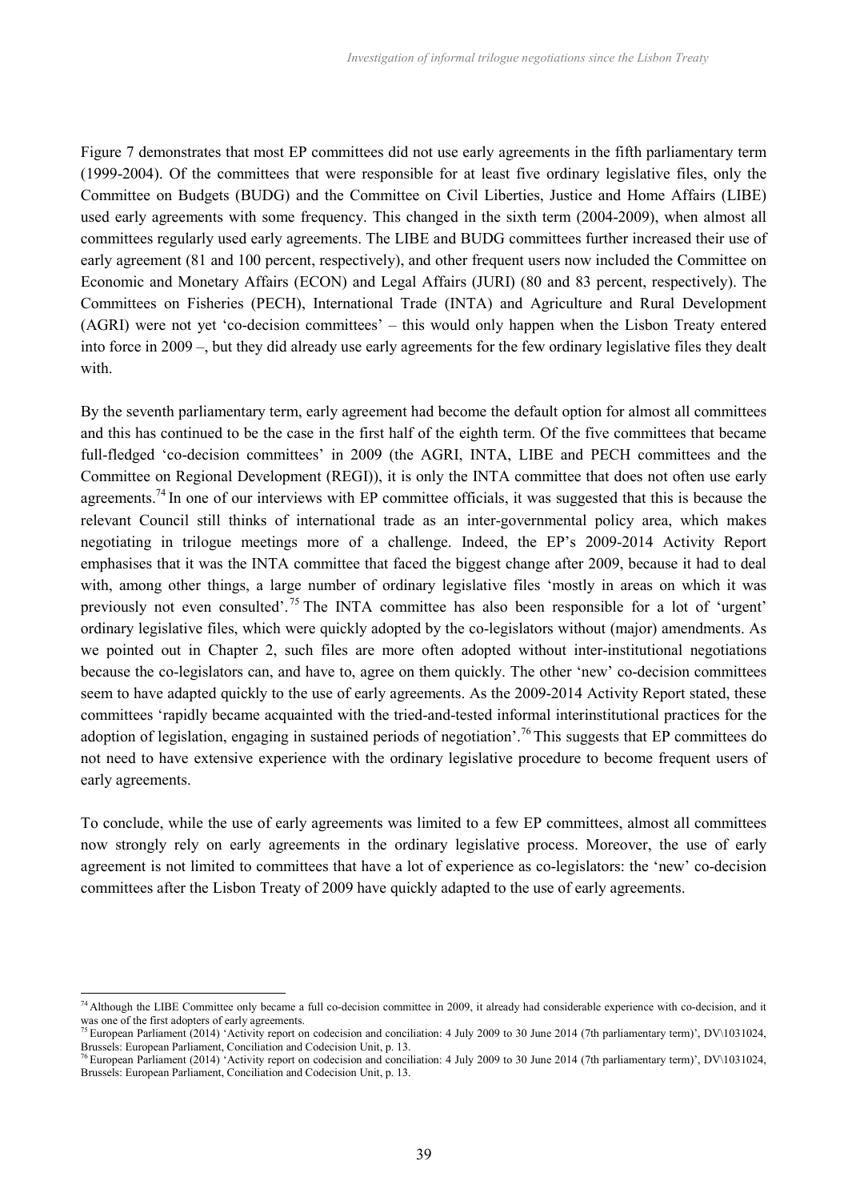Figure 7 demonstrates that most EP committees did not use early agreements in the fifth parliamentary term (1999-2004). Of the committees that were responsible for at least five ordinary legislative files, only the Committee on Budgets (BUDG) and the Committee on Civil Liberties, Justice and Home Affairs (LIBE) used early agreements with some frequency. This changed in the sixth term (2004-2009), when almost all committees regularly used early agreements. The LIBE and BUDG committees further increased their use of early agreement (81 and 100 percent, respectively), and other frequent users now included the Committee on Economic and Monetary Affairs (ECON) and Legal Affairs (JURI) (80 and 83 percent, respectively). The Committees on Fisheries (PECH), International Trade (INTA) and Agriculture and Rural Development (AGRI) were not yet 'co-decision committees' – this would only happen when the Lisbon Treaty entered into force in 2009 –, but they did already use early agreements for the few ordinary legislative files they dealt with.

By the seventh parliamentary term, early agreement had become the default option for almost all committees and this has continued to be the case in the first half of the eighth term. Of the five committees that became full-fledged 'co-decision committees' in 2009 (the AGRI, INTA, LIBE and PECH committees and the Committee on Regional Development (REGI)), it is only the INTA committee that does not often use early agreements.[74] In one of our interviews with EP committee officials, it was suggested that this is because the relevant Council still thinks of international trade as an inter-governmental policy area, which makes negotiating in trilogue meetings more of a challenge. Indeed, the EP's 2009-2014 Activity Report emphasises that it was the INTA committee that faced the biggest change after 2009, because it had to deal with, among other things, a large number of ordinary legislative files 'mostly in areas on which it was previously not even consulted'.[75] The INTA committee has also been responsible for a lot of 'urgent' ordinary legislative files, which were quickly adopted by the co-legislators without (major) amendments. As we pointed out in Chapter 2, such files are more often adopted without inter-institutional negotiations because the co-legislators can, and have to, agree on them quickly. The other 'new' co-decision committees seem to have adapted quickly to the use of early agreements. As the 2009-2014 Activity Report stated, these committees 'rapidly became acquainted with the tried-and-tested informal interinstitutional practices for the adoption of legislation, engaging in sustained periods of negotiation'.[76] This suggests that EP committees do not need to have extensive experience with the ordinary legislative procedure to become frequent users of early agreements.

To conclude, while the use of early agreements was limited to a few EP committees, almost all committees now strongly rely on early agreements in the ordinary legislative process. Moreover, the use of early agreement is not limited to committees that have a lot of experience as co-legislators: the 'new' co-decision committees after the Lisbon Treaty of 2009 have quickly adapted to the use of early agreements.

---

[74] Although the LIBE Committee only became a full co-decision committee in 2009, it already had considerable experience with co-decision, and it was one of the first adopters of early agreements.

[75] European Parliament (2014) 'Activity report on codecision and conciliation: 4 July 2009 to 30 June 2014 (7th parliamentary term)', DV\1031024, Brussels: European Parliament, Conciliation and Codecision Unit, p. 13.

[76] European Parliament (2014) 'Activity report on codecision and conciliation: 4 July 2009 to 30 June 2014 (7th parliamentary term)', DV\1031024, Brussels: European Parliament, Conciliation and Codecision Unit, p. 13.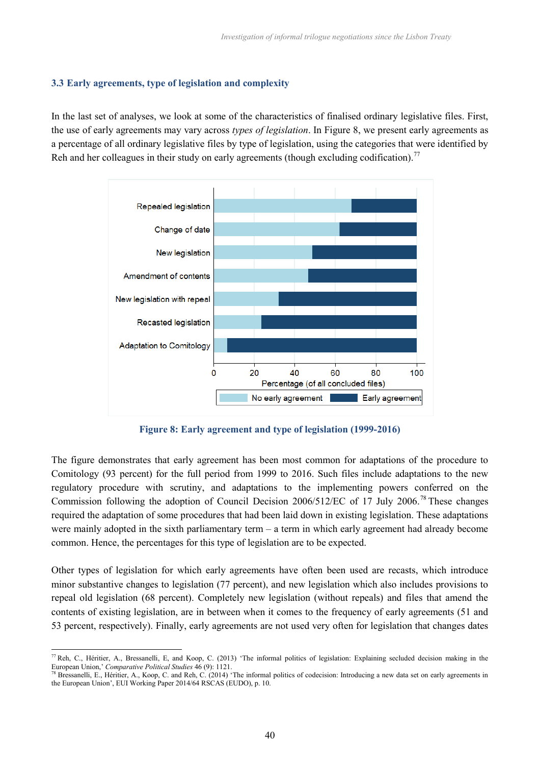### 3.3 Early agreements, type of legislation and complexity

In the last set of analyses, we look at some of the characteristics of finalised ordinary legislative files. First, the use of early agreements may vary across *types of legislation*. In Figure 8, we present early agreements as a percentage of all ordinary legislative files by type of legislation, using the categories that were identified by Reh and her colleagues in their study on early agreements (though excluding codification).[77]

**Figure 8: Early agreement and type of legislation (1999-2016)**

The figure demonstrates that early agreement has been most common for adaptations of the procedure to Comitology (93 percent) for the full period from 1999 to 2016. Such files include adaptations to the new regulatory procedure with scrutiny, and adaptations to the implementing powers conferred on the Commission following the adoption of Council Decision 2006/512/EC of 17 July 2006.[78] These changes required the adaptation of some procedures that had been laid down in existing legislation. These adaptations were mainly adopted in the sixth parliamentary term – a term in which early agreement had already become common. Hence, the percentages for this type of legislation are to be expected.

Other types of legislation for which early agreements have often been used are recasts, which introduce minor substantive changes to legislation (77 percent), and new legislation which also includes provisions to repeal old legislation (68 percent). Completely new legislation (without repeals) and files that amend the contents of existing legislation, are in between when it comes to the frequency of early agreements (51 and 53 percent, respectively). Finally, early agreements are not used very often for legislation that changes dates

---

[77] Reh, C., Héritier, A., Bressanelli, E, and Koop, C. (2013) 'The informal politics of legislation: Explaining secluded decision making in the European Union,' *Comparative Political Studies* 46 (9): 1121.

[78] Bressanelli, E., Héritier, A., Koop, C. and Reh, C. (2014) 'The informal politics of codecision: Introducing a new data set on early agreements in the European Union', EUI Working Paper 2014/64 RSCAS (EUDO), p. 10.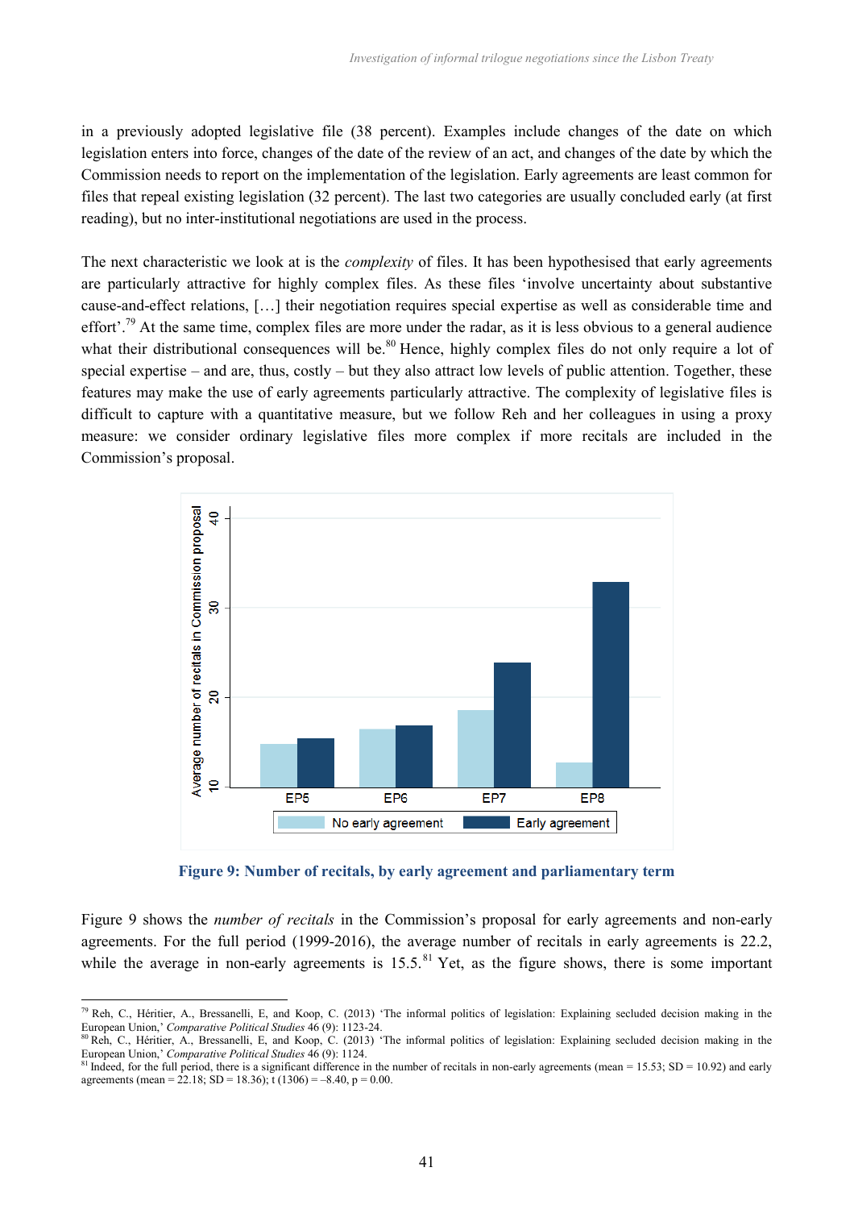in a previously adopted legislative file (38 percent). Examples include changes of the date on which legislation enters into force, changes of the date of the review of an act, and changes of the date by which the Commission needs to report on the implementation of the legislation. Early agreements are least common for files that repeal existing legislation (32 percent). The last two categories are usually concluded early (at first reading), but no inter-institutional negotiations are used in the process.

The next characteristic we look at is the *complexity* of files. It has been hypothesised that early agreements are particularly attractive for highly complex files. As these files 'involve uncertainty about substantive cause-and-effect relations, […] their negotiation requires special expertise as well as considerable time and effort'.[79] At the same time, complex files are more under the radar, as it is less obvious to a general audience what their distributional consequences will be.[80] Hence, highly complex files do not only require a lot of special expertise – and are, thus, costly – but they also attract low levels of public attention. Together, these features may make the use of early agreements particularly attractive. The complexity of legislative files is difficult to capture with a quantitative measure, but we follow Reh and her colleagues in using a proxy measure: we consider ordinary legislative files more complex if more recitals are included in the Commission's proposal.

**Figure 9: Number of recitals, by early agreement and parliamentary term**

Figure 9 shows the *number of recitals* in the Commission's proposal for early agreements and non-early agreements. For the full period (1999-2016), the average number of recitals in early agreements is 22.2, while the average in non-early agreements is 15.5.[81] Yet, as the figure shows, there is some important

---

[79] Reh, C., Héritier, A., Bressanelli, E, and Koop, C. (2013) 'The informal politics of legislation: Explaining secluded decision making in the European Union,' *Comparative Political Studies* 46 (9): 1123-24.

[80] Reh, C., Héritier, A., Bressanelli, E, and Koop, C. (2013) 'The informal politics of legislation: Explaining secluded decision making in the European Union,' *Comparative Political Studies* 46 (9): 1124.

[81] Indeed, for the full period, there is a significant difference in the number of recitals in non-early agreements (mean = 15.53; SD = 10.92) and early agreements (mean = 22.18; SD = 18.36); $t(1306) = -8.40$, $p = 0.00$.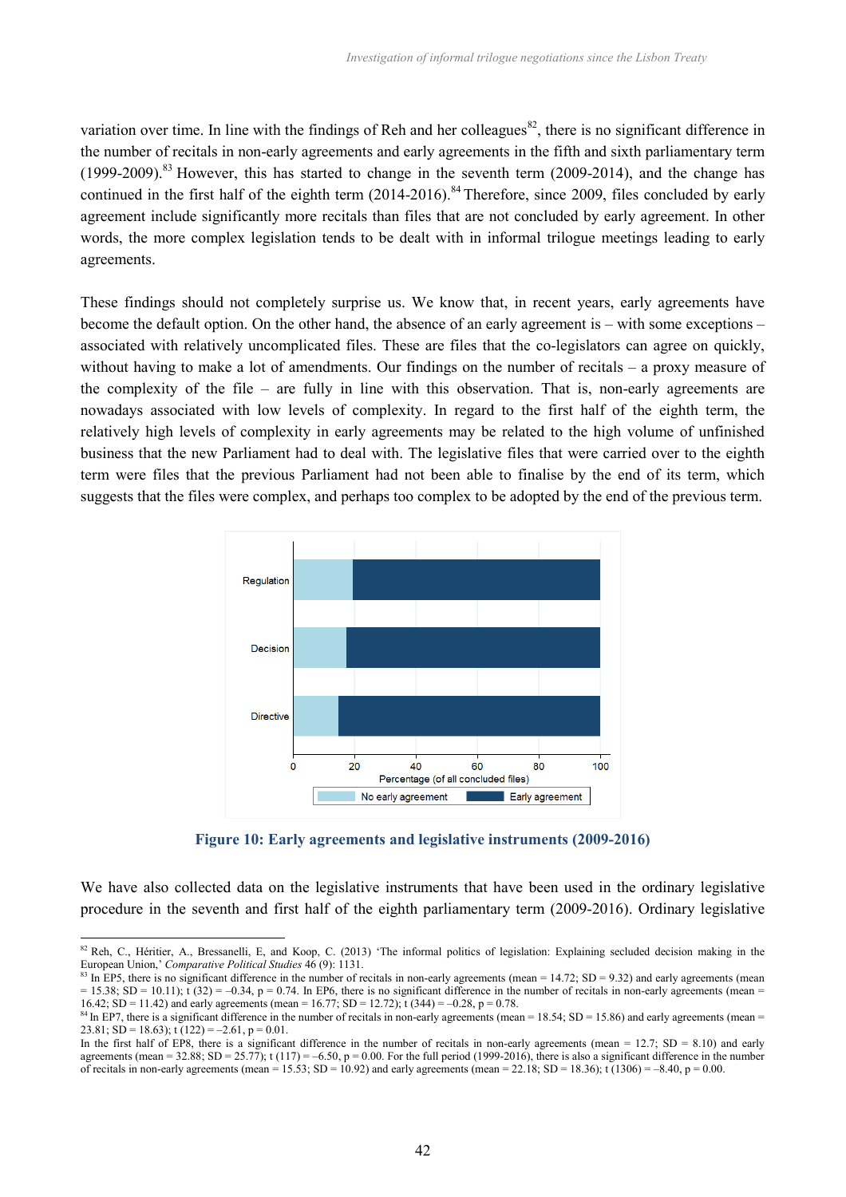variation over time. In line with the findings of Reh and her colleagues[82], there is no significant difference in the number of recitals in non-early agreements and early agreements in the fifth and sixth parliamentary term (1999-2009).[83] However, this has started to change in the seventh term (2009-2014), and the change has continued in the first half of the eighth term (2014-2016).[84] Therefore, since 2009, files concluded by early agreement include significantly more recitals than files that are not concluded by early agreement. In other words, the more complex legislation tends to be dealt with in informal trilogue meetings leading to early agreements.

These findings should not completely surprise us. We know that, in recent years, early agreements have become the default option. On the other hand, the absence of an early agreement is – with some exceptions – associated with relatively uncomplicated files. These are files that the co-legislators can agree on quickly, without having to make a lot of amendments. Our findings on the number of recitals – a proxy measure of the complexity of the file – are fully in line with this observation. That is, non-early agreements are nowadays associated with low levels of complexity. In regard to the first half of the eighth term, the relatively high levels of complexity in early agreements may be related to the high volume of unfinished business that the new Parliament had to deal with. The legislative files that were carried over to the eighth term were files that the previous Parliament had not been able to finalise by the end of its term, which suggests that the files were complex, and perhaps too complex to be adopted by the end of the previous term.

**Figure 10: Early agreements and legislative instruments (2009-2016)**

We have also collected data on the legislative instruments that have been used in the ordinary legislative procedure in the seventh and first half of the eighth parliamentary term (2009-2016). Ordinary legislative

---

[82] Reh, C., Héritier, A., Bressanelli, E, and Koop, C. (2013) 'The informal politics of legislation: Explaining secluded decision making in the European Union,' *Comparative Political Studies* 46 (9): 1131.

[83] In EP5, there is no significant difference in the number of recitals in non-early agreements (mean = 14.72; SD = 9.32) and early agreements (mean = 15.38; SD = 10.11); t (32) = –0.34, p = 0.74. In EP6, there is no significant difference in the number of recitals in non-early agreements (mean = 16.42; SD = 11.42) and early agreements (mean = 16.77; SD = 12.72); t (344) = –0.28, p = 0.78.

[84] In EP7, there is a significant difference in the number of recitals in non-early agreements (mean = 18.54; SD = 15.86) and early agreements (mean = 23.81; SD = 18.63); t (122) = –2.61, p = 0.01.

In the first half of EP8, there is a significant difference in the number of recitals in non-early agreements (mean = 12.7; SD = 8.10) and early agreements (mean = 32.88; SD = 25.77); t (117) = –6.50, p = 0.00. For the full period (1999-2016), there is also a significant difference in the number of recitals in non-early agreements (mean = 15.53; SD = 10.92) and early agreements (mean = 22.18; SD = 18.36); t (1306) = –8.40, p = 0.00.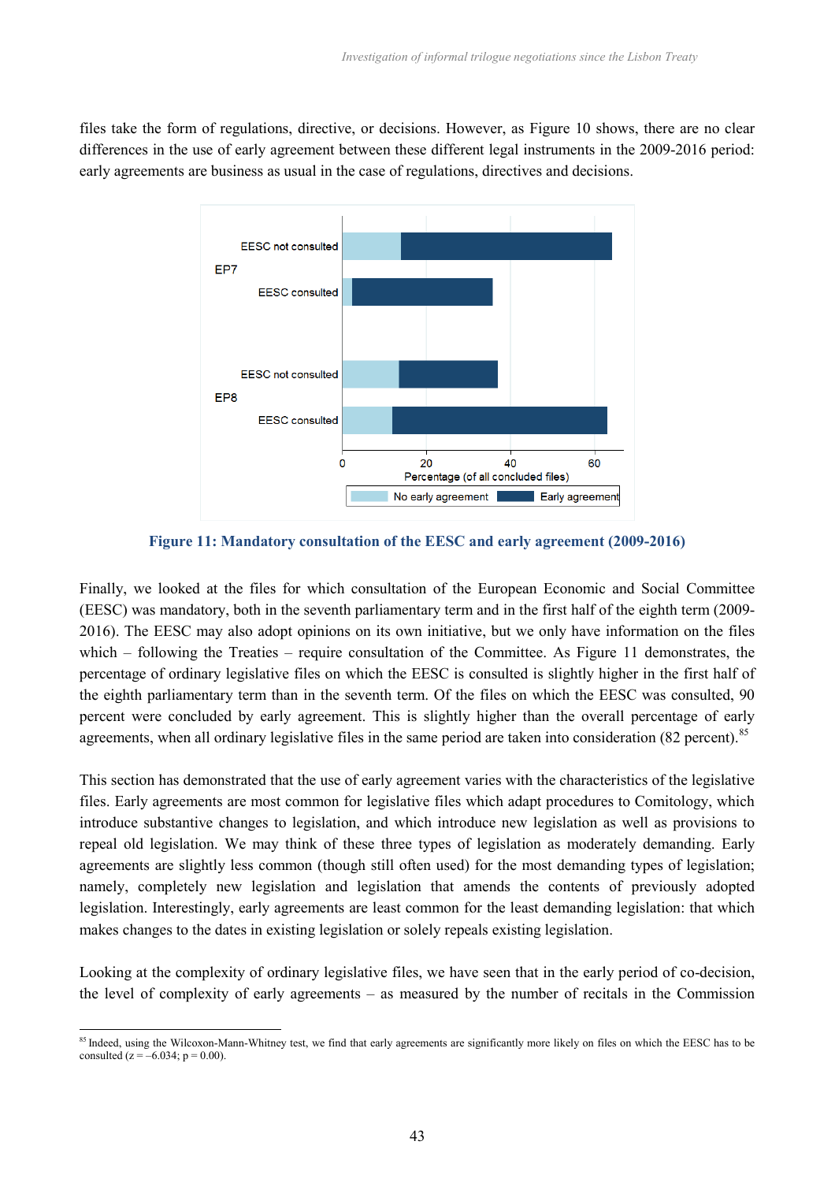files take the form of regulations, directive, or decisions. However, as Figure 10 shows, there are no clear differences in the use of early agreement between these different legal instruments in the 2009-2016 period: early agreements are business as usual in the case of regulations, directives and decisions.

**Figure 11: Mandatory consultation of the EESC and early agreement (2009-2016)**

Finally, we looked at the files for which consultation of the European Economic and Social Committee (EESC) was mandatory, both in the seventh parliamentary term and in the first half of the eighth term (2009-2016). The EESC may also adopt opinions on its own initiative, but we only have information on the files which – following the Treaties – require consultation of the Committee. As Figure 11 demonstrates, the percentage of ordinary legislative files on which the EESC is consulted is slightly higher in the first half of the eighth parliamentary term than in the seventh term. Of the files on which the EESC was consulted, 90 percent were concluded by early agreement. This is slightly higher than the overall percentage of early agreements, when all ordinary legislative files in the same period are taken into consideration (82 percent).[85]

This section has demonstrated that the use of early agreement varies with the characteristics of the legislative files. Early agreements are most common for legislative files which adapt procedures to Comitology, which introduce substantive changes to legislation, and which introduce new legislation as well as provisions to repeal old legislation. We may think of these three types of legislation as moderately demanding. Early agreements are slightly less common (though still often used) for the most demanding types of legislation; namely, completely new legislation and legislation that amends the contents of previously adopted legislation. Interestingly, early agreements are least common for the least demanding legislation: that which makes changes to the dates in existing legislation or solely repeals existing legislation.

Looking at the complexity of ordinary legislative files, we have seen that in the early period of co-decision, the level of complexity of early agreements – as measured by the number of recitals in the Commission

[85] Indeed, using the Wilcoxon-Mann-Whitney test, we find that early agreements are significantly more likely on files on which the EESC has to be consulted ($z = -6.034$; $p = 0.00$).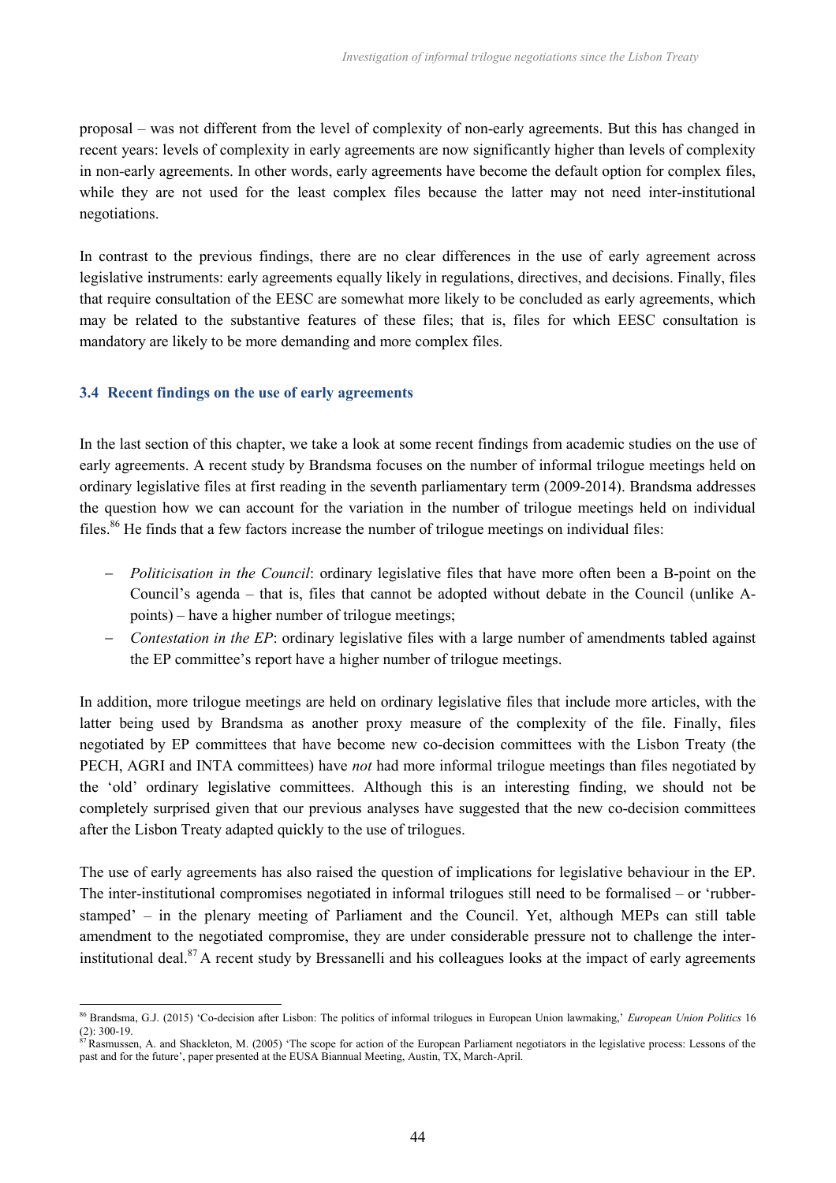proposal – was not different from the level of complexity of non-early agreements. But this has changed in recent years: levels of complexity in early agreements are now significantly higher than levels of complexity in non-early agreements. In other words, early agreements have become the default option for complex files, while they are not used for the least complex files because the latter may not need inter-institutional negotiations.

In contrast to the previous findings, there are no clear differences in the use of early agreement across legislative instruments: early agreements equally likely in regulations, directives, and decisions. Finally, files that require consultation of the EESC are somewhat more likely to be concluded as early agreements, which may be related to the substantive features of these files; that is, files for which EESC consultation is mandatory are likely to be more demanding and more complex files.

### 3.4 Recent findings on the use of early agreements

In the last section of this chapter, we take a look at some recent findings from academic studies on the use of early agreements. A recent study by Brandsma focuses on the number of informal trilogue meetings held on ordinary legislative files at first reading in the seventh parliamentary term (2009-2014). Brandsma addresses the question how we can account for the variation in the number of trilogue meetings held on individual files.[86] He finds that a few factors increase the number of trilogue meetings on individual files:

- *Politicisation in the Council*: ordinary legislative files that have more often been a B-point on the Council's agenda – that is, files that cannot be adopted without debate in the Council (unlike A-points) – have a higher number of trilogue meetings;
- *Contestation in the EP*: ordinary legislative files with a large number of amendments tabled against the EP committee's report have a higher number of trilogue meetings.

In addition, more trilogue meetings are held on ordinary legislative files that include more articles, with the latter being used by Brandsma as another proxy measure of the complexity of the file. Finally, files negotiated by EP committees that have become new co-decision committees with the Lisbon Treaty (the PECH, AGRI and INTA committees) have *not* had more informal trilogue meetings than files negotiated by the 'old' ordinary legislative committees. Although this is an interesting finding, we should not be completely surprised given that our previous analyses have suggested that the new co-decision committees after the Lisbon Treaty adapted quickly to the use of trilogues.

The use of early agreements has also raised the question of implications for legislative behaviour in the EP. The inter-institutional compromises negotiated in informal trilogues still need to be formalised – or 'rubber-stamped' – in the plenary meeting of Parliament and the Council. Yet, although MEPs can still table amendment to the negotiated compromise, they are under considerable pressure not to challenge the inter-institutional deal.[87] A recent study by Bressanelli and his colleagues looks at the impact of early agreements

---

[86] Brandsma, G.J. (2015) 'Co-decision after Lisbon: The politics of informal trilogues in European Union lawmaking,' *European Union Politics* 16 (2): 300-19.

[87] Rasmussen, A. and Shackleton, M. (2005) 'The scope for action of the European Parliament negotiators in the legislative process: Lessons of the past and for the future', paper presented at the EUSA Biannual Meeting, Austin, TX, March-April.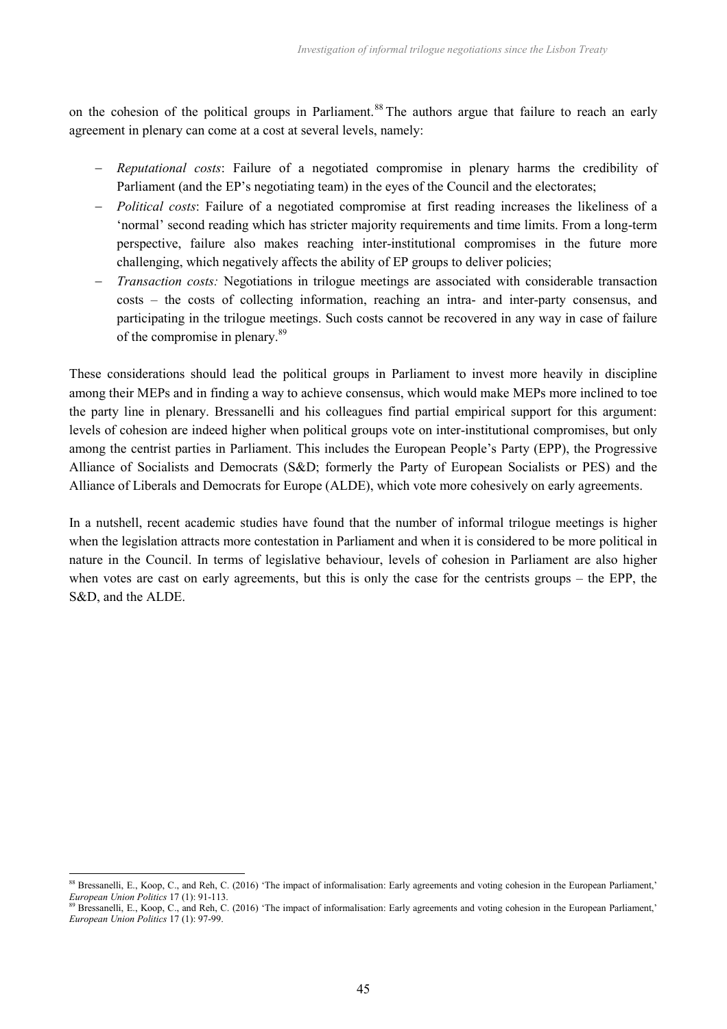on the cohesion of the political groups in Parliament.[88] The authors argue that failure to reach an early agreement in plenary can come at a cost at several levels, namely:

- *Reputational costs*: Failure of a negotiated compromise in plenary harms the credibility of Parliament (and the EP's negotiating team) in the eyes of the Council and the electorates;
- *Political costs*: Failure of a negotiated compromise at first reading increases the likeliness of a 'normal' second reading which has stricter majority requirements and time limits. From a long-term perspective, failure also makes reaching inter-institutional compromises in the future more challenging, which negatively affects the ability of EP groups to deliver policies;
- *Transaction costs:* Negotiations in trilogue meetings are associated with considerable transaction costs – the costs of collecting information, reaching an intra- and inter-party consensus, and participating in the trilogue meetings. Such costs cannot be recovered in any way in case of failure of the compromise in plenary.[89]

These considerations should lead the political groups in Parliament to invest more heavily in discipline among their MEPs and in finding a way to achieve consensus, which would make MEPs more inclined to toe the party line in plenary. Bressanelli and his colleagues find partial empirical support for this argument: levels of cohesion are indeed higher when political groups vote on inter-institutional compromises, but only among the centrist parties in Parliament. This includes the European People's Party (EPP), the Progressive Alliance of Socialists and Democrats (S&D; formerly the Party of European Socialists or PES) and the Alliance of Liberals and Democrats for Europe (ALDE), which vote more cohesively on early agreements.

In a nutshell, recent academic studies have found that the number of informal trilogue meetings is higher when the legislation attracts more contestation in Parliament and when it is considered to be more political in nature in the Council. In terms of legislative behaviour, levels of cohesion in Parliament are also higher when votes are cast on early agreements, but this is only the case for the centrists groups – the EPP, the S&D, and the ALDE.

---

[88] Bressanelli, E., Koop, C., and Reh, C. (2016) 'The impact of informalisation: Early agreements and voting cohesion in the European Parliament,' *European Union Politics* 17 (1): 91-113.

[89] Bressanelli, E., Koop, C., and Reh, C. (2016) 'The impact of informalisation: Early agreements and voting cohesion in the European Parliament,' *European Union Politics* 17 (1): 97-99.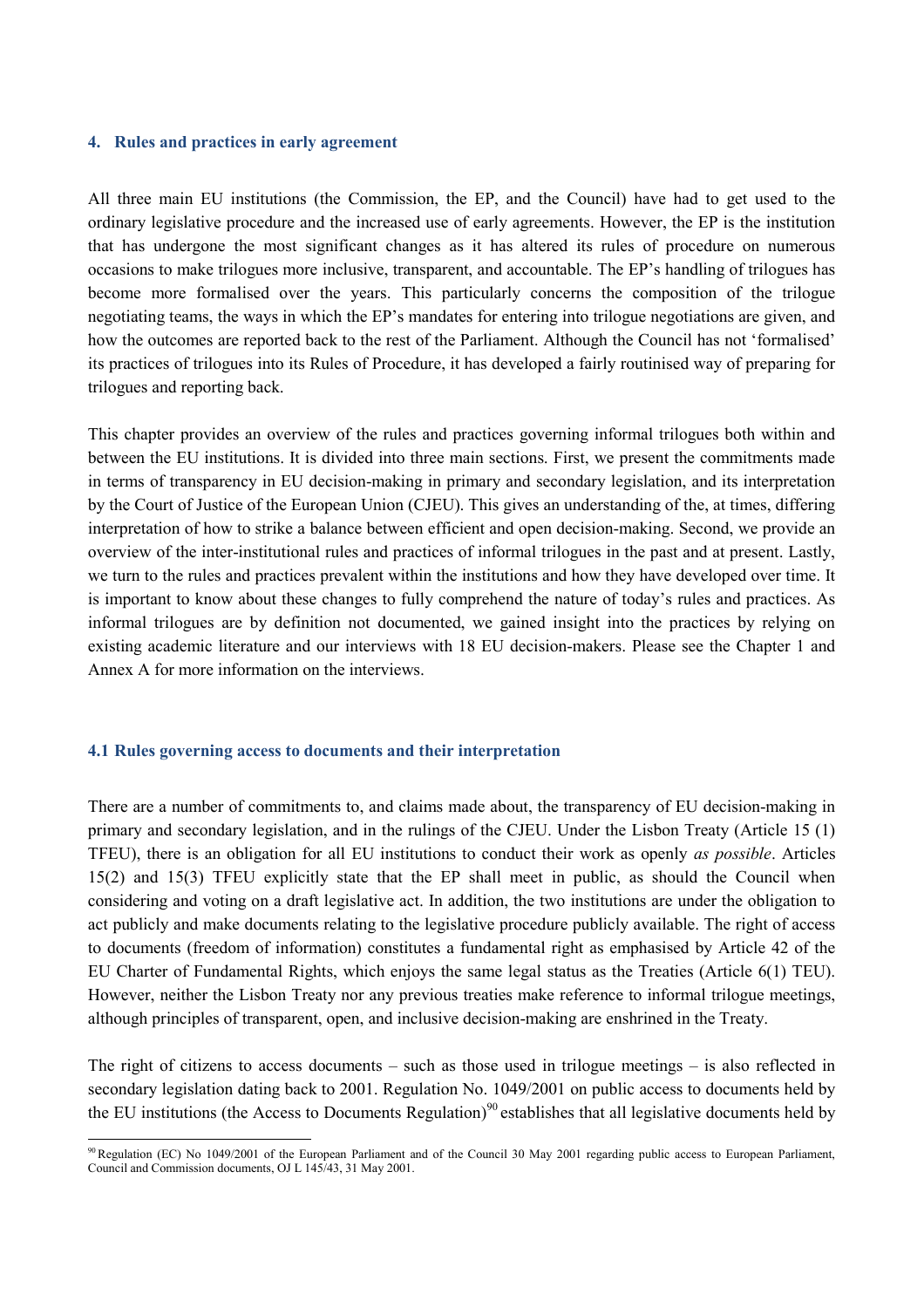### 4. Rules and practices in early agreement

All three main EU institutions (the Commission, the EP, and the Council) have had to get used to the ordinary legislative procedure and the increased use of early agreements. However, the EP is the institution that has undergone the most significant changes as it has altered its rules of procedure on numerous occasions to make trilogues more inclusive, transparent, and accountable. The EP's handling of trilogues has become more formalised over the years. This particularly concerns the composition of the trilogue negotiating teams, the ways in which the EP's mandates for entering into trilogue negotiations are given, and how the outcomes are reported back to the rest of the Parliament. Although the Council has not 'formalised' its practices of trilogues into its Rules of Procedure, it has developed a fairly routinised way of preparing for trilogues and reporting back.

This chapter provides an overview of the rules and practices governing informal trilogues both within and between the EU institutions. It is divided into three main sections. First, we present the commitments made in terms of transparency in EU decision-making in primary and secondary legislation, and its interpretation by the Court of Justice of the European Union (CJEU). This gives an understanding of the, at times, differing interpretation of how to strike a balance between efficient and open decision-making. Second, we provide an overview of the inter-institutional rules and practices of informal trilogues in the past and at present. Lastly, we turn to the rules and practices prevalent within the institutions and how they have developed over time. It is important to know about these changes to fully comprehend the nature of today's rules and practices. As informal trilogues are by definition not documented, we gained insight into the practices by relying on existing academic literature and our interviews with 18 EU decision-makers. Please see the Chapter 1 and Annex A for more information on the interviews.

### 4.1 Rules governing access to documents and their interpretation

There are a number of commitments to, and claims made about, the transparency of EU decision-making in primary and secondary legislation, and in the rulings of the CJEU. Under the Lisbon Treaty (Article 15 (1) TFEU), there is an obligation for all EU institutions to conduct their work as openly *as possible*. Articles 15(2) and 15(3) TFEU explicitly state that the EP shall meet in public, as should the Council when considering and voting on a draft legislative act. In addition, the two institutions are under the obligation to act publicly and make documents relating to the legislative procedure publicly available. The right of access to documents (freedom of information) constitutes a fundamental right as emphasised by Article 42 of the EU Charter of Fundamental Rights, which enjoys the same legal status as the Treaties (Article 6(1) TEU). However, neither the Lisbon Treaty nor any previous treaties make reference to informal trilogue meetings, although principles of transparent, open, and inclusive decision-making are enshrined in the Treaty.

The right of citizens to access documents – such as those used in trilogue meetings – is also reflected in secondary legislation dating back to 2001. Regulation No. 1049/2001 on public access to documents held by the EU institutions (the Access to Documents Regulation)[90] establishes that all legislative documents held by

[90] Regulation (EC) No 1049/2001 of the European Parliament and of the Council 30 May 2001 regarding public access to European Parliament, Council and Commission documents, OJ L 145/43, 31 May 2001.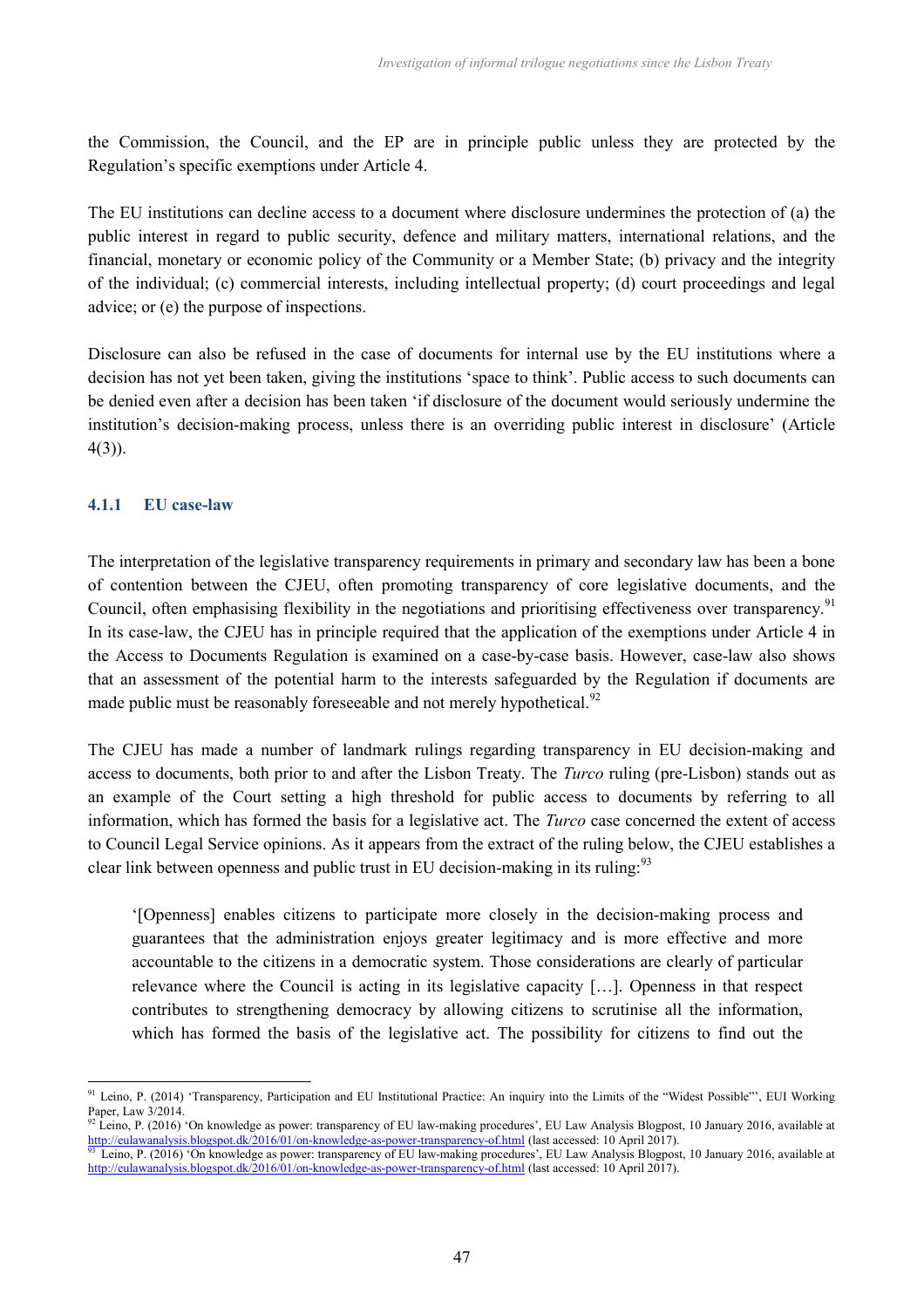the Commission, the Council, and the EP are in principle public unless they are protected by the Regulation's specific exemptions under Article 4.

The EU institutions can decline access to a document where disclosure undermines the protection of (a) the public interest in regard to public security, defence and military matters, international relations, and the financial, monetary or economic policy of the Community or a Member State; (b) privacy and the integrity of the individual; (c) commercial interests, including intellectual property; (d) court proceedings and legal advice; or (e) the purpose of inspections.

Disclosure can also be refused in the case of documents for internal use by the EU institutions where a decision has not yet been taken, giving the institutions 'space to think'. Public access to such documents can be denied even after a decision has been taken 'if disclosure of the document would seriously undermine the institution's decision-making process, unless there is an overriding public interest in disclosure' (Article 4(3)).

### 4.1.1 EU case-law

The interpretation of the legislative transparency requirements in primary and secondary law has been a bone of contention between the CJEU, often promoting transparency of core legislative documents, and the Council, often emphasising flexibility in the negotiations and prioritising effectiveness over transparency.[91] In its case-law, the CJEU has in principle required that the application of the exemptions under Article 4 in the Access to Documents Regulation is examined on a case-by-case basis. However, case-law also shows that an assessment of the potential harm to the interests safeguarded by the Regulation if documents are made public must be reasonably foreseeable and not merely hypothetical.[92]

The CJEU has made a number of landmark rulings regarding transparency in EU decision-making and access to documents, both prior to and after the Lisbon Treaty. The *Turco* ruling (pre-Lisbon) stands out as an example of the Court setting a high threshold for public access to documents by referring to all information, which has formed the basis for a legislative act. The *Turco* case concerned the extent of access to Council Legal Service opinions. As it appears from the extract of the ruling below, the CJEU establishes a clear link between openness and public trust in EU decision-making in its ruling:[93]

> '[Openness] enables citizens to participate more closely in the decision-making process and guarantees that the administration enjoys greater legitimacy and is more effective and more accountable to the citizens in a democratic system. Those considerations are clearly of particular relevance where the Council is acting in its legislative capacity […]. Openness in that respect contributes to strengthening democracy by allowing citizens to scrutinise all the information, which has formed the basis of the legislative act. The possibility for citizens to find out the

---

[91] Leino, P. (2014) 'Transparency, Participation and EU Institutional Practice: An inquiry into the Limits of the "Widest Possible"', EUI Working Paper, Law 3/2014.

[92] Leino, P. (2016) 'On knowledge as power: transparency of EU law-making procedures', EU Law Analysis Blogpost, 10 January 2016, available at http://eulawanalysis.blogspot.dk/2016/01/on-knowledge-as-power-transparency-of.html (last accessed: 10 April 2017).

[93] Leino, P. (2016) 'On knowledge as power: transparency of EU law-making procedures', EU Law Analysis Blogpost, 10 January 2016, available at http://eulawanalysis.blogspot.dk/2016/01/on-knowledge-as-power-transparency-of.html (last accessed: 10 April 2017).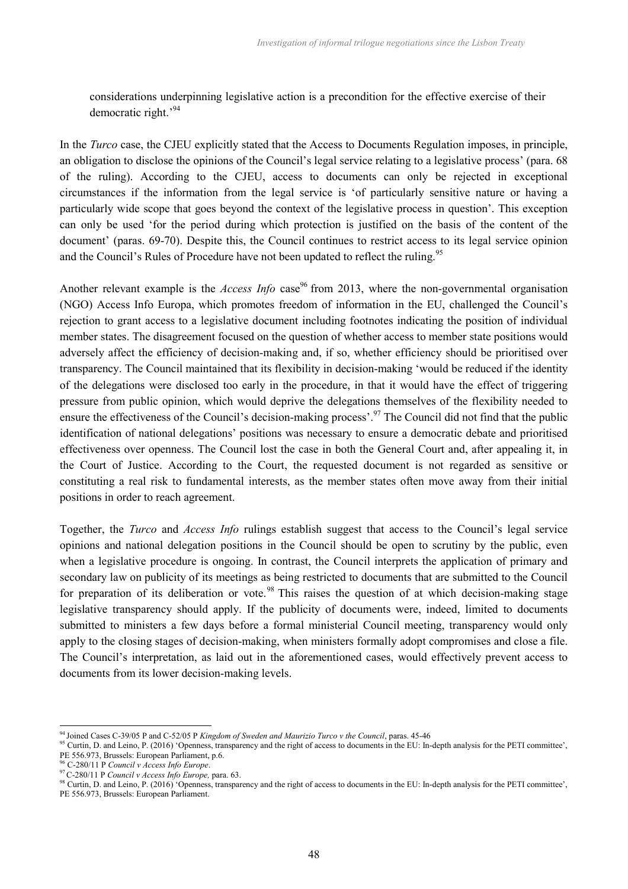considerations underpinning legislative action is a precondition for the effective exercise of their democratic right.'[94]

In the *Turco* case, the CJEU explicitly stated that the Access to Documents Regulation imposes, in principle, an obligation to disclose the opinions of the Council's legal service relating to a legislative process' (para. 68 of the ruling). According to the CJEU, access to documents can only be rejected in exceptional circumstances if the information from the legal service is 'of particularly sensitive nature or having a particularly wide scope that goes beyond the context of the legislative process in question'. This exception can only be used 'for the period during which protection is justified on the basis of the content of the document' (paras. 69-70). Despite this, the Council continues to restrict access to its legal service opinion and the Council's Rules of Procedure have not been updated to reflect the ruling.[95]

Another relevant example is the *Access Info* case[96] from 2013, where the non-governmental organisation (NGO) Access Info Europa, which promotes freedom of information in the EU, challenged the Council's rejection to grant access to a legislative document including footnotes indicating the position of individual member states. The disagreement focused on the question of whether access to member state positions would adversely affect the efficiency of decision-making and, if so, whether efficiency should be prioritised over transparency. The Council maintained that its flexibility in decision-making 'would be reduced if the identity of the delegations were disclosed too early in the procedure, in that it would have the effect of triggering pressure from public opinion, which would deprive the delegations themselves of the flexibility needed to ensure the effectiveness of the Council's decision-making process'.[97] The Council did not find that the public identification of national delegations' positions was necessary to ensure a democratic debate and prioritised effectiveness over openness. The Council lost the case in both the General Court and, after appealing it, in the Court of Justice. According to the Court, the requested document is not regarded as sensitive or constituting a real risk to fundamental interests, as the member states often move away from their initial positions in order to reach agreement.

Together, the *Turco* and *Access Info* rulings establish suggest that access to the Council's legal service opinions and national delegation positions in the Council should be open to scrutiny by the public, even when a legislative procedure is ongoing. In contrast, the Council interprets the application of primary and secondary law on publicity of its meetings as being restricted to documents that are submitted to the Council for preparation of its deliberation or vote.[98] This raises the question of at which decision-making stage legislative transparency should apply. If the publicity of documents were, indeed, limited to documents submitted to ministers a few days before a formal ministerial Council meeting, transparency would only apply to the closing stages of decision-making, when ministers formally adopt compromises and close a file. The Council's interpretation, as laid out in the aforementioned cases, would effectively prevent access to documents from its lower decision-making levels.

---

[94] Joined Cases C-39/05 P and C-52/05 P *Kingdom of Sweden and Maurizio Turco v the Council*, paras. 45-46

[95] Curtin, D. and Leino, P. (2016) 'Openness, transparency and the right of access to documents in the EU: In-depth analysis for the PETI committee', PE 556.973, Brussels: European Parliament, p.6.

[96] C-280/11 P *Council v Access Info Europe*.

[97] C-280/11 P *Council v Access Info Europe,* para. 63.

[98] Curtin, D. and Leino, P. (2016) 'Openness, transparency and the right of access to documents in the EU: In-depth analysis for the PETI committee', PE 556.973, Brussels: European Parliament.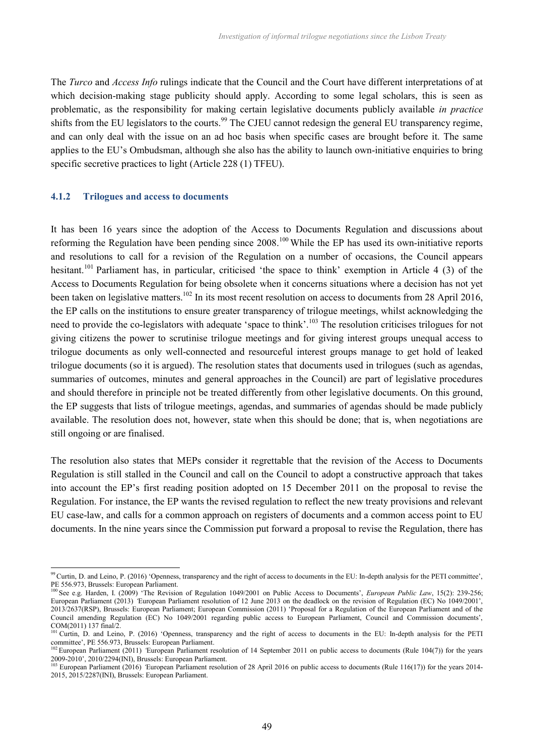The *Turco* and *Access Info* rulings indicate that the Council and the Court have different interpretations of at which decision-making stage publicity should apply. According to some legal scholars, this is seen as problematic, as the responsibility for making certain legislative documents publicly available *in practice* shifts from the EU legislators to the courts.[99] The CJEU cannot redesign the general EU transparency regime, and can only deal with the issue on an ad hoc basis when specific cases are brought before it. The same applies to the EU's Ombudsman, although she also has the ability to launch own-initiative enquiries to bring specific secretive practices to light (Article 228 (1) TFEU).

### 4.1.2 Trilogues and access to documents

It has been 16 years since the adoption of the Access to Documents Regulation and discussions about reforming the Regulation have been pending since 2008.[100] While the EP has used its own-initiative reports and resolutions to call for a revision of the Regulation on a number of occasions, the Council appears hesitant.[101] Parliament has, in particular, criticised 'the space to think' exemption in Article 4 (3) of the Access to Documents Regulation for being obsolete when it concerns situations where a decision has not yet been taken on legislative matters.[102] In its most recent resolution on access to documents from 28 April 2016, the EP calls on the institutions to ensure greater transparency of trilogue meetings, whilst acknowledging the need to provide the co-legislators with adequate 'space to think'.[103] The resolution criticises trilogues for not giving citizens the power to scrutinise trilogue meetings and for giving interest groups unequal access to trilogue documents as only well-connected and resourceful interest groups manage to get hold of leaked trilogue documents (so it is argued). The resolution states that documents used in trilogues (such as agendas, summaries of outcomes, minutes and general approaches in the Council) are part of legislative procedures and should therefore in principle not be treated differently from other legislative documents. On this ground, the EP suggests that lists of trilogue meetings, agendas, and summaries of agendas should be made publicly available. The resolution does not, however, state when this should be done; that is, when negotiations are still ongoing or are finalised.

The resolution also states that MEPs consider it regrettable that the revision of the Access to Documents Regulation is still stalled in the Council and call on the Council to adopt a constructive approach that takes into account the EP's first reading position adopted on 15 December 2011 on the proposal to revise the Regulation. For instance, the EP wants the revised regulation to reflect the new treaty provisions and relevant EU case-law, and calls for a common approach on registers of documents and a common access point to EU documents. In the nine years since the Commission put forward a proposal to revise the Regulation, there has

---

[99] Curtin, D. and Leino, P. (2016) 'Openness, transparency and the right of access to documents in the EU: In-depth analysis for the PETI committee', PE 556.973, Brussels: European Parliament.

[100] See e.g. Harden, I. (2009) 'The Revision of Regulation 1049/2001 on Public Access to Documents', *European Public Law*, 15(2): 239-256; European Parliament (2013) 'European Parliament resolution of 12 June 2013 on the deadlock on the revision of Regulation (EC) No 1049/2001', 2013/2637(RSP), Brussels: European Parliament; European Commission (2011) 'Proposal for a Regulation of the European Parliament and of the Council amending Regulation (EC) No 1049/2001 regarding public access to European Parliament, Council and Commission documents', COM(2011) 137 final/2.

[101] Curtin, D. and Leino, P. (2016) 'Openness, transparency and the right of access to documents in the EU: In-depth analysis for the PETI committee', PE 556.973, Brussels: European Parliament.

[102] European Parliament (2011) 'European Parliament resolution of 14 September 2011 on public access to documents (Rule 104(7)) for the years 2009-2010', 2010/2294(INI), Brussels: European Parliament.

[103] European Parliament (2016) 'European Parliament resolution of 28 April 2016 on public access to documents (Rule 116(17)) for the years 2014-2015, 2015/2287(INI), Brussels: European Parliament.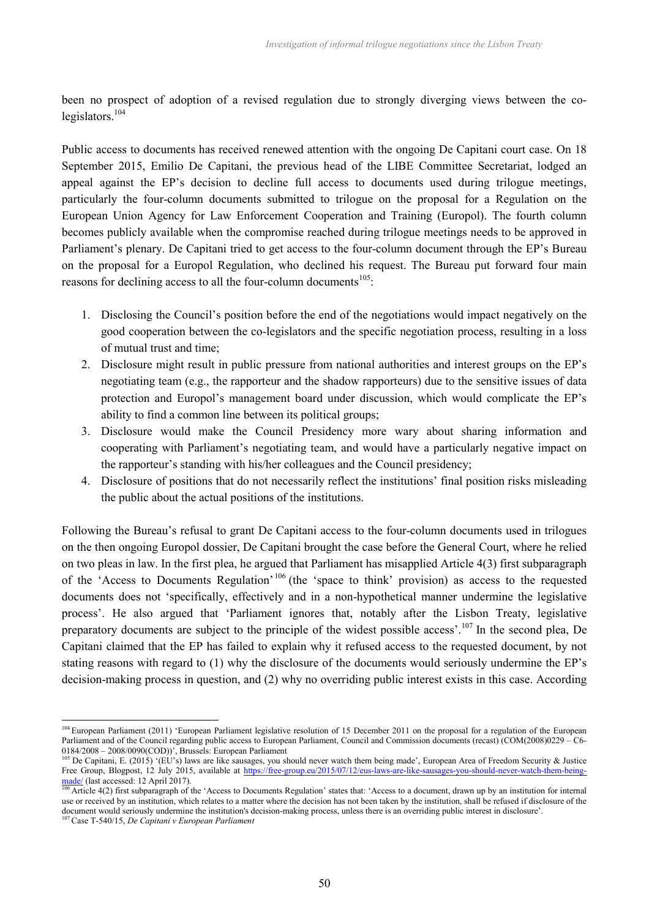been no prospect of adoption of a revised regulation due to strongly diverging views between the co-legislators.[104]

Public access to documents has received renewed attention with the ongoing De Capitani court case. On 18 September 2015, Emilio De Capitani, the previous head of the LIBE Committee Secretariat, lodged an appeal against the EP's decision to decline full access to documents used during trilogue meetings, particularly the four-column documents submitted to trilogue on the proposal for a Regulation on the European Union Agency for Law Enforcement Cooperation and Training (Europol). The fourth column becomes publicly available when the compromise reached during trilogue meetings needs to be approved in Parliament's plenary. De Capitani tried to get access to the four-column document through the EP's Bureau on the proposal for a Europol Regulation, who declined his request. The Bureau put forward four main reasons for declining access to all the four-column documents[105]:

1. Disclosing the Council's position before the end of the negotiations would impact negatively on the good cooperation between the co-legislators and the specific negotiation process, resulting in a loss of mutual trust and time;
2. Disclosure might result in public pressure from national authorities and interest groups on the EP's negotiating team (e.g., the rapporteur and the shadow rapporteurs) due to the sensitive issues of data protection and Europol's management board under discussion, which would complicate the EP's ability to find a common line between its political groups;
3. Disclosure would make the Council Presidency more wary about sharing information and cooperating with Parliament's negotiating team, and would have a particularly negative impact on the rapporteur's standing with his/her colleagues and the Council presidency;
4. Disclosure of positions that do not necessarily reflect the institutions' final position risks misleading the public about the actual positions of the institutions.

Following the Bureau's refusal to grant De Capitani access to the four-column documents used in trilogues on the then ongoing Europol dossier, De Capitani brought the case before the General Court, where he relied on two pleas in law. In the first plea, he argued that Parliament has misapplied Article 4(3) first subparagraph of the 'Access to Documents Regulation'[106] (the 'space to think' provision) as access to the requested documents does not 'specifically, effectively and in a non-hypothetical manner undermine the legislative process'. He also argued that 'Parliament ignores that, notably after the Lisbon Treaty, legislative preparatory documents are subject to the principle of the widest possible access'.[107] In the second plea, De Capitani claimed that the EP has failed to explain why it refused access to the requested document, by not stating reasons with regard to (1) why the disclosure of the documents would seriously undermine the EP's decision-making process in question, and (2) why no overriding public interest exists in this case. According

---

[104] European Parliament (2011) 'European Parliament legislative resolution of 15 December 2011 on the proposal for a regulation of the European Parliament and of the Council regarding public access to European Parliament, Council and Commission documents (recast) (COM(2008)0229 – C6-0184/2008 – 2008/0090(COD))', Brussels: European Parliament

[105] De Capitani, E. (2015) '(EU's) laws are like sausages, you should never watch them being made', European Area of Freedom Security & Justice Free Group, Blogpost, 12 July 2015, available at https://free-group.eu/2015/07/12/eus-laws-are-like-sausages-you-should-never-watch-them-being-made/ (last accessed: 12 April 2017).

[106] Article 4(2) first subparagraph of the 'Access to Documents Regulation' states that: 'Access to a document, drawn up by an institution for internal use or received by an institution, which relates to a matter where the decision has not been taken by the institution, shall be refused if disclosure of the document would seriously undermine the institution's decision-making process, unless there is an overriding public interest in disclosure'.

[107] Case T-540/15, *De Capitani v European Parliament*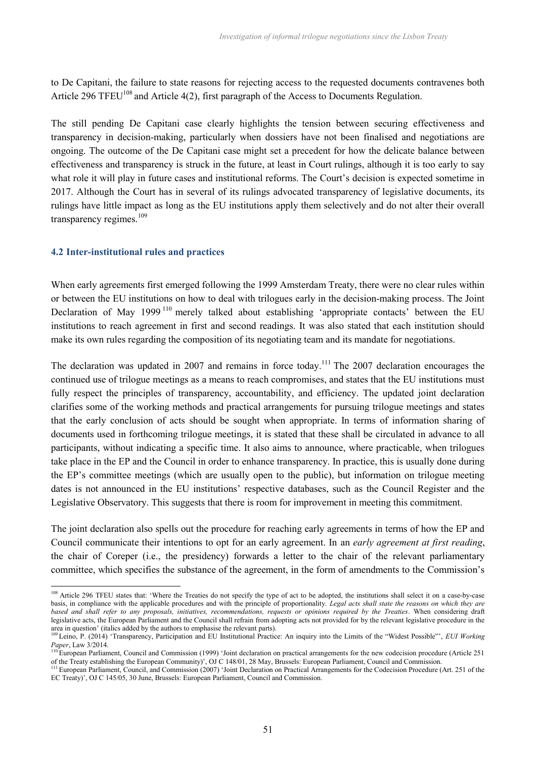to De Capitani, the failure to state reasons for rejecting access to the requested documents contravenes both Article 296 TFEU[108] and Article 4(2), first paragraph of the Access to Documents Regulation.

The still pending De Capitani case clearly highlights the tension between securing effectiveness and transparency in decision-making, particularly when dossiers have not been finalised and negotiations are ongoing. The outcome of the De Capitani case might set a precedent for how the delicate balance between effectiveness and transparency is struck in the future, at least in Court rulings, although it is too early to say what role it will play in future cases and institutional reforms. The Court's decision is expected sometime in 2017. Although the Court has in several of its rulings advocated transparency of legislative documents, its rulings have little impact as long as the EU institutions apply them selectively and do not alter their overall transparency regimes.[109]

### 4.2 Inter-institutional rules and practices

When early agreements first emerged following the 1999 Amsterdam Treaty, there were no clear rules within or between the EU institutions on how to deal with trilogues early in the decision-making process. The Joint Declaration of May 1999[110] merely talked about establishing 'appropriate contacts' between the EU institutions to reach agreement in first and second readings. It was also stated that each institution should make its own rules regarding the composition of its negotiating team and its mandate for negotiations.

The declaration was updated in 2007 and remains in force today.[111] The 2007 declaration encourages the continued use of trilogue meetings as a means to reach compromises, and states that the EU institutions must fully respect the principles of transparency, accountability, and efficiency. The updated joint declaration clarifies some of the working methods and practical arrangements for pursuing trilogue meetings and states that the early conclusion of acts should be sought when appropriate. In terms of information sharing of documents used in forthcoming trilogue meetings, it is stated that these shall be circulated in advance to all participants, without indicating a specific time. It also aims to announce, where practicable, when trilogues take place in the EP and the Council in order to enhance transparency. In practice, this is usually done during the EP's committee meetings (which are usually open to the public), but information on trilogue meeting dates is not announced in the EU institutions' respective databases, such as the Council Register and the Legislative Observatory. This suggests that there is room for improvement in meeting this commitment.

The joint declaration also spells out the procedure for reaching early agreements in terms of how the EP and Council communicate their intentions to opt for an early agreement. In an *early agreement at first reading*, the chair of Coreper (i.e., the presidency) forwards a letter to the chair of the relevant parliamentary committee, which specifies the substance of the agreement, in the form of amendments to the Commission's

---

[108] Article 296 TFEU states that: 'Where the Treaties do not specify the type of act to be adopted, the institutions shall select it on a case-by-case basis, in compliance with the applicable procedures and with the principle of proportionality. *Legal acts shall state the reasons on which they are based and shall refer to any proposals, initiatives, recommendations, requests or opinions required by the Treaties*. When considering draft legislative acts, the European Parliament and the Council shall refrain from adopting acts not provided for by the relevant legislative procedure in the area in question' (italics added by the authors to emphasise the relevant parts).

[109] Leino, P. (2014) 'Transparency, Participation and EU Institutional Practice: An inquiry into the Limits of the "Widest Possible"', *EUI Working Paper*, Law 3/2014.

[110] European Parliament, Council and Commission (1999) 'Joint declaration on practical arrangements for the new codecision procedure (Article 251 of the Treaty establishing the European Community)', OJ C 148/01, 28 May, Brussels: European Parliament, Council and Commission.

[111] European Parliament, Council, and Commission (2007) 'Joint Declaration on Practical Arrangements for the Codecision Procedure (Art. 251 of the EC Treaty)', OJ C 145/05, 30 June, Brussels: European Parliament, Council and Commission.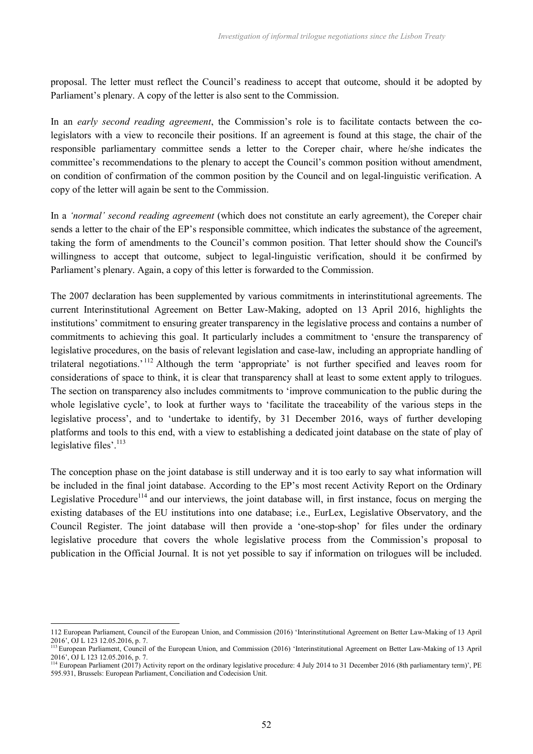proposal. The letter must reflect the Council's readiness to accept that outcome, should it be adopted by Parliament's plenary. A copy of the letter is also sent to the Commission.

In an *early second reading agreement*, the Commission's role is to facilitate contacts between the co-legislators with a view to reconcile their positions. If an agreement is found at this stage, the chair of the responsible parliamentary committee sends a letter to the Coreper chair, where he/she indicates the committee's recommendations to the plenary to accept the Council's common position without amendment, on condition of confirmation of the common position by the Council and on legal-linguistic verification. A copy of the letter will again be sent to the Commission.

In a *'normal' second reading agreement* (which does not constitute an early agreement), the Coreper chair sends a letter to the chair of the EP's responsible committee, which indicates the substance of the agreement, taking the form of amendments to the Council's common position. That letter should show the Council's willingness to accept that outcome, subject to legal-linguistic verification, should it be confirmed by Parliament's plenary. Again, a copy of this letter is forwarded to the Commission.

The 2007 declaration has been supplemented by various commitments in interinstitutional agreements. The current Interinstitutional Agreement on Better Law-Making, adopted on 13 April 2016, highlights the institutions' commitment to ensuring greater transparency in the legislative process and contains a number of commitments to achieving this goal. It particularly includes a commitment to 'ensure the transparency of legislative procedures, on the basis of relevant legislation and case-law, including an appropriate handling of trilateral negotiations.'[112] Although the term 'appropriate' is not further specified and leaves room for considerations of space to think, it is clear that transparency shall at least to some extent apply to trilogues. The section on transparency also includes commitments to 'improve communication to the public during the whole legislative cycle', to look at further ways to 'facilitate the traceability of the various steps in the legislative process', and to 'undertake to identify, by 31 December 2016, ways of further developing platforms and tools to this end, with a view to establishing a dedicated joint database on the state of play of legislative files'.[113]

The conception phase on the joint database is still underway and it is too early to say what information will be included in the final joint database. According to the EP's most recent Activity Report on the Ordinary Legislative Procedure[114] and our interviews, the joint database will, in first instance, focus on merging the existing databases of the EU institutions into one database; i.e., EurLex, Legislative Observatory, and the Council Register. The joint database will then provide a 'one-stop-shop' for files under the ordinary legislative procedure that covers the whole legislative process from the Commission's proposal to publication in the Official Journal. It is not yet possible to say if information on trilogues will be included.

---

112 European Parliament, Council of the European Union, and Commission (2016) 'Interinstitutional Agreement on Better Law-Making of 13 April 2016', OJ L 123 12.05.2016, p. 7.

113 European Parliament, Council of the European Union, and Commission (2016) 'Interinstitutional Agreement on Better Law-Making of 13 April 2016', OJ L 123 12.05.2016, p. 7.

114 European Parliament (2017) Activity report on the ordinary legislative procedure: 4 July 2014 to 31 December 2016 (8th parliamentary term)', PE 595.931, Brussels: European Parliament, Conciliation and Codecision Unit.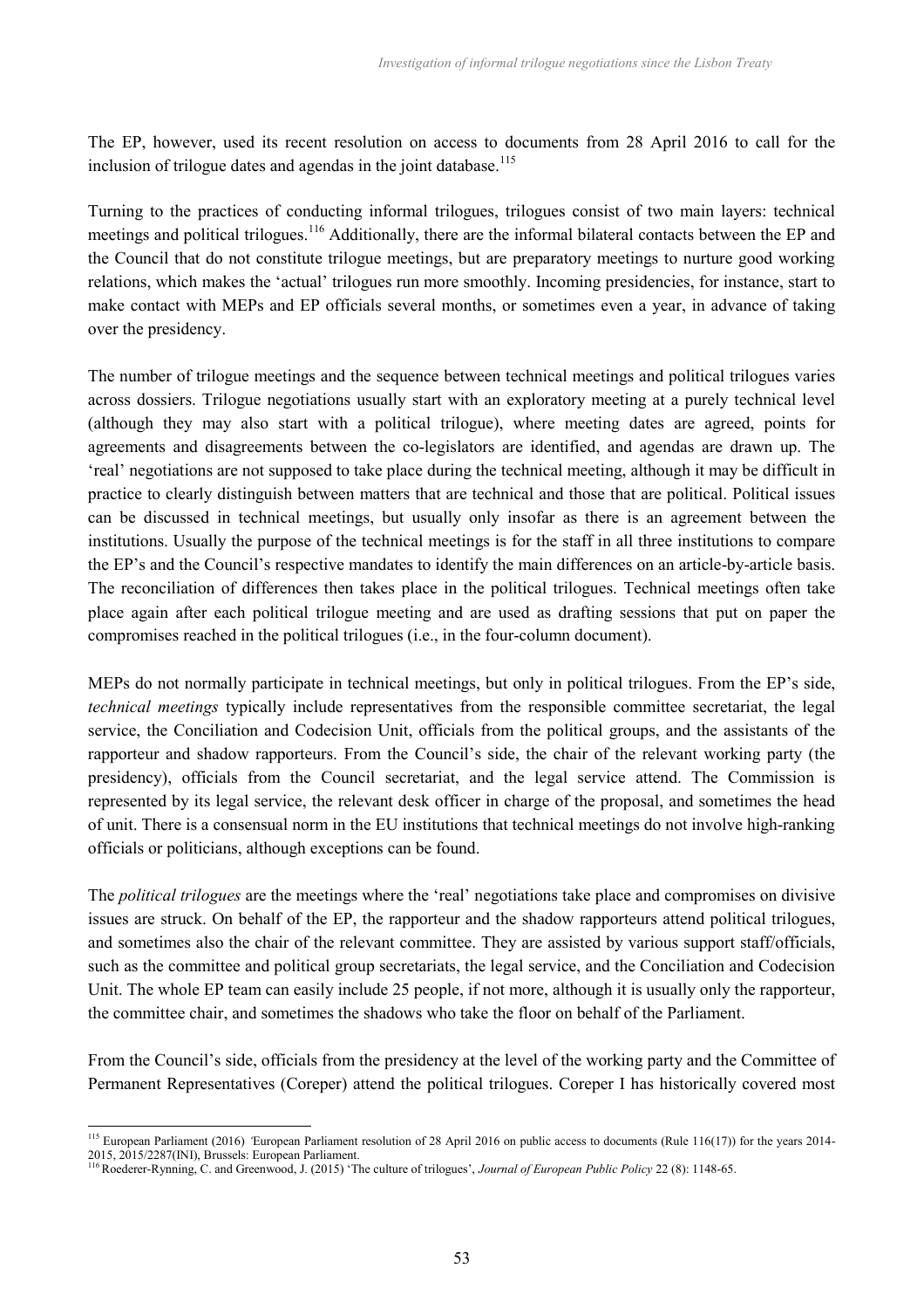The EP, however, used its recent resolution on access to documents from 28 April 2016 to call for the inclusion of trilogue dates and agendas in the joint database.[115]

Turning to the practices of conducting informal trilogues, trilogues consist of two main layers: technical meetings and political trilogues.[116] Additionally, there are the informal bilateral contacts between the EP and the Council that do not constitute trilogue meetings, but are preparatory meetings to nurture good working relations, which makes the 'actual' trilogues run more smoothly. Incoming presidencies, for instance, start to make contact with MEPs and EP officials several months, or sometimes even a year, in advance of taking over the presidency.

The number of trilogue meetings and the sequence between technical meetings and political trilogues varies across dossiers. Trilogue negotiations usually start with an exploratory meeting at a purely technical level (although they may also start with a political trilogue), where meeting dates are agreed, points for agreements and disagreements between the co-legislators are identified, and agendas are drawn up. The 'real' negotiations are not supposed to take place during the technical meeting, although it may be difficult in practice to clearly distinguish between matters that are technical and those that are political. Political issues can be discussed in technical meetings, but usually only insofar as there is an agreement between the institutions. Usually the purpose of the technical meetings is for the staff in all three institutions to compare the EP's and the Council's respective mandates to identify the main differences on an article-by-article basis. The reconciliation of differences then takes place in the political trilogues. Technical meetings often take place again after each political trilogue meeting and are used as drafting sessions that put on paper the compromises reached in the political trilogues (i.e., in the four-column document).

MEPs do not normally participate in technical meetings, but only in political trilogues. From the EP's side, *technical meetings* typically include representatives from the responsible committee secretariat, the legal service, the Conciliation and Codecision Unit, officials from the political groups, and the assistants of the rapporteur and shadow rapporteurs. From the Council's side, the chair of the relevant working party (the presidency), officials from the Council secretariat, and the legal service attend. The Commission is represented by its legal service, the relevant desk officer in charge of the proposal, and sometimes the head of unit. There is a consensual norm in the EU institutions that technical meetings do not involve high-ranking officials or politicians, although exceptions can be found.

The *political trilogues* are the meetings where the 'real' negotiations take place and compromises on divisive issues are struck. On behalf of the EP, the rapporteur and the shadow rapporteurs attend political trilogues, and sometimes also the chair of the relevant committee. They are assisted by various support staff/officials, such as the committee and political group secretariats, the legal service, and the Conciliation and Codecision Unit. The whole EP team can easily include 25 people, if not more, although it is usually only the rapporteur, the committee chair, and sometimes the shadows who take the floor on behalf of the Parliament.

From the Council's side, officials from the presidency at the level of the working party and the Committee of Permanent Representatives (Coreper) attend the political trilogues. Coreper I has historically covered most

---

[115] European Parliament (2016) 'European Parliament resolution of 28 April 2016 on public access to documents (Rule 116(17)) for the years 2014-2015, 2015/2287(INI), Brussels: European Parliament.

[116] Roederer-Rynning, C. and Greenwood, J. (2015) 'The culture of trilogues', *Journal of European Public Policy* 22 (8): 1148-65.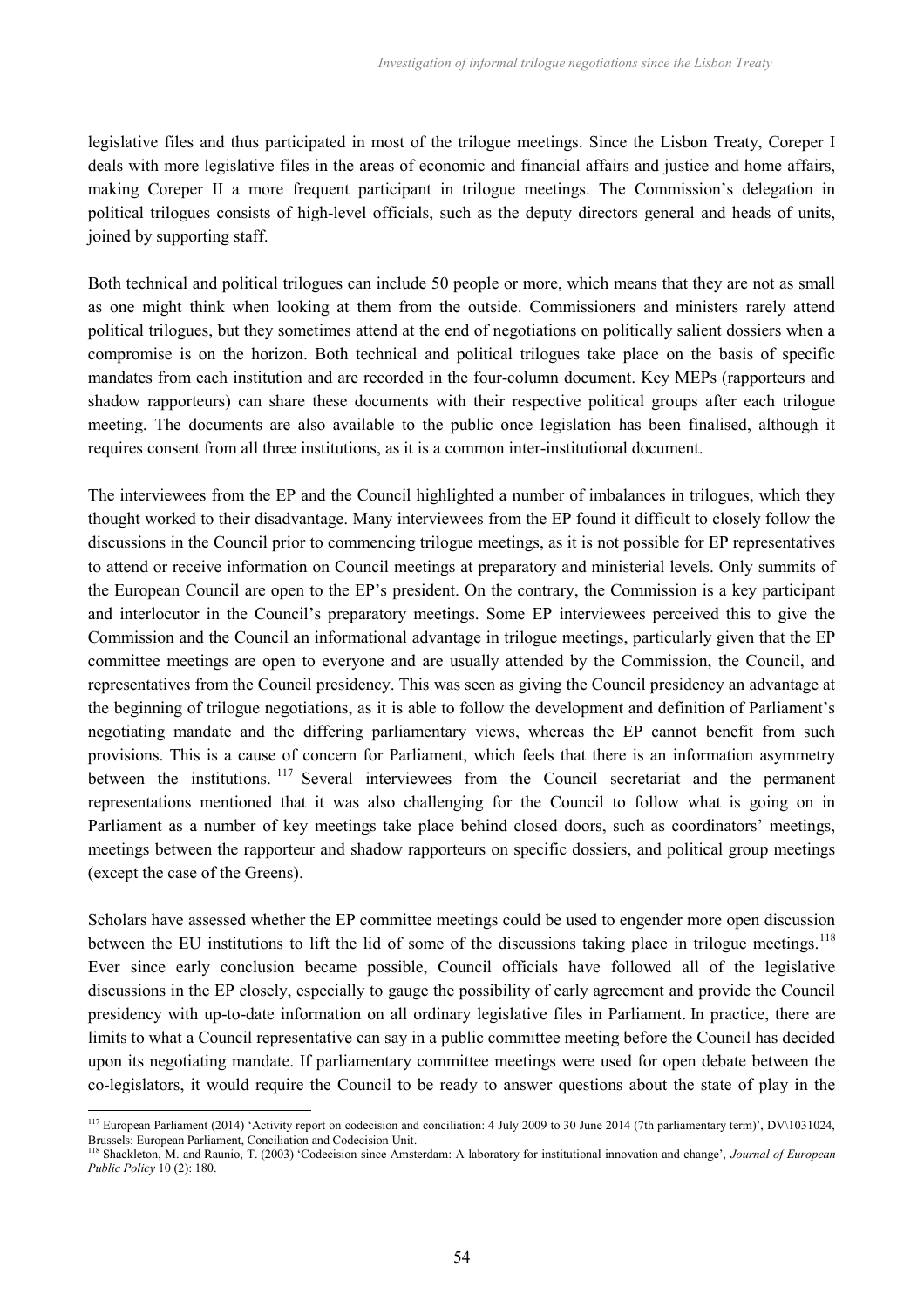legislative files and thus participated in most of the trilogue meetings. Since the Lisbon Treaty, Coreper I deals with more legislative files in the areas of economic and financial affairs and justice and home affairs, making Coreper II a more frequent participant in trilogue meetings. The Commission's delegation in political trilogues consists of high-level officials, such as the deputy directors general and heads of units, joined by supporting staff.

Both technical and political trilogues can include 50 people or more, which means that they are not as small as one might think when looking at them from the outside. Commissioners and ministers rarely attend political trilogues, but they sometimes attend at the end of negotiations on politically salient dossiers when a compromise is on the horizon. Both technical and political trilogues take place on the basis of specific mandates from each institution and are recorded in the four-column document. Key MEPs (rapporteurs and shadow rapporteurs) can share these documents with their respective political groups after each trilogue meeting. The documents are also available to the public once legislation has been finalised, although it requires consent from all three institutions, as it is a common inter-institutional document.

The interviewees from the EP and the Council highlighted a number of imbalances in trilogues, which they thought worked to their disadvantage. Many interviewees from the EP found it difficult to closely follow the discussions in the Council prior to commencing trilogue meetings, as it is not possible for EP representatives to attend or receive information on Council meetings at preparatory and ministerial levels. Only summits of the European Council are open to the EP's president. On the contrary, the Commission is a key participant and interlocutor in the Council's preparatory meetings. Some EP interviewees perceived this to give the Commission and the Council an informational advantage in trilogue meetings, particularly given that the EP committee meetings are open to everyone and are usually attended by the Commission, the Council, and representatives from the Council presidency. This was seen as giving the Council presidency an advantage at the beginning of trilogue negotiations, as it is able to follow the development and definition of Parliament's negotiating mandate and the differing parliamentary views, whereas the EP cannot benefit from such provisions. This is a cause of concern for Parliament, which feels that there is an information asymmetry between the institutions.[117] Several interviewees from the Council secretariat and the permanent representations mentioned that it was also challenging for the Council to follow what is going on in Parliament as a number of key meetings take place behind closed doors, such as coordinators' meetings, meetings between the rapporteur and shadow rapporteurs on specific dossiers, and political group meetings (except the case of the Greens).

Scholars have assessed whether the EP committee meetings could be used to engender more open discussion between the EU institutions to lift the lid of some of the discussions taking place in trilogue meetings.[118] Ever since early conclusion became possible, Council officials have followed all of the legislative discussions in the EP closely, especially to gauge the possibility of early agreement and provide the Council presidency with up-to-date information on all ordinary legislative files in Parliament. In practice, there are limits to what a Council representative can say in a public committee meeting before the Council has decided upon its negotiating mandate. If parliamentary committee meetings were used for open debate between the co-legislators, it would require the Council to be ready to answer questions about the state of play in the

[117] European Parliament (2014) 'Activity report on codecision and conciliation: 4 July 2009 to 30 June 2014 (7th parliamentary term)', DV\1031024, Brussels: European Parliament, Conciliation and Codecision Unit.

[118] Shackleton, M. and Raunio, T. (2003) 'Codecision since Amsterdam: A laboratory for institutional innovation and change', *Journal of European Public Policy* 10 (2): 180.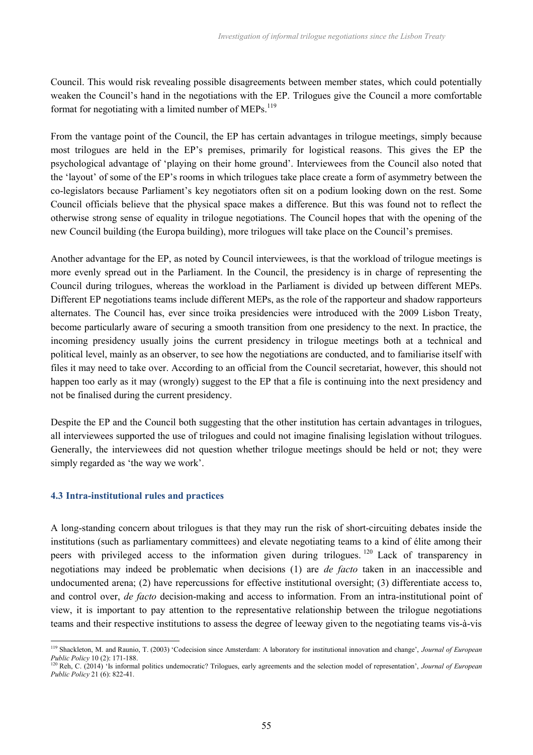Council. This would risk revealing possible disagreements between member states, which could potentially weaken the Council's hand in the negotiations with the EP. Trilogues give the Council a more comfortable format for negotiating with a limited number of MEPs.[119]

From the vantage point of the Council, the EP has certain advantages in trilogue meetings, simply because most trilogues are held in the EP's premises, primarily for logistical reasons. This gives the EP the psychological advantage of 'playing on their home ground'. Interviewees from the Council also noted that the 'layout' of some of the EP's rooms in which trilogues take place create a form of asymmetry between the co-legislators because Parliament's key negotiators often sit on a podium looking down on the rest. Some Council officials believe that the physical space makes a difference. But this was found not to reflect the otherwise strong sense of equality in trilogue negotiations. The Council hopes that with the opening of the new Council building (the Europa building), more trilogues will take place on the Council's premises.

Another advantage for the EP, as noted by Council interviewees, is that the workload of trilogue meetings is more evenly spread out in the Parliament. In the Council, the presidency is in charge of representing the Council during trilogues, whereas the workload in the Parliament is divided up between different MEPs. Different EP negotiations teams include different MEPs, as the role of the rapporteur and shadow rapporteurs alternates. The Council has, ever since troika presidencies were introduced with the 2009 Lisbon Treaty, become particularly aware of securing a smooth transition from one presidency to the next. In practice, the incoming presidency usually joins the current presidency in trilogue meetings both at a technical and political level, mainly as an observer, to see how the negotiations are conducted, and to familiarise itself with files it may need to take over. According to an official from the Council secretariat, however, this should not happen too early as it may (wrongly) suggest to the EP that a file is continuing into the next presidency and not be finalised during the current presidency.

Despite the EP and the Council both suggesting that the other institution has certain advantages in trilogues, all interviewees supported the use of trilogues and could not imagine finalising legislation without trilogues. Generally, the interviewees did not question whether trilogue meetings should be held or not; they were simply regarded as 'the way we work'.

### 4.3 Intra-institutional rules and practices

A long-standing concern about trilogues is that they may run the risk of short-circuiting debates inside the institutions (such as parliamentary committees) and elevate negotiating teams to a kind of élite among their peers with privileged access to the information given during trilogues.[120] Lack of transparency in negotiations may indeed be problematic when decisions (1) are *de facto* taken in an inaccessible and undocumented arena; (2) have repercussions for effective institutional oversight; (3) differentiate access to, and control over, *de facto* decision-making and access to information. From an intra-institutional point of view, it is important to pay attention to the representative relationship between the trilogue negotiations teams and their respective institutions to assess the degree of leeway given to the negotiating teams vis-à-vis

---

[119] Shackleton, M. and Raunio, T. (2003) 'Codecision since Amsterdam: A laboratory for institutional innovation and change', *Journal of European Public Policy* 10 (2): 171-188.

[120] Reh, C. (2014) 'Is informal politics undemocratic? Trilogues, early agreements and the selection model of representation', *Journal of European Public Policy* 21 (6): 822-41.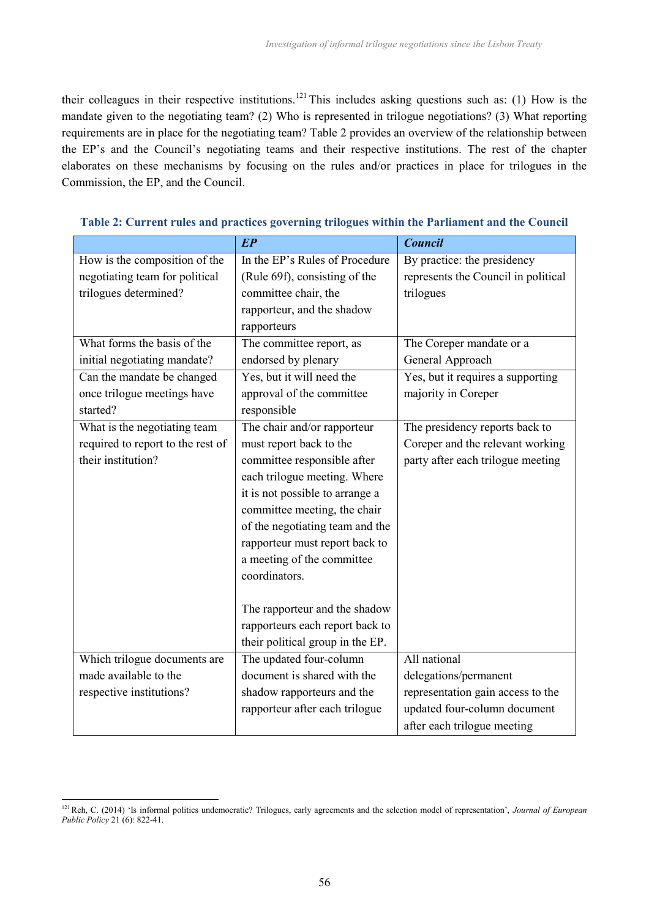their colleagues in their respective institutions.[121] This includes asking questions such as: (1) How is the mandate given to the negotiating team? (2) Who is represented in trilogue negotiations? (3) What reporting requirements are in place for the negotiating team? Table 2 provides an overview of the relationship between the EP's and the Council's negotiating teams and their respective institutions. The rest of the chapter elaborates on these mechanisms by focusing on the rules and/or practices in place for trilogues in the Commission, the EP, and the Council.

**Table 2: Current rules and practices governing trilogues within the Parliament and the Council**

| | ***EP*** | ***Council*** |
|---|---|---|
| How is the composition of the negotiating team for political trilogues determined? | In the EP's Rules of Procedure (Rule 69f), consisting of the committee chair, the rapporteur, and the shadow rapporteurs | By practice: the presidency represents the Council in political trilogues |
| What forms the basis of the initial negotiating mandate? | The committee report, as endorsed by plenary | The Coreper mandate or a General Approach |
| Can the mandate be changed once trilogue meetings have started? | Yes, but it will need the approval of the committee responsible | Yes, but it requires a supporting majority in Coreper |
| What is the negotiating team required to report to the rest of their institution? | The chair and/or rapporteur must report back to the committee responsible after each trilogue meeting. Where it is not possible to arrange a committee meeting, the chair of the negotiating team and the rapporteur must report back to a meeting of the committee coordinators.<br><br>The rapporteur and the shadow rapporteurs each report back to their political group in the EP. | The presidency reports back to Coreper and the relevant working party after each trilogue meeting |
| Which trilogue documents are made available to the respective institutions? | The updated four-column document is shared with the shadow rapporteurs and the rapporteur after each trilogue | All national delegations/permanent representation gain access to the updated four-column document after each trilogue meeting |

[121] Reh, C. (2014) 'Is informal politics undemocratic? Trilogues, early agreements and the selection model of representation', *Journal of European Public Policy* 21 (6): 822-41.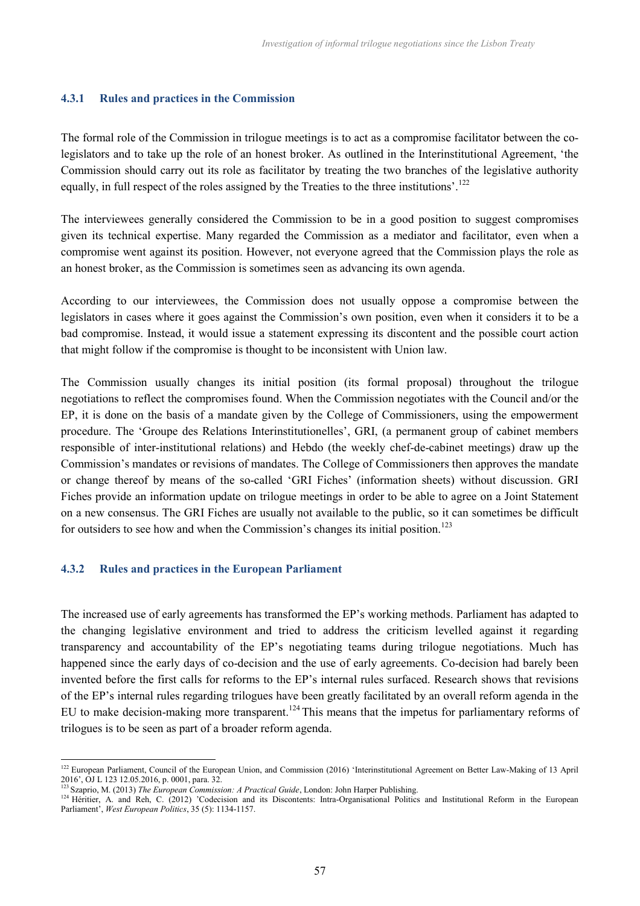### 4.3.1 Rules and practices in the Commission

The formal role of the Commission in trilogue meetings is to act as a compromise facilitator between the co-legislators and to take up the role of an honest broker. As outlined in the Interinstitutional Agreement, 'the Commission should carry out its role as facilitator by treating the two branches of the legislative authority equally, in full respect of the roles assigned by the Treaties to the three institutions'.[122]

The interviewees generally considered the Commission to be in a good position to suggest compromises given its technical expertise. Many regarded the Commission as a mediator and facilitator, even when a compromise went against its position. However, not everyone agreed that the Commission plays the role as an honest broker, as the Commission is sometimes seen as advancing its own agenda.

According to our interviewees, the Commission does not usually oppose a compromise between the legislators in cases where it goes against the Commission's own position, even when it considers it to be a bad compromise. Instead, it would issue a statement expressing its discontent and the possible court action that might follow if the compromise is thought to be inconsistent with Union law.

The Commission usually changes its initial position (its formal proposal) throughout the trilogue negotiations to reflect the compromises found. When the Commission negotiates with the Council and/or the EP, it is done on the basis of a mandate given by the College of Commissioners, using the empowerment procedure. The 'Groupe des Relations Interinstitutionelles', GRI, (a permanent group of cabinet members responsible of inter-institutional relations) and Hebdo (the weekly chef-de-cabinet meetings) draw up the Commission's mandates or revisions of mandates. The College of Commissioners then approves the mandate or change thereof by means of the so-called 'GRI Fiches' (information sheets) without discussion. GRI Fiches provide an information update on trilogue meetings in order to be able to agree on a Joint Statement on a new consensus. The GRI Fiches are usually not available to the public, so it can sometimes be difficult for outsiders to see how and when the Commission's changes its initial position.[123]

### 4.3.2 Rules and practices in the European Parliament

The increased use of early agreements has transformed the EP's working methods. Parliament has adapted to the changing legislative environment and tried to address the criticism levelled against it regarding transparency and accountability of the EP's negotiating teams during trilogue negotiations. Much has happened since the early days of co-decision and the use of early agreements. Co-decision had barely been invented before the first calls for reforms to the EP's internal rules surfaced. Research shows that revisions of the EP's internal rules regarding trilogues have been greatly facilitated by an overall reform agenda in the EU to make decision-making more transparent.[124] This means that the impetus for parliamentary reforms of trilogues is to be seen as part of a broader reform agenda.

---

[122] European Parliament, Council of the European Union, and Commission (2016) 'Interinstitutional Agreement on Better Law-Making of 13 April 2016', OJ L 123 12.05.2016, p. 0001, para. 32.

[123] Szaprio, M. (2013) *The European Commission: A Practical Guide*, London: John Harper Publishing.

[124] Héritier, A. and Reh, C. (2012) 'Codecision and its Discontents: Intra-Organisational Politics and Institutional Reform in the European Parliament', *West European Politics*, 35 (5): 1134-1157.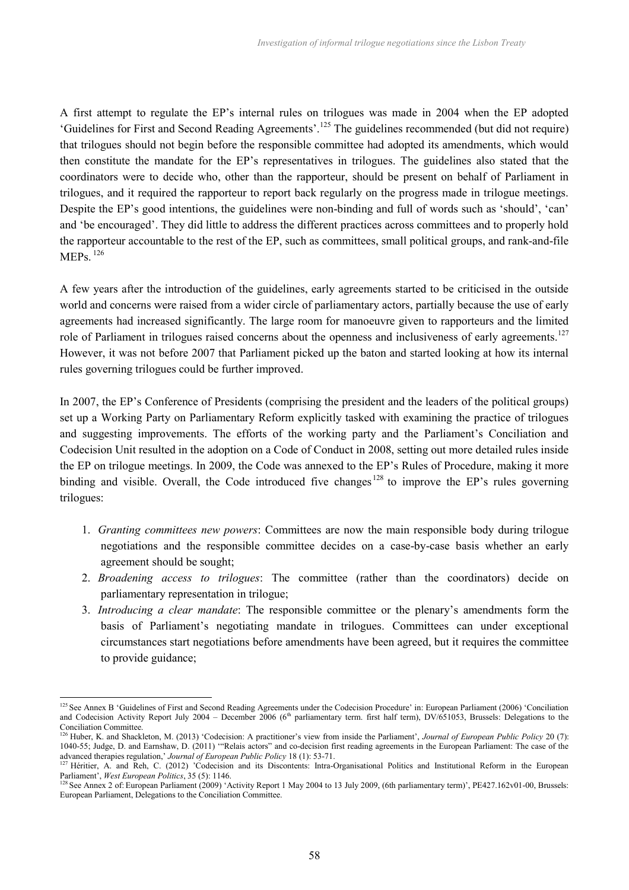A first attempt to regulate the EP's internal rules on trilogues was made in 2004 when the EP adopted 'Guidelines for First and Second Reading Agreements'.[125] The guidelines recommended (but did not require) that trilogues should not begin before the responsible committee had adopted its amendments, which would then constitute the mandate for the EP's representatives in trilogues. The guidelines also stated that the coordinators were to decide who, other than the rapporteur, should be present on behalf of Parliament in trilogues, and it required the rapporteur to report back regularly on the progress made in trilogue meetings. Despite the EP's good intentions, the guidelines were non-binding and full of words such as 'should', 'can' and 'be encouraged'. They did little to address the different practices across committees and to properly hold the rapporteur accountable to the rest of the EP, such as committees, small political groups, and rank-and-file MEPs.[126]

A few years after the introduction of the guidelines, early agreements started to be criticised in the outside world and concerns were raised from a wider circle of parliamentary actors, partially because the use of early agreements had increased significantly. The large room for manoeuvre given to rapporteurs and the limited role of Parliament in trilogues raised concerns about the openness and inclusiveness of early agreements.[127] However, it was not before 2007 that Parliament picked up the baton and started looking at how its internal rules governing trilogues could be further improved.

In 2007, the EP's Conference of Presidents (comprising the president and the leaders of the political groups) set up a Working Party on Parliamentary Reform explicitly tasked with examining the practice of trilogues and suggesting improvements. The efforts of the working party and the Parliament's Conciliation and Codecision Unit resulted in the adoption on a Code of Conduct in 2008, setting out more detailed rules inside the EP on trilogue meetings. In 2009, the Code was annexed to the EP's Rules of Procedure, making it more binding and visible. Overall, the Code introduced five changes[128] to improve the EP's rules governing trilogues:

1. *Granting committees new powers*: Committees are now the main responsible body during trilogue negotiations and the responsible committee decides on a case-by-case basis whether an early agreement should be sought;
2. *Broadening access to trilogues*: The committee (rather than the coordinators) decide on parliamentary representation in trilogue;
3. *Introducing a clear mandate*: The responsible committee or the plenary's amendments form the basis of Parliament's negotiating mandate in trilogues. Committees can under exceptional circumstances start negotiations before amendments have been agreed, but it requires the committee to provide guidance;

---

[125] See Annex B 'Guidelines of First and Second Reading Agreements under the Codecision Procedure' in: European Parliament (2006) 'Conciliation and Codecision Activity Report July 2004 – December 2006 (6th parliamentary term. first half term), DV/651053, Brussels: Delegations to the Conciliation Committee.

[126] Huber, K. and Shackleton, M. (2013) 'Codecision: A practitioner's view from inside the Parliament', *Journal of European Public Policy* 20 (7): 1040-55; Judge, D. and Earnshaw, D. (2011) '"Relais actors" and co-decision first reading agreements in the European Parliament: The case of the advanced therapies regulation,' *Journal of European Public Policy* 18 (1): 53-71.

[127] Héritier, A. and Reh, C. (2012) 'Codecision and its Discontents: Intra-Organisational Politics and Institutional Reform in the European Parliament', *West European Politics*, 35 (5): 1146.

[128] See Annex 2 of: European Parliament (2009) 'Activity Report 1 May 2004 to 13 July 2009, (6th parliamentary term)', PE427.162v01-00, Brussels: European Parliament, Delegations to the Conciliation Committee.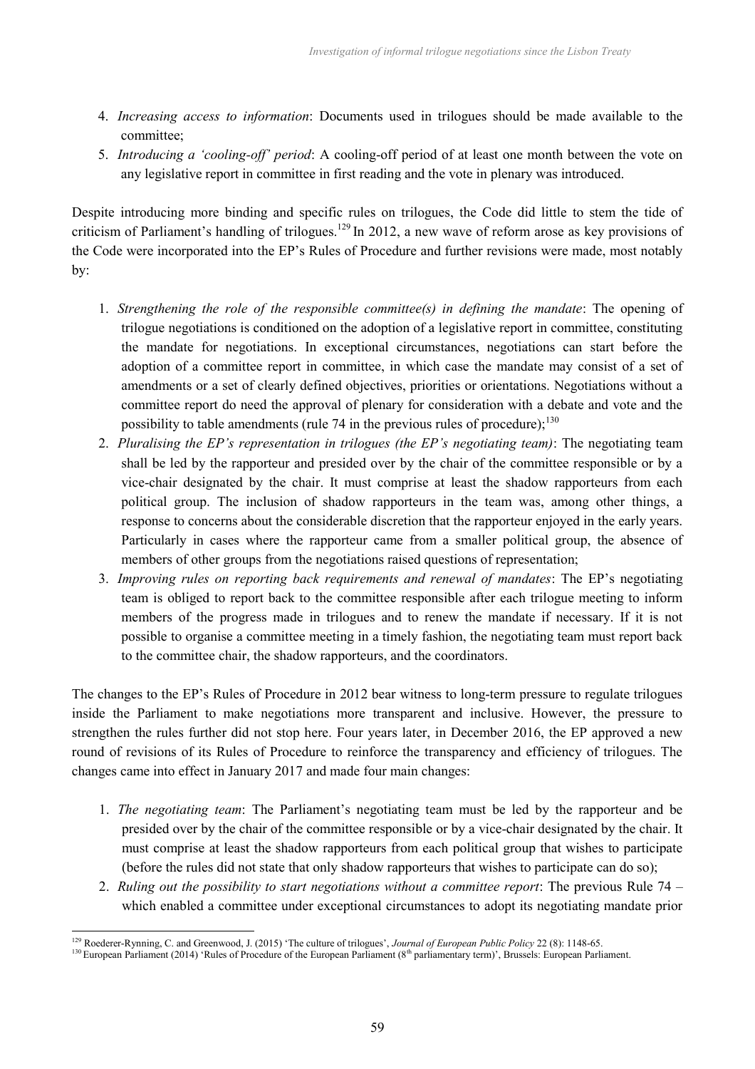4. *Increasing access to information*: Documents used in trilogues should be made available to the committee;
5. *Introducing a 'cooling-off' period*: A cooling-off period of at least one month between the vote on any legislative report in committee in first reading and the vote in plenary was introduced.

Despite introducing more binding and specific rules on trilogues, the Code did little to stem the tide of criticism of Parliament's handling of trilogues.[129] In 2012, a new wave of reform arose as key provisions of the Code were incorporated into the EP's Rules of Procedure and further revisions were made, most notably by:

1. *Strengthening the role of the responsible committee(s) in defining the mandate*: The opening of trilogue negotiations is conditioned on the adoption of a legislative report in committee, constituting the mandate for negotiations. In exceptional circumstances, negotiations can start before the adoption of a committee report in committee, in which case the mandate may consist of a set of amendments or a set of clearly defined objectives, priorities or orientations. Negotiations without a committee report do need the approval of plenary for consideration with a debate and vote and the possibility to table amendments (rule 74 in the previous rules of procedure);[130]
2. *Pluralising the EP's representation in trilogues (the EP's negotiating team)*: The negotiating team shall be led by the rapporteur and presided over by the chair of the committee responsible or by a vice-chair designated by the chair. It must comprise at least the shadow rapporteurs from each political group. The inclusion of shadow rapporteurs in the team was, among other things, a response to concerns about the considerable discretion that the rapporteur enjoyed in the early years. Particularly in cases where the rapporteur came from a smaller political group, the absence of members of other groups from the negotiations raised questions of representation;
3. *Improving rules on reporting back requirements and renewal of mandates*: The EP's negotiating team is obliged to report back to the committee responsible after each trilogue meeting to inform members of the progress made in trilogues and to renew the mandate if necessary. If it is not possible to organise a committee meeting in a timely fashion, the negotiating team must report back to the committee chair, the shadow rapporteurs, and the coordinators.

The changes to the EP's Rules of Procedure in 2012 bear witness to long-term pressure to regulate trilogues inside the Parliament to make negotiations more transparent and inclusive. However, the pressure to strengthen the rules further did not stop here. Four years later, in December 2016, the EP approved a new round of revisions of its Rules of Procedure to reinforce the transparency and efficiency of trilogues. The changes came into effect in January 2017 and made four main changes:

1. *The negotiating team*: The Parliament's negotiating team must be led by the rapporteur and be presided over by the chair of the committee responsible or by a vice-chair designated by the chair. It must comprise at least the shadow rapporteurs from each political group that wishes to participate (before the rules did not state that only shadow rapporteurs that wishes to participate can do so);
2. *Ruling out the possibility to start negotiations without a committee report*: The previous Rule 74 – which enabled a committee under exceptional circumstances to adopt its negotiating mandate prior

---

[129] Roederer-Rynning, C. and Greenwood, J. (2015) 'The culture of trilogues', *Journal of European Public Policy* 22 (8): 1148-65.

[130] European Parliament (2014) 'Rules of Procedure of the European Parliament (8th parliamentary term)', Brussels: European Parliament.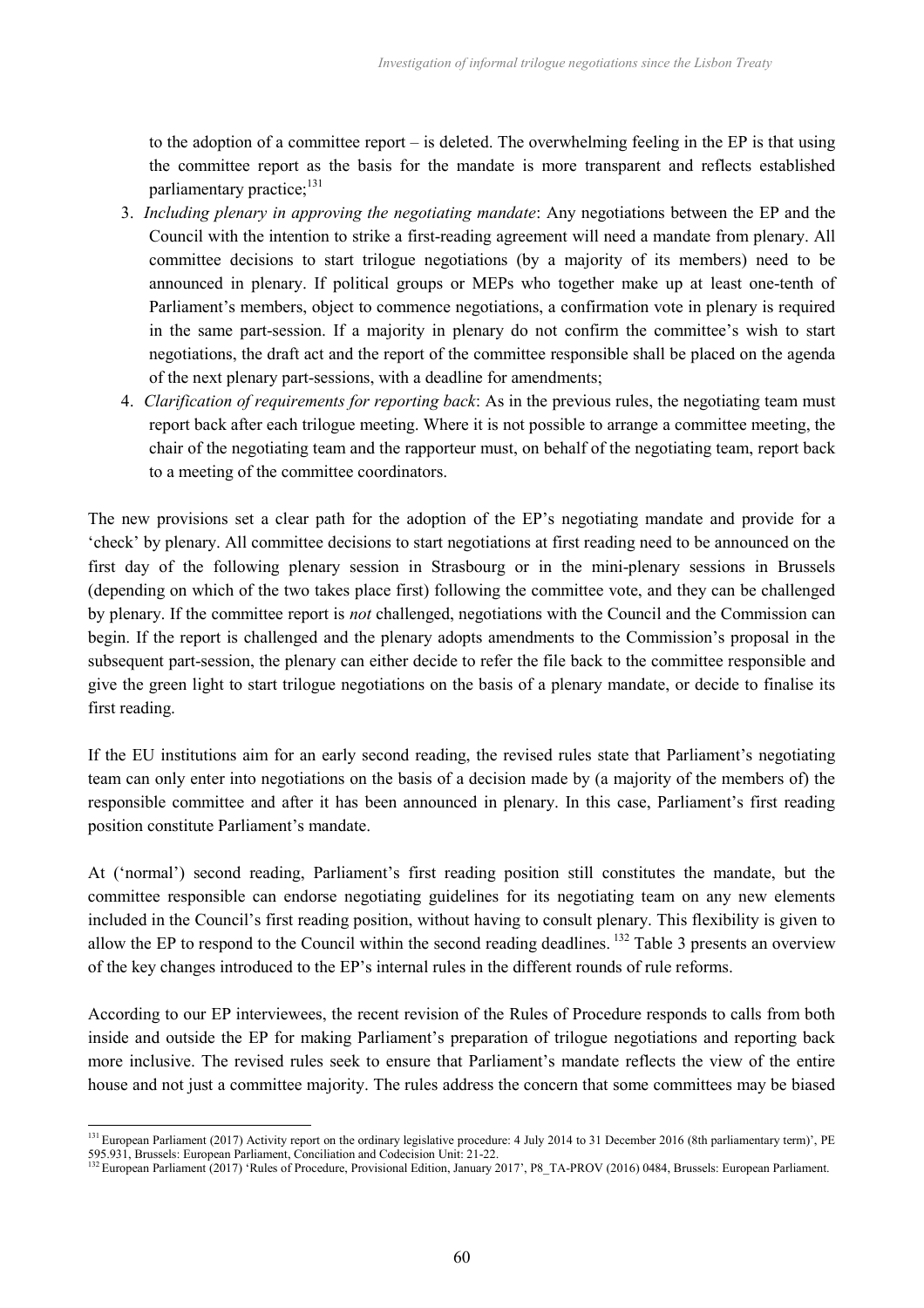to the adoption of a committee report – is deleted. The overwhelming feeling in the EP is that using the committee report as the basis for the mandate is more transparent and reflects established parliamentary practice;[131]

3. *Including plenary in approving the negotiating mandate*: Any negotiations between the EP and the Council with the intention to strike a first-reading agreement will need a mandate from plenary. All committee decisions to start trilogue negotiations (by a majority of its members) need to be announced in plenary. If political groups or MEPs who together make up at least one-tenth of Parliament's members, object to commence negotiations, a confirmation vote in plenary is required in the same part-session. If a majority in plenary do not confirm the committee's wish to start negotiations, the draft act and the report of the committee responsible shall be placed on the agenda of the next plenary part-sessions, with a deadline for amendments;
4. *Clarification of requirements for reporting back*: As in the previous rules, the negotiating team must report back after each trilogue meeting. Where it is not possible to arrange a committee meeting, the chair of the negotiating team and the rapporteur must, on behalf of the negotiating team, report back to a meeting of the committee coordinators.

The new provisions set a clear path for the adoption of the EP's negotiating mandate and provide for a 'check' by plenary. All committee decisions to start negotiations at first reading need to be announced on the first day of the following plenary session in Strasbourg or in the mini-plenary sessions in Brussels (depending on which of the two takes place first) following the committee vote, and they can be challenged by plenary. If the committee report is *not* challenged, negotiations with the Council and the Commission can begin. If the report is challenged and the plenary adopts amendments to the Commission's proposal in the subsequent part-session, the plenary can either decide to refer the file back to the committee responsible and give the green light to start trilogue negotiations on the basis of a plenary mandate, or decide to finalise its first reading.

If the EU institutions aim for an early second reading, the revised rules state that Parliament's negotiating team can only enter into negotiations on the basis of a decision made by (a majority of the members of) the responsible committee and after it has been announced in plenary. In this case, Parliament's first reading position constitute Parliament's mandate.

At ('normal') second reading, Parliament's first reading position still constitutes the mandate, but the committee responsible can endorse negotiating guidelines for its negotiating team on any new elements included in the Council's first reading position, without having to consult plenary. This flexibility is given to allow the EP to respond to the Council within the second reading deadlines.[132] Table 3 presents an overview of the key changes introduced to the EP's internal rules in the different rounds of rule reforms.

According to our EP interviewees, the recent revision of the Rules of Procedure responds to calls from both inside and outside the EP for making Parliament's preparation of trilogue negotiations and reporting back more inclusive. The revised rules seek to ensure that Parliament's mandate reflects the view of the entire house and not just a committee majority. The rules address the concern that some committees may be biased

---

[131] European Parliament (2017) Activity report on the ordinary legislative procedure: 4 July 2014 to 31 December 2016 (8th parliamentary term)', PE 595.931, Brussels: European Parliament, Conciliation and Codecision Unit: 21-22.

[132] European Parliament (2017) 'Rules of Procedure, Provisional Edition, January 2017', P8_TA-PROV (2016) 0484, Brussels: European Parliament.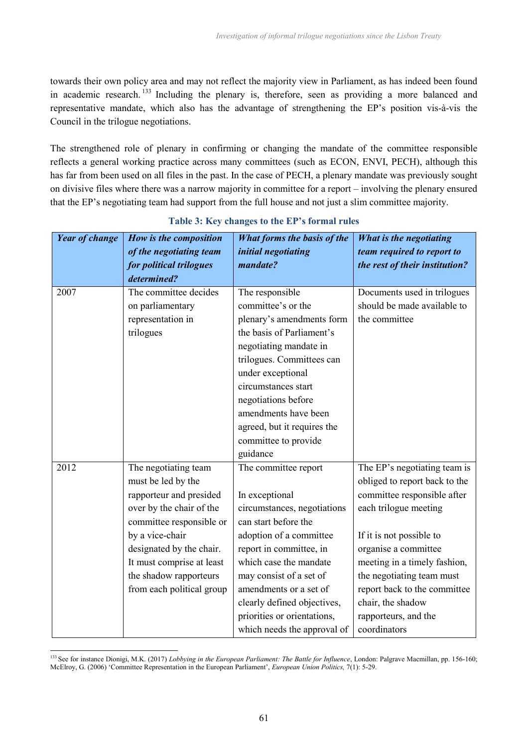towards their own policy area and may not reflect the majority view in Parliament, as has indeed been found in academic research.[133] Including the plenary is, therefore, seen as providing a more balanced and representative mandate, which also has the advantage of strengthening the EP's position vis-à-vis the Council in the trilogue negotiations.

The strengthened role of plenary in confirming or changing the mandate of the committee responsible reflects a general working practice across many committees (such as ECON, ENVI, PECH), although this has far from been used on all files in the past. In the case of PECH, a plenary mandate was previously sought on divisive files where there was a narrow majority in committee for a report – involving the plenary ensured that the EP's negotiating team had support from the full house and not just a slim committee majority.

**Table 3: Key changes to the EP's formal rules**

| *Year of change* | *How is the composition of the negotiating team for political trilogues determined?* | *What forms the basis of the initial negotiating mandate?* | *What is the negotiating team required to report to the rest of their institution?* |
|---|---|---|---|
| 2007 | The committee decides on parliamentary representation in trilogues | The responsible committee's or the plenary's amendments form the basis of Parliament's negotiating mandate in trilogues. Committees can under exceptional circumstances start negotiations before amendments have been agreed, but it requires the committee to provide guidance | Documents used in trilogues should be made available to the committee |
| 2012 | The negotiating team must be led by the rapporteur and presided over by the chair of the committee responsible or by a vice-chair designated by the chair. It must comprise at least the shadow rapporteurs from each political group | The committee report<br><br>In exceptional circumstances, negotiations can start before the adoption of a committee report in committee, in which case the mandate may consist of a set of amendments or a set of clearly defined objectives, priorities or orientations, which needs the approval of | The EP's negotiating team is obliged to report back to the committee responsible after each trilogue meeting<br><br>If it is not possible to organise a committee meeting in a timely fashion, the negotiating team must report back to the committee chair, the shadow rapporteurs, and the coordinators |

[133] See for instance Dionigi, M.K. (2017) *Lobbying in the European Parliament: The Battle for Influence*, London: Palgrave Macmillan, pp. 156-160; McElroy, G. (2006) 'Committee Representation in the European Parliament', *European Union Politics,* 7(1): 5-29.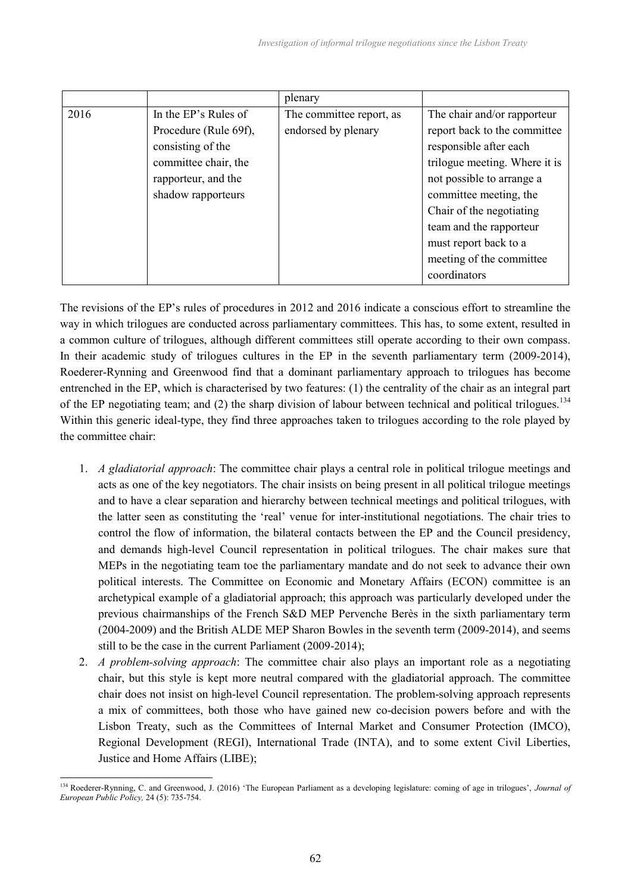| | | plenary | |
|---|---|---|---|
| 2016 | In the EP's Rules of Procedure (Rule 69f), consisting of the committee chair, the rapporteur, and the shadow rapporteurs | The committee report, as endorsed by plenary | The chair and/or rapporteur report back to the committee responsible after each trilogue meeting. Where it is not possible to arrange a committee meeting, the Chair of the negotiating team and the rapporteur must report back to a meeting of the committee coordinators |

The revisions of the EP's rules of procedures in 2012 and 2016 indicate a conscious effort to streamline the way in which trilogues are conducted across parliamentary committees. This has, to some extent, resulted in a common culture of trilogues, although different committees still operate according to their own compass. In their academic study of trilogues cultures in the EP in the seventh parliamentary term (2009-2014), Roederer-Rynning and Greenwood find that a dominant parliamentary approach to trilogues has become entrenched in the EP, which is characterised by two features: (1) the centrality of the chair as an integral part of the EP negotiating team; and (2) the sharp division of labour between technical and political trilogues.[134] Within this generic ideal-type, they find three approaches taken to trilogues according to the role played by the committee chair:

1. *A gladiatorial approach*: The committee chair plays a central role in political trilogue meetings and acts as one of the key negotiators. The chair insists on being present in all political trilogue meetings and to have a clear separation and hierarchy between technical meetings and political trilogues, with the latter seen as constituting the 'real' venue for inter-institutional negotiations. The chair tries to control the flow of information, the bilateral contacts between the EP and the Council presidency, and demands high-level Council representation in political trilogues. The chair makes sure that MEPs in the negotiating team toe the parliamentary mandate and do not seek to advance their own political interests. The Committee on Economic and Monetary Affairs (ECON) committee is an archetypical example of a gladiatorial approach; this approach was particularly developed under the previous chairmanships of the French S&D MEP Pervenche Berès in the sixth parliamentary term (2004-2009) and the British ALDE MEP Sharon Bowles in the seventh term (2009-2014), and seems still to be the case in the current Parliament (2009-2014);
2. *A problem-solving approach*: The committee chair also plays an important role as a negotiating chair, but this style is kept more neutral compared with the gladiatorial approach. The committee chair does not insist on high-level Council representation. The problem-solving approach represents a mix of committees, both those who have gained new co-decision powers before and with the Lisbon Treaty, such as the Committees of Internal Market and Consumer Protection (IMCO), Regional Development (REGI), International Trade (INTA), and to some extent Civil Liberties, Justice and Home Affairs (LIBE);

[134] Roederer-Rynning, C. and Greenwood, J. (2016) 'The European Parliament as a developing legislature: coming of age in trilogues', *Journal of European Public Policy,* 24 (5): 735-754.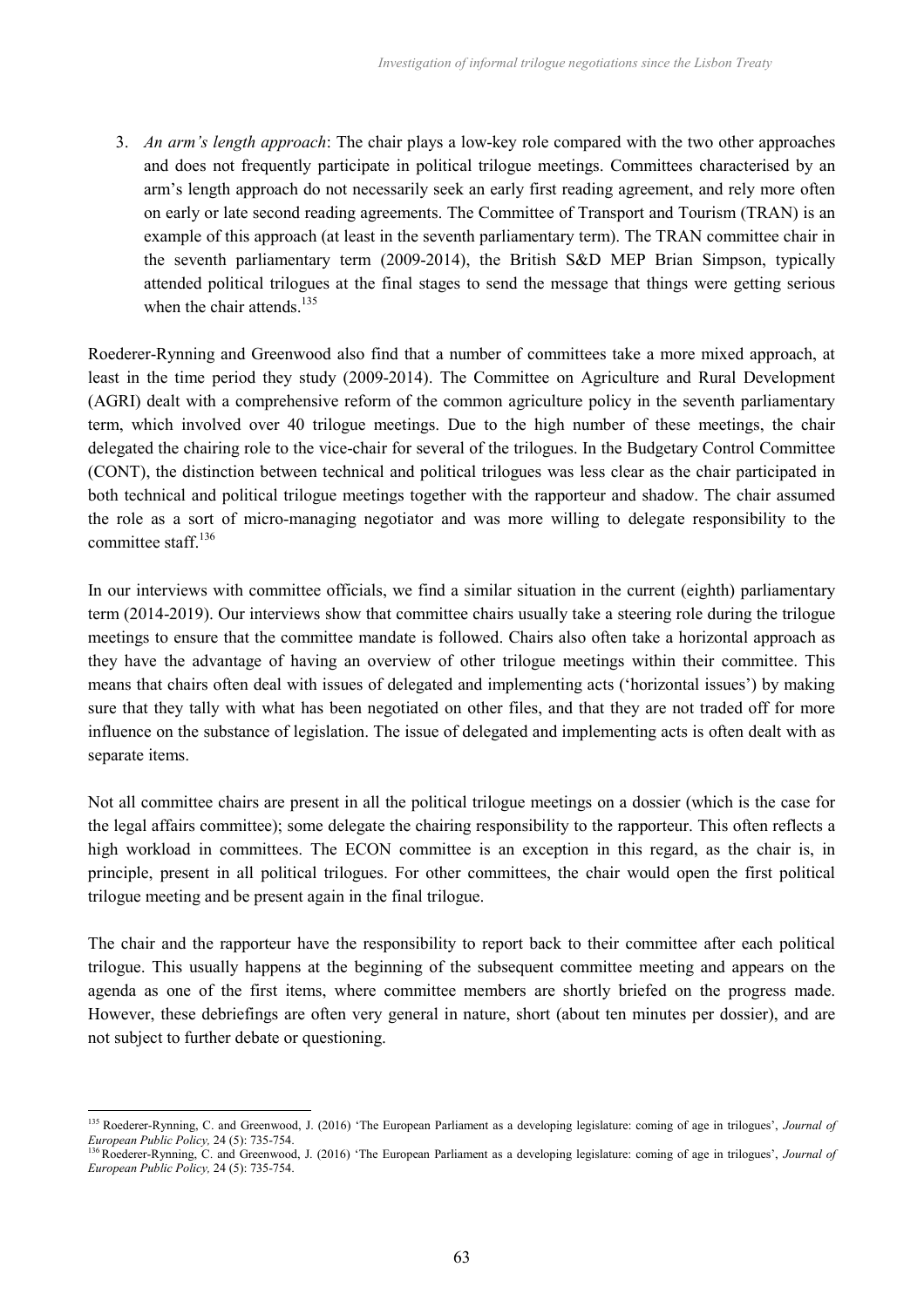3. *An arm's length approach*: The chair plays a low-key role compared with the two other approaches and does not frequently participate in political trilogue meetings. Committees characterised by an arm's length approach do not necessarily seek an early first reading agreement, and rely more often on early or late second reading agreements. The Committee of Transport and Tourism (TRAN) is an example of this approach (at least in the seventh parliamentary term). The TRAN committee chair in the seventh parliamentary term (2009-2014), the British S&D MEP Brian Simpson, typically attended political trilogues at the final stages to send the message that things were getting serious when the chair attends.[135]

Roederer-Rynning and Greenwood also find that a number of committees take a more mixed approach, at least in the time period they study (2009-2014). The Committee on Agriculture and Rural Development (AGRI) dealt with a comprehensive reform of the common agriculture policy in the seventh parliamentary term, which involved over 40 trilogue meetings. Due to the high number of these meetings, the chair delegated the chairing role to the vice-chair for several of the trilogues. In the Budgetary Control Committee (CONT), the distinction between technical and political trilogues was less clear as the chair participated in both technical and political trilogue meetings together with the rapporteur and shadow. The chair assumed the role as a sort of micro-managing negotiator and was more willing to delegate responsibility to the committee staff.[136]

In our interviews with committee officials, we find a similar situation in the current (eighth) parliamentary term (2014-2019). Our interviews show that committee chairs usually take a steering role during the trilogue meetings to ensure that the committee mandate is followed. Chairs also often take a horizontal approach as they have the advantage of having an overview of other trilogue meetings within their committee. This means that chairs often deal with issues of delegated and implementing acts ('horizontal issues') by making sure that they tally with what has been negotiated on other files, and that they are not traded off for more influence on the substance of legislation. The issue of delegated and implementing acts is often dealt with as separate items.

Not all committee chairs are present in all the political trilogue meetings on a dossier (which is the case for the legal affairs committee); some delegate the chairing responsibility to the rapporteur. This often reflects a high workload in committees. The ECON committee is an exception in this regard, as the chair is, in principle, present in all political trilogues. For other committees, the chair would open the first political trilogue meeting and be present again in the final trilogue.

The chair and the rapporteur have the responsibility to report back to their committee after each political trilogue. This usually happens at the beginning of the subsequent committee meeting and appears on the agenda as one of the first items, where committee members are shortly briefed on the progress made. However, these debriefings are often very general in nature, short (about ten minutes per dossier), and are not subject to further debate or questioning.

---

[135] Roederer-Rynning, C. and Greenwood, J. (2016) 'The European Parliament as a developing legislature: coming of age in trilogues', *Journal of European Public Policy,* 24 (5): 735-754.

[136] Roederer-Rynning, C. and Greenwood, J. (2016) 'The European Parliament as a developing legislature: coming of age in trilogues', *Journal of European Public Policy,* 24 (5): 735-754.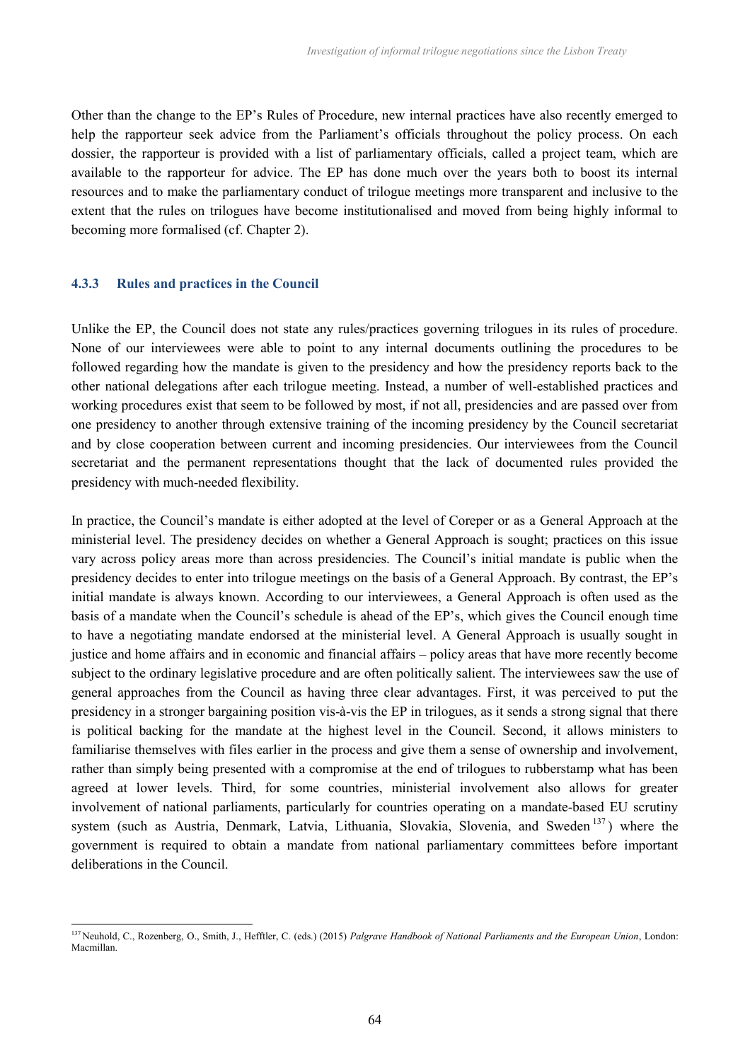Other than the change to the EP's Rules of Procedure, new internal practices have also recently emerged to help the rapporteur seek advice from the Parliament's officials throughout the policy process. On each dossier, the rapporteur is provided with a list of parliamentary officials, called a project team, which are available to the rapporteur for advice. The EP has done much over the years both to boost its internal resources and to make the parliamentary conduct of trilogue meetings more transparent and inclusive to the extent that the rules on trilogues have become institutionalised and moved from being highly informal to becoming more formalised (cf. Chapter 2).

### 4.3.3 Rules and practices in the Council

Unlike the EP, the Council does not state any rules/practices governing trilogues in its rules of procedure. None of our interviewees were able to point to any internal documents outlining the procedures to be followed regarding how the mandate is given to the presidency and how the presidency reports back to the other national delegations after each trilogue meeting. Instead, a number of well-established practices and working procedures exist that seem to be followed by most, if not all, presidencies and are passed over from one presidency to another through extensive training of the incoming presidency by the Council secretariat and by close cooperation between current and incoming presidencies. Our interviewees from the Council secretariat and the permanent representations thought that the lack of documented rules provided the presidency with much-needed flexibility.

In practice, the Council's mandate is either adopted at the level of Coreper or as a General Approach at the ministerial level. The presidency decides on whether a General Approach is sought; practices on this issue vary across policy areas more than across presidencies. The Council's initial mandate is public when the presidency decides to enter into trilogue meetings on the basis of a General Approach. By contrast, the EP's initial mandate is always known. According to our interviewees, a General Approach is often used as the basis of a mandate when the Council's schedule is ahead of the EP's, which gives the Council enough time to have a negotiating mandate endorsed at the ministerial level. A General Approach is usually sought in justice and home affairs and in economic and financial affairs – policy areas that have more recently become subject to the ordinary legislative procedure and are often politically salient. The interviewees saw the use of general approaches from the Council as having three clear advantages. First, it was perceived to put the presidency in a stronger bargaining position vis-à-vis the EP in trilogues, as it sends a strong signal that there is political backing for the mandate at the highest level in the Council. Second, it allows ministers to familiarise themselves with files earlier in the process and give them a sense of ownership and involvement, rather than simply being presented with a compromise at the end of trilogues to rubberstamp what has been agreed at lower levels. Third, for some countries, ministerial involvement also allows for greater involvement of national parliaments, particularly for countries operating on a mandate-based EU scrutiny system (such as Austria, Denmark, Latvia, Lithuania, Slovakia, Slovenia, and Sweden [137]) where the government is required to obtain a mandate from national parliamentary committees before important deliberations in the Council.

[137] Neuhold, C., Rozenberg, O., Smith, J., Hefftler, C. (eds.) (2015) *Palgrave Handbook of National Parliaments and the European Union*, London: Macmillan.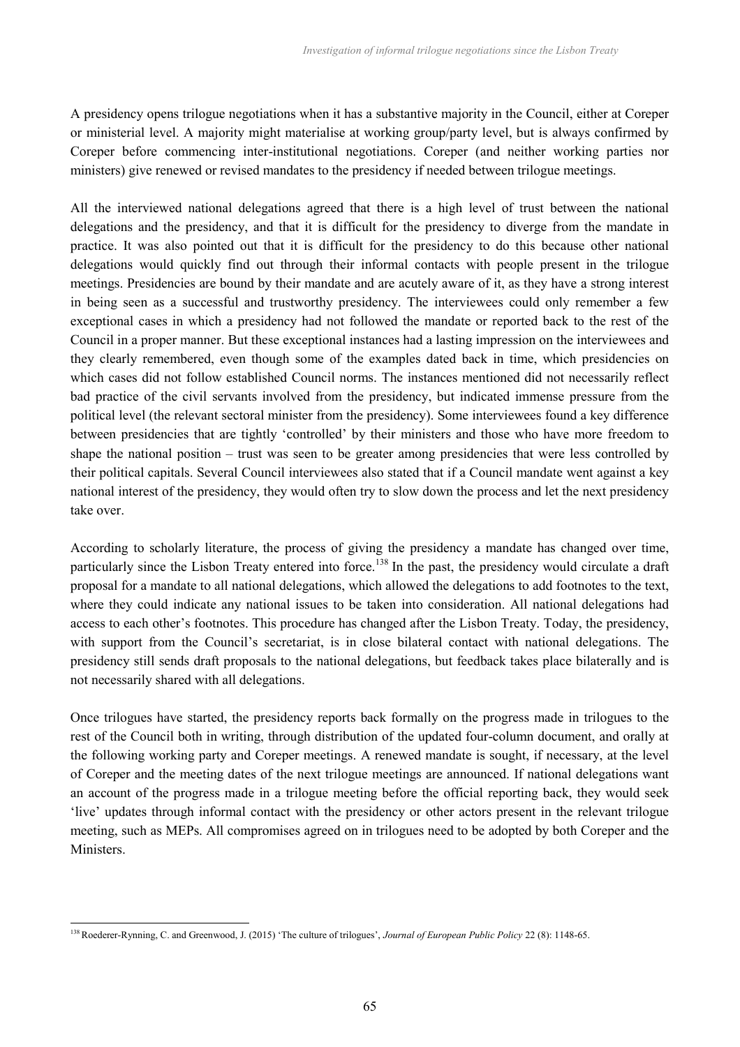A presidency opens trilogue negotiations when it has a substantive majority in the Council, either at Coreper or ministerial level. A majority might materialise at working group/party level, but is always confirmed by Coreper before commencing inter-institutional negotiations. Coreper (and neither working parties nor ministers) give renewed or revised mandates to the presidency if needed between trilogue meetings.

All the interviewed national delegations agreed that there is a high level of trust between the national delegations and the presidency, and that it is difficult for the presidency to diverge from the mandate in practice. It was also pointed out that it is difficult for the presidency to do this because other national delegations would quickly find out through their informal contacts with people present in the trilogue meetings. Presidencies are bound by their mandate and are acutely aware of it, as they have a strong interest in being seen as a successful and trustworthy presidency. The interviewees could only remember a few exceptional cases in which a presidency had not followed the mandate or reported back to the rest of the Council in a proper manner. But these exceptional instances had a lasting impression on the interviewees and they clearly remembered, even though some of the examples dated back in time, which presidencies on which cases did not follow established Council norms. The instances mentioned did not necessarily reflect bad practice of the civil servants involved from the presidency, but indicated immense pressure from the political level (the relevant sectoral minister from the presidency). Some interviewees found a key difference between presidencies that are tightly 'controlled' by their ministers and those who have more freedom to shape the national position – trust was seen to be greater among presidencies that were less controlled by their political capitals. Several Council interviewees also stated that if a Council mandate went against a key national interest of the presidency, they would often try to slow down the process and let the next presidency take over.

According to scholarly literature, the process of giving the presidency a mandate has changed over time, particularly since the Lisbon Treaty entered into force.[138] In the past, the presidency would circulate a draft proposal for a mandate to all national delegations, which allowed the delegations to add footnotes to the text, where they could indicate any national issues to be taken into consideration. All national delegations had access to each other's footnotes. This procedure has changed after the Lisbon Treaty. Today, the presidency, with support from the Council's secretariat, is in close bilateral contact with national delegations. The presidency still sends draft proposals to the national delegations, but feedback takes place bilaterally and is not necessarily shared with all delegations.

Once trilogues have started, the presidency reports back formally on the progress made in trilogues to the rest of the Council both in writing, through distribution of the updated four-column document, and orally at the following working party and Coreper meetings. A renewed mandate is sought, if necessary, at the level of Coreper and the meeting dates of the next trilogue meetings are announced. If national delegations want an account of the progress made in a trilogue meeting before the official reporting back, they would seek 'live' updates through informal contact with the presidency or other actors present in the relevant trilogue meeting, such as MEPs. All compromises agreed on in trilogues need to be adopted by both Coreper and the Ministers.

[138] Roederer-Rynning, C. and Greenwood, J. (2015) 'The culture of trilogues', *Journal of European Public Policy* 22 (8): 1148-65.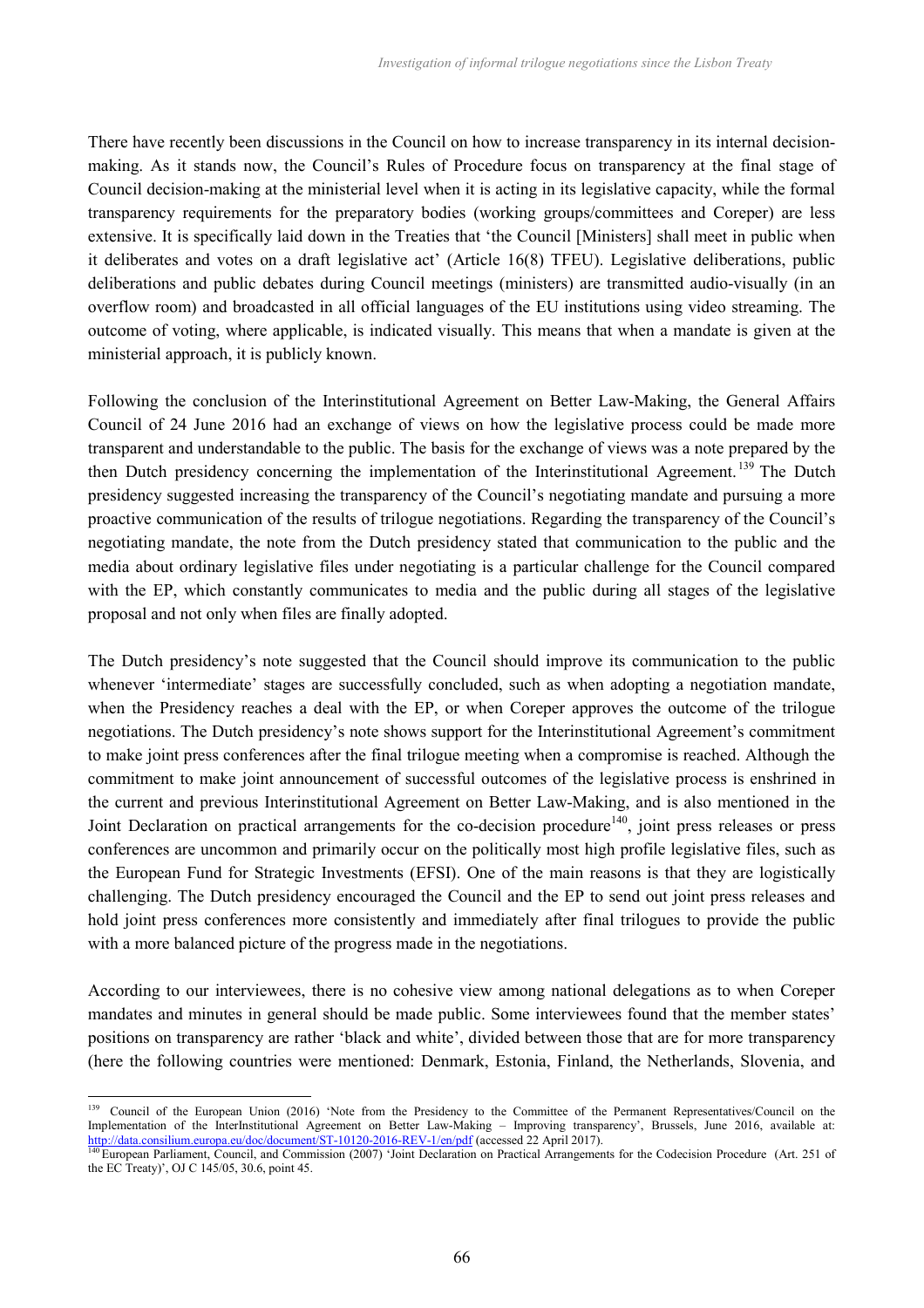There have recently been discussions in the Council on how to increase transparency in its internal decision-making. As it stands now, the Council's Rules of Procedure focus on transparency at the final stage of Council decision-making at the ministerial level when it is acting in its legislative capacity, while the formal transparency requirements for the preparatory bodies (working groups/committees and Coreper) are less extensive. It is specifically laid down in the Treaties that 'the Council [Ministers] shall meet in public when it deliberates and votes on a draft legislative act' (Article 16(8) TFEU). Legislative deliberations, public deliberations and public debates during Council meetings (ministers) are transmitted audio-visually (in an overflow room) and broadcasted in all official languages of the EU institutions using video streaming. The outcome of voting, where applicable, is indicated visually. This means that when a mandate is given at the ministerial approach, it is publicly known.

Following the conclusion of the Interinstitutional Agreement on Better Law-Making, the General Affairs Council of 24 June 2016 had an exchange of views on how the legislative process could be made more transparent and understandable to the public. The basis for the exchange of views was a note prepared by the then Dutch presidency concerning the implementation of the Interinstitutional Agreement.[139] The Dutch presidency suggested increasing the transparency of the Council's negotiating mandate and pursuing a more proactive communication of the results of trilogue negotiations. Regarding the transparency of the Council's negotiating mandate, the note from the Dutch presidency stated that communication to the public and the media about ordinary legislative files under negotiating is a particular challenge for the Council compared with the EP, which constantly communicates to media and the public during all stages of the legislative proposal and not only when files are finally adopted.

The Dutch presidency's note suggested that the Council should improve its communication to the public whenever 'intermediate' stages are successfully concluded, such as when adopting a negotiation mandate, when the Presidency reaches a deal with the EP, or when Coreper approves the outcome of the trilogue negotiations. The Dutch presidency's note shows support for the Interinstitutional Agreement's commitment to make joint press conferences after the final trilogue meeting when a compromise is reached. Although the commitment to make joint announcement of successful outcomes of the legislative process is enshrined in the current and previous Interinstitutional Agreement on Better Law-Making, and is also mentioned in the Joint Declaration on practical arrangements for the co-decision procedure[140], joint press releases or press conferences are uncommon and primarily occur on the politically most high profile legislative files, such as the European Fund for Strategic Investments (EFSI). One of the main reasons is that they are logistically challenging. The Dutch presidency encouraged the Council and the EP to send out joint press releases and hold joint press conferences more consistently and immediately after final trilogues to provide the public with a more balanced picture of the progress made in the negotiations.

According to our interviewees, there is no cohesive view among national delegations as to when Coreper mandates and minutes in general should be made public. Some interviewees found that the member states' positions on transparency are rather 'black and white', divided between those that are for more transparency (here the following countries were mentioned: Denmark, Estonia, Finland, the Netherlands, Slovenia, and

---

[139] Council of the European Union (2016) 'Note from the Presidency to the Committee of the Permanent Representatives/Council on the Implementation of the InterInstitutional Agreement on Better Law-Making – Improving transparency', Brussels, June 2016, available at: http://data.consilium.europa.eu/doc/document/ST-10120-2016-REV-1/en/pdf (accessed 22 April 2017).

[140] European Parliament, Council, and Commission (2007) 'Joint Declaration on Practical Arrangements for the Codecision Procedure (Art. 251 of the EC Treaty)', OJ C 145/05, 30.6, point 45.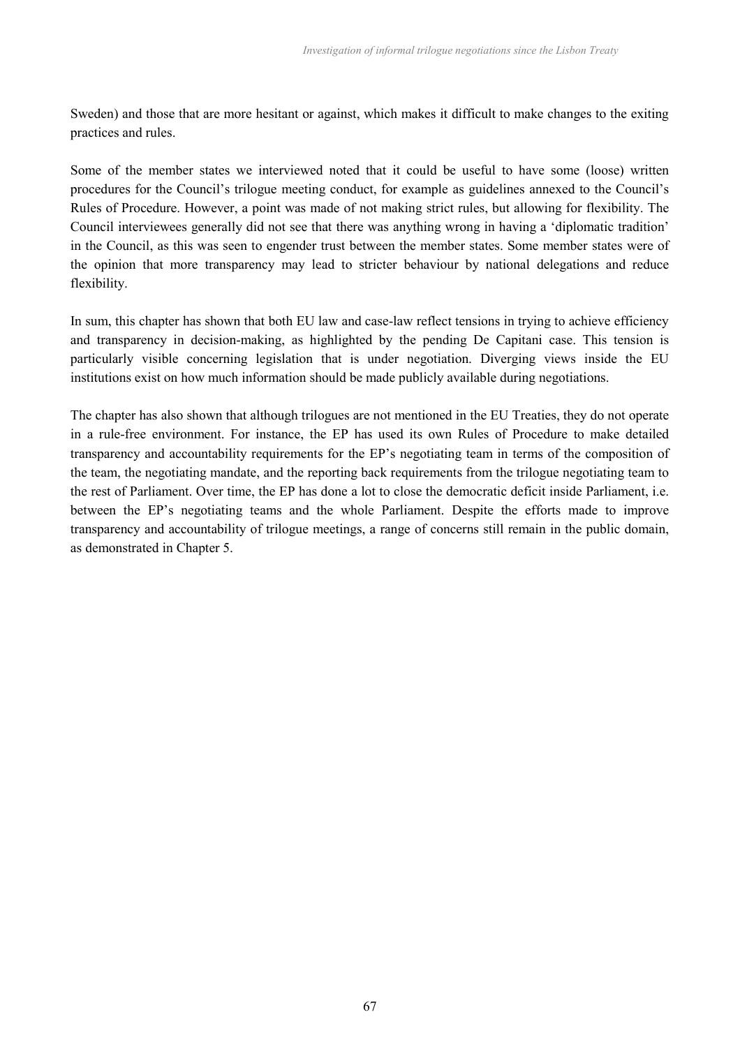Sweden) and those that are more hesitant or against, which makes it difficult to make changes to the exiting practices and rules.

Some of the member states we interviewed noted that it could be useful to have some (loose) written procedures for the Council's trilogue meeting conduct, for example as guidelines annexed to the Council's Rules of Procedure. However, a point was made of not making strict rules, but allowing for flexibility. The Council interviewees generally did not see that there was anything wrong in having a 'diplomatic tradition' in the Council, as this was seen to engender trust between the member states. Some member states were of the opinion that more transparency may lead to stricter behaviour by national delegations and reduce flexibility.

In sum, this chapter has shown that both EU law and case-law reflect tensions in trying to achieve efficiency and transparency in decision-making, as highlighted by the pending De Capitani case. This tension is particularly visible concerning legislation that is under negotiation. Diverging views inside the EU institutions exist on how much information should be made publicly available during negotiations.

The chapter has also shown that although trilogues are not mentioned in the EU Treaties, they do not operate in a rule-free environment. For instance, the EP has used its own Rules of Procedure to make detailed transparency and accountability requirements for the EP's negotiating team in terms of the composition of the team, the negotiating mandate, and the reporting back requirements from the trilogue negotiating team to the rest of Parliament. Over time, the EP has done a lot to close the democratic deficit inside Parliament, i.e. between the EP's negotiating teams and the whole Parliament. Despite the efforts made to improve transparency and accountability of trilogue meetings, a range of concerns still remain in the public domain, as demonstrated in Chapter 5.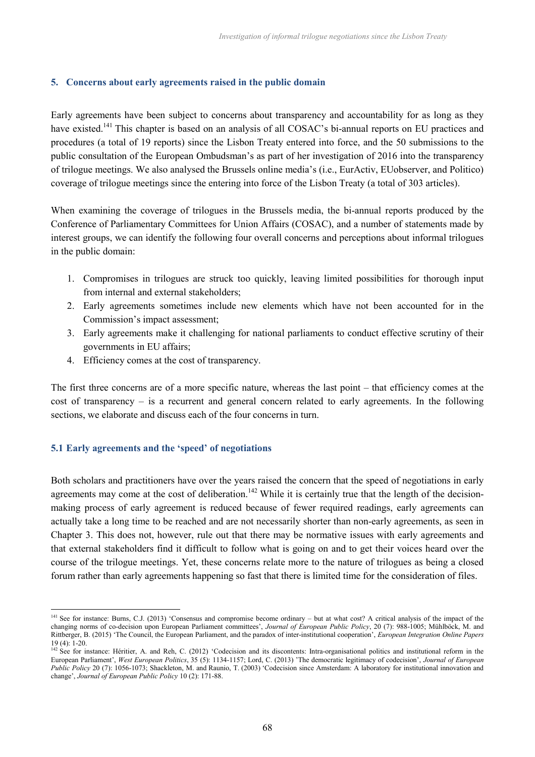## 5. Concerns about early agreements raised in the public domain

Early agreements have been subject to concerns about transparency and accountability for as long as they have existed.[141] This chapter is based on an analysis of all COSAC's bi-annual reports on EU practices and procedures (a total of 19 reports) since the Lisbon Treaty entered into force, and the 50 submissions to the public consultation of the European Ombudsman's as part of her investigation of 2016 into the transparency of trilogue meetings. We also analysed the Brussels online media's (i.e., EurActiv, EUobserver, and Politico) coverage of trilogue meetings since the entering into force of the Lisbon Treaty (a total of 303 articles).

When examining the coverage of trilogues in the Brussels media, the bi-annual reports produced by the Conference of Parliamentary Committees for Union Affairs (COSAC), and a number of statements made by interest groups, we can identify the following four overall concerns and perceptions about informal trilogues in the public domain:

1. Compromises in trilogues are struck too quickly, leaving limited possibilities for thorough input from internal and external stakeholders;
2. Early agreements sometimes include new elements which have not been accounted for in the Commission's impact assessment;
3. Early agreements make it challenging for national parliaments to conduct effective scrutiny of their governments in EU affairs;
4. Efficiency comes at the cost of transparency.

The first three concerns are of a more specific nature, whereas the last point – that efficiency comes at the cost of transparency – is a recurrent and general concern related to early agreements. In the following sections, we elaborate and discuss each of the four concerns in turn.

### 5.1 Early agreements and the 'speed' of negotiations

Both scholars and practitioners have over the years raised the concern that the speed of negotiations in early agreements may come at the cost of deliberation.[142] While it is certainly true that the length of the decision-making process of early agreement is reduced because of fewer required readings, early agreements can actually take a long time to be reached and are not necessarily shorter than non-early agreements, as seen in Chapter 3. This does not, however, rule out that there may be normative issues with early agreements and that external stakeholders find it difficult to follow what is going on and to get their voices heard over the course of the trilogue meetings. Yet, these concerns relate more to the nature of trilogues as being a closed forum rather than early agreements happening so fast that there is limited time for the consideration of files.

---

[141] See for instance: Burns, C.J. (2013) 'Consensus and compromise become ordinary – but at what cost? A critical analysis of the impact of the changing norms of co-decision upon European Parliament committees', *Journal of European Public Policy*, 20 (7): 988-1005; Mühlböck, M. and Rittberger, B. (2015) 'The Council, the European Parliament, and the paradox of inter-institutional cooperation', *European Integration Online Papers* 19 (4): 1-20.

[142] See for instance: Héritier, A. and Reh, C. (2012) 'Codecision and its discontents: Intra-organisational politics and institutional reform in the European Parliament', *West European Politics*, 35 (5): 1134-1157; Lord, C. (2013) 'The democratic legitimacy of codecision', *Journal of European Public Policy* 20 (7): 1056-1073; Shackleton, M. and Raunio, T. (2003) 'Codecision since Amsterdam: A laboratory for institutional innovation and change', *Journal of European Public Policy* 10 (2): 171-88.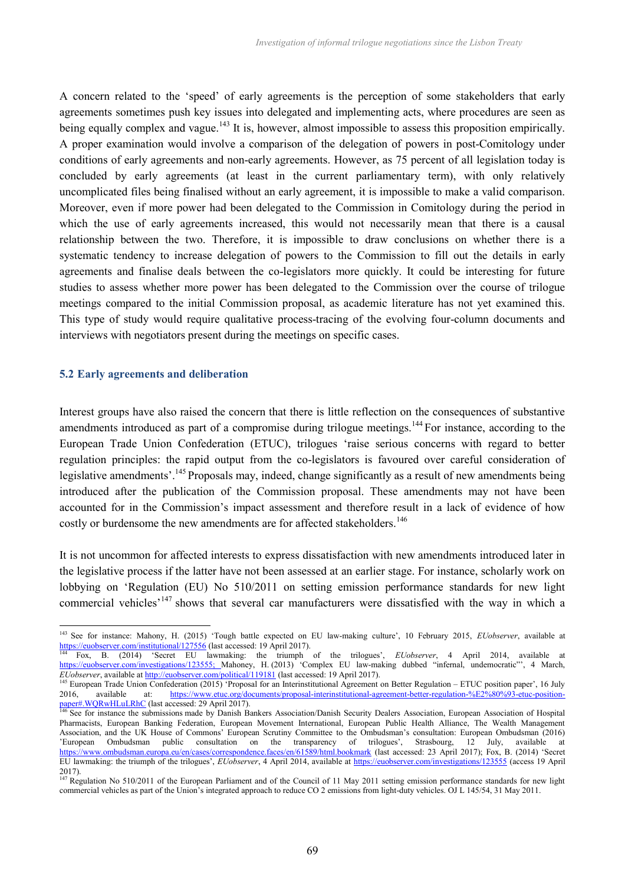A concern related to the 'speed' of early agreements is the perception of some stakeholders that early agreements sometimes push key issues into delegated and implementing acts, where procedures are seen as being equally complex and vague.[143] It is, however, almost impossible to assess this proposition empirically. A proper examination would involve a comparison of the delegation of powers in post-Comitology under conditions of early agreements and non-early agreements. However, as 75 percent of all legislation today is concluded by early agreements (at least in the current parliamentary term), with only relatively uncomplicated files being finalised without an early agreement, it is impossible to make a valid comparison. Moreover, even if more power had been delegated to the Commission in Comitology during the period in which the use of early agreements increased, this would not necessarily mean that there is a causal relationship between the two. Therefore, it is impossible to draw conclusions on whether there is a systematic tendency to increase delegation of powers to the Commission to fill out the details in early agreements and finalise deals between the co-legislators more quickly. It could be interesting for future studies to assess whether more power has been delegated to the Commission over the course of trilogue meetings compared to the initial Commission proposal, as academic literature has not yet examined this. This type of study would require qualitative process-tracing of the evolving four-column documents and interviews with negotiators present during the meetings on specific cases.

### 5.2 Early agreements and deliberation

Interest groups have also raised the concern that there is little reflection on the consequences of substantive amendments introduced as part of a compromise during trilogue meetings.[144] For instance, according to the European Trade Union Confederation (ETUC), trilogues 'raise serious concerns with regard to better regulation principles: the rapid output from the co-legislators is favoured over careful consideration of legislative amendments'.[145] Proposals may, indeed, change significantly as a result of new amendments being introduced after the publication of the Commission proposal. These amendments may not have been accounted for in the Commission's impact assessment and therefore result in a lack of evidence of how costly or burdensome the new amendments are for affected stakeholders.[146]

It is not uncommon for affected interests to express dissatisfaction with new amendments introduced later in the legislative process if the latter have not been assessed at an earlier stage. For instance, scholarly work on lobbying on 'Regulation (EU) No 510/2011 on setting emission performance standards for new light commercial vehicles'[147] shows that several car manufacturers were dissatisfied with the way in which a

---

[143] See for instance: Mahony, H. (2015) 'Tough battle expected on EU law-making culture', 10 February 2015, *EUobserver*, available at https://euobserver.com/institutional/127556 (last accessed: 19 April 2017).

[144] Fox, B. (2014) 'Secret EU lawmaking: the triumph of the trilogues', *EUobserver*, 4 April 2014, available at https://euobserver.com/investigations/123555; Mahoney, H. (2013) 'Complex EU law-making dubbed "infernal, undemocratic"', 4 March, *EUobserver*, available at http://euobserver.com/political/119181 (last accessed: 19 April 2017).

[145] European Trade Union Confederation (2015) 'Proposal for an Interinstitutional Agreement on Better Regulation – ETUC position paper', 16 July 2016, available at: https://www.etuc.org/documents/proposal-interinstitutional-agreement-better-regulation-%E2%80%93-etuc-position-paper#.WQRwHLuLRhC (last accessed: 29 April 2017).

[146] See for instance the submissions made by Danish Bankers Association/Danish Security Dealers Association, European Association of Hospital Pharmacists, European Banking Federation, European Movement International, European Public Health Alliance, The Wealth Management Association, and the UK House of Commons' European Scrutiny Committee to the Ombudsman's consultation: European Ombudsman (2016) 'European Ombudsman public consultation on the transparency of trilogues', Strasbourg, 12 July, available at https://www.ombudsman.europa.eu/en/cases/correspondence.faces/en/61589/html.bookmark (last accessed: 23 April 2017); Fox, B. (2014) 'Secret EU lawmaking: the triumph of the trilogues', *EUobserver*, 4 April 2014, available at https://euobserver.com/investigations/123555 (access 19 April 2017).

[147] Regulation No 510/2011 of the European Parliament and of the Council of 11 May 2011 setting emission performance standards for new light commercial vehicles as part of the Union's integrated approach to reduce CO 2 emissions from light-duty vehicles. OJ L 145/54, 31 May 2011.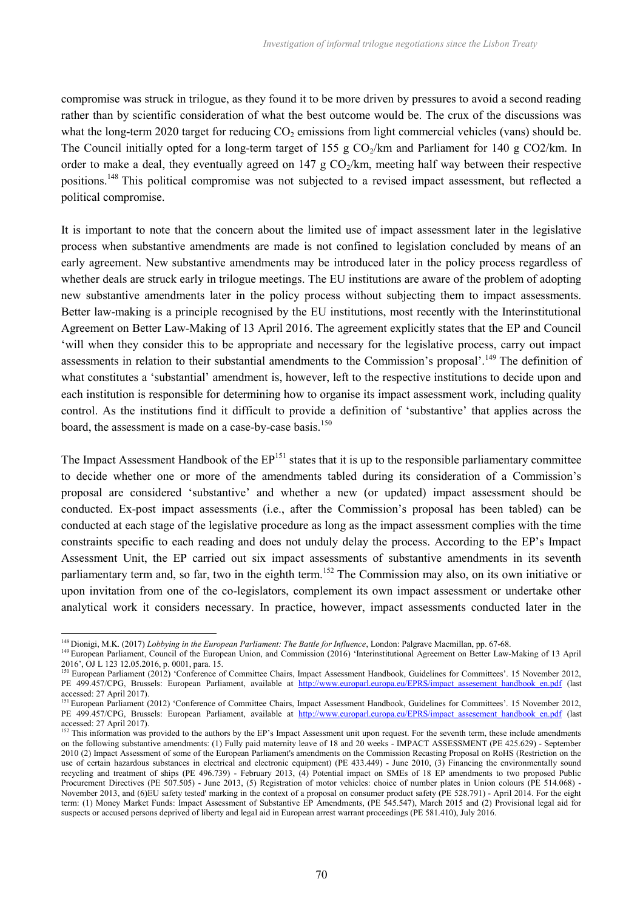compromise was struck in trilogue, as they found it to be more driven by pressures to avoid a second reading rather than by scientific consideration of what the best outcome would be. The crux of the discussions was what the long-term 2020 target for reducing $CO_2$ emissions from light commercial vehicles (vans) should be. The Council initially opted for a long-term target of 155 g $CO_2$/km and Parliament for 140 g CO2/km. In order to make a deal, they eventually agreed on 147 g $CO_2$/km, meeting half way between their respective positions.[148] This political compromise was not subjected to a revised impact assessment, but reflected a political compromise.

It is important to note that the concern about the limited use of impact assessment later in the legislative process when substantive amendments are made is not confined to legislation concluded by means of an early agreement. New substantive amendments may be introduced later in the policy process regardless of whether deals are struck early in trilogue meetings. The EU institutions are aware of the problem of adopting new substantive amendments later in the policy process without subjecting them to impact assessments. Better law-making is a principle recognised by the EU institutions, most recently with the Interinstitutional Agreement on Better Law-Making of 13 April 2016. The agreement explicitly states that the EP and Council 'will when they consider this to be appropriate and necessary for the legislative process, carry out impact assessments in relation to their substantial amendments to the Commission's proposal'.[149] The definition of what constitutes a 'substantial' amendment is, however, left to the respective institutions to decide upon and each institution is responsible for determining how to organise its impact assessment work, including quality control. As the institutions find it difficult to provide a definition of 'substantive' that applies across the board, the assessment is made on a case-by-case basis.[150]

The Impact Assessment Handbook of the EP[151] states that it is up to the responsible parliamentary committee to decide whether one or more of the amendments tabled during its consideration of a Commission's proposal are considered 'substantive' and whether a new (or updated) impact assessment should be conducted. Ex-post impact assessments (i.e., after the Commission's proposal has been tabled) can be conducted at each stage of the legislative procedure as long as the impact assessment complies with the time constraints specific to each reading and does not unduly delay the process. According to the EP's Impact Assessment Unit, the EP carried out six impact assessments of substantive amendments in its seventh parliamentary term and, so far, two in the eighth term.[152] The Commission may also, on its own initiative or upon invitation from one of the co-legislators, complement its own impact assessment or undertake other analytical work it considers necessary. In practice, however, impact assessments conducted later in the

---

[148] Dionigi, M.K. (2017) *Lobbying in the European Parliament: The Battle for Influence*, London: Palgrave Macmillan, pp. 67-68.

[149] European Parliament, Council of the European Union, and Commission (2016) 'Interinstitutional Agreement on Better Law-Making of 13 April 2016', OJ L 123 12.05.2016, p. 0001, para. 15.

[150] European Parliament (2012) 'Conference of Committee Chairs, Impact Assessment Handbook, Guidelines for Committees'. 15 November 2012, PE 499.457/CPG, Brussels: European Parliament, available at http://www.europarl.europa.eu/EPRS/impact_assesement_handbook_en.pdf (last accessed: 27 April 2017).

[151] European Parliament (2012) 'Conference of Committee Chairs, Impact Assessment Handbook, Guidelines for Committees'. 15 November 2012, PE 499.457/CPG, Brussels: European Parliament, available at http://www.europarl.europa.eu/EPRS/impact_assesement_handbook_en.pdf (last accessed: 27 April 2017).

[152] This information was provided to the authors by the EP's Impact Assessment unit upon request. For the seventh term, these include amendments on the following substantive amendments: (1) Fully paid maternity leave of 18 and 20 weeks - IMPACT ASSESSMENT (PE 425.629) - September 2010 (2) Impact Assessment of some of the European Parliament's amendments on the Commission Recasting Proposal on RoHS (Restriction on the use of certain hazardous substances in electrical and electronic equipment) (PE 433.449) - June 2010, (3) Financing the environmentally sound recycling and treatment of ships (PE 496.739) - February 2013, (4) Potential impact on SMEs of 18 EP amendments to two proposed Public Procurement Directives (PE 507.505) - June 2013, (5) Registration of motor vehicles: choice of number plates in Union colours (PE 514.068) - November 2013, and (6)EU safety tested' marking in the context of a proposal on consumer product safety (PE 528.791) - April 2014. For the eight term: (1) Money Market Funds: Impact Assessment of Substantive EP Amendments, (PE 545.547), March 2015 and (2) Provisional legal aid for suspects or accused persons deprived of liberty and legal aid in European arrest warrant proceedings (PE 581.410), July 2016.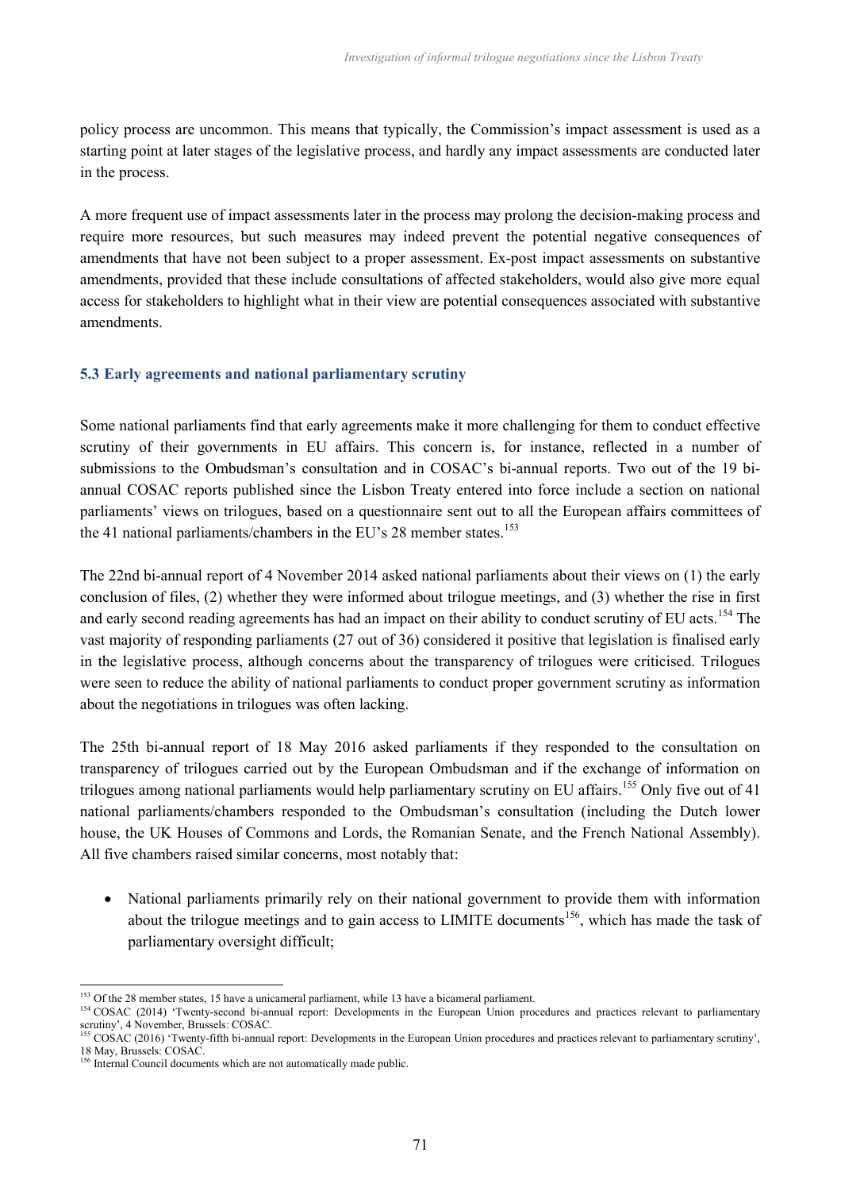policy process are uncommon. This means that typically, the Commission's impact assessment is used as a starting point at later stages of the legislative process, and hardly any impact assessments are conducted later in the process.

A more frequent use of impact assessments later in the process may prolong the decision-making process and require more resources, but such measures may indeed prevent the potential negative consequences of amendments that have not been subject to a proper assessment. Ex-post impact assessments on substantive amendments, provided that these include consultations of affected stakeholders, would also give more equal access for stakeholders to highlight what in their view are potential consequences associated with substantive amendments.

### 5.3 Early agreements and national parliamentary scrutiny

Some national parliaments find that early agreements make it more challenging for them to conduct effective scrutiny of their governments in EU affairs. This concern is, for instance, reflected in a number of submissions to the Ombudsman's consultation and in COSAC's bi-annual reports. Two out of the 19 bi-annual COSAC reports published since the Lisbon Treaty entered into force include a section on national parliaments' views on trilogues, based on a questionnaire sent out to all the European affairs committees of the 41 national parliaments/chambers in the EU's 28 member states.[153]

The 22nd bi-annual report of 4 November 2014 asked national parliaments about their views on (1) the early conclusion of files, (2) whether they were informed about trilogue meetings, and (3) whether the rise in first and early second reading agreements has had an impact on their ability to conduct scrutiny of EU acts.[154] The vast majority of responding parliaments (27 out of 36) considered it positive that legislation is finalised early in the legislative process, although concerns about the transparency of trilogues were criticised. Trilogues were seen to reduce the ability of national parliaments to conduct proper government scrutiny as information about the negotiations in trilogues was often lacking.

The 25th bi-annual report of 18 May 2016 asked parliaments if they responded to the consultation on transparency of trilogues carried out by the European Ombudsman and if the exchange of information on trilogues among national parliaments would help parliamentary scrutiny on EU affairs.[155] Only five out of 41 national parliaments/chambers responded to the Ombudsman's consultation (including the Dutch lower house, the UK Houses of Commons and Lords, the Romanian Senate, and the French National Assembly). All five chambers raised similar concerns, most notably that:

- National parliaments primarily rely on their national government to provide them with information about the trilogue meetings and to gain access to LIMITE documents[156], which has made the task of parliamentary oversight difficult;

---

[153] Of the 28 member states, 15 have a unicameral parliament, while 13 have a bicameral parliament.

[154] COSAC (2014) 'Twenty-second bi-annual report: Developments in the European Union procedures and practices relevant to parliamentary scrutiny', 4 November, Brussels: COSAC.

[155] COSAC (2016) 'Twenty-fifth bi-annual report: Developments in the European Union procedures and practices relevant to parliamentary scrutiny', 18 May, Brussels: COSAC.

[156] Internal Council documents which are not automatically made public.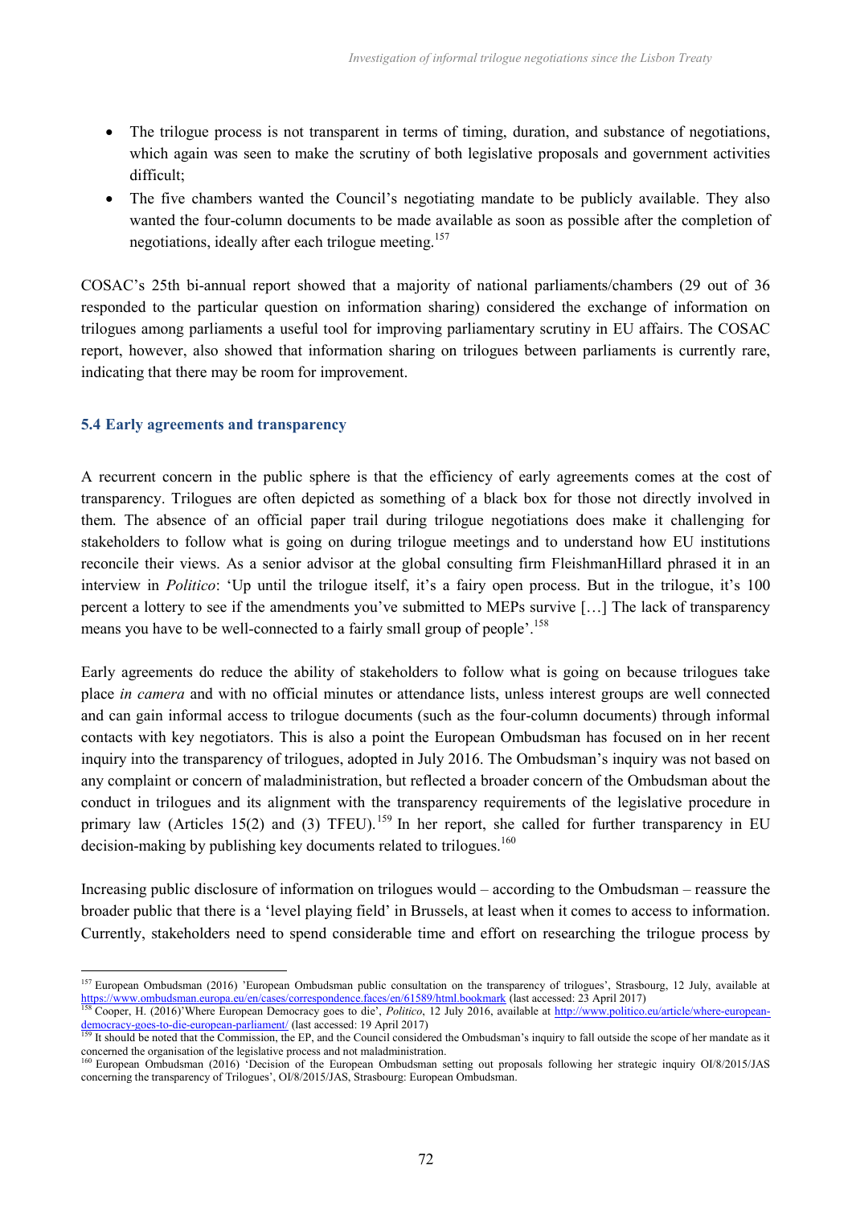- The trilogue process is not transparent in terms of timing, duration, and substance of negotiations, which again was seen to make the scrutiny of both legislative proposals and government activities difficult;
- The five chambers wanted the Council's negotiating mandate to be publicly available. They also wanted the four-column documents to be made available as soon as possible after the completion of negotiations, ideally after each trilogue meeting.[157]

COSAC's 25th bi-annual report showed that a majority of national parliaments/chambers (29 out of 36 responded to the particular question on information sharing) considered the exchange of information on trilogues among parliaments a useful tool for improving parliamentary scrutiny in EU affairs. The COSAC report, however, also showed that information sharing on trilogues between parliaments is currently rare, indicating that there may be room for improvement.

### 5.4 Early agreements and transparency

A recurrent concern in the public sphere is that the efficiency of early agreements comes at the cost of transparency. Trilogues are often depicted as something of a black box for those not directly involved in them. The absence of an official paper trail during trilogue negotiations does make it challenging for stakeholders to follow what is going on during trilogue meetings and to understand how EU institutions reconcile their views. As a senior advisor at the global consulting firm FleishmanHillard phrased it in an interview in *Politico*: 'Up until the trilogue itself, it's a fairy open process. But in the trilogue, it's 100 percent a lottery to see if the amendments you've submitted to MEPs survive […] The lack of transparency means you have to be well-connected to a fairly small group of people'.[158]

Early agreements do reduce the ability of stakeholders to follow what is going on because trilogues take place *in camera* and with no official minutes or attendance lists, unless interest groups are well connected and can gain informal access to trilogue documents (such as the four-column documents) through informal contacts with key negotiators. This is also a point the European Ombudsman has focused on in her recent inquiry into the transparency of trilogues, adopted in July 2016. The Ombudsman's inquiry was not based on any complaint or concern of maladministration, but reflected a broader concern of the Ombudsman about the conduct in trilogues and its alignment with the transparency requirements of the legislative procedure in primary law (Articles 15(2) and (3) TFEU).[159] In her report, she called for further transparency in EU decision-making by publishing key documents related to trilogues.[160]

Increasing public disclosure of information on trilogues would – according to the Ombudsman – reassure the broader public that there is a 'level playing field' in Brussels, at least when it comes to access to information. Currently, stakeholders need to spend considerable time and effort on researching the trilogue process by

---

[157] European Ombudsman (2016) 'European Ombudsman public consultation on the transparency of trilogues', Strasbourg, 12 July, available at https://www.ombudsman.europa.eu/en/cases/correspondence.faces/en/61589/html.bookmark (last accessed: 23 April 2017)

[158] Cooper, H. (2016)'Where European Democracy goes to die', *Politico*, 12 July 2016, available at http://www.politico.eu/article/where-european-democracy-goes-to-die-european-parliament/ (last accessed: 19 April 2017)

[159] It should be noted that the Commission, the EP, and the Council considered the Ombudsman's inquiry to fall outside the scope of her mandate as it concerned the organisation of the legislative process and not maladministration.

[160] European Ombudsman (2016) 'Decision of the European Ombudsman setting out proposals following her strategic inquiry OI/8/2015/JAS concerning the transparency of Trilogues', OI/8/2015/JAS, Strasbourg: European Ombudsman.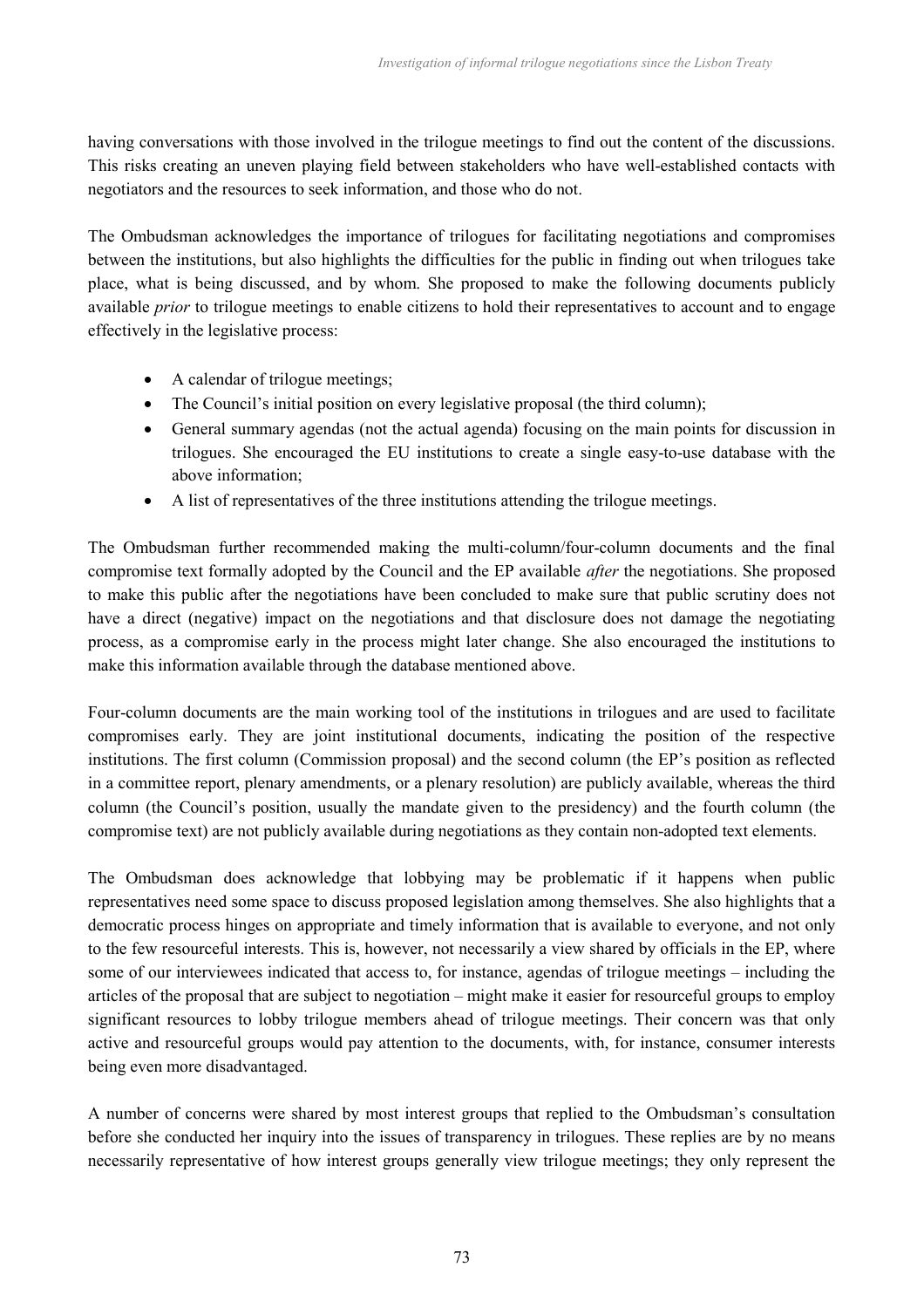having conversations with those involved in the trilogue meetings to find out the content of the discussions. This risks creating an uneven playing field between stakeholders who have well-established contacts with negotiators and the resources to seek information, and those who do not.

The Ombudsman acknowledges the importance of trilogues for facilitating negotiations and compromises between the institutions, but also highlights the difficulties for the public in finding out when trilogues take place, what is being discussed, and by whom. She proposed to make the following documents publicly available *prior* to trilogue meetings to enable citizens to hold their representatives to account and to engage effectively in the legislative process:

- A calendar of trilogue meetings;
- The Council's initial position on every legislative proposal (the third column);
- General summary agendas (not the actual agenda) focusing on the main points for discussion in trilogues. She encouraged the EU institutions to create a single easy-to-use database with the above information;
- A list of representatives of the three institutions attending the trilogue meetings.

The Ombudsman further recommended making the multi-column/four-column documents and the final compromise text formally adopted by the Council and the EP available *after* the negotiations. She proposed to make this public after the negotiations have been concluded to make sure that public scrutiny does not have a direct (negative) impact on the negotiations and that disclosure does not damage the negotiating process, as a compromise early in the process might later change. She also encouraged the institutions to make this information available through the database mentioned above.

Four-column documents are the main working tool of the institutions in trilogues and are used to facilitate compromises early. They are joint institutional documents, indicating the position of the respective institutions. The first column (Commission proposal) and the second column (the EP's position as reflected in a committee report, plenary amendments, or a plenary resolution) are publicly available, whereas the third column (the Council's position, usually the mandate given to the presidency) and the fourth column (the compromise text) are not publicly available during negotiations as they contain non-adopted text elements.

The Ombudsman does acknowledge that lobbying may be problematic if it happens when public representatives need some space to discuss proposed legislation among themselves. She also highlights that a democratic process hinges on appropriate and timely information that is available to everyone, and not only to the few resourceful interests. This is, however, not necessarily a view shared by officials in the EP, where some of our interviewees indicated that access to, for instance, agendas of trilogue meetings – including the articles of the proposal that are subject to negotiation – might make it easier for resourceful groups to employ significant resources to lobby trilogue members ahead of trilogue meetings. Their concern was that only active and resourceful groups would pay attention to the documents, with, for instance, consumer interests being even more disadvantaged.

A number of concerns were shared by most interest groups that replied to the Ombudsman's consultation before she conducted her inquiry into the issues of transparency in trilogues. These replies are by no means necessarily representative of how interest groups generally view trilogue meetings; they only represent the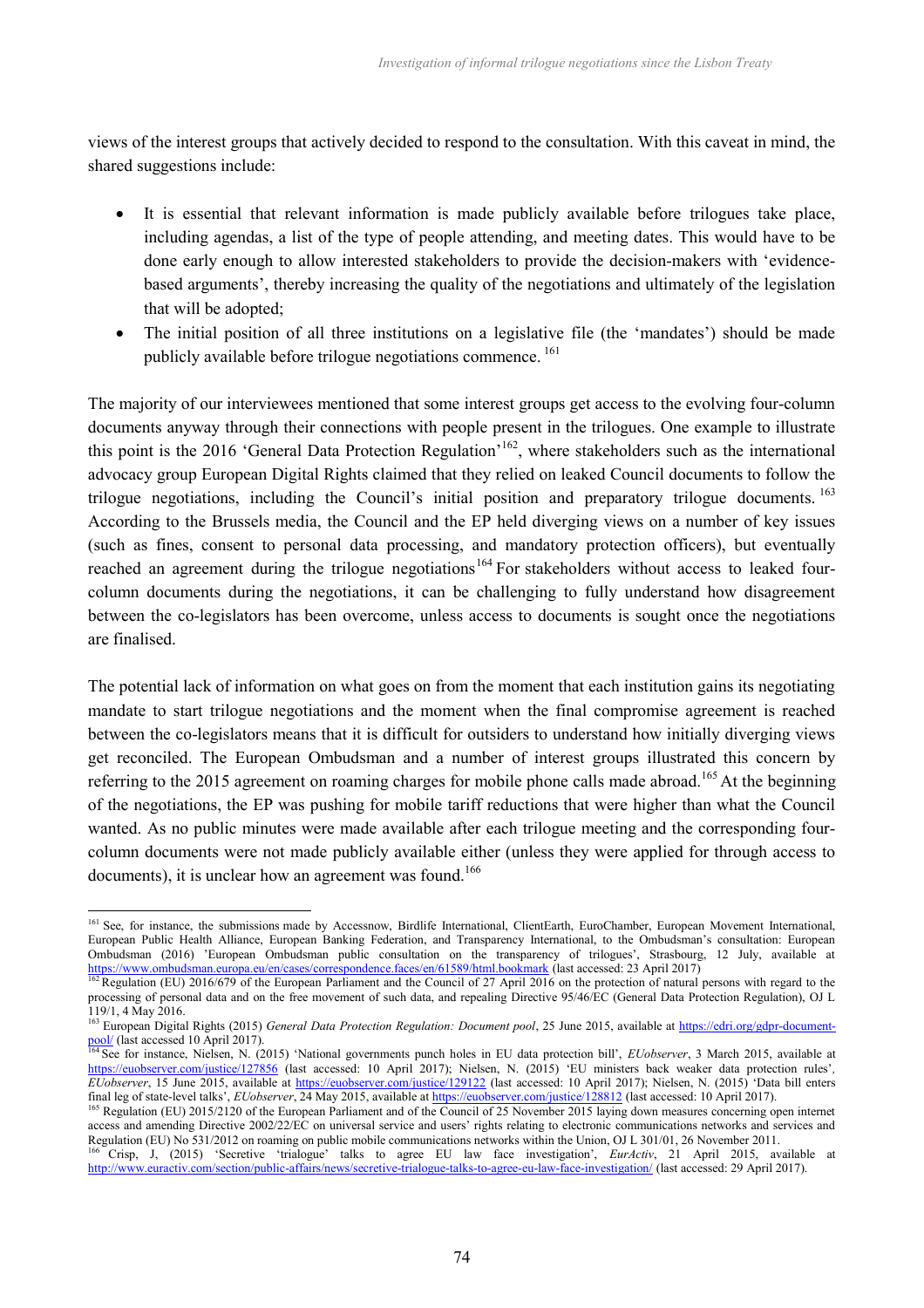views of the interest groups that actively decided to respond to the consultation. With this caveat in mind, the shared suggestions include:

- It is essential that relevant information is made publicly available before trilogues take place, including agendas, a list of the type of people attending, and meeting dates. This would have to be done early enough to allow interested stakeholders to provide the decision-makers with 'evidence-based arguments', thereby increasing the quality of the negotiations and ultimately of the legislation that will be adopted;
- The initial position of all three institutions on a legislative file (the 'mandates') should be made publicly available before trilogue negotiations commence. [161]

The majority of our interviewees mentioned that some interest groups get access to the evolving four-column documents anyway through their connections with people present in the trilogues. One example to illustrate this point is the 2016 'General Data Protection Regulation'[162], where stakeholders such as the international advocacy group European Digital Rights claimed that they relied on leaked Council documents to follow the trilogue negotiations, including the Council's initial position and preparatory trilogue documents. [163] According to the Brussels media, the Council and the EP held diverging views on a number of key issues (such as fines, consent to personal data processing, and mandatory protection officers), but eventually reached an agreement during the trilogue negotiations[164] For stakeholders without access to leaked four-column documents during the negotiations, it can be challenging to fully understand how disagreement between the co-legislators has been overcome, unless access to documents is sought once the negotiations are finalised.

The potential lack of information on what goes on from the moment that each institution gains its negotiating mandate to start trilogue negotiations and the moment when the final compromise agreement is reached between the co-legislators means that it is difficult for outsiders to understand how initially diverging views get reconciled. The European Ombudsman and a number of interest groups illustrated this concern by referring to the 2015 agreement on roaming charges for mobile phone calls made abroad.[165] At the beginning of the negotiations, the EP was pushing for mobile tariff reductions that were higher than what the Council wanted. As no public minutes were made available after each trilogue meeting and the corresponding four-column documents were not made publicly available either (unless they were applied for through access to documents), it is unclear how an agreement was found.[166]

---

[161] See, for instance, the submissions made by Accessnow, Birdlife International, ClientEarth, EuroChamber, European Movement International, European Public Health Alliance, European Banking Federation, and Transparency International, to the Ombudsman's consultation: European Ombudsman (2016) 'European Ombudsman public consultation on the transparency of trilogues', Strasbourg, 12 July, available at https://www.ombudsman.europa.eu/en/cases/correspondence.faces/en/61589/html.bookmark (last accessed: 23 April 2017)

[162] Regulation (EU) 2016/679 of the European Parliament and the Council of 27 April 2016 on the protection of natural persons with regard to the processing of personal data and on the free movement of such data, and repealing Directive 95/46/EC (General Data Protection Regulation), OJ L 119/1, 4 May 2016.

[163] European Digital Rights (2015) *General Data Protection Regulation: Document pool*, 25 June 2015, available at https://edri.org/gdpr-document-pool/ (last accessed 10 April 2017).

[164] See for instance, Nielsen, N. (2015) 'National governments punch holes in EU data protection bill', *EUobserver*, 3 March 2015, available at https://euobserver.com/justice/127856 (last accessed: 10 April 2017); Nielsen, N. (2015) 'EU ministers back weaker data protection rules', *EUobserver*, 15 June 2015, available at https://euobserver.com/justice/129122 (last accessed: 10 April 2017); Nielsen, N. (2015) 'Data bill enters final leg of state-level talks', *EUobserver*, 24 May 2015, available at https://euobserver.com/justice/128812 (last accessed: 10 April 2017).

[165] Regulation (EU) 2015/2120 of the European Parliament and of the Council of 25 November 2015 laying down measures concerning open internet access and amending Directive 2002/22/EC on universal service and users' rights relating to electronic communications networks and services and Regulation (EU) No 531/2012 on roaming on public mobile communications networks within the Union, OJ L 301/01, 26 November 2011.

[166] Crisp, J, (2015) 'Secretive 'trialogue' talks to agree EU law face investigation', *EurActiv*, 21 April 2015, available at http://www.euractiv.com/section/public-affairs/news/secretive-trialogue-talks-to-agree-eu-law-face-investigation/ (last accessed: 29 April 2017).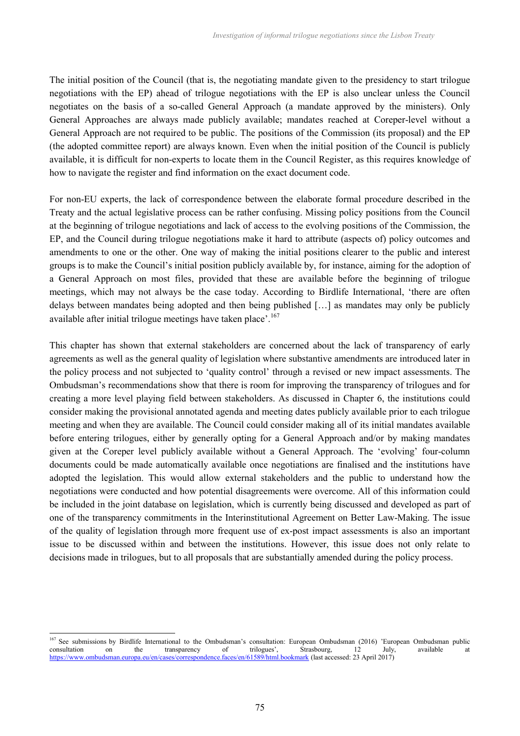The initial position of the Council (that is, the negotiating mandate given to the presidency to start trilogue negotiations with the EP) ahead of trilogue negotiations with the EP is also unclear unless the Council negotiates on the basis of a so-called General Approach (a mandate approved by the ministers). Only General Approaches are always made publicly available; mandates reached at Coreper-level without a General Approach are not required to be public. The positions of the Commission (its proposal) and the EP (the adopted committee report) are always known. Even when the initial position of the Council is publicly available, it is difficult for non-experts to locate them in the Council Register, as this requires knowledge of how to navigate the register and find information on the exact document code.

For non-EU experts, the lack of correspondence between the elaborate formal procedure described in the Treaty and the actual legislative process can be rather confusing. Missing policy positions from the Council at the beginning of trilogue negotiations and lack of access to the evolving positions of the Commission, the EP, and the Council during trilogue negotiations make it hard to attribute (aspects of) policy outcomes and amendments to one or the other. One way of making the initial positions clearer to the public and interest groups is to make the Council's initial position publicly available by, for instance, aiming for the adoption of a General Approach on most files, provided that these are available before the beginning of trilogue meetings, which may not always be the case today. According to Birdlife International, 'there are often delays between mandates being adopted and then being published […] as mandates may only be publicly available after initial trilogue meetings have taken place'.[167]

This chapter has shown that external stakeholders are concerned about the lack of transparency of early agreements as well as the general quality of legislation where substantive amendments are introduced later in the policy process and not subjected to 'quality control' through a revised or new impact assessments. The Ombudsman's recommendations show that there is room for improving the transparency of trilogues and for creating a more level playing field between stakeholders. As discussed in Chapter 6, the institutions could consider making the provisional annotated agenda and meeting dates publicly available prior to each trilogue meeting and when they are available. The Council could consider making all of its initial mandates available before entering trilogues, either by generally opting for a General Approach and/or by making mandates given at the Coreper level publicly available without a General Approach. The 'evolving' four-column documents could be made automatically available once negotiations are finalised and the institutions have adopted the legislation. This would allow external stakeholders and the public to understand how the negotiations were conducted and how potential disagreements were overcome. All of this information could be included in the joint database on legislation, which is currently being discussed and developed as part of one of the transparency commitments in the Interinstitutional Agreement on Better Law-Making. The issue of the quality of legislation through more frequent use of ex-post impact assessments is also an important issue to be discussed within and between the institutions. However, this issue does not only relate to decisions made in trilogues, but to all proposals that are substantially amended during the policy process.

---

[167] See submissions by Birdlife International to the Ombudsman's consultation: European Ombudsman (2016) 'European Ombudsman public consultation on the transparency of trilogues', Strasbourg, 12 July, available at https://www.ombudsman.europa.eu/en/cases/correspondence.faces/en/61589/html.bookmark (last accessed: 23 April 2017)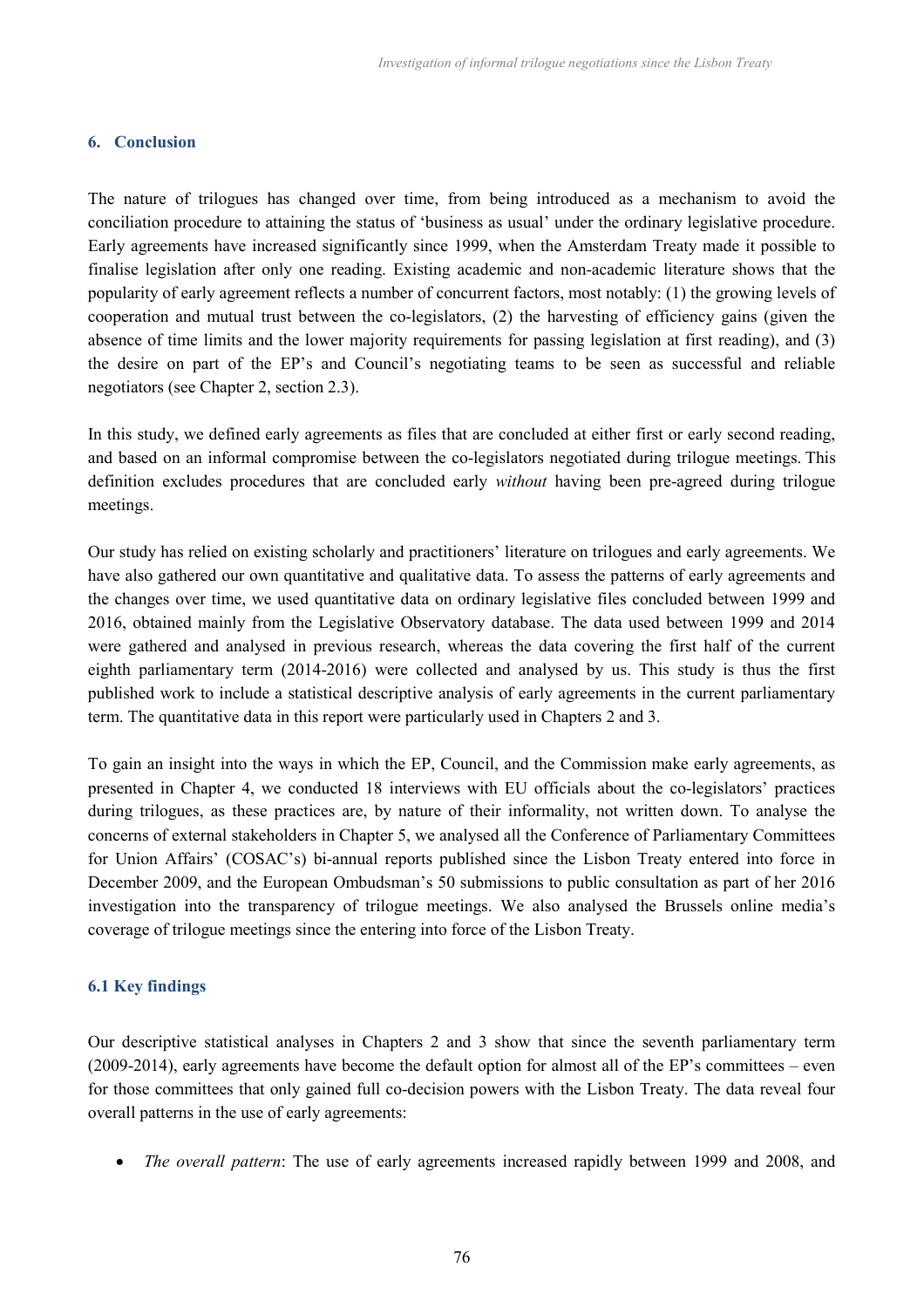## 6. Conclusion

The nature of trilogues has changed over time, from being introduced as a mechanism to avoid the conciliation procedure to attaining the status of 'business as usual' under the ordinary legislative procedure. Early agreements have increased significantly since 1999, when the Amsterdam Treaty made it possible to finalise legislation after only one reading. Existing academic and non-academic literature shows that the popularity of early agreement reflects a number of concurrent factors, most notably: (1) the growing levels of cooperation and mutual trust between the co-legislators, (2) the harvesting of efficiency gains (given the absence of time limits and the lower majority requirements for passing legislation at first reading), and (3) the desire on part of the EP's and Council's negotiating teams to be seen as successful and reliable negotiators (see Chapter 2, section 2.3).

In this study, we defined early agreements as files that are concluded at either first or early second reading, and based on an informal compromise between the co-legislators negotiated during trilogue meetings. This definition excludes procedures that are concluded early *without* having been pre-agreed during trilogue meetings.

Our study has relied on existing scholarly and practitioners' literature on trilogues and early agreements. We have also gathered our own quantitative and qualitative data. To assess the patterns of early agreements and the changes over time, we used quantitative data on ordinary legislative files concluded between 1999 and 2016, obtained mainly from the Legislative Observatory database. The data used between 1999 and 2014 were gathered and analysed in previous research, whereas the data covering the first half of the current eighth parliamentary term (2014-2016) were collected and analysed by us. This study is thus the first published work to include a statistical descriptive analysis of early agreements in the current parliamentary term. The quantitative data in this report were particularly used in Chapters 2 and 3.

To gain an insight into the ways in which the EP, Council, and the Commission make early agreements, as presented in Chapter 4, we conducted 18 interviews with EU officials about the co-legislators' practices during trilogues, as these practices are, by nature of their informality, not written down. To analyse the concerns of external stakeholders in Chapter 5, we analysed all the Conference of Parliamentary Committees for Union Affairs' (COSAC's) bi-annual reports published since the Lisbon Treaty entered into force in December 2009, and the European Ombudsman's 50 submissions to public consultation as part of her 2016 investigation into the transparency of trilogue meetings. We also analysed the Brussels online media's coverage of trilogue meetings since the entering into force of the Lisbon Treaty.

### 6.1 Key findings

Our descriptive statistical analyses in Chapters 2 and 3 show that since the seventh parliamentary term (2009-2014), early agreements have become the default option for almost all of the EP's committees – even for those committees that only gained full co-decision powers with the Lisbon Treaty. The data reveal four overall patterns in the use of early agreements:

- *The overall pattern*: The use of early agreements increased rapidly between 1999 and 2008, and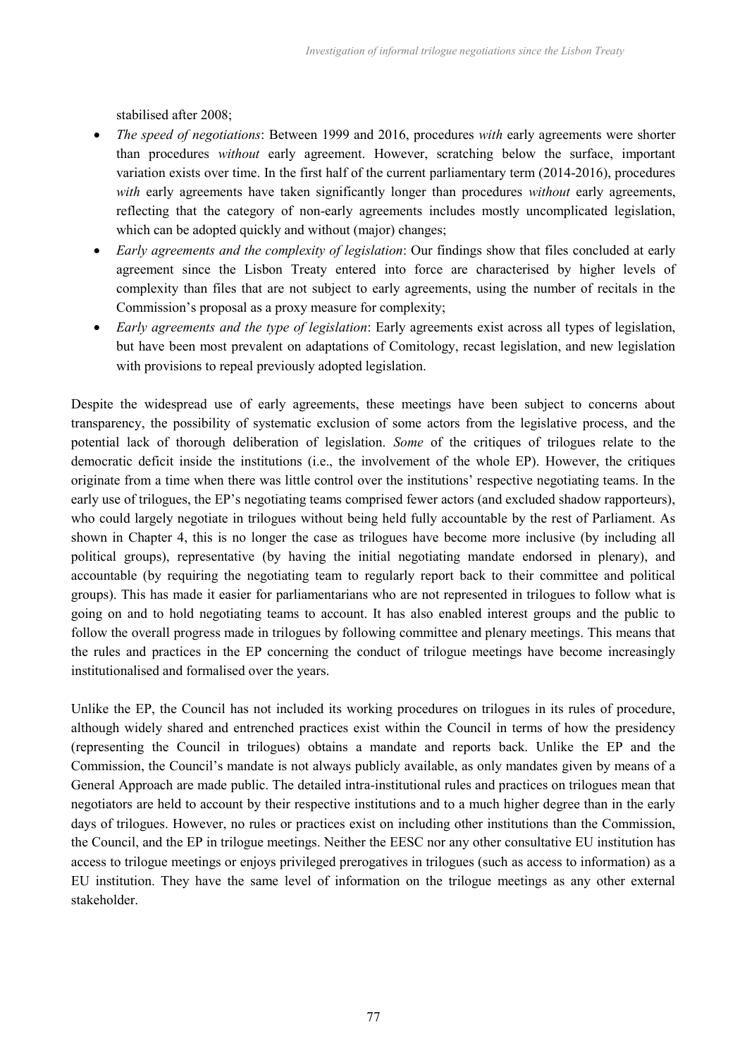stabilised after 2008;

- *The speed of negotiations*: Between 1999 and 2016, procedures *with* early agreements were shorter than procedures *without* early agreement. However, scratching below the surface, important variation exists over time. In the first half of the current parliamentary term (2014-2016), procedures *with* early agreements have taken significantly longer than procedures *without* early agreements, reflecting that the category of non-early agreements includes mostly uncomplicated legislation, which can be adopted quickly and without (major) changes;
- *Early agreements and the complexity of legislation*: Our findings show that files concluded at early agreement since the Lisbon Treaty entered into force are characterised by higher levels of complexity than files that are not subject to early agreements, using the number of recitals in the Commission's proposal as a proxy measure for complexity;
- *Early agreements and the type of legislation*: Early agreements exist across all types of legislation, but have been most prevalent on adaptations of Comitology, recast legislation, and new legislation with provisions to repeal previously adopted legislation.

Despite the widespread use of early agreements, these meetings have been subject to concerns about transparency, the possibility of systematic exclusion of some actors from the legislative process, and the potential lack of thorough deliberation of legislation. *Some* of the critiques of trilogues relate to the democratic deficit inside the institutions (i.e., the involvement of the whole EP). However, the critiques originate from a time when there was little control over the institutions' respective negotiating teams. In the early use of trilogues, the EP's negotiating teams comprised fewer actors (and excluded shadow rapporteurs), who could largely negotiate in trilogues without being held fully accountable by the rest of Parliament. As shown in Chapter 4, this is no longer the case as trilogues have become more inclusive (by including all political groups), representative (by having the initial negotiating mandate endorsed in plenary), and accountable (by requiring the negotiating team to regularly report back to their committee and political groups). This has made it easier for parliamentarians who are not represented in trilogues to follow what is going on and to hold negotiating teams to account. It has also enabled interest groups and the public to follow the overall progress made in trilogues by following committee and plenary meetings. This means that the rules and practices in the EP concerning the conduct of trilogue meetings have become increasingly institutionalised and formalised over the years.

Unlike the EP, the Council has not included its working procedures on trilogues in its rules of procedure, although widely shared and entrenched practices exist within the Council in terms of how the presidency (representing the Council in trilogues) obtains a mandate and reports back. Unlike the EP and the Commission, the Council's mandate is not always publicly available, as only mandates given by means of a General Approach are made public. The detailed intra-institutional rules and practices on trilogues mean that negotiators are held to account by their respective institutions and to a much higher degree than in the early days of trilogues. However, no rules or practices exist on including other institutions than the Commission, the Council, and the EP in trilogue meetings. Neither the EESC nor any other consultative EU institution has access to trilogue meetings or enjoys privileged prerogatives in trilogues (such as access to information) as a EU institution. They have the same level of information on the trilogue meetings as any other external stakeholder.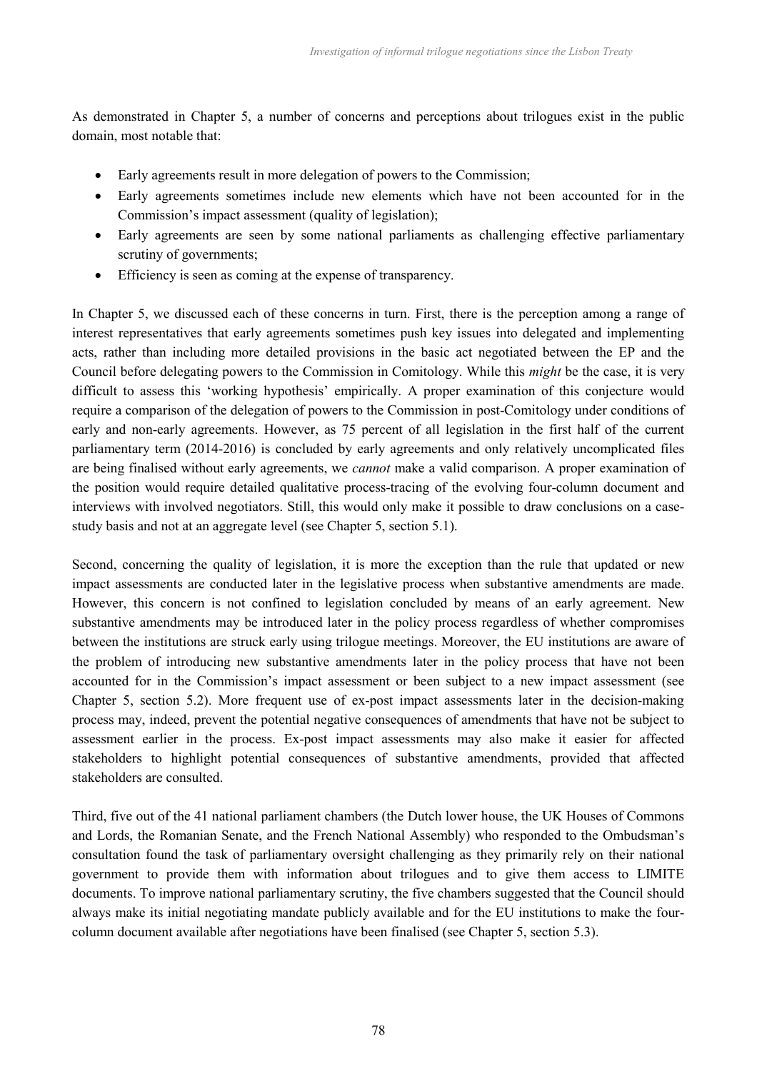As demonstrated in Chapter 5, a number of concerns and perceptions about trilogues exist in the public domain, most notable that:

- Early agreements result in more delegation of powers to the Commission;
- Early agreements sometimes include new elements which have not been accounted for in the Commission's impact assessment (quality of legislation);
- Early agreements are seen by some national parliaments as challenging effective parliamentary scrutiny of governments;
- Efficiency is seen as coming at the expense of transparency.

In Chapter 5, we discussed each of these concerns in turn. First, there is the perception among a range of interest representatives that early agreements sometimes push key issues into delegated and implementing acts, rather than including more detailed provisions in the basic act negotiated between the EP and the Council before delegating powers to the Commission in Comitology. While this *might* be the case, it is very difficult to assess this 'working hypothesis' empirically. A proper examination of this conjecture would require a comparison of the delegation of powers to the Commission in post-Comitology under conditions of early and non-early agreements. However, as 75 percent of all legislation in the first half of the current parliamentary term (2014-2016) is concluded by early agreements and only relatively uncomplicated files are being finalised without early agreements, we *cannot* make a valid comparison. A proper examination of the position would require detailed qualitative process-tracing of the evolving four-column document and interviews with involved negotiators. Still, this would only make it possible to draw conclusions on a case-study basis and not at an aggregate level (see Chapter 5, section 5.1).

Second, concerning the quality of legislation, it is more the exception than the rule that updated or new impact assessments are conducted later in the legislative process when substantive amendments are made. However, this concern is not confined to legislation concluded by means of an early agreement. New substantive amendments may be introduced later in the policy process regardless of whether compromises between the institutions are struck early using trilogue meetings. Moreover, the EU institutions are aware of the problem of introducing new substantive amendments later in the policy process that have not been accounted for in the Commission's impact assessment or been subject to a new impact assessment (see Chapter 5, section 5.2). More frequent use of ex-post impact assessments later in the decision-making process may, indeed, prevent the potential negative consequences of amendments that have not be subject to assessment earlier in the process. Ex-post impact assessments may also make it easier for affected stakeholders to highlight potential consequences of substantive amendments, provided that affected stakeholders are consulted.

Third, five out of the 41 national parliament chambers (the Dutch lower house, the UK Houses of Commons and Lords, the Romanian Senate, and the French National Assembly) who responded to the Ombudsman's consultation found the task of parliamentary oversight challenging as they primarily rely on their national government to provide them with information about trilogues and to give them access to LIMITE documents. To improve national parliamentary scrutiny, the five chambers suggested that the Council should always make its initial negotiating mandate publicly available and for the EU institutions to make the four-column document available after negotiations have been finalised (see Chapter 5, section 5.3).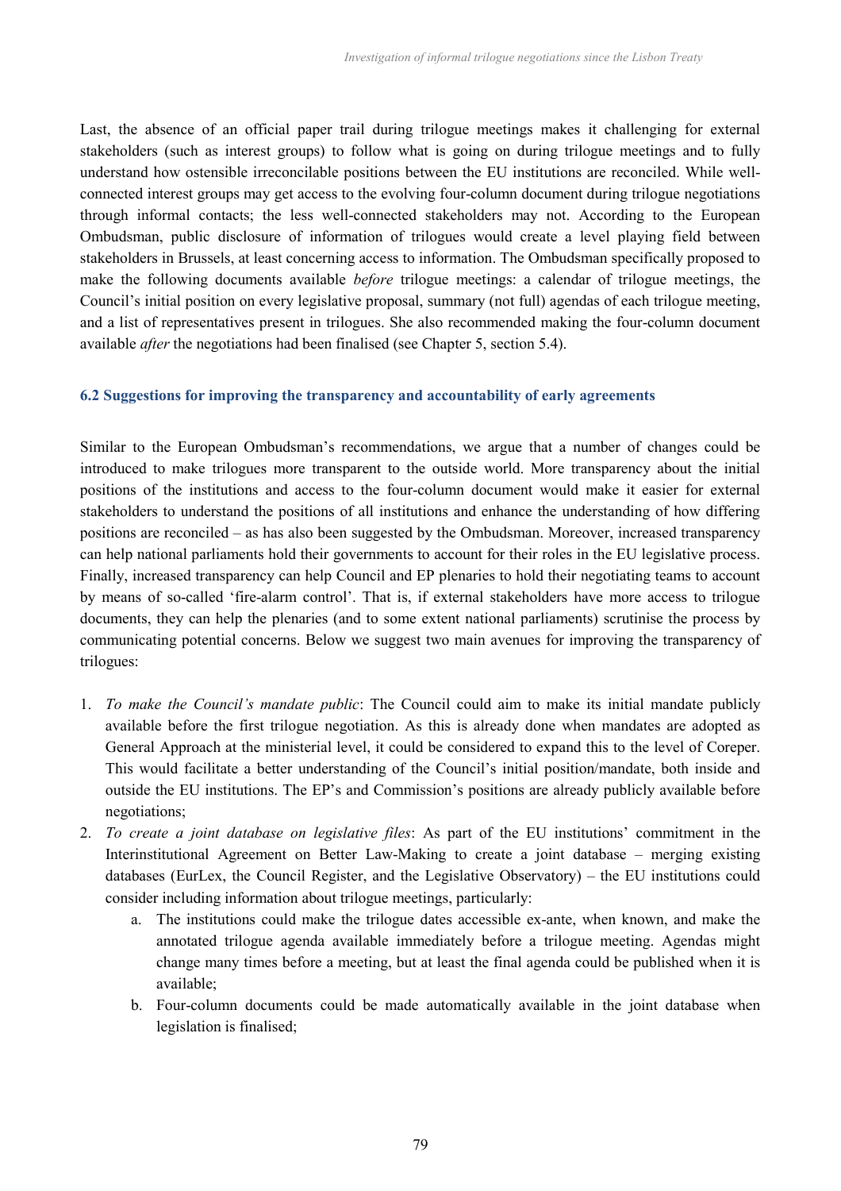Last, the absence of an official paper trail during trilogue meetings makes it challenging for external stakeholders (such as interest groups) to follow what is going on during trilogue meetings and to fully understand how ostensible irreconcilable positions between the EU institutions are reconciled. While well-connected interest groups may get access to the evolving four-column document during trilogue negotiations through informal contacts; the less well-connected stakeholders may not. According to the European Ombudsman, public disclosure of information of trilogues would create a level playing field between stakeholders in Brussels, at least concerning access to information. The Ombudsman specifically proposed to make the following documents available *before* trilogue meetings: a calendar of trilogue meetings, the Council's initial position on every legislative proposal, summary (not full) agendas of each trilogue meeting, and a list of representatives present in trilogues. She also recommended making the four-column document available *after* the negotiations had been finalised (see Chapter 5, section 5.4).

### 6.2 Suggestions for improving the transparency and accountability of early agreements

Similar to the European Ombudsman's recommendations, we argue that a number of changes could be introduced to make trilogues more transparent to the outside world. More transparency about the initial positions of the institutions and access to the four-column document would make it easier for external stakeholders to understand the positions of all institutions and enhance the understanding of how differing positions are reconciled – as has also been suggested by the Ombudsman. Moreover, increased transparency can help national parliaments hold their governments to account for their roles in the EU legislative process. Finally, increased transparency can help Council and EP plenaries to hold their negotiating teams to account by means of so-called 'fire-alarm control'. That is, if external stakeholders have more access to trilogue documents, they can help the plenaries (and to some extent national parliaments) scrutinise the process by communicating potential concerns. Below we suggest two main avenues for improving the transparency of trilogues:

1. *To make the Council's mandate public*: The Council could aim to make its initial mandate publicly available before the first trilogue negotiation. As this is already done when mandates are adopted as General Approach at the ministerial level, it could be considered to expand this to the level of Coreper. This would facilitate a better understanding of the Council's initial position/mandate, both inside and outside the EU institutions. The EP's and Commission's positions are already publicly available before negotiations;
2. *To create a joint database on legislative files*: As part of the EU institutions' commitment in the Interinstitutional Agreement on Better Law-Making to create a joint database – merging existing databases (EurLex, the Council Register, and the Legislative Observatory) – the EU institutions could consider including information about trilogue meetings, particularly:
    a. The institutions could make the trilogue dates accessible ex-ante, when known, and make the annotated trilogue agenda available immediately before a trilogue meeting. Agendas might change many times before a meeting, but at least the final agenda could be published when it is available;
    b. Four-column documents could be made automatically available in the joint database when legislation is finalised;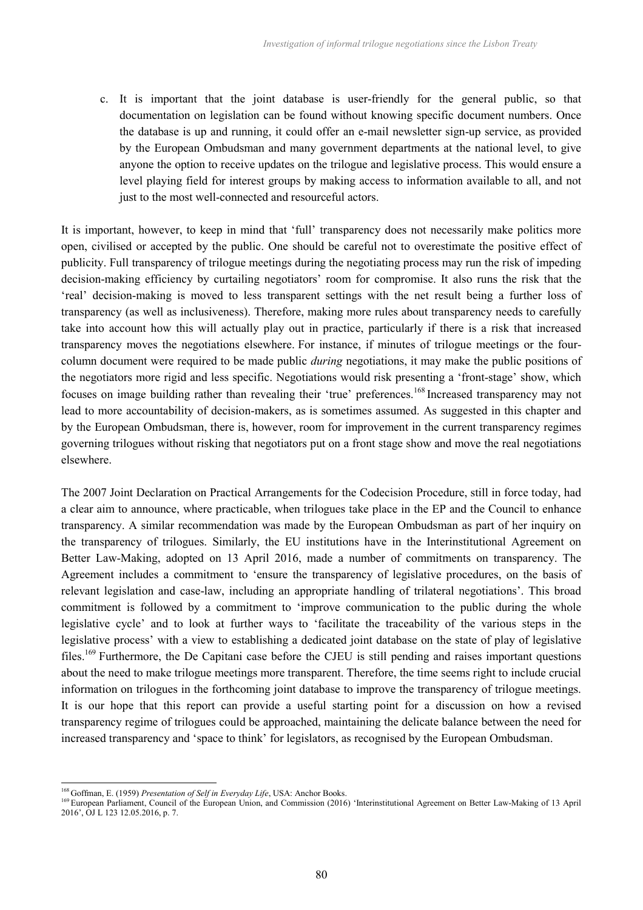c. It is important that the joint database is user-friendly for the general public, so that documentation on legislation can be found without knowing specific document numbers. Once the database is up and running, it could offer an e-mail newsletter sign-up service, as provided by the European Ombudsman and many government departments at the national level, to give anyone the option to receive updates on the trilogue and legislative process. This would ensure a level playing field for interest groups by making access to information available to all, and not just to the most well-connected and resourceful actors.

It is important, however, to keep in mind that 'full' transparency does not necessarily make politics more open, civilised or accepted by the public. One should be careful not to overestimate the positive effect of publicity. Full transparency of trilogue meetings during the negotiating process may run the risk of impeding decision-making efficiency by curtailing negotiators' room for compromise. It also runs the risk that the 'real' decision-making is moved to less transparent settings with the net result being a further loss of transparency (as well as inclusiveness). Therefore, making more rules about transparency needs to carefully take into account how this will actually play out in practice, particularly if there is a risk that increased transparency moves the negotiations elsewhere. For instance, if minutes of trilogue meetings or the four-column document were required to be made public *during* negotiations, it may make the public positions of the negotiators more rigid and less specific. Negotiations would risk presenting a 'front-stage' show, which focuses on image building rather than revealing their 'true' preferences.[168] Increased transparency may not lead to more accountability of decision-makers, as is sometimes assumed. As suggested in this chapter and by the European Ombudsman, there is, however, room for improvement in the current transparency regimes governing trilogues without risking that negotiators put on a front stage show and move the real negotiations elsewhere.

The 2007 Joint Declaration on Practical Arrangements for the Codecision Procedure, still in force today, had a clear aim to announce, where practicable, when trilogues take place in the EP and the Council to enhance transparency. A similar recommendation was made by the European Ombudsman as part of her inquiry on the transparency of trilogues. Similarly, the EU institutions have in the Interinstitutional Agreement on Better Law-Making, adopted on 13 April 2016, made a number of commitments on transparency. The Agreement includes a commitment to 'ensure the transparency of legislative procedures, on the basis of relevant legislation and case-law, including an appropriate handling of trilateral negotiations'. This broad commitment is followed by a commitment to 'improve communication to the public during the whole legislative cycle' and to look at further ways to 'facilitate the traceability of the various steps in the legislative process' with a view to establishing a dedicated joint database on the state of play of legislative files.[169] Furthermore, the De Capitani case before the CJEU is still pending and raises important questions about the need to make trilogue meetings more transparent. Therefore, the time seems right to include crucial information on trilogues in the forthcoming joint database to improve the transparency of trilogue meetings. It is our hope that this report can provide a useful starting point for a discussion on how a revised transparency regime of trilogues could be approached, maintaining the delicate balance between the need for increased transparency and 'space to think' for legislators, as recognised by the European Ombudsman.

---

[168] Goffman, E. (1959) *Presentation of Self in Everyday Life*, USA: Anchor Books.

[169] European Parliament, Council of the European Union, and Commission (2016) 'Interinstitutional Agreement on Better Law-Making of 13 April 2016', OJ L 123 12.05.2016, p. 7.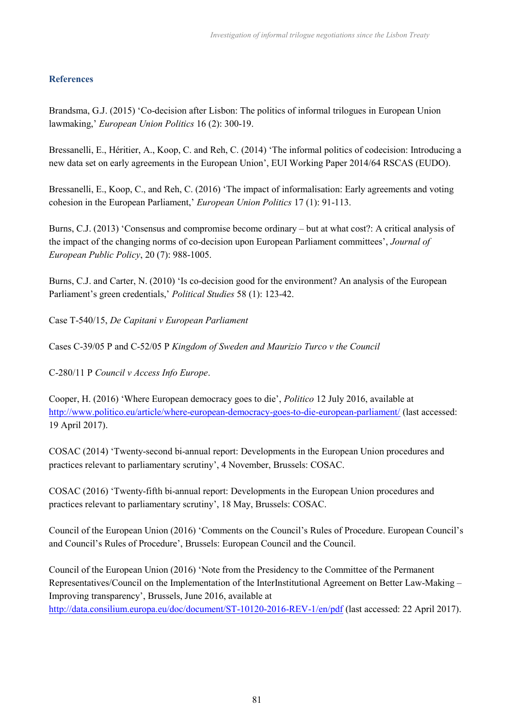## References

Brandsma, G.J. (2015) 'Co-decision after Lisbon: The politics of informal trilogues in European Union lawmaking,' *European Union Politics* 16 (2): 300-19.

Bressanelli, E., Héritier, A., Koop, C. and Reh, C. (2014) 'The informal politics of codecision: Introducing a new data set on early agreements in the European Union', EUI Working Paper 2014/64 RSCAS (EUDO).

Bressanelli, E., Koop, C., and Reh, C. (2016) 'The impact of informalisation: Early agreements and voting cohesion in the European Parliament,' *European Union Politics* 17 (1): 91-113.

Burns, C.J. (2013) 'Consensus and compromise become ordinary – but at what cost?: A critical analysis of the impact of the changing norms of co-decision upon European Parliament committees', *Journal of European Public Policy*, 20 (7): 988-1005.

Burns, C.J. and Carter, N. (2010) 'Is co-decision good for the environment? An analysis of the European Parliament's green credentials,' *Political Studies* 58 (1): 123-42.

Case T-540/15, *De Capitani v European Parliament*

Cases C-39/05 P and C-52/05 P *Kingdom of Sweden and Maurizio Turco v the Council*

C-280/11 P *Council v Access Info Europe*.

Cooper, H. (2016) 'Where European democracy goes to die', *Politico* 12 July 2016, available at http://www.politico.eu/article/where-european-democracy-goes-to-die-european-parliament/ (last accessed: 19 April 2017).

COSAC (2014) 'Twenty-second bi-annual report: Developments in the European Union procedures and practices relevant to parliamentary scrutiny', 4 November, Brussels: COSAC.

COSAC (2016) 'Twenty-fifth bi-annual report: Developments in the European Union procedures and practices relevant to parliamentary scrutiny', 18 May, Brussels: COSAC.

Council of the European Union (2016) 'Comments on the Council's Rules of Procedure. European Council's and Council's Rules of Procedure', Brussels: European Council and the Council.

Council of the European Union (2016) 'Note from the Presidency to the Committee of the Permanent Representatives/Council on the Implementation of the InterInstitutional Agreement on Better Law-Making – Improving transparency', Brussels, June 2016, available at http://data.consilium.europa.eu/doc/document/ST-10120-2016-REV-1/en/pdf (last accessed: 22 April 2017).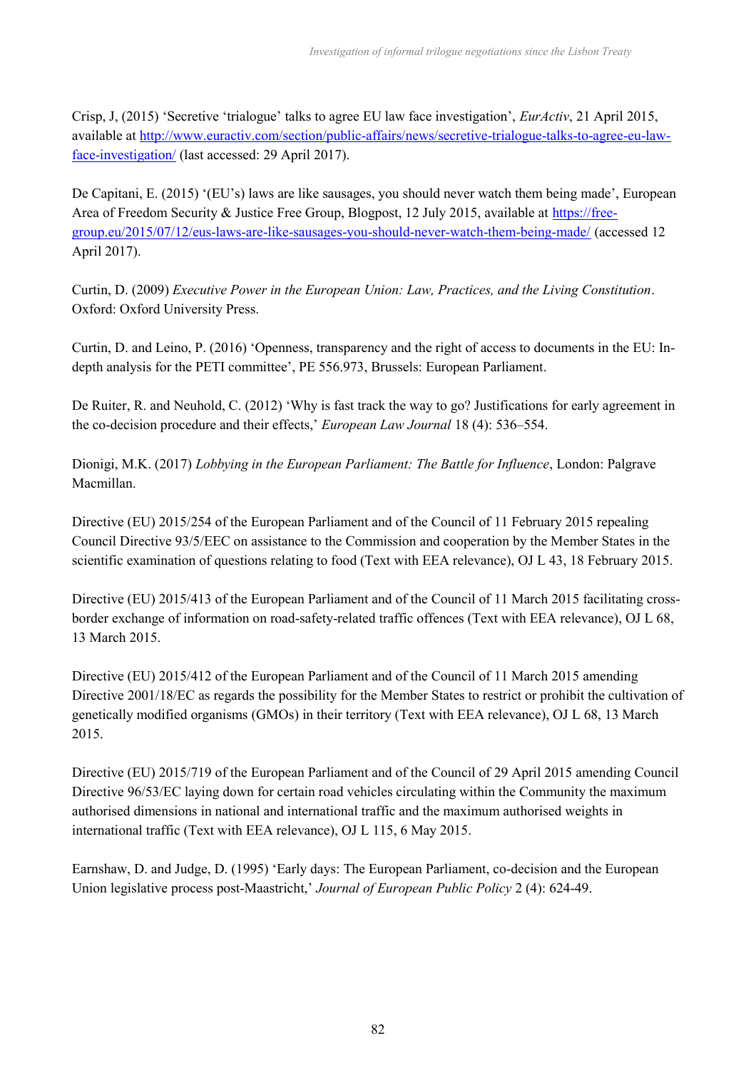Crisp, J, (2015) 'Secretive 'trialogue' talks to agree EU law face investigation', *EurActiv*, 21 April 2015, available at [http://www.euractiv.com/section/public-affairs/news/secretive-trialogue-talks-to-agree-eu-law-face-investigation/](http://www.euractiv.com/section/public-affairs/news/secretive-trialogue-talks-to-agree-eu-law-face-investigation/) (last accessed: 29 April 2017).

De Capitani, E. (2015) '(EU's) laws are like sausages, you should never watch them being made', European Area of Freedom Security & Justice Free Group, Blogpost, 12 July 2015, available at [https://free-group.eu/2015/07/12/eus-laws-are-like-sausages-you-should-never-watch-them-being-made/](https://free-group.eu/2015/07/12/eus-laws-are-like-sausages-you-should-never-watch-them-being-made/) (accessed 12 April 2017).

Curtin, D. (2009) *Executive Power in the European Union: Law, Practices, and the Living Constitution*. Oxford: Oxford University Press.

Curtin, D. and Leino, P. (2016) 'Openness, transparency and the right of access to documents in the EU: In-depth analysis for the PETI committee', PE 556.973, Brussels: European Parliament.

De Ruiter, R. and Neuhold, C. (2012) 'Why is fast track the way to go? Justifications for early agreement in the co-decision procedure and their effects,' *European Law Journal* 18 (4): 536–554.

Dionigi, M.K. (2017) *Lobbying in the European Parliament: The Battle for Influence*, London: Palgrave Macmillan.

Directive (EU) 2015/254 of the European Parliament and of the Council of 11 February 2015 repealing Council Directive 93/5/EEC on assistance to the Commission and cooperation by the Member States in the scientific examination of questions relating to food (Text with EEA relevance), OJ L 43, 18 February 2015.

Directive (EU) 2015/413 of the European Parliament and of the Council of 11 March 2015 facilitating cross-border exchange of information on road-safety-related traffic offences (Text with EEA relevance), OJ L 68, 13 March 2015.

Directive (EU) 2015/412 of the European Parliament and of the Council of 11 March 2015 amending Directive 2001/18/EC as regards the possibility for the Member States to restrict or prohibit the cultivation of genetically modified organisms (GMOs) in their territory (Text with EEA relevance), OJ L 68, 13 March 2015.

Directive (EU) 2015/719 of the European Parliament and of the Council of 29 April 2015 amending Council Directive 96/53/EC laying down for certain road vehicles circulating within the Community the maximum authorised dimensions in national and international traffic and the maximum authorised weights in international traffic (Text with EEA relevance), OJ L 115, 6 May 2015.

Earnshaw, D. and Judge, D. (1995) 'Early days: The European Parliament, co-decision and the European Union legislative process post-Maastricht,' *Journal of European Public Policy* 2 (4): 624-49.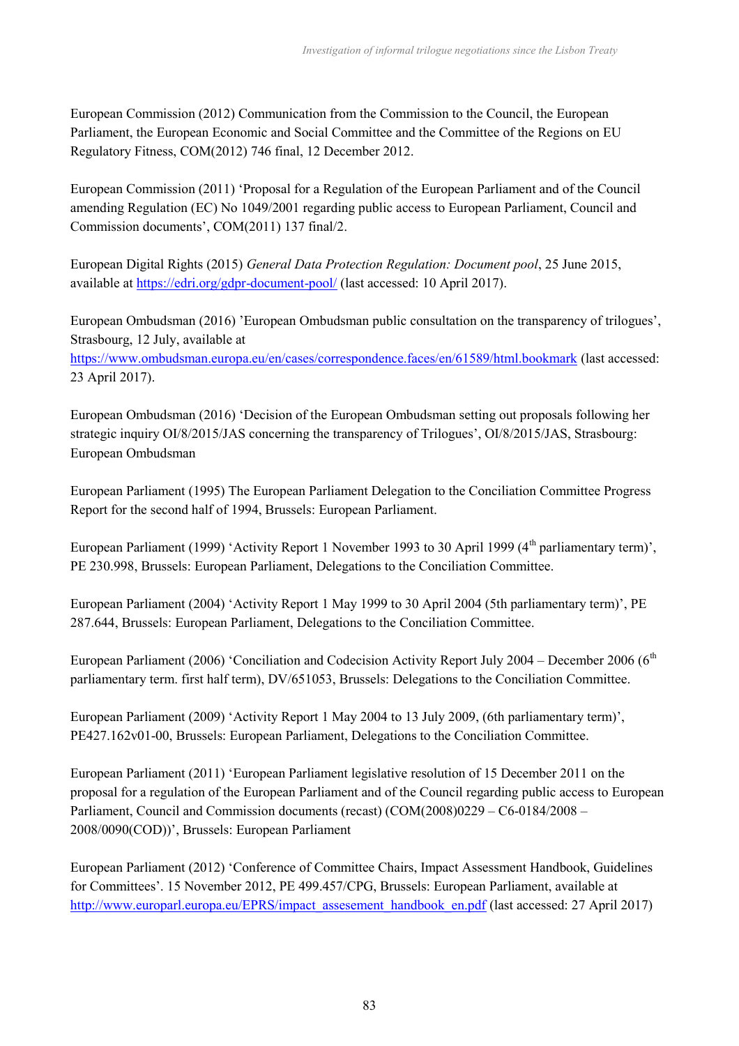European Commission (2012) Communication from the Commission to the Council, the European Parliament, the European Economic and Social Committee and the Committee of the Regions on EU Regulatory Fitness, COM(2012) 746 final, 12 December 2012.

European Commission (2011) 'Proposal for a Regulation of the European Parliament and of the Council amending Regulation (EC) No 1049/2001 regarding public access to European Parliament, Council and Commission documents', COM(2011) 137 final/2.

European Digital Rights (2015) *General Data Protection Regulation: Document pool*, 25 June 2015, available at https://edri.org/gdpr-document-pool/ (last accessed: 10 April 2017).

European Ombudsman (2016) 'European Ombudsman public consultation on the transparency of trilogues', Strasbourg, 12 July, available at https://www.ombudsman.europa.eu/en/cases/correspondence.faces/en/61589/html.bookmark (last accessed: 23 April 2017).

European Ombudsman (2016) 'Decision of the European Ombudsman setting out proposals following her strategic inquiry OI/8/2015/JAS concerning the transparency of Trilogues', OI/8/2015/JAS, Strasbourg: European Ombudsman

European Parliament (1995) The European Parliament Delegation to the Conciliation Committee Progress Report for the second half of 1994, Brussels: European Parliament.

European Parliament (1999) 'Activity Report 1 November 1993 to 30 April 1999 (4th parliamentary term)', PE 230.998, Brussels: European Parliament, Delegations to the Conciliation Committee.

European Parliament (2004) 'Activity Report 1 May 1999 to 30 April 2004 (5th parliamentary term)', PE 287.644, Brussels: European Parliament, Delegations to the Conciliation Committee.

European Parliament (2006) 'Conciliation and Codecision Activity Report July 2004 – December 2006 (6th parliamentary term. first half term), DV/651053, Brussels: Delegations to the Conciliation Committee.

European Parliament (2009) 'Activity Report 1 May 2004 to 13 July 2009, (6th parliamentary term)', PE427.162v01-00, Brussels: European Parliament, Delegations to the Conciliation Committee.

European Parliament (2011) 'European Parliament legislative resolution of 15 December 2011 on the proposal for a regulation of the European Parliament and of the Council regarding public access to European Parliament, Council and Commission documents (recast) (COM(2008)0229 – C6-0184/2008 – 2008/0090(COD))', Brussels: European Parliament

European Parliament (2012) 'Conference of Committee Chairs, Impact Assessment Handbook, Guidelines for Committees'. 15 November 2012, PE 499.457/CPG, Brussels: European Parliament, available at http://www.europarl.europa.eu/EPRS/impact_assesement_handbook_en.pdf (last accessed: 27 April 2017)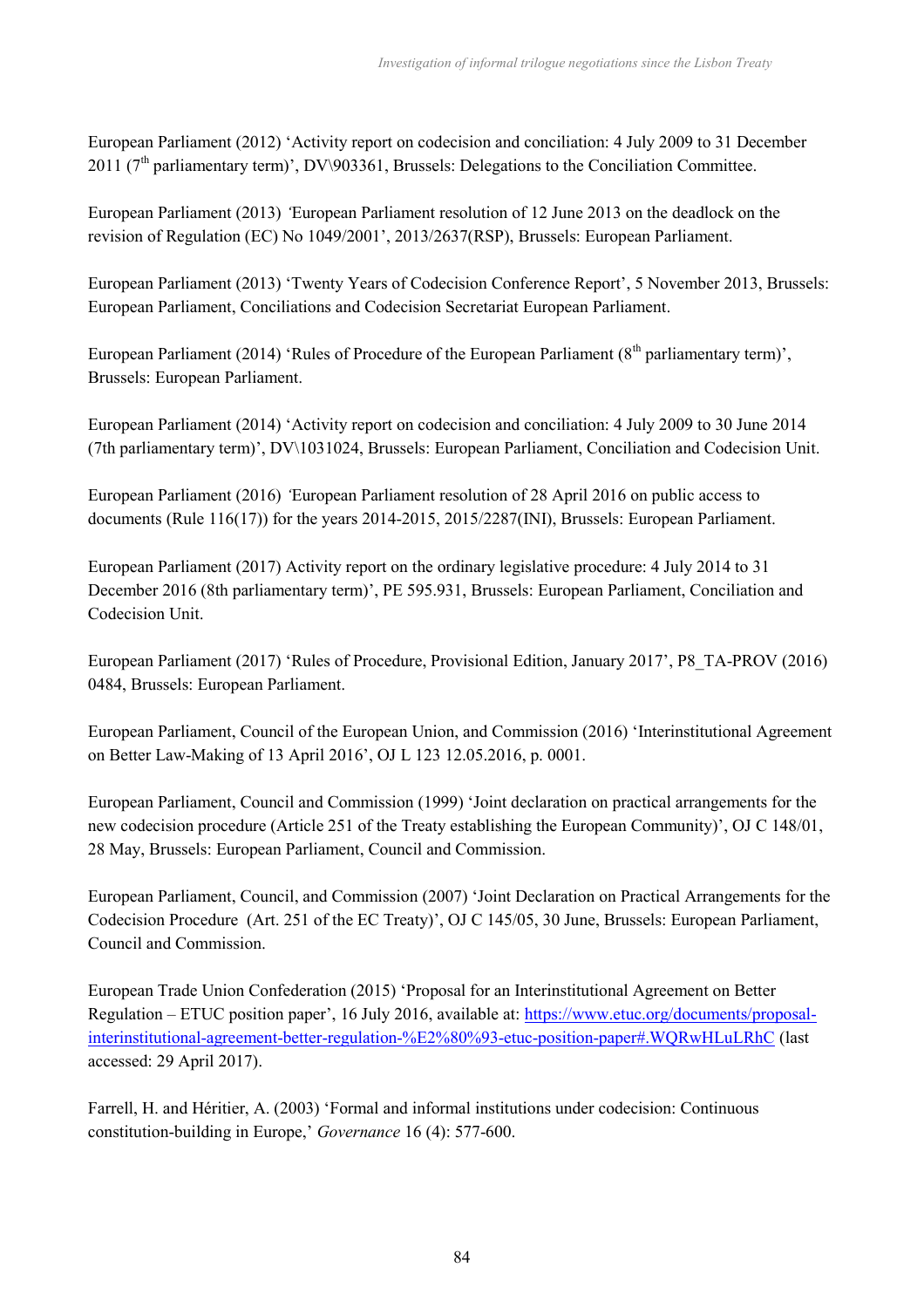European Parliament (2012) 'Activity report on codecision and conciliation: 4 July 2009 to 31 December 2011 (7th parliamentary term)', DV\903361, Brussels: Delegations to the Conciliation Committee.

European Parliament (2013) 'European Parliament resolution of 12 June 2013 on the deadlock on the revision of Regulation (EC) No 1049/2001', 2013/2637(RSP), Brussels: European Parliament.

European Parliament (2013) 'Twenty Years of Codecision Conference Report', 5 November 2013, Brussels: European Parliament, Conciliations and Codecision Secretariat European Parliament.

European Parliament (2014) 'Rules of Procedure of the European Parliament (8th parliamentary term)', Brussels: European Parliament.

European Parliament (2014) 'Activity report on codecision and conciliation: 4 July 2009 to 30 June 2014 (7th parliamentary term)', DV\1031024, Brussels: European Parliament, Conciliation and Codecision Unit.

European Parliament (2016) 'European Parliament resolution of 28 April 2016 on public access to documents (Rule 116(17)) for the years 2014-2015, 2015/2287(INI), Brussels: European Parliament.

European Parliament (2017) Activity report on the ordinary legislative procedure: 4 July 2014 to 31 December 2016 (8th parliamentary term)', PE 595.931, Brussels: European Parliament, Conciliation and Codecision Unit.

European Parliament (2017) 'Rules of Procedure, Provisional Edition, January 2017', P8_TA-PROV (2016) 0484, Brussels: European Parliament.

European Parliament, Council of the European Union, and Commission (2016) 'Interinstitutional Agreement on Better Law-Making of 13 April 2016', OJ L 123 12.05.2016, p. 0001.

European Parliament, Council and Commission (1999) 'Joint declaration on practical arrangements for the new codecision procedure (Article 251 of the Treaty establishing the European Community)', OJ C 148/01, 28 May, Brussels: European Parliament, Council and Commission.

European Parliament, Council, and Commission (2007) 'Joint Declaration on Practical Arrangements for the Codecision Procedure (Art. 251 of the EC Treaty)', OJ C 145/05, 30 June, Brussels: European Parliament, Council and Commission.

European Trade Union Confederation (2015) 'Proposal for an Interinstitutional Agreement on Better Regulation – ETUC position paper', 16 July 2016, available at: https://www.etuc.org/documents/proposal-interinstitutional-agreement-better-regulation-%E2%80%93-etuc-position-paper#.WQRwHLuLRhC (last accessed: 29 April 2017).

Farrell, H. and Héritier, A. (2003) 'Formal and informal institutions under codecision: Continuous constitution-building in Europe,' *Governance* 16 (4): 577-600.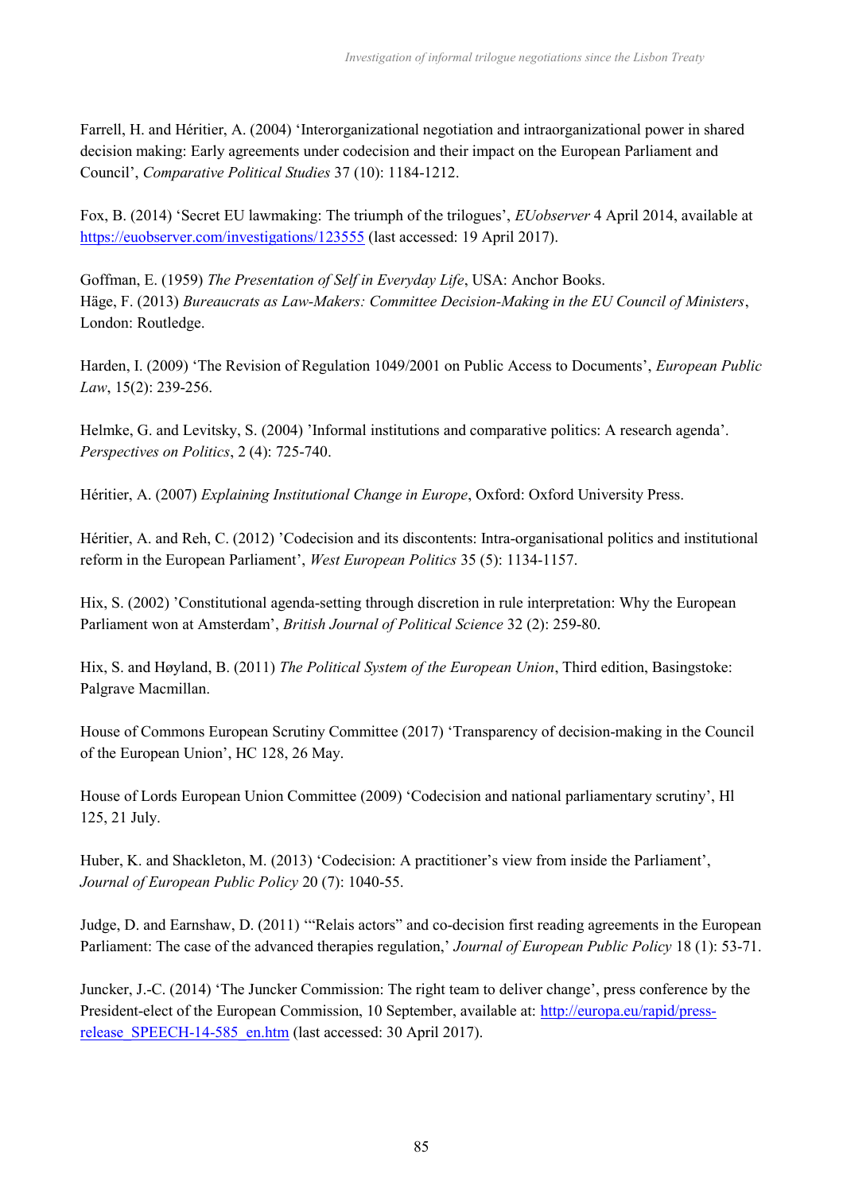Farrell, H. and Héritier, A. (2004) 'Interorganizational negotiation and intraorganizational power in shared decision making: Early agreements under codecision and their impact on the European Parliament and Council', *Comparative Political Studies* 37 (10): 1184-1212.

Fox, B. (2014) 'Secret EU lawmaking: The triumph of the trilogues', *EUobserver* 4 April 2014, available at [https://euobserver.com/investigations/123555](https://euobserver.com/investigations/123555) (last accessed: 19 April 2017).

Goffman, E. (1959) *The Presentation of Self in Everyday Life*, USA: Anchor Books.
Häge, F. (2013) *Bureaucrats as Law-Makers: Committee Decision-Making in the EU Council of Ministers*, London: Routledge.

Harden, I. (2009) 'The Revision of Regulation 1049/2001 on Public Access to Documents', *European Public Law*, 15(2): 239-256.

Helmke, G. and Levitsky, S. (2004) 'Informal institutions and comparative politics: A research agenda'. *Perspectives on Politics*, 2 (4): 725-740.

Héritier, A. (2007) *Explaining Institutional Change in Europe*, Oxford: Oxford University Press.

Héritier, A. and Reh, C. (2012) 'Codecision and its discontents: Intra-organisational politics and institutional reform in the European Parliament', *West European Politics* 35 (5): 1134-1157.

Hix, S. (2002) 'Constitutional agenda-setting through discretion in rule interpretation: Why the European Parliament won at Amsterdam', *British Journal of Political Science* 32 (2): 259-80.

Hix, S. and Høyland, B. (2011) *The Political System of the European Union*, Third edition, Basingstoke: Palgrave Macmillan.

House of Commons European Scrutiny Committee (2017) 'Transparency of decision-making in the Council of the European Union', HC 128, 26 May.

House of Lords European Union Committee (2009) 'Codecision and national parliamentary scrutiny', Hl 125, 21 July.

Huber, K. and Shackleton, M. (2013) 'Codecision: A practitioner's view from inside the Parliament', *Journal of European Public Policy* 20 (7): 1040-55.

Judge, D. and Earnshaw, D. (2011) '"Relais actors" and co-decision first reading agreements in the European Parliament: The case of the advanced therapies regulation,' *Journal of European Public Policy* 18 (1): 53-71.

Juncker, J.-C. (2014) 'The Juncker Commission: The right team to deliver change', press conference by the President-elect of the European Commission, 10 September, available at: [http://europa.eu/rapid/press-release_SPEECH-14-585_en.htm](http://europa.eu/rapid/press-release_SPEECH-14-585_en.htm) (last accessed: 30 April 2017).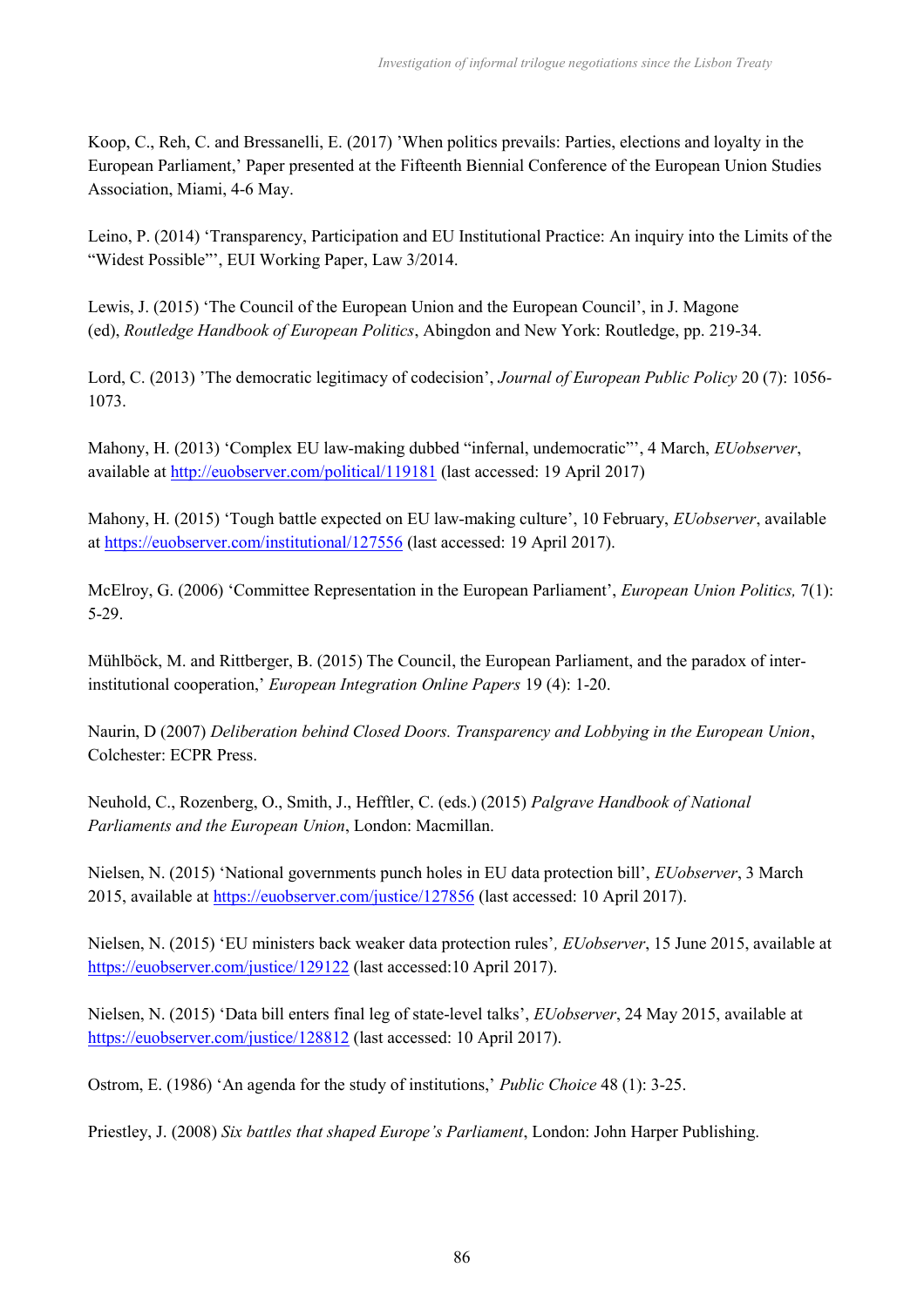Koop, C., Reh, C. and Bressanelli, E. (2017) 'When politics prevails: Parties, elections and loyalty in the European Parliament,' Paper presented at the Fifteenth Biennial Conference of the European Union Studies Association, Miami, 4-6 May.

Leino, P. (2014) 'Transparency, Participation and EU Institutional Practice: An inquiry into the Limits of the "Widest Possible"', EUI Working Paper, Law 3/2014.

Lewis, J. (2015) 'The Council of the European Union and the European Council', in J. Magone (ed), *Routledge Handbook of European Politics*, Abingdon and New York: Routledge, pp. 219-34.

Lord, C. (2013) 'The democratic legitimacy of codecision', *Journal of European Public Policy* 20 (7): 1056-1073.

Mahony, H. (2013) 'Complex EU law-making dubbed "infernal, undemocratic"', 4 March, *EUobserver*, available at http://euobserver.com/political/119181 (last accessed: 19 April 2017)

Mahony, H. (2015) 'Tough battle expected on EU law-making culture', 10 February, *EUobserver*, available at https://euobserver.com/institutional/127556 (last accessed: 19 April 2017).

McElroy, G. (2006) 'Committee Representation in the European Parliament', *European Union Politics,* 7(1): 5-29.

Mühlböck, M. and Rittberger, B. (2015) The Council, the European Parliament, and the paradox of inter-institutional cooperation,' *European Integration Online Papers* 19 (4): 1-20.

Naurin, D (2007) *Deliberation behind Closed Doors. Transparency and Lobbying in the European Union*, Colchester: ECPR Press.

Neuhold, C., Rozenberg, O., Smith, J., Hefftler, C. (eds.) (2015) *Palgrave Handbook of National Parliaments and the European Union*, London: Macmillan.

Nielsen, N. (2015) 'National governments punch holes in EU data protection bill', *EUobserver*, 3 March 2015, available at https://euobserver.com/justice/127856 (last accessed: 10 April 2017).

Nielsen, N. (2015) 'EU ministers back weaker data protection rules'*, EUobserver*, 15 June 2015, available at https://euobserver.com/justice/129122 (last accessed:10 April 2017).

Nielsen, N. (2015) 'Data bill enters final leg of state-level talks', *EUobserver*, 24 May 2015, available at https://euobserver.com/justice/128812 (last accessed: 10 April 2017).

Ostrom, E. (1986) 'An agenda for the study of institutions,' *Public Choice* 48 (1): 3-25.

Priestley, J. (2008) *Six battles that shaped Europe's Parliament*, London: John Harper Publishing.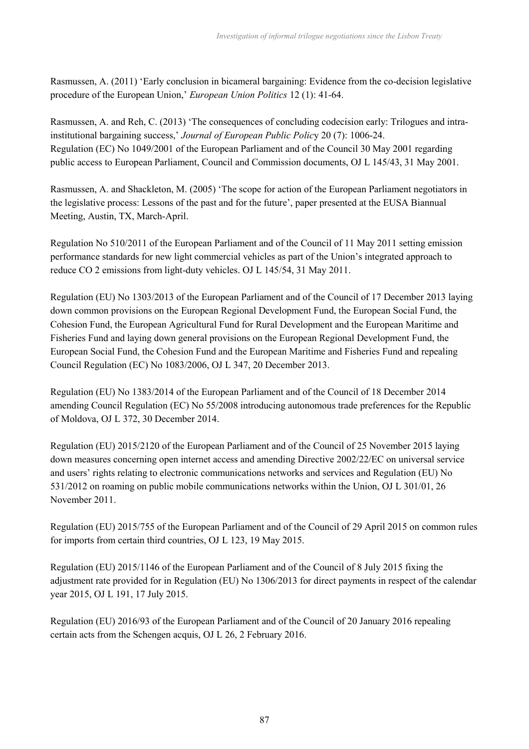Rasmussen, A. (2011) 'Early conclusion in bicameral bargaining: Evidence from the co-decision legislative procedure of the European Union,' *European Union Politics* 12 (1): 41-64.

Rasmussen, A. and Reh, C. (2013) 'The consequences of concluding codecision early: Trilogues and intra-institutional bargaining success,' *Journal of European Public Policy* 20 (7): 1006-24.
Regulation (EC) No 1049/2001 of the European Parliament and of the Council 30 May 2001 regarding public access to European Parliament, Council and Commission documents, OJ L 145/43, 31 May 2001.

Rasmussen, A. and Shackleton, M. (2005) 'The scope for action of the European Parliament negotiators in the legislative process: Lessons of the past and for the future', paper presented at the EUSA Biannual Meeting, Austin, TX, March-April.

Regulation No 510/2011 of the European Parliament and of the Council of 11 May 2011 setting emission performance standards for new light commercial vehicles as part of the Union's integrated approach to reduce CO 2 emissions from light-duty vehicles. OJ L 145/54, 31 May 2011.

Regulation (EU) No 1303/2013 of the European Parliament and of the Council of 17 December 2013 laying down common provisions on the European Regional Development Fund, the European Social Fund, the Cohesion Fund, the European Agricultural Fund for Rural Development and the European Maritime and Fisheries Fund and laying down general provisions on the European Regional Development Fund, the European Social Fund, the Cohesion Fund and the European Maritime and Fisheries Fund and repealing Council Regulation (EC) No 1083/2006, OJ L 347, 20 December 2013.

Regulation (EU) No 1383/2014 of the European Parliament and of the Council of 18 December 2014 amending Council Regulation (EC) No 55/2008 introducing autonomous trade preferences for the Republic of Moldova, OJ L 372, 30 December 2014.

Regulation (EU) 2015/2120 of the European Parliament and of the Council of 25 November 2015 laying down measures concerning open internet access and amending Directive 2002/22/EC on universal service and users' rights relating to electronic communications networks and services and Regulation (EU) No 531/2012 on roaming on public mobile communications networks within the Union, OJ L 301/01, 26 November 2011.

Regulation (EU) 2015/755 of the European Parliament and of the Council of 29 April 2015 on common rules for imports from certain third countries, OJ L 123, 19 May 2015.

Regulation (EU) 2015/1146 of the European Parliament and of the Council of 8 July 2015 fixing the adjustment rate provided for in Regulation (EU) No 1306/2013 for direct payments in respect of the calendar year 2015, OJ L 191, 17 July 2015.

Regulation (EU) 2016/93 of the European Parliament and of the Council of 20 January 2016 repealing certain acts from the Schengen acquis, OJ L 26, 2 February 2016.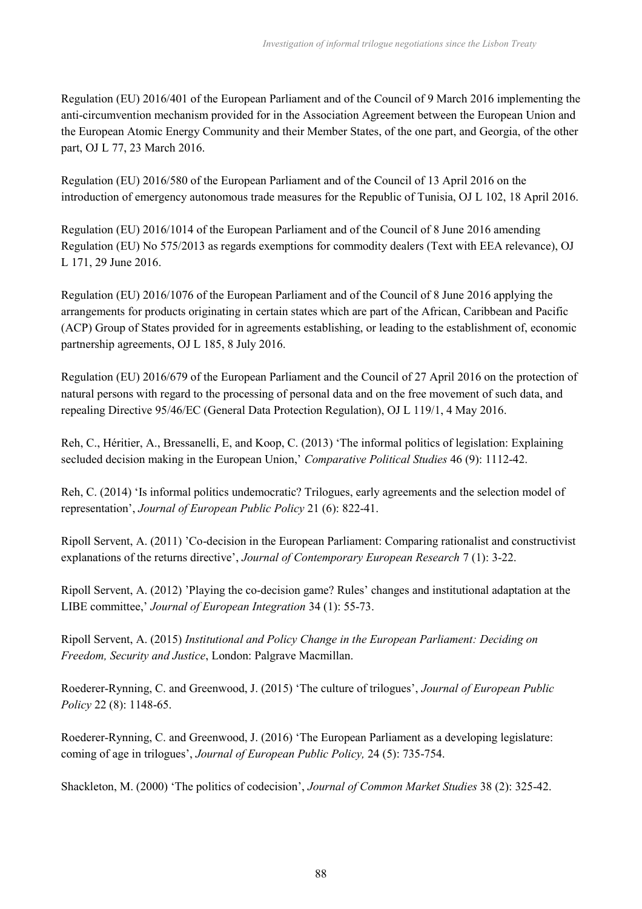Regulation (EU) 2016/401 of the European Parliament and of the Council of 9 March 2016 implementing the anti-circumvention mechanism provided for in the Association Agreement between the European Union and the European Atomic Energy Community and their Member States, of the one part, and Georgia, of the other part, OJ L 77, 23 March 2016.

Regulation (EU) 2016/580 of the European Parliament and of the Council of 13 April 2016 on the introduction of emergency autonomous trade measures for the Republic of Tunisia, OJ L 102, 18 April 2016.

Regulation (EU) 2016/1014 of the European Parliament and of the Council of 8 June 2016 amending Regulation (EU) No 575/2013 as regards exemptions for commodity dealers (Text with EEA relevance), OJ L 171, 29 June 2016.

Regulation (EU) 2016/1076 of the European Parliament and of the Council of 8 June 2016 applying the arrangements for products originating in certain states which are part of the African, Caribbean and Pacific (ACP) Group of States provided for in agreements establishing, or leading to the establishment of, economic partnership agreements, OJ L 185, 8 July 2016.

Regulation (EU) 2016/679 of the European Parliament and the Council of 27 April 2016 on the protection of natural persons with regard to the processing of personal data and on the free movement of such data, and repealing Directive 95/46/EC (General Data Protection Regulation), OJ L 119/1, 4 May 2016.

Reh, C., Héritier, A., Bressanelli, E, and Koop, C. (2013) 'The informal politics of legislation: Explaining secluded decision making in the European Union,' *Comparative Political Studies* 46 (9): 1112-42.

Reh, C. (2014) 'Is informal politics undemocratic? Trilogues, early agreements and the selection model of representation', *Journal of European Public Policy* 21 (6): 822-41.

Ripoll Servent, A. (2011) 'Co-decision in the European Parliament: Comparing rationalist and constructivist explanations of the returns directive', *Journal of Contemporary European Research* 7 (1): 3-22.

Ripoll Servent, A. (2012) 'Playing the co-decision game? Rules' changes and institutional adaptation at the LIBE committee,' *Journal of European Integration* 34 (1): 55-73.

Ripoll Servent, A. (2015) *Institutional and Policy Change in the European Parliament: Deciding on Freedom, Security and Justice*, London: Palgrave Macmillan.

Roederer-Rynning, C. and Greenwood, J. (2015) 'The culture of trilogues', *Journal of European Public Policy* 22 (8): 1148-65.

Roederer-Rynning, C. and Greenwood, J. (2016) 'The European Parliament as a developing legislature: coming of age in trilogues', *Journal of European Public Policy,* 24 (5): 735-754.

Shackleton, M. (2000) 'The politics of codecision', *Journal of Common Market Studies* 38 (2): 325-42.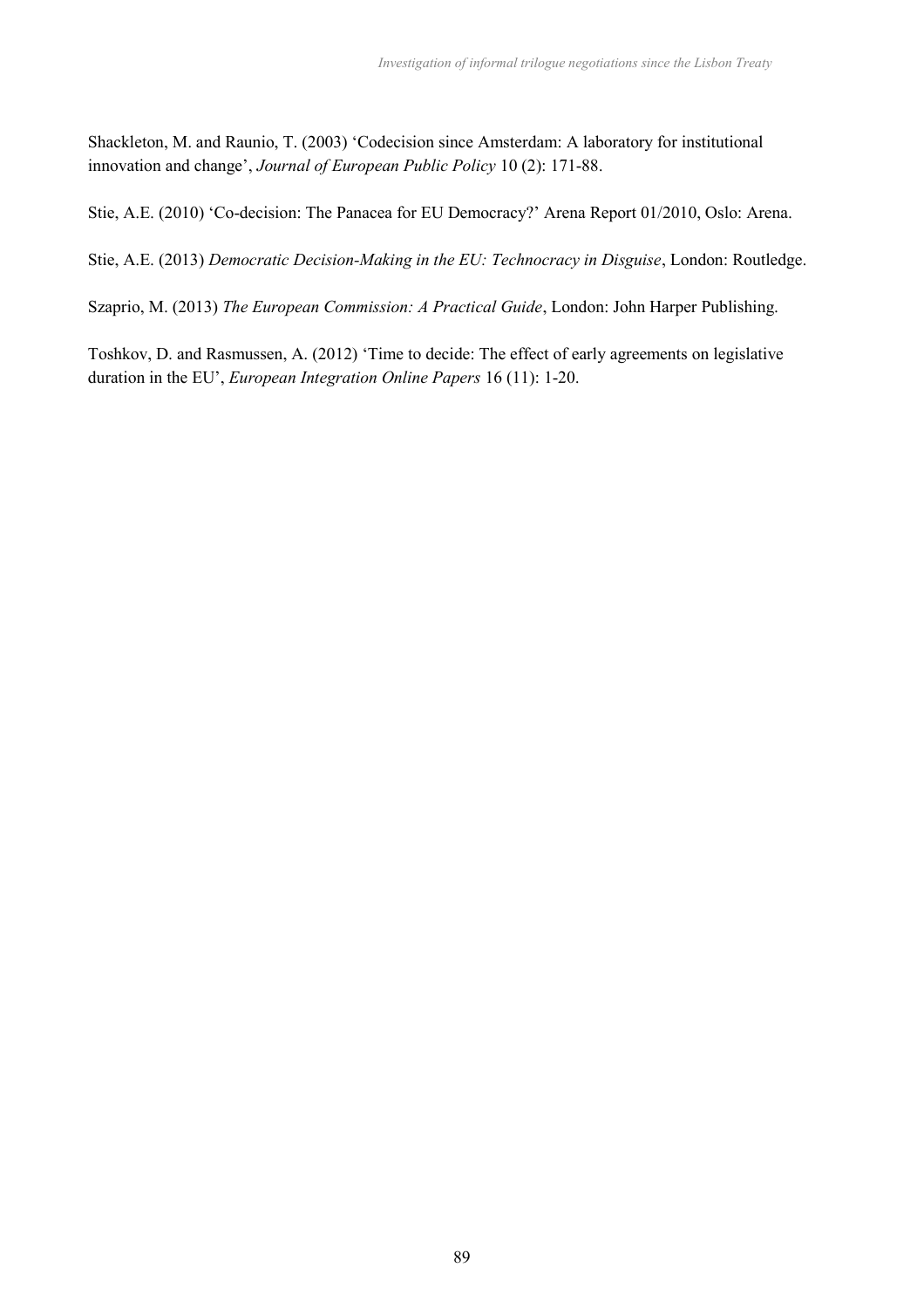Shackleton, M. and Raunio, T. (2003) 'Codecision since Amsterdam: A laboratory for institutional innovation and change', *Journal of European Public Policy* 10 (2): 171-88.

Stie, A.E. (2010) 'Co-decision: The Panacea for EU Democracy?' Arena Report 01/2010, Oslo: Arena.

Stie, A.E. (2013) *Democratic Decision-Making in the EU: Technocracy in Disguise*, London: Routledge.

Szaprio, M. (2013) *The European Commission: A Practical Guide*, London: John Harper Publishing.

Toshkov, D. and Rasmussen, A. (2012) 'Time to decide: The effect of early agreements on legislative duration in the EU', *European Integration Online Papers* 16 (11): 1-20.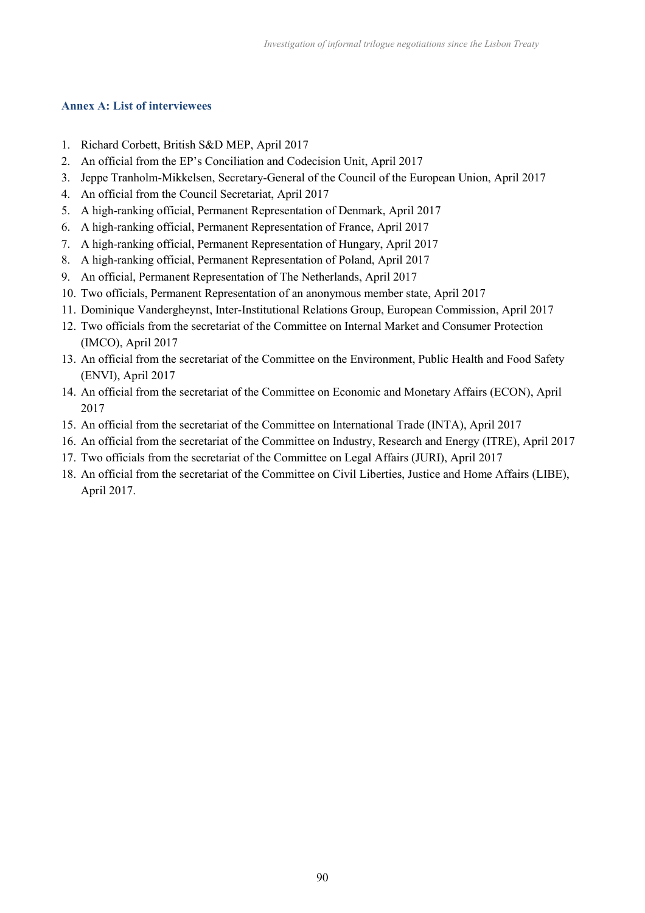### Annex A: List of interviewees

1. Richard Corbett, British S&D MEP, April 2017
2. An official from the EP's Conciliation and Codecision Unit, April 2017
3. Jeppe Tranholm-Mikkelsen, Secretary-General of the Council of the European Union, April 2017
4. An official from the Council Secretariat, April 2017
5. A high-ranking official, Permanent Representation of Denmark, April 2017
6. A high-ranking official, Permanent Representation of France, April 2017
7. A high-ranking official, Permanent Representation of Hungary, April 2017
8. A high-ranking official, Permanent Representation of Poland, April 2017
9. An official, Permanent Representation of The Netherlands, April 2017
10. Two officials, Permanent Representation of an anonymous member state, April 2017
11. Dominique Vandergheynst, Inter-Institutional Relations Group, European Commission, April 2017
12. Two officials from the secretariat of the Committee on Internal Market and Consumer Protection (IMCO), April 2017
13. An official from the secretariat of the Committee on the Environment, Public Health and Food Safety (ENVI), April 2017
14. An official from the secretariat of the Committee on Economic and Monetary Affairs (ECON), April 2017
15. An official from the secretariat of the Committee on International Trade (INTA), April 2017
16. An official from the secretariat of the Committee on Industry, Research and Energy (ITRE), April 2017
17. Two officials from the secretariat of the Committee on Legal Affairs (JURI), April 2017
18. An official from the secretariat of the Committee on Civil Liberties, Justice and Home Affairs (LIBE), April 2017.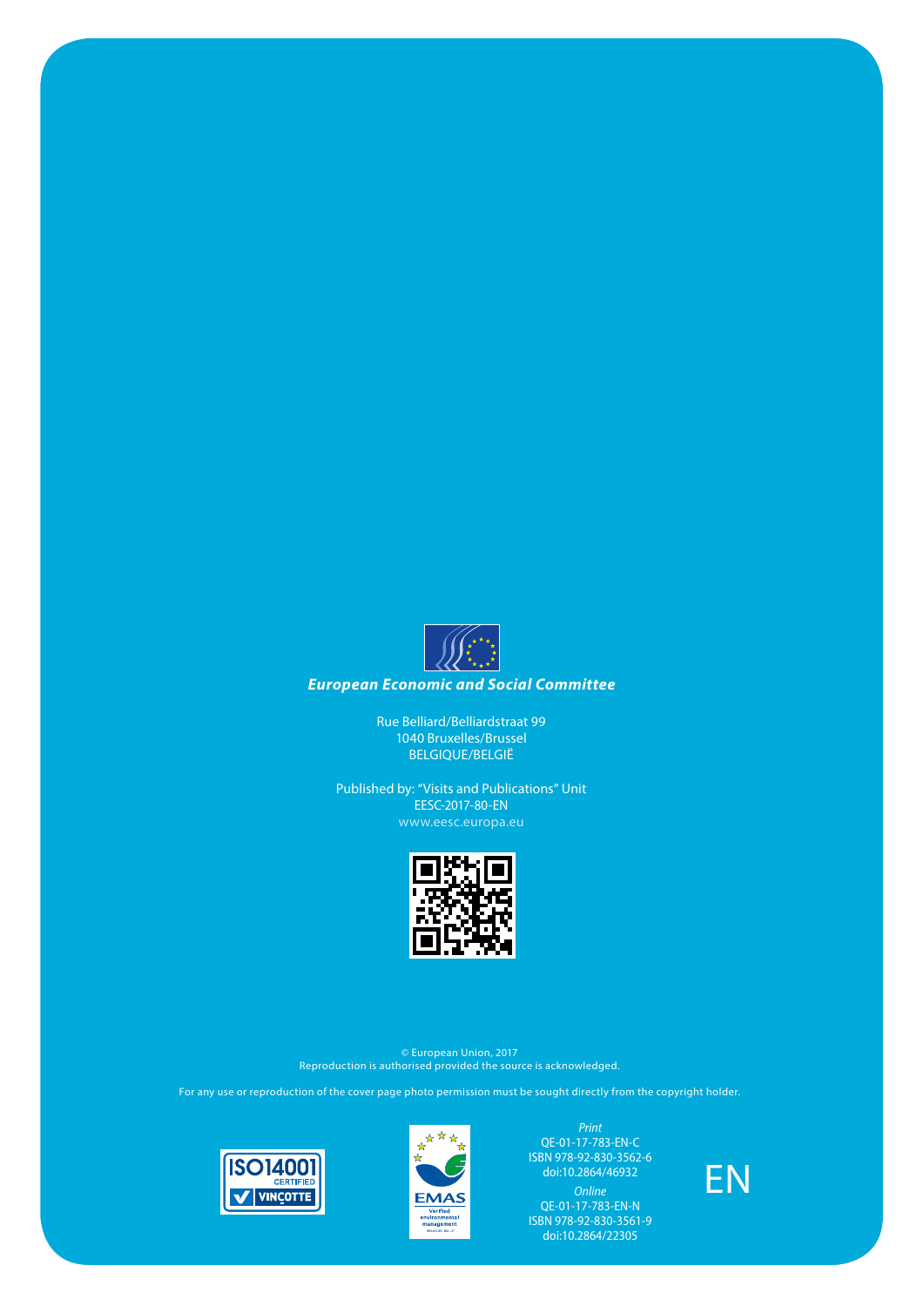***European Economic and Social Committee***

Rue Belliard/Belliardstraat 99
1040 Bruxelles/Brussel
BELGIQUE/BELGIË

Published by: "Visits and Publications" Unit
EESC-2017-80-EN
www.eesc.europa.eu

© European Union, 2017
Reproduction is authorised provided the source is acknowledged.

For any use or reproduction of the cover page photo permission must be sought directly from the copyright holder.

*Print*
QE-01-17-783-EN-C
ISBN 978-92-830-3562-6
doi:10.2864/46932

*Online*
QE-01-17-783-EN-N
ISBN 978-92-830-3561-9
doi:10.2864/22305

EN